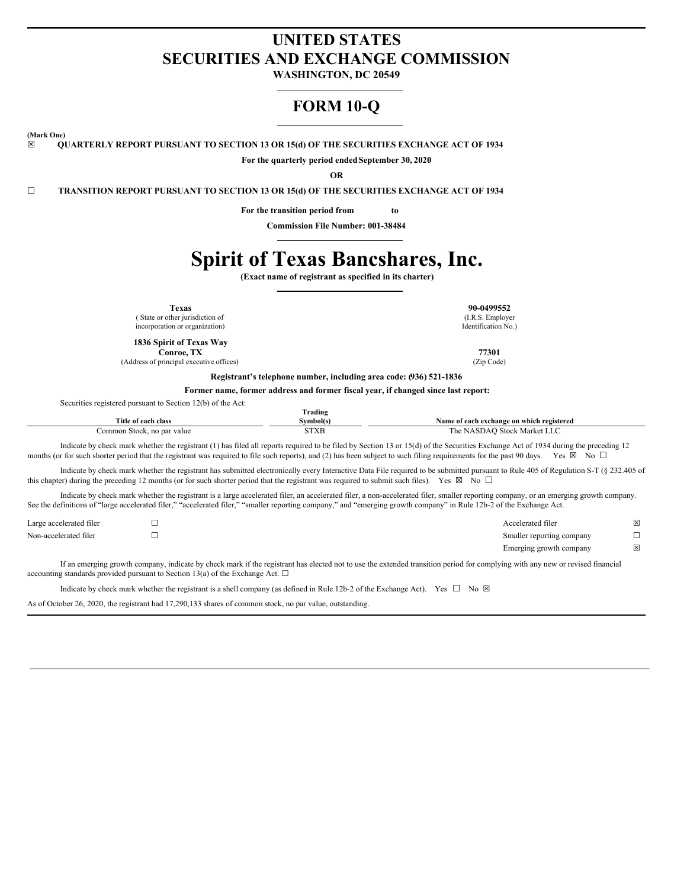# UNITED STATES
# SECURITIES AND EXCHANGE COMMISSION

**WASHINGTON, DC 20549**

## FORM 10-Q

**(Mark One)**

☒ **QUARTERLY REPORT PURSUANT TO SECTION 13 OR 15(d) OF THE SECURITIES EXCHANGE ACT OF 1934**

**For the quarterly period ended September 30, 2020**

**OR**

☐ **TRANSITION REPORT PURSUANT TO SECTION 13 OR 15(d) OF THE SECURITIES EXCHANGE ACT OF 1934**

**For the transition period from to**

**Commission File Number: 001-38484**

# Spirit of Texas Bancshares, Inc.

**(Exact name of registrant as specified in its charter)**

| | |
|---|---|
| **Texas**<br>( State or other jurisdiction of incorporation or organization) | **90-0499552**<br>(I.R.S. Employer Identification No.) |
| **1836 Spirit of Texas Way**<br>**Conroe, TX**<br>(Address of principal executive offices) | **77301**<br>(Zip Code) |

**Registrant's telephone number, including area code: (936) 521-1836**

**Former name, former address and former fiscal year, if changed since last report:**

Securities registered pursuant to Section 12(b) of the Act:

| Title of each class | Trading Symbol(s) | Name of each exchange on which registered |
|---|---|---|
| Common Stock, no par value | STXB | The NASDAQ Stock Market LLC |

Indicate by check mark whether the registrant (1) has filed all reports required to be filed by Section 13 or 15(d) of the Securities Exchange Act of 1934 during the preceding 12 months (or for such shorter period that the registrant was required to file such reports), and (2) has been subject to such filing requirements for the past 90 days. Yes ☒ No ☐

Indicate by check mark whether the registrant has submitted electronically every Interactive Data File required to be submitted pursuant to Rule 405 of Regulation S-T (§ 232.405 of this chapter) during the preceding 12 months (or for such shorter period that the registrant was required to submit such files). Yes ☒ No ☐

Indicate by check mark whether the registrant is a large accelerated filer, an accelerated filer, a non-accelerated filer, smaller reporting company, or an emerging growth company. See the definitions of "large accelerated filer," "accelerated filer," "smaller reporting company," and "emerging growth company" in Rule 12b-2 of the Exchange Act.

| | | | |
|---|---|---|---|
| Large accelerated filer | ☐ | Accelerated filer | ☒ |
| Non-accelerated filer | ☐ | Smaller reporting company | ☐ |
| | | Emerging growth company | ☒ |

If an emerging growth company, indicate by check mark if the registrant has elected not to use the extended transition period for complying with any new or revised financial accounting standards provided pursuant to Section 13(a) of the Exchange Act. ☐

Indicate by check mark whether the registrant is a shell company (as defined in Rule 12b-2 of the Exchange Act). Yes ☐ No ☒

As of October 26, 2020, the registrant had 17,290,133 shares of common stock, no par value, outstanding.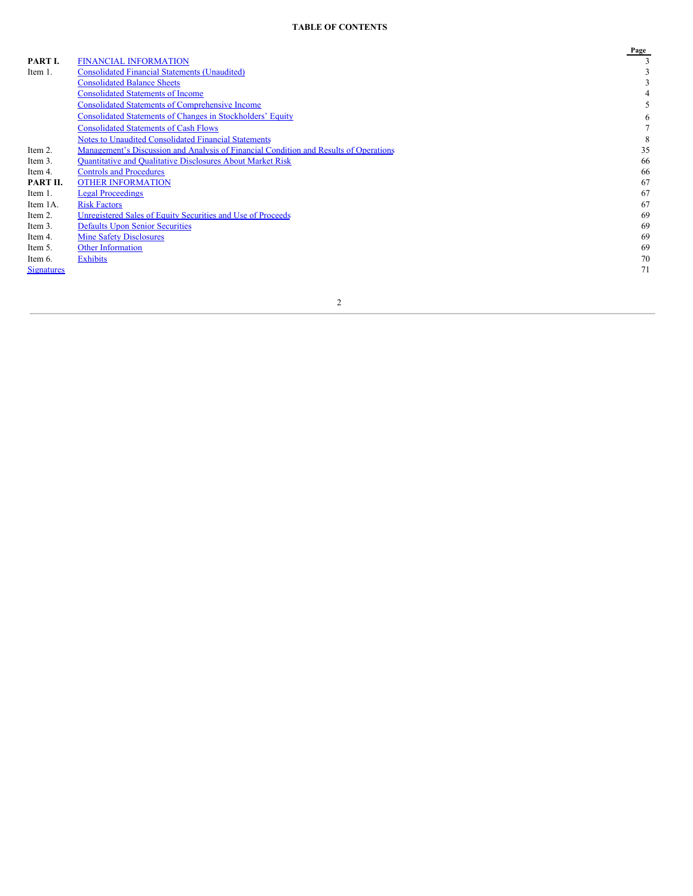# TABLE OF CONTENTS

| | | Page |
|---|---|---|
| **PART I.** | FINANCIAL INFORMATION | 3 |
| Item 1. | Consolidated Financial Statements (Unaudited) | 3 |
| | Consolidated Balance Sheets | 3 |
| | Consolidated Statements of Income | 4 |
| | Consolidated Statements of Comprehensive Income | 5 |
| | Consolidated Statements of Changes in Stockholders' Equity | 6 |
| | Consolidated Statements of Cash Flows | 7 |
| | Notes to Unaudited Consolidated Financial Statements | 8 |
| Item 2. | Management's Discussion and Analysis of Financial Condition and Results of Operations | 35 |
| Item 3. | Quantitative and Qualitative Disclosures About Market Risk | 66 |
| Item 4. | Controls and Procedures | 66 |
| **PART II.** | OTHER INFORMATION | 67 |
| Item 1. | Legal Proceedings | 67 |
| Item 1A. | Risk Factors | 67 |
| Item 2. | Unregistered Sales of Equity Securities and Use of Proceeds | 69 |
| Item 3. | Defaults Upon Senior Securities | 69 |
| Item 4. | Mine Safety Disclosures | 69 |
| Item 5. | Other Information | 69 |
| Item 6. | Exhibits | 70 |
| Signatures | | 71 |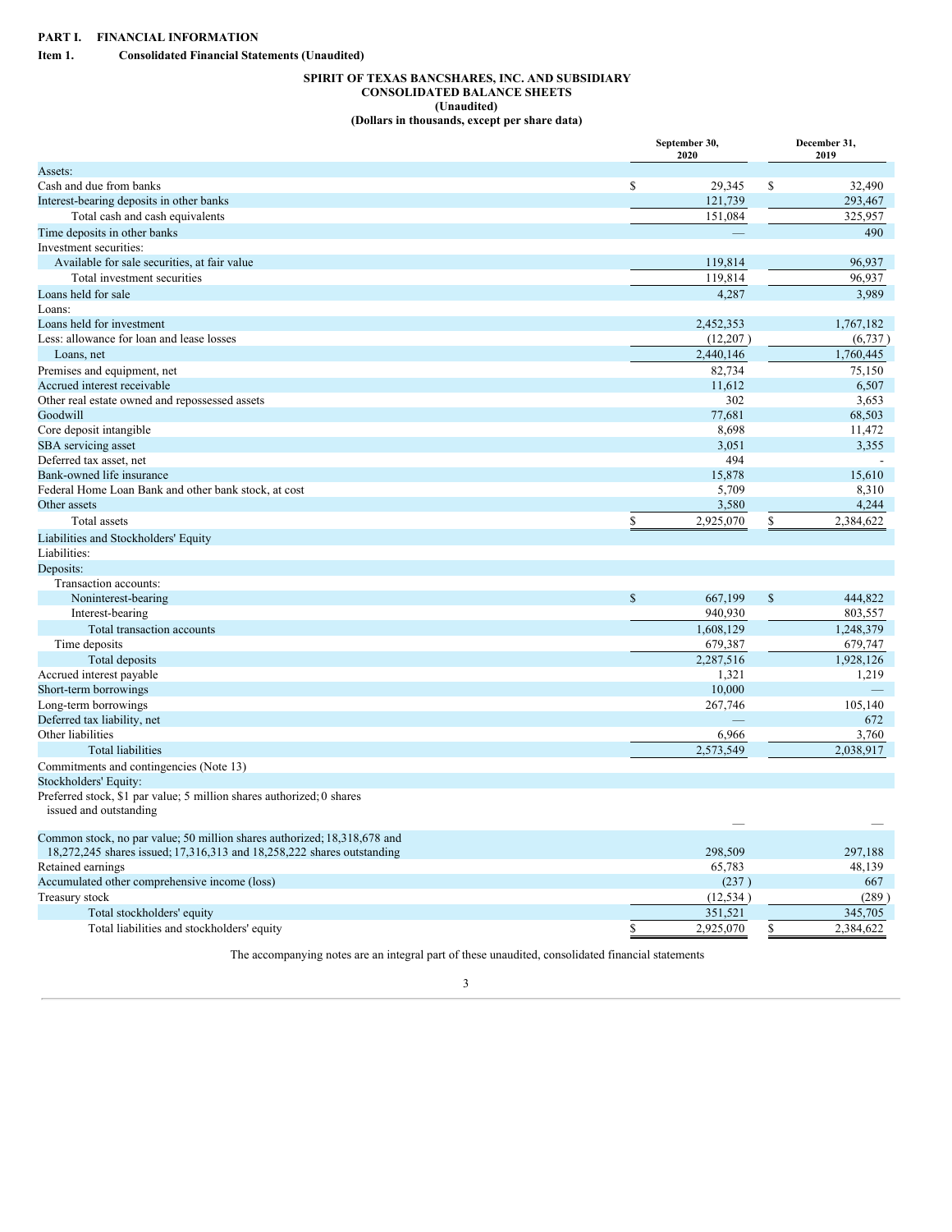# PART I. FINANCIAL INFORMATION

## Item 1. Consolidated Financial Statements (Unaudited)

### SPIRIT OF TEXAS BANCSHARES, INC. AND SUBSIDIARY
### CONSOLIDATED BALANCE SHEETS
### (Unaudited)
### (Dollars in thousands, except per share data)

| | September 30, 2020 | December 31, 2019 |
|---|---|---|
| Assets: | | |
| Cash and due from banks | $ 29,345 | $ 32,490 |
| Interest-bearing deposits in other banks | 121,739 | 293,467 |
| Total cash and cash equivalents | 151,084 | 325,957 |
| Time deposits in other banks | — | 490 |
| Investment securities: | | |
| Available for sale securities, at fair value | 119,814 | 96,937 |
| Total investment securities | 119,814 | 96,937 |
| Loans held for sale | 4,287 | 3,989 |
| Loans: | | |
| Loans held for investment | 2,452,353 | 1,767,182 |
| Less: allowance for loan and lease losses | (12,207) | (6,737) |
| Loans, net | 2,440,146 | 1,760,445 |
| Premises and equipment, net | 82,734 | 75,150 |
| Accrued interest receivable | 11,612 | 6,507 |
| Other real estate owned and repossessed assets | 302 | 3,653 |
| Goodwill | 77,681 | 68,503 |
| Core deposit intangible | 8,698 | 11,472 |
| SBA servicing asset | 3,051 | 3,355 |
| Deferred tax asset, net | 494 | - |
| Bank-owned life insurance | 15,878 | 15,610 |
| Federal Home Loan Bank and other bank stock, at cost | 5,709 | 8,310 |
| Other assets | 3,580 | 4,244 |
| Total assets | $ 2,925,070 | $ 2,384,622 |
| Liabilities and Stockholders' Equity | | |
| Liabilities: | | |
| Deposits: | | |
| Transaction accounts: | | |
| Noninterest-bearing | $ 667,199 | $ 444,822 |
| Interest-bearing | 940,930 | 803,557 |
| Total transaction accounts | 1,608,129 | 1,248,379 |
| Time deposits | 679,387 | 679,747 |
| Total deposits | 2,287,516 | 1,928,126 |
| Accrued interest payable | 1,321 | 1,219 |
| Short-term borrowings | 10,000 | — |
| Long-term borrowings | 267,746 | 105,140 |
| Deferred tax liability, net | — | 672 |
| Other liabilities | 6,966 | 3,760 |
| Total liabilities | 2,573,549 | 2,038,917 |
| Commitments and contingencies (Note 13) | | |
| Stockholders' Equity: | | |
| Preferred stock, $1 par value; 5 million shares authorized; 0 shares issued and outstanding | — | — |
| Common stock, no par value; 50 million shares authorized; 18,318,678 and 18,272,245 shares issued; 17,316,313 and 18,258,222 shares outstanding | 298,509 | 297,188 |
| Retained earnings | 65,783 | 48,139 |
| Accumulated other comprehensive income (loss) | (237) | 667 |
| Treasury stock | (12,534) | (289) |
| Total stockholders' equity | 351,521 | 345,705 |
| Total liabilities and stockholders' equity | $ 2,925,070 | $ 2,384,622 |

The accompanying notes are an integral part of these unaudited, consolidated financial statements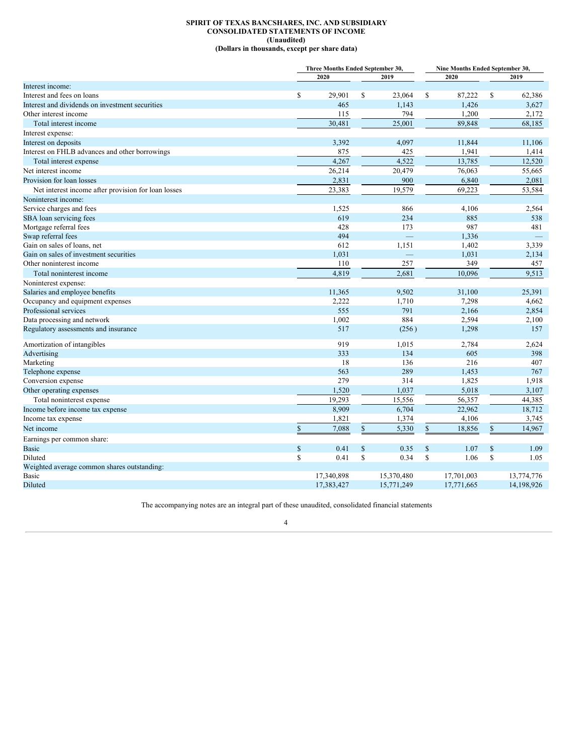**SPIRIT OF TEXAS BANCSHARES, INC. AND SUBSIDIARY**
**CONSOLIDATED STATEMENTS OF INCOME**
**(Unaudited)**
**(Dollars in thousands, except per share data)**

| | Three Months Ended September 30, | | Nine Months Ended September 30, | |
|---|---|---|---|---|
| | 2020 | 2019 | 2020 | 2019 |
| Interest income: | | | | |
| Interest and fees on loans | $ 29,901 | $ 23,064 | $ 87,222 | $ 62,386 |
| Interest and dividends on investment securities | 465 | 1,143 | 1,426 | 3,627 |
| Other interest income | 115 | 794 | 1,200 | 2,172 |
| Total interest income | 30,481 | 25,001 | 89,848 | 68,185 |
| Interest expense: | | | | |
| Interest on deposits | 3,392 | 4,097 | 11,844 | 11,106 |
| Interest on FHLB advances and other borrowings | 875 | 425 | 1,941 | 1,414 |
| Total interest expense | 4,267 | 4,522 | 13,785 | 12,520 |
| Net interest income | 26,214 | 20,479 | 76,063 | 55,665 |
| Provision for loan losses | 2,831 | 900 | 6,840 | 2,081 |
| Net interest income after provision for loan losses | 23,383 | 19,579 | 69,223 | 53,584 |
| Noninterest income: | | | | |
| Service charges and fees | 1,525 | 866 | 4,106 | 2,564 |
| SBA loan servicing fees | 619 | 234 | 885 | 538 |
| Mortgage referral fees | 428 | 173 | 987 | 481 |
| Swap referral fees | 494 | — | 1,336 | — |
| Gain on sales of loans, net | 612 | 1,151 | 1,402 | 3,339 |
| Gain on sales of investment securities | 1,031 | — | 1,031 | 2,134 |
| Other noninterest income | 110 | 257 | 349 | 457 |
| Total noninterest income | 4,819 | 2,681 | 10,096 | 9,513 |
| Noninterest expense: | | | | |
| Salaries and employee benefits | 11,365 | 9,502 | 31,100 | 25,391 |
| Occupancy and equipment expenses | 2,222 | 1,710 | 7,298 | 4,662 |
| Professional services | 555 | 791 | 2,166 | 2,854 |
| Data processing and network | 1,002 | 884 | 2,594 | 2,100 |
| Regulatory assessments and insurance | 517 | (256 ) | 1,298 | 157 |
| Amortization of intangibles | 919 | 1,015 | 2,784 | 2,624 |
| Advertising | 333 | 134 | 605 | 398 |
| Marketing | 18 | 136 | 216 | 407 |
| Telephone expense | 563 | 289 | 1,453 | 767 |
| Conversion expense | 279 | 314 | 1,825 | 1,918 |
| Other operating expenses | 1,520 | 1,037 | 5,018 | 3,107 |
| Total noninterest expense | 19,293 | 15,556 | 56,357 | 44,385 |
| Income before income tax expense | 8,909 | 6,704 | 22,962 | 18,712 |
| Income tax expense | 1,821 | 1,374 | 4,106 | 3,745 |
| Net income | $ 7,088 | $ 5,330 | $ 18,856 | $ 14,967 |
| Earnings per common share: | | | | |
| Basic | $ 0.41 | $ 0.35 | $ 1.07 | $ 1.09 |
| Diluted | $ 0.41 | $ 0.34 | $ 1.06 | $ 1.05 |
| Weighted average common shares outstanding: | | | | |
| Basic | 17,340,898 | 15,370,480 | 17,701,003 | 13,774,776 |
| Diluted | 17,383,427 | 15,771,249 | 17,771,665 | 14,198,926 |

The accompanying notes are an integral part of these unaudited, consolidated financial statements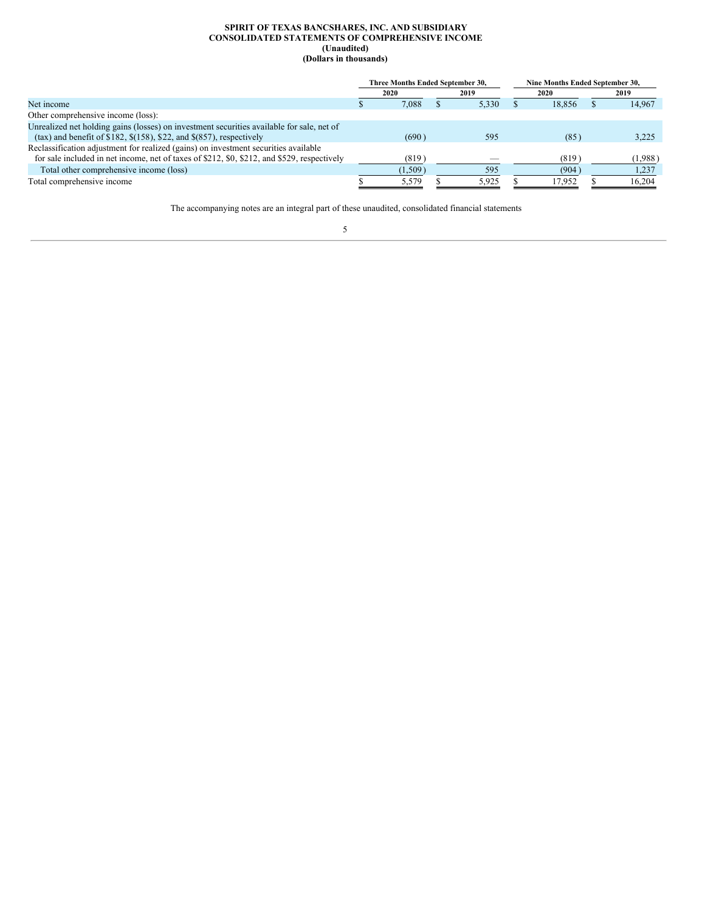**SPIRIT OF TEXAS BANCSHARES, INC. AND SUBSIDIARY**
**CONSOLIDATED STATEMENTS OF COMPREHENSIVE INCOME**
**(Unaudited)**
**(Dollars in thousands)**

| | Three Months Ended September 30, | | Nine Months Ended September 30, | |
|---|---|---|---|---|
| | 2020 | 2019 | 2020 | 2019 |
| Net income | $ 7,088 | $ 5,330 | $ 18,856 | $ 14,967 |
| Other comprehensive income (loss): | | | | |
| Unrealized net holding gains (losses) on investment securities available for sale, net of (tax) and benefit of $182, $(158), $22, and $(857), respectively | (690) | 595 | (85) | 3,225 |
| Reclassification adjustment for realized (gains) on investment securities available for sale included in net income, net of taxes of $212, $0, $212, and $529, respectively | (819) | — | (819) | (1,988) |
| Total other comprehensive income (loss) | (1,509) | 595 | (904) | 1,237 |
| Total comprehensive income | $ 5,579 | $ 5,925 | $ 17,952 | $ 16,204 |

The accompanying notes are an integral part of these unaudited, consolidated financial statements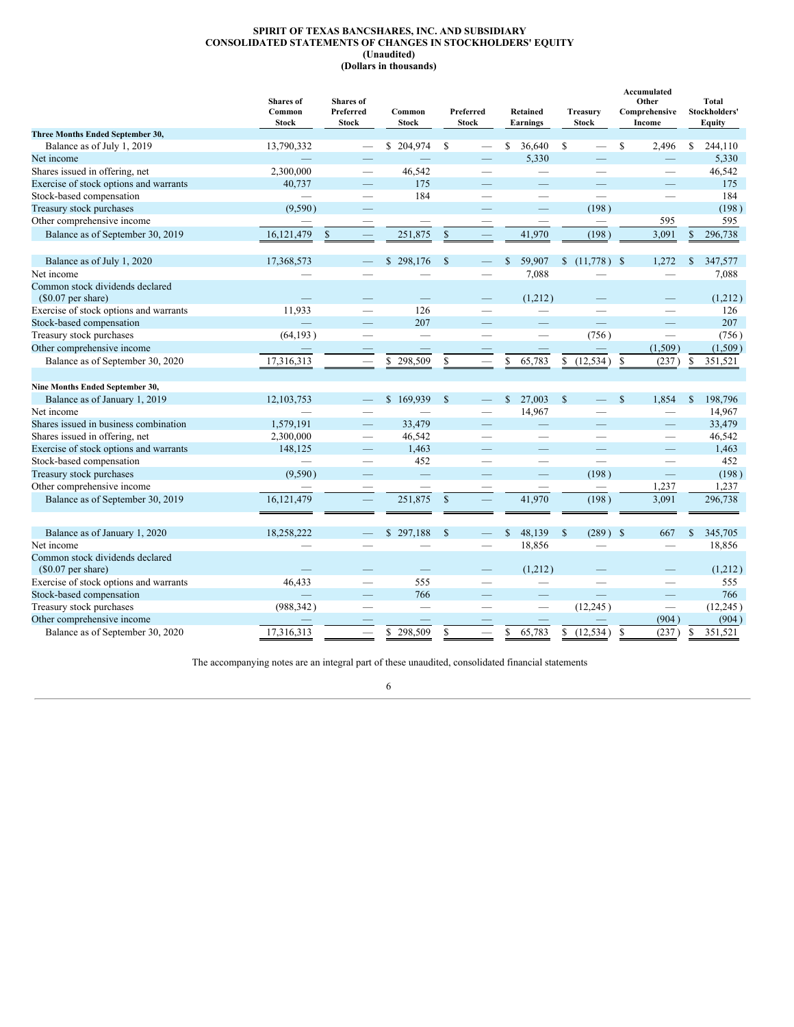**SPIRIT OF TEXAS BANCSHARES, INC. AND SUBSIDIARY**
**CONSOLIDATED STATEMENTS OF CHANGES IN STOCKHOLDERS' EQUITY**
**(Unaudited)**
**(Dollars in thousands)**

| | Shares of Common Stock | Shares of Preferred Stock | Common Stock | Preferred Stock | Retained Earnings | Treasury Stock | Accumulated Other Comprehensive Income | Total Stockholders' Equity |
|---|---|---|---|---|---|---|---|---|
| **Three Months Ended September 30,** | | | | | | | | |
| Balance as of July 1, 2019 | 13,790,332 | — | $ 204,974 | $ — | $ 36,640 | $ — | $ 2,496 | $ 244,110 |
| Net income | — | — | — | — | 5,330 | — | — | 5,330 |
| Shares issued in offering, net | 2,300,000 | — | 46,542 | — | — | — | — | 46,542 |
| Exercise of stock options and warrants | 40,737 | — | 175 | — | — | — | — | 175 |
| Stock-based compensation | — | — | 184 | — | — | — | — | 184 |
| Treasury stock purchases | (9,590) | — | | — | — | (198) | | (198) |
| Other comprehensive income | — | — | — | — | — | — | 595 | 595 |
| Balance as of September 30, 2019 | 16,121,479 | $ — | 251,875 | $ — | 41,970 | (198) | 3,091 | $ 296,738 |
| | | | | | | | | |
| Balance as of July 1, 2020 | 17,368,573 | — | $ 298,176 | $ — | $ 59,907 | $ (11,778) | $ 1,272 | $ 347,577 |
| Net income | — | — | — | — | 7,088 | — | — | 7,088 |
| Common stock dividends declared ($0.07 per share) | — | — | — | — | (1,212) | — | — | (1,212) |
| Exercise of stock options and warrants | 11,933 | — | 126 | — | — | — | — | 126 |
| Stock-based compensation | — | — | 207 | — | — | — | — | 207 |
| Treasury stock purchases | (64,193) | — | — | — | — | (756) | — | (756) |
| Other comprehensive income | — | — | — | — | — | — | (1,509) | (1,509) |
| Balance as of September 30, 2020 | 17,316,313 | — | $ 298,509 | $ — | $ 65,783 | $ (12,534) | $ (237) | $ 351,521 |
| | | | | | | | | |
| **Nine Months Ended September 30,** | | | | | | | | |
| Balance as of January 1, 2019 | 12,103,753 | — | $ 169,939 | $ — | $ 27,003 | $ — | $ 1,854 | $ 198,796 |
| Net income | — | — | — | — | 14,967 | — | — | 14,967 |
| Shares issued in business combination | 1,579,191 | — | 33,479 | — | — | — | — | 33,479 |
| Shares issued in offering, net | 2,300,000 | — | 46,542 | — | — | — | — | 46,542 |
| Exercise of stock options and warrants | 148,125 | — | 1,463 | — | — | — | — | 1,463 |
| Stock-based compensation | — | — | 452 | — | — | — | — | 452 |
| Treasury stock purchases | (9,590) | — | — | — | — | (198) | — | (198) |
| Other comprehensive income | — | — | — | — | — | — | 1,237 | 1,237 |
| Balance as of September 30, 2019 | 16,121,479 | — | 251,875 | $ — | 41,970 | (198) | 3,091 | 296,738 |
| | | | | | | | | |
| Balance as of January 1, 2020 | 18,258,222 | — | $ 297,188 | $ — | $ 48,139 | $ (289) | $ 667 | $ 345,705 |
| Net income | — | — | — | — | 18,856 | — | — | 18,856 |
| Common stock dividends declared ($0.07 per share) | — | — | — | — | (1,212) | — | — | (1,212) |
| Exercise of stock options and warrants | 46,433 | — | 555 | — | — | — | — | 555 |
| Stock-based compensation | — | — | 766 | — | — | — | — | 766 |
| Treasury stock purchases | (988,342) | — | — | — | — | (12,245) | — | (12,245) |
| Other comprehensive income | — | — | — | — | — | — | (904) | (904) |
| Balance as of September 30, 2020 | 17,316,313 | — | $ 298,509 | $ — | $ 65,783 | $ (12,534) | $ (237) | $ 351,521 |

The accompanying notes are an integral part of these unaudited, consolidated financial statements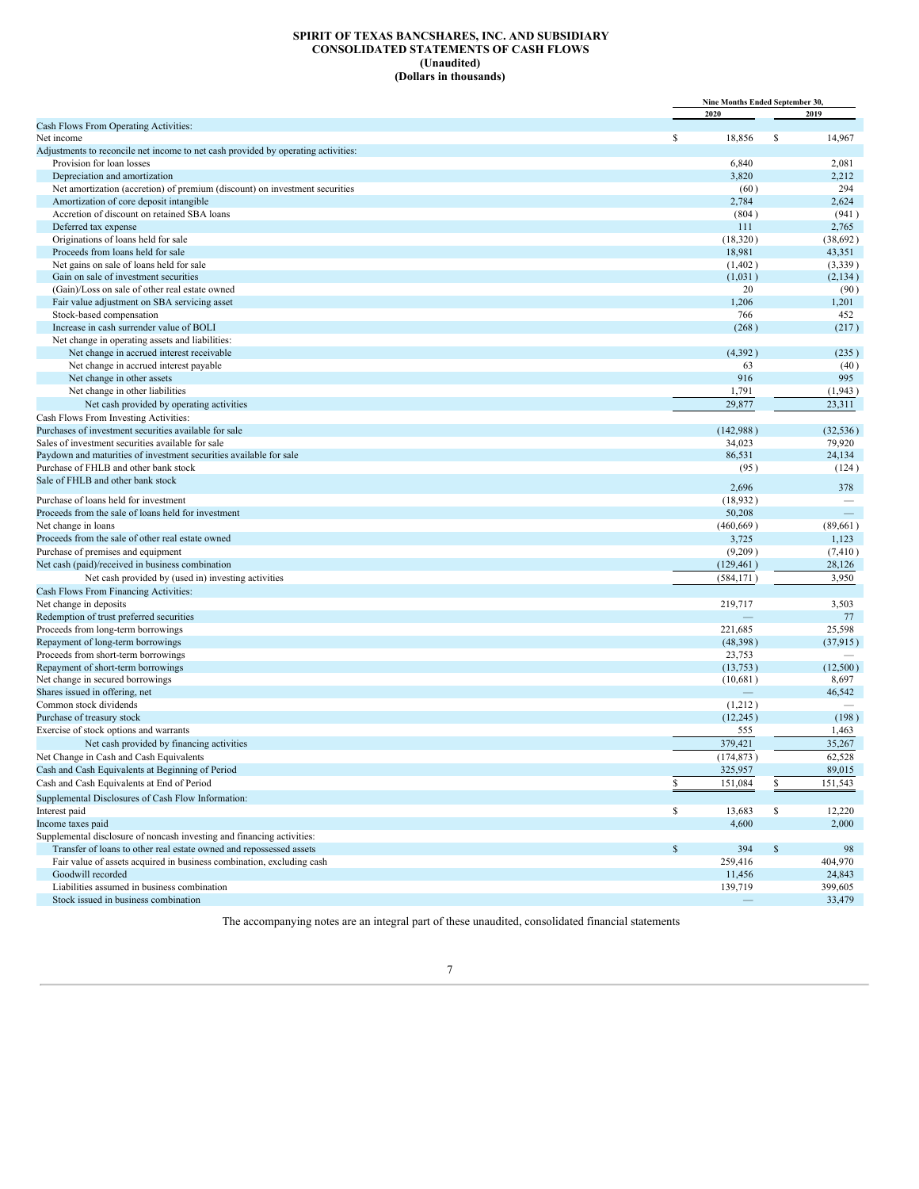**SPIRIT OF TEXAS BANCSHARES, INC. AND SUBSIDIARY**
**CONSOLIDATED STATEMENTS OF CASH FLOWS**
**(Unaudited)**
**(Dollars in thousands)**

| | Nine Months Ended September 30, | |
|---|---|---|
| | 2020 | 2019 |
| Cash Flows From Operating Activities: | | |
| Net income | $ 18,856 | $ 14,967 |
| Adjustments to reconcile net income to net cash provided by operating activities: | | |
| Provision for loan losses | 6,840 | 2,081 |
| Depreciation and amortization | 3,820 | 2,212 |
| Net amortization (accretion) of premium (discount) on investment securities | (60) | 294 |
| Amortization of core deposit intangible | 2,784 | 2,624 |
| Accretion of discount on retained SBA loans | (804) | (941) |
| Deferred tax expense | 111 | 2,765 |
| Originations of loans held for sale | (18,320) | (38,692) |
| Proceeds from loans held for sale | 18,981 | 43,351 |
| Net gains on sale of loans held for sale | (1,402) | (3,339) |
| Gain on sale of investment securities | (1,031) | (2,134) |
| (Gain)/Loss on sale of other real estate owned | 20 | (90) |
| Fair value adjustment on SBA servicing asset | 1,206 | 1,201 |
| Stock-based compensation | 766 | 452 |
| Increase in cash surrender value of BOLI | (268) | (217) |
| Net change in operating assets and liabilities: | | |
| Net change in accrued interest receivable | (4,392) | (235) |
| Net change in accrued interest payable | 63 | (40) |
| Net change in other assets | 916 | 995 |
| Net change in other liabilities | 1,791 | (1,943) |
| Net cash provided by operating activities | 29,877 | 23,311 |
| Cash Flows From Investing Activities: | | |
| Purchases of investment securities available for sale | (142,988) | (32,536) |
| Sales of investment securities available for sale | 34,023 | 79,920 |
| Paydown and maturities of investment securities available for sale | 86,531 | 24,134 |
| Purchase of FHLB and other bank stock | (95) | (124) |
| Sale of FHLB and other bank stock | 2,696 | 378 |
| Purchase of loans held for investment | (18,932) | — |
| Proceeds from the sale of loans held for investment | 50,208 | — |
| Net change in loans | (460,669) | (89,661) |
| Proceeds from the sale of other real estate owned | 3,725 | 1,123 |
| Purchase of premises and equipment | (9,209) | (7,410) |
| Net cash (paid)/received in business combination | (129,461) | 28,126 |
| Net cash provided by (used in) investing activities | (584,171) | 3,950 |
| Cash Flows From Financing Activities: | | |
| Net change in deposits | 219,717 | 3,503 |
| Redemption of trust preferred securities | — | 77 |
| Proceeds from long-term borrowings | 221,685 | 25,598 |
| Repayment of long-term borrowings | (48,398) | (37,915) |
| Proceeds from short-term borrowings | 23,753 | — |
| Repayment of short-term borrowings | (13,753) | (12,500) |
| Net change in secured borrowings | (10,681) | 8,697 |
| Shares issued in offering, net | — | 46,542 |
| Common stock dividends | (1,212) | — |
| Purchase of treasury stock | (12,245) | (198) |
| Exercise of stock options and warrants | 555 | 1,463 |
| Net cash provided by financing activities | 379,421 | 35,267 |
| Net Change in Cash and Cash Equivalents | (174,873) | 62,528 |
| Cash and Cash Equivalents at Beginning of Period | 325,957 | 89,015 |
| Cash and Cash Equivalents at End of Period | $ 151,084 | $ 151,543 |
| Supplemental Disclosures of Cash Flow Information: | | |
| Interest paid | $ 13,683 | $ 12,220 |
| Income taxes paid | 4,600 | 2,000 |
| Supplemental disclosure of noncash investing and financing activities: | | |
| Transfer of loans to other real estate owned and repossessed assets | $ 394 | $ 98 |
| Fair value of assets acquired in business combination, excluding cash | 259,416 | 404,970 |
| Goodwill recorded | 11,456 | 24,843 |
| Liabilities assumed in business combination | 139,719 | 399,605 |
| Stock issued in business combination | — | 33,479 |

The accompanying notes are an integral part of these unaudited, consolidated financial statements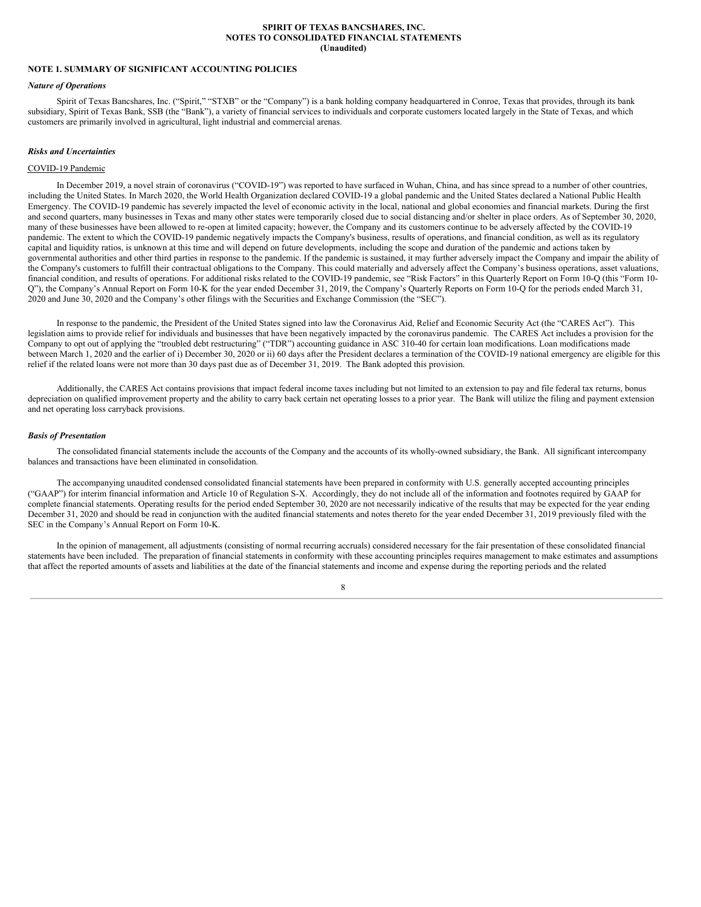**SPIRIT OF TEXAS BANCSHARES, INC.**
**NOTES TO CONSOLIDATED FINANCIAL STATEMENTS**
**(Unaudited)**

## NOTE 1. SUMMARY OF SIGNIFICANT ACCOUNTING POLICIES

### *Nature of Operations*

Spirit of Texas Bancshares, Inc. ("Spirit," "STXB" or the "Company") is a bank holding company headquartered in Conroe, Texas that provides, through its bank subsidiary, Spirit of Texas Bank, SSB (the "Bank"), a variety of financial services to individuals and corporate customers located largely in the State of Texas, and which customers are primarily involved in agricultural, light industrial and commercial arenas.

### *Risks and Uncertainties*

COVID-19 Pandemic

In December 2019, a novel strain of coronavirus ("COVID-19") was reported to have surfaced in Wuhan, China, and has since spread to a number of other countries, including the United States. In March 2020, the World Health Organization declared COVID-19 a global pandemic and the United States declared a National Public Health Emergency. The COVID-19 pandemic has severely impacted the level of economic activity in the local, national and global economies and financial markets. During the first and second quarters, many businesses in Texas and many other states were temporarily closed due to social distancing and/or shelter in place orders. As of September 30, 2020, many of these businesses have been allowed to re-open at limited capacity; however, the Company and its customers continue to be adversely affected by the COVID-19 pandemic. The extent to which the COVID-19 pandemic negatively impacts the Company's business, results of operations, and financial condition, as well as its regulatory capital and liquidity ratios, is unknown at this time and will depend on future developments, including the scope and duration of the pandemic and actions taken by governmental authorities and other third parties in response to the pandemic. If the pandemic is sustained, it may further adversely impact the Company and impair the ability of the Company's customers to fulfill their contractual obligations to the Company. This could materially and adversely affect the Company's business operations, asset valuations, financial condition, and results of operations. For additional risks related to the COVID-19 pandemic, see "Risk Factors" in this Quarterly Report on Form 10-Q (this "Form 10-Q"), the Company's Annual Report on Form 10-K for the year ended December 31, 2019, the Company's Quarterly Reports on Form 10-Q for the periods ended March 31, 2020 and June 30, 2020 and the Company's other filings with the Securities and Exchange Commission (the "SEC").

In response to the pandemic, the President of the United States signed into law the Coronavirus Aid, Relief and Economic Security Act (the "CARES Act"). This legislation aims to provide relief for individuals and businesses that have been negatively impacted by the coronavirus pandemic. The CARES Act includes a provision for the Company to opt out of applying the "troubled debt restructuring" ("TDR") accounting guidance in ASC 310-40 for certain loan modifications. Loan modifications made between March 1, 2020 and the earlier of i) December 30, 2020 or ii) 60 days after the President declares a termination of the COVID-19 national emergency are eligible for this relief if the related loans were not more than 30 days past due as of December 31, 2019. The Bank adopted this provision.

Additionally, the CARES Act contains provisions that impact federal income taxes including but not limited to an extension to pay and file federal tax returns, bonus depreciation on qualified improvement property and the ability to carry back certain net operating losses to a prior year. The Bank will utilize the filing and payment extension and net operating loss carryback provisions.

### *Basis of Presentation*

The consolidated financial statements include the accounts of the Company and the accounts of its wholly-owned subsidiary, the Bank. All significant intercompany balances and transactions have been eliminated in consolidation.

The accompanying unaudited condensed consolidated financial statements have been prepared in conformity with U.S. generally accepted accounting principles ("GAAP") for interim financial information and Article 10 of Regulation S-X. Accordingly, they do not include all of the information and footnotes required by GAAP for complete financial statements. Operating results for the period ended September 30, 2020 are not necessarily indicative of the results that may be expected for the year ending December 31, 2020 and should be read in conjunction with the audited financial statements and notes thereto for the year ended December 31, 2019 previously filed with the SEC in the Company's Annual Report on Form 10-K.

In the opinion of management, all adjustments (consisting of normal recurring accruals) considered necessary for the fair presentation of these consolidated financial statements have been included. The preparation of financial statements in conformity with these accounting principles requires management to make estimates and assumptions that affect the reported amounts of assets and liabilities at the date of the financial statements and income and expense during the reporting periods and the related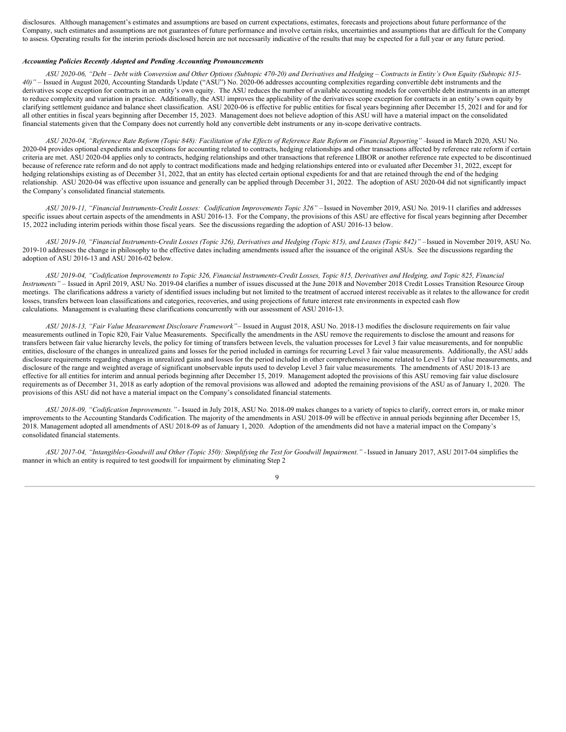disclosures. Although management's estimates and assumptions are based on current expectations, estimates, forecasts and projections about future performance of the Company, such estimates and assumptions are not guarantees of future performance and involve certain risks, uncertainties and assumptions that are difficult for the Company to assess. Operating results for the interim periods disclosed herein are not necessarily indicative of the results that may be expected for a full year or any future period.

***Accounting Policies Recently Adopted and Pending Accounting Pronouncements***

*ASU 2020-06, "Debt – Debt with Conversion and Other Options (Subtopic 470-20) and Derivatives and Hedging – Contracts in Entity's Own Equity (Subtopic 815-40)"* – Issued in August 2020, Accounting Standards Update ("ASU") No. 2020-06 addresses accounting complexities regarding convertible debt instruments and the derivatives scope exception for contracts in an entity's own equity. The ASU reduces the number of available accounting models for convertible debt instruments in an attempt to reduce complexity and variation in practice. Additionally, the ASU improves the applicability of the derivatives scope exception for contracts in an entity's own equity by clarifying settlement guidance and balance sheet classification. ASU 2020-06 is effective for public entities for fiscal years beginning after December 15, 2021 and for and for all other entities in fiscal years beginning after December 15, 2023. Management does not believe adoption of this ASU will have a material impact on the consolidated financial statements given that the Company does not currently hold any convertible debt instruments or any in-scope derivative contracts.

*ASU 2020-04, "Reference Rate Reform (Topic 848): Facilitation of the Effects of Reference Rate Reform on Financial Reporting"* –Issued in March 2020, ASU No. 2020-04 provides optional expedients and exceptions for accounting related to contracts, hedging relationships and other transactions affected by reference rate reform if certain criteria are met. ASU 2020-04 applies only to contracts, hedging relationships and other transactions that reference LIBOR or another reference rate expected to be discontinued because of reference rate reform and do not apply to contract modifications made and hedging relationships entered into or evaluated after December 31, 2022, except for hedging relationships existing as of December 31, 2022, that an entity has elected certain optional expedients for and that are retained through the end of the hedging relationship. ASU 2020-04 was effective upon issuance and generally can be applied through December 31, 2022. The adoption of ASU 2020-04 did not significantly impact the Company's consolidated financial statements.

*ASU 2019-11, "Financial Instruments-Credit Losses: Codification Improvements Topic 326"* – Issued in November 2019, ASU No. 2019-11 clarifies and addresses specific issues about certain aspects of the amendments in ASU 2016-13. For the Company, the provisions of this ASU are effective for fiscal years beginning after December 15, 2022 including interim periods within those fiscal years. See the discussions regarding the adoption of ASU 2016-13 below.

*ASU 2019-10, "Financial Instruments-Credit Losses (Topic 326), Derivatives and Hedging (Topic 815), and Leases (Topic 842)"* –Issued in November 2019, ASU No. 2019-10 addresses the change in philosophy to the effective dates including amendments issued after the issuance of the original ASUs. See the discussions regarding the adoption of ASU 2016-13 and ASU 2016-02 below.

*ASU 2019-04, "Codification Improvements to Topic 326, Financial Instruments-Credit Losses, Topic 815, Derivatives and Hedging, and Topic 825, Financial Instruments"* – Issued in April 2019, ASU No. 2019-04 clarifies a number of issues discussed at the June 2018 and November 2018 Credit Losses Transition Resource Group meetings. The clarifications address a variety of identified issues including but not limited to the treatment of accrued interest receivable as it relates to the allowance for credit losses, transfers between loan classifications and categories, recoveries, and using projections of future interest rate environments in expected cash flow calculations. Management is evaluating these clarifications concurrently with our assessment of ASU 2016-13.

*ASU 2018-13, "Fair Value Measurement Disclosure Framework"*– Issued in August 2018, ASU No. 2018-13 modifies the disclosure requirements on fair value measurements outlined in Topic 820, Fair Value Measurements. Specifically the amendments in the ASU remove the requirements to disclose the amount and reasons for transfers between fair value hierarchy levels, the policy for timing of transfers between levels, the valuation processes for Level 3 fair value measurements, and for nonpublic entities, disclosure of the changes in unrealized gains and losses for the period included in earnings for recurring Level 3 fair value measurements. Additionally, the ASU adds disclosure requirements regarding changes in unrealized gains and losses for the period included in other comprehensive income related to Level 3 fair value measurements, and disclosure of the range and weighted average of significant unobservable inputs used to develop Level 3 fair value measurements. The amendments of ASU 2018-13 are effective for all entities for interim and annual periods beginning after December 15, 2019. Management adopted the provisions of this ASU removing fair value disclosure requirements as of December 31, 2018 as early adoption of the removal provisions was allowed and adopted the remaining provisions of the ASU as of January 1, 2020. The provisions of this ASU did not have a material impact on the Company's consolidated financial statements.

*ASU 2018-09, "Codification Improvements."* - Issued in July 2018, ASU No. 2018-09 makes changes to a variety of topics to clarify, correct errors in, or make minor improvements to the Accounting Standards Codification. The majority of the amendments in ASU 2018-09 will be effective in annual periods beginning after December 15, 2018. Management adopted all amendments of ASU 2018-09 as of January 1, 2020. Adoption of the amendments did not have a material impact on the Company's consolidated financial statements.

*ASU 2017-04, "Intangibles-Goodwill and Other (Topic 350): Simplifying the Test for Goodwill Impairment."* - Issued in January 2017, ASU 2017-04 simplifies the manner in which an entity is required to test goodwill for impairment by eliminating Step 2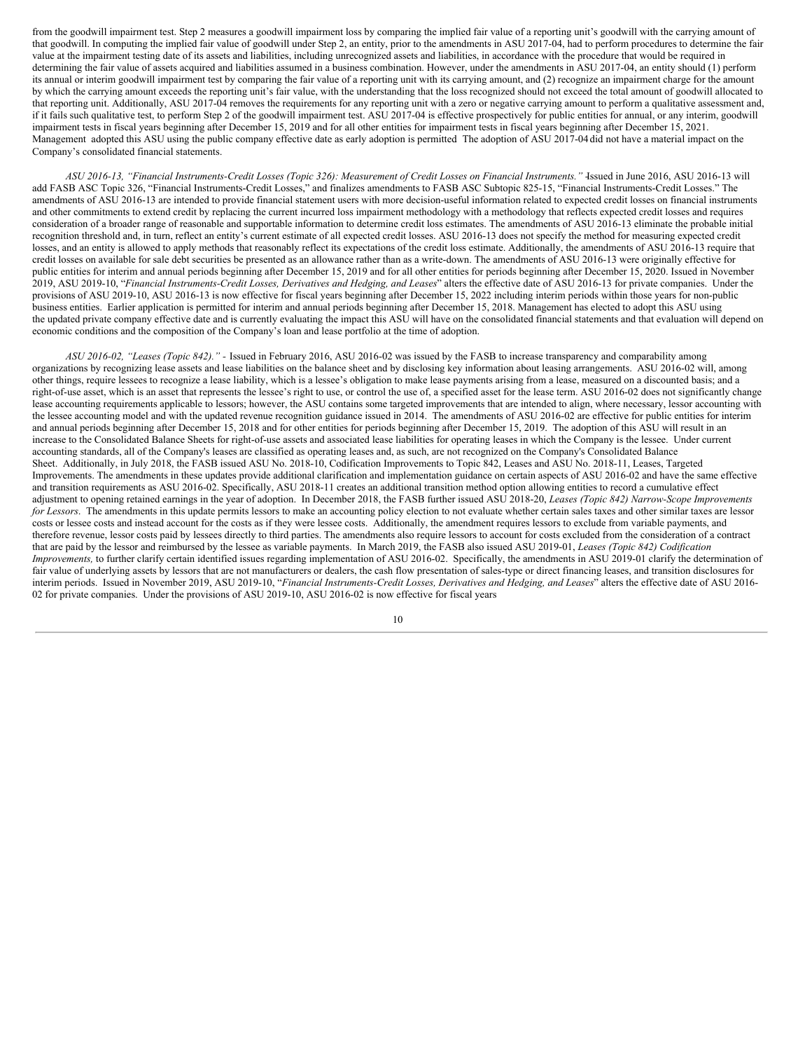from the goodwill impairment test. Step 2 measures a goodwill impairment loss by comparing the implied fair value of a reporting unit's goodwill with the carrying amount of that goodwill. In computing the implied fair value of goodwill under Step 2, an entity, prior to the amendments in ASU 2017-04, had to perform procedures to determine the fair value at the impairment testing date of its assets and liabilities, including unrecognized assets and liabilities, in accordance with the procedure that would be required in determining the fair value of assets acquired and liabilities assumed in a business combination. However, under the amendments in ASU 2017-04, an entity should (1) perform its annual or interim goodwill impairment test by comparing the fair value of a reporting unit with its carrying amount, and (2) recognize an impairment charge for the amount by which the carrying amount exceeds the reporting unit's fair value, with the understanding that the loss recognized should not exceed the total amount of goodwill allocated to that reporting unit. Additionally, ASU 2017-04 removes the requirements for any reporting unit with a zero or negative carrying amount to perform a qualitative assessment and, if it fails such qualitative test, to perform Step 2 of the goodwill impairment test. ASU 2017-04 is effective prospectively for public entities for annual, or any interim, goodwill impairment tests in fiscal years beginning after December 15, 2019 and for all other entities for impairment tests in fiscal years beginning after December 15, 2021. Management adopted this ASU using the public company effective date as early adoption is permitted The adoption of ASU 2017-04 did not have a material impact on the Company's consolidated financial statements.

*ASU 2016-13, "Financial Instruments-Credit Losses (Topic 326): Measurement of Credit Losses on Financial Instruments."* -Issued in June 2016, ASU 2016-13 will add FASB ASC Topic 326, "Financial Instruments-Credit Losses," and finalizes amendments to FASB ASC Subtopic 825-15, "Financial Instruments-Credit Losses." The amendments of ASU 2016-13 are intended to provide financial statement users with more decision-useful information related to expected credit losses on financial instruments and other commitments to extend credit by replacing the current incurred loss impairment methodology with a methodology that reflects expected credit losses and requires consideration of a broader range of reasonable and supportable information to determine credit loss estimates. The amendments of ASU 2016-13 eliminate the probable initial recognition threshold and, in turn, reflect an entity's current estimate of all expected credit losses. ASU 2016-13 does not specify the method for measuring expected credit losses, and an entity is allowed to apply methods that reasonably reflect its expectations of the credit loss estimate. Additionally, the amendments of ASU 2016-13 require that credit losses on available for sale debt securities be presented as an allowance rather than as a write-down. The amendments of ASU 2016-13 were originally effective for public entities for interim and annual periods beginning after December 15, 2019 and for all other entities for periods beginning after December 15, 2020. Issued in November 2019, ASU 2019-10, "*Financial Instruments-Credit Losses, Derivatives and Hedging, and Leases*" alters the effective date of ASU 2016-13 for private companies. Under the provisions of ASU 2019-10, ASU 2016-13 is now effective for fiscal years beginning after December 15, 2022 including interim periods within those years for non-public business entities. Earlier application is permitted for interim and annual periods beginning after December 15, 2018. Management has elected to adopt this ASU using the updated private company effective date and is currently evaluating the impact this ASU will have on the consolidated financial statements and that evaluation will depend on economic conditions and the composition of the Company's loan and lease portfolio at the time of adoption.

*ASU 2016-02, "Leases (Topic 842)."* - Issued in February 2016, ASU 2016-02 was issued by the FASB to increase transparency and comparability among organizations by recognizing lease assets and lease liabilities on the balance sheet and by disclosing key information about leasing arrangements. ASU 2016-02 will, among other things, require lessees to recognize a lease liability, which is a lessee's obligation to make lease payments arising from a lease, measured on a discounted basis; and a right-of-use asset, which is an asset that represents the lessee's right to use, or control the use of, a specified asset for the lease term. ASU 2016-02 does not significantly change lease accounting requirements applicable to lessors; however, the ASU contains some targeted improvements that are intended to align, where necessary, lessor accounting with the lessee accounting model and with the updated revenue recognition guidance issued in 2014. The amendments of ASU 2016-02 are effective for public entities for interim and annual periods beginning after December 15, 2018 and for other entities for periods beginning after December 15, 2019. The adoption of this ASU will result in an increase to the Consolidated Balance Sheets for right-of-use assets and associated lease liabilities for operating leases in which the Company is the lessee. Under current accounting standards, all of the Company's leases are classified as operating leases and, as such, are not recognized on the Company's Consolidated Balance Sheet. Additionally, in July 2018, the FASB issued ASU No. 2018-10, Codification Improvements to Topic 842, Leases and ASU No. 2018-11, Leases, Targeted Improvements. The amendments in these updates provide additional clarification and implementation guidance on certain aspects of ASU 2016-02 and have the same effective and transition requirements as ASU 2016-02. Specifically, ASU 2018-11 creates an additional transition method option allowing entities to record a cumulative effect adjustment to opening retained earnings in the year of adoption. In December 2018, the FASB further issued ASU 2018-20, *Leases (Topic 842) Narrow-Scope Improvements for Lessors*. The amendments in this update permits lessors to make an accounting policy election to not evaluate whether certain sales taxes and other similar taxes are lessor costs or lessee costs and instead account for the costs as if they were lessee costs. Additionally, the amendment requires lessors to exclude from variable payments, and therefore revenue, lessor costs paid by lessees directly to third parties. The amendments also require lessors to account for costs excluded from the consideration of a contract that are paid by the lessor and reimbursed by the lessee as variable payments. In March 2019, the FASB also issued ASU 2019-01, *Leases (Topic 842) Codification Improvements,* to further clarify certain identified issues regarding implementation of ASU 2016-02. Specifically, the amendments in ASU 2019-01 clarify the determination of fair value of underlying assets by lessors that are not manufacturers or dealers, the cash flow presentation of sales-type or direct financing leases, and transition disclosures for interim periods. Issued in November 2019, ASU 2019-10, "*Financial Instruments-Credit Losses, Derivatives and Hedging, and Leases*" alters the effective date of ASU 2016-02 for private companies. Under the provisions of ASU 2019-10, ASU 2016-02 is now effective for fiscal years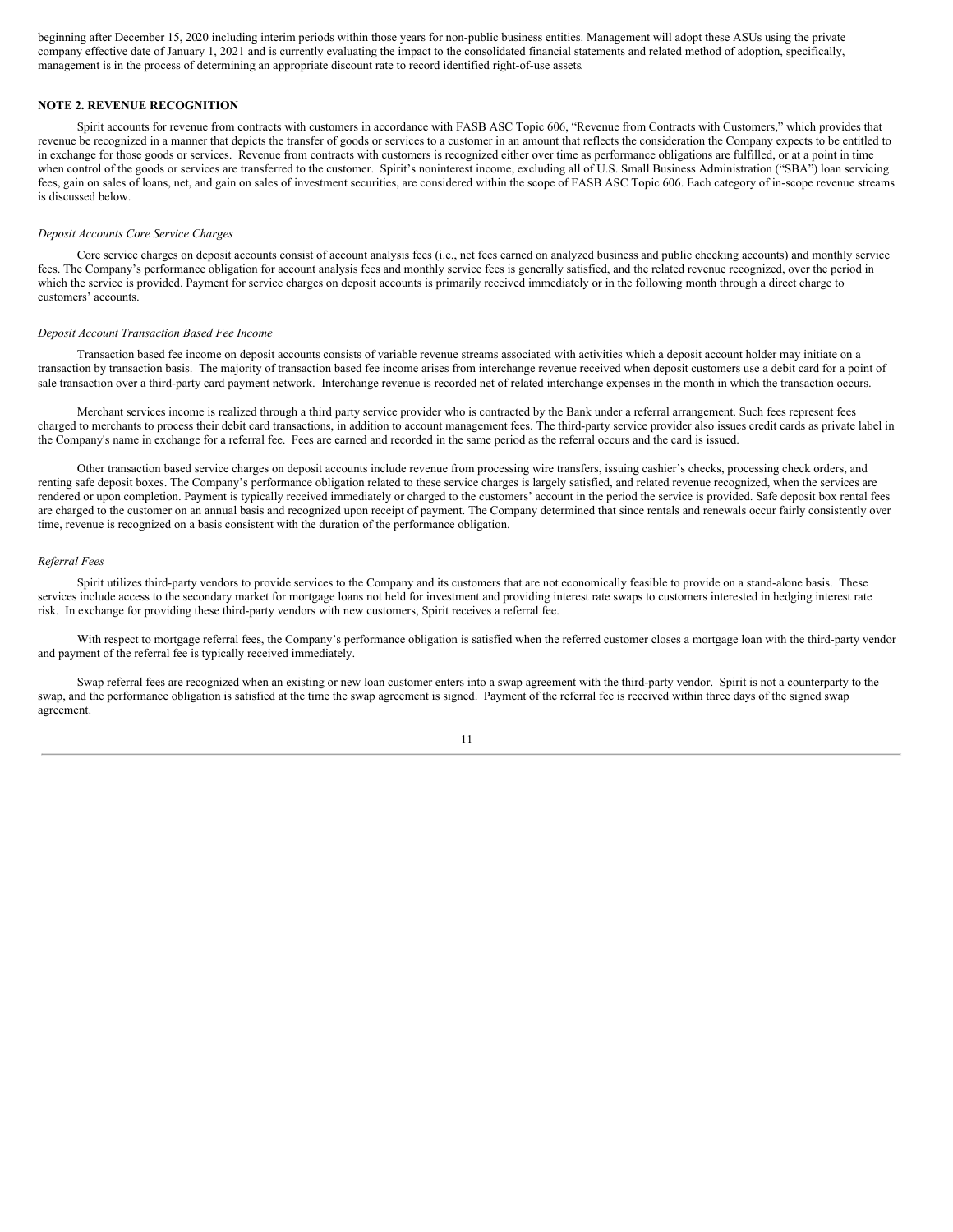beginning after December 15, 2020 including interim periods within those years for non-public business entities. Management will adopt these ASUs using the private company effective date of January 1, 2021 and is currently evaluating the impact to the consolidated financial statements and related method of adoption, specifically, management is in the process of determining an appropriate discount rate to record identified right-of-use assets.

## NOTE 2. REVENUE RECOGNITION

Spirit accounts for revenue from contracts with customers in accordance with FASB ASC Topic 606, "Revenue from Contracts with Customers," which provides that revenue be recognized in a manner that depicts the transfer of goods or services to a customer in an amount that reflects the consideration the Company expects to be entitled to in exchange for those goods or services. Revenue from contracts with customers is recognized either over time as performance obligations are fulfilled, or at a point in time when control of the goods or services are transferred to the customer. Spirit's noninterest income, excluding all of U.S. Small Business Administration ("SBA") loan servicing fees, gain on sales of loans, net, and gain on sales of investment securities, are considered within the scope of FASB ASC Topic 606. Each category of in-scope revenue streams is discussed below.

*Deposit Accounts Core Service Charges*

Core service charges on deposit accounts consist of account analysis fees (i.e., net fees earned on analyzed business and public checking accounts) and monthly service fees. The Company's performance obligation for account analysis fees and monthly service fees is generally satisfied, and the related revenue recognized, over the period in which the service is provided. Payment for service charges on deposit accounts is primarily received immediately or in the following month through a direct charge to customers' accounts.

*Deposit Account Transaction Based Fee Income*

Transaction based fee income on deposit accounts consists of variable revenue streams associated with activities which a deposit account holder may initiate on a transaction by transaction basis. The majority of transaction based fee income arises from interchange revenue received when deposit customers use a debit card for a point of sale transaction over a third-party card payment network. Interchange revenue is recorded net of related interchange expenses in the month in which the transaction occurs.

Merchant services income is realized through a third party service provider who is contracted by the Bank under a referral arrangement. Such fees represent fees charged to merchants to process their debit card transactions, in addition to account management fees. The third-party service provider also issues credit cards as private label in the Company's name in exchange for a referral fee. Fees are earned and recorded in the same period as the referral occurs and the card is issued.

Other transaction based service charges on deposit accounts include revenue from processing wire transfers, issuing cashier's checks, processing check orders, and renting safe deposit boxes. The Company's performance obligation related to these service charges is largely satisfied, and related revenue recognized, when the services are rendered or upon completion. Payment is typically received immediately or charged to the customers' account in the period the service is provided. Safe deposit box rental fees are charged to the customer on an annual basis and recognized upon receipt of payment. The Company determined that since rentals and renewals occur fairly consistently over time, revenue is recognized on a basis consistent with the duration of the performance obligation.

*Referral Fees*

Spirit utilizes third-party vendors to provide services to the Company and its customers that are not economically feasible to provide on a stand-alone basis. These services include access to the secondary market for mortgage loans not held for investment and providing interest rate swaps to customers interested in hedging interest rate risk. In exchange for providing these third-party vendors with new customers, Spirit receives a referral fee.

With respect to mortgage referral fees, the Company's performance obligation is satisfied when the referred customer closes a mortgage loan with the third-party vendor and payment of the referral fee is typically received immediately.

Swap referral fees are recognized when an existing or new loan customer enters into a swap agreement with the third-party vendor. Spirit is not a counterparty to the swap, and the performance obligation is satisfied at the time the swap agreement is signed. Payment of the referral fee is received within three days of the signed swap agreement.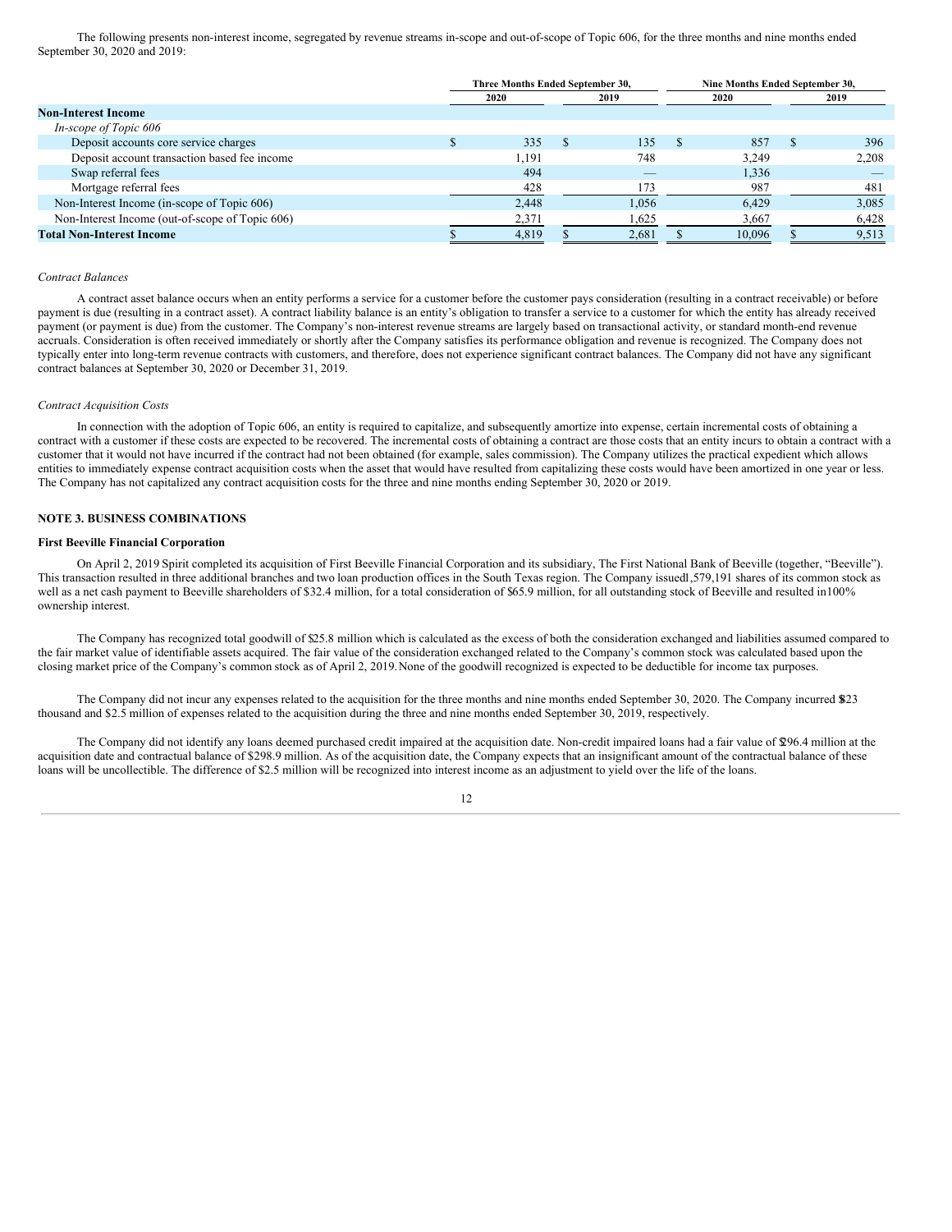The following presents non-interest income, segregated by revenue streams in-scope and out-of-scope of Topic 606, for the three months and nine months ended September 30, 2020 and 2019:

| | Three Months Ended September 30, | | Nine Months Ended September 30, | |
|---|---|---|---|---|
| | 2020 | 2019 | 2020 | 2019 |
| **Non-Interest Income** | | | | |
| *In-scope of Topic 606* | | | | |
| Deposit accounts core service charges | $ 335 | $ 135 | $ 857 | $ 396 |
| Deposit account transaction based fee income | 1,191 | 748 | 3,249 | 2,208 |
| Swap referral fees | 494 | — | 1,336 | — |
| Mortgage referral fees | 428 | 173 | 987 | 481 |
| Non-Interest Income (in-scope of Topic 606) | 2,448 | 1,056 | 6,429 | 3,085 |
| Non-Interest Income (out-of-scope of Topic 606) | 2,371 | 1,625 | 3,667 | 6,428 |
| **Total Non-Interest Income** | $ 4,819 | $ 2,681 | $ 10,096 | $ 9,513 |

*Contract Balances*

A contract asset balance occurs when an entity performs a service for a customer before the customer pays consideration (resulting in a contract receivable) or before payment is due (resulting in a contract asset). A contract liability balance is an entity's obligation to transfer a service to a customer for which the entity has already received payment (or payment is due) from the customer. The Company's non-interest revenue streams are largely based on transactional activity, or standard month-end revenue accruals. Consideration is often received immediately or shortly after the Company satisfies its performance obligation and revenue is recognized. The Company does not typically enter into long-term revenue contracts with customers, and therefore, does not experience significant contract balances. The Company did not have any significant contract balances at September 30, 2020 or December 31, 2019.

*Contract Acquisition Costs*

In connection with the adoption of Topic 606, an entity is required to capitalize, and subsequently amortize into expense, certain incremental costs of obtaining a contract with a customer if these costs are expected to be recovered. The incremental costs of obtaining a contract are those costs that an entity incurs to obtain a contract with a customer that it would not have incurred if the contract had not been obtained (for example, sales commission). The Company utilizes the practical expedient which allows entities to immediately expense contract acquisition costs when the asset that would have resulted from capitalizing these costs would have been amortized in one year or less. The Company has not capitalized any contract acquisition costs for the three and nine months ending September 30, 2020 or 2019.

## NOTE 3. BUSINESS COMBINATIONS

### First Beeville Financial Corporation

On April 2, 2019 Spirit completed its acquisition of First Beeville Financial Corporation and its subsidiary, The First National Bank of Beeville (together, "Beeville"). This transaction resulted in three additional branches and two loan production offices in the South Texas region. The Company issued 1,579,191 shares of its common stock as well as a net cash payment to Beeville shareholders of $32.4 million, for a total consideration of $65.9 million, for all outstanding stock of Beeville and resulted in 100% ownership interest.

The Company has recognized total goodwill of $25.8 million which is calculated as the excess of both the consideration exchanged and liabilities assumed compared to the fair market value of identifiable assets acquired. The fair value of the consideration exchanged related to the Company's common stock was calculated based upon the closing market price of the Company's common stock as of April 2, 2019. None of the goodwill recognized is expected to be deductible for income tax purposes.

The Company did not incur any expenses related to the acquisition for the three months and nine months ended September 30, 2020. The Company incurred $823 thousand and $2.5 million of expenses related to the acquisition during the three and nine months ended September 30, 2019, respectively.

The Company did not identify any loans deemed purchased credit impaired at the acquisition date. Non-credit impaired loans had a fair value of $296.4 million at the acquisition date and contractual balance of $298.9 million. As of the acquisition date, the Company expects that an insignificant amount of the contractual balance of these loans will be uncollectible. The difference of $2.5 million will be recognized into interest income as an adjustment to yield over the life of the loans.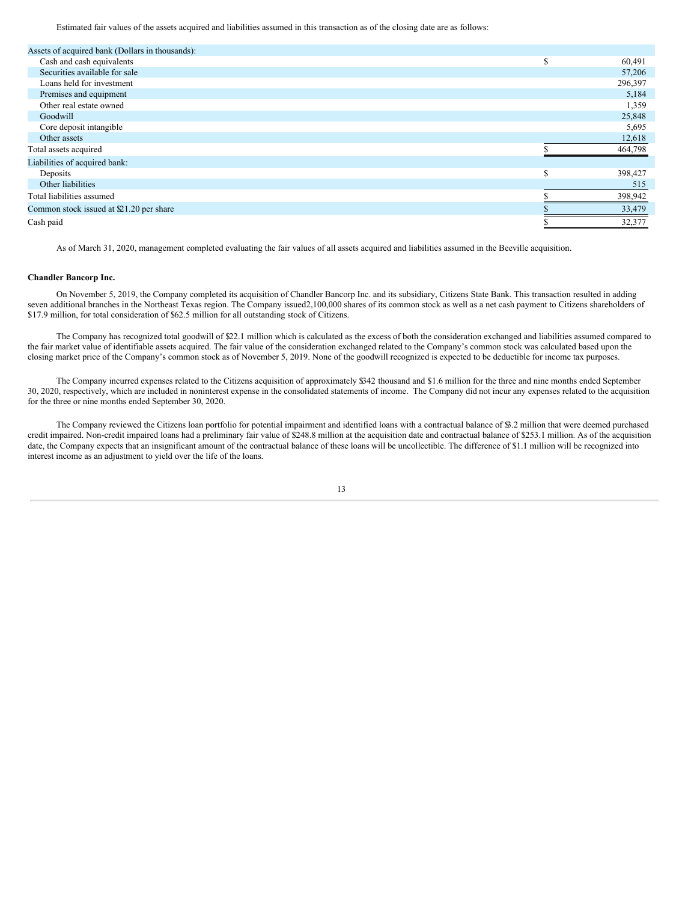Estimated fair values of the assets acquired and liabilities assumed in this transaction as of the closing date are as follows:

| Assets of acquired bank (Dollars in thousands): | | |
|---|---|---|
| Cash and cash equivalents | $ | 60,491 |
| Securities available for sale | | 57,206 |
| Loans held for investment | | 296,397 |
| Premises and equipment | | 5,184 |
| Other real estate owned | | 1,359 |
| Goodwill | | 25,848 |
| Core deposit intangible | | 5,695 |
| Other assets | | 12,618 |
| Total assets acquired | $ | 464,798 |
| Liabilities of acquired bank: | | |
| Deposits | $ | 398,427 |
| Other liabilities | | 515 |
| Total liabilities assumed | $ | 398,942 |
| Common stock issued at $21.20 per share | $ | 33,479 |
| Cash paid | $ | 32,377 |

As of March 31, 2020, management completed evaluating the fair values of all assets acquired and liabilities assumed in the Beeville acquisition.

**Chandler Bancorp Inc.**

On November 5, 2019, the Company completed its acquisition of Chandler Bancorp Inc. and its subsidiary, Citizens State Bank. This transaction resulted in adding seven additional branches in the Northeast Texas region. The Company issued 2,100,000 shares of its common stock as well as a net cash payment to Citizens shareholders of $17.9 million, for total consideration of $62.5 million for all outstanding stock of Citizens.

The Company has recognized total goodwill of $22.1 million which is calculated as the excess of both the consideration exchanged and liabilities assumed compared to the fair market value of identifiable assets acquired. The fair value of the consideration exchanged related to the Company's common stock was calculated based upon the closing market price of the Company's common stock as of November 5, 2019. None of the goodwill recognized is expected to be deductible for income tax purposes.

The Company incurred expenses related to the Citizens acquisition of approximately $342 thousand and $1.6 million for the three and nine months ended September 30, 2020, respectively, which are included in noninterest expense in the consolidated statements of income. The Company did not incur any expenses related to the acquisition for the three or nine months ended September 30, 2020.

The Company reviewed the Citizens loan portfolio for potential impairment and identified loans with a contractual balance of $3.2 million that were deemed purchased credit impaired. Non-credit impaired loans had a preliminary fair value of $248.8 million at the acquisition date and contractual balance of $253.1 million. As of the acquisition date, the Company expects that an insignificant amount of the contractual balance of these loans will be uncollectible. The difference of $1.1 million will be recognized into interest income as an adjustment to yield over the life of the loans.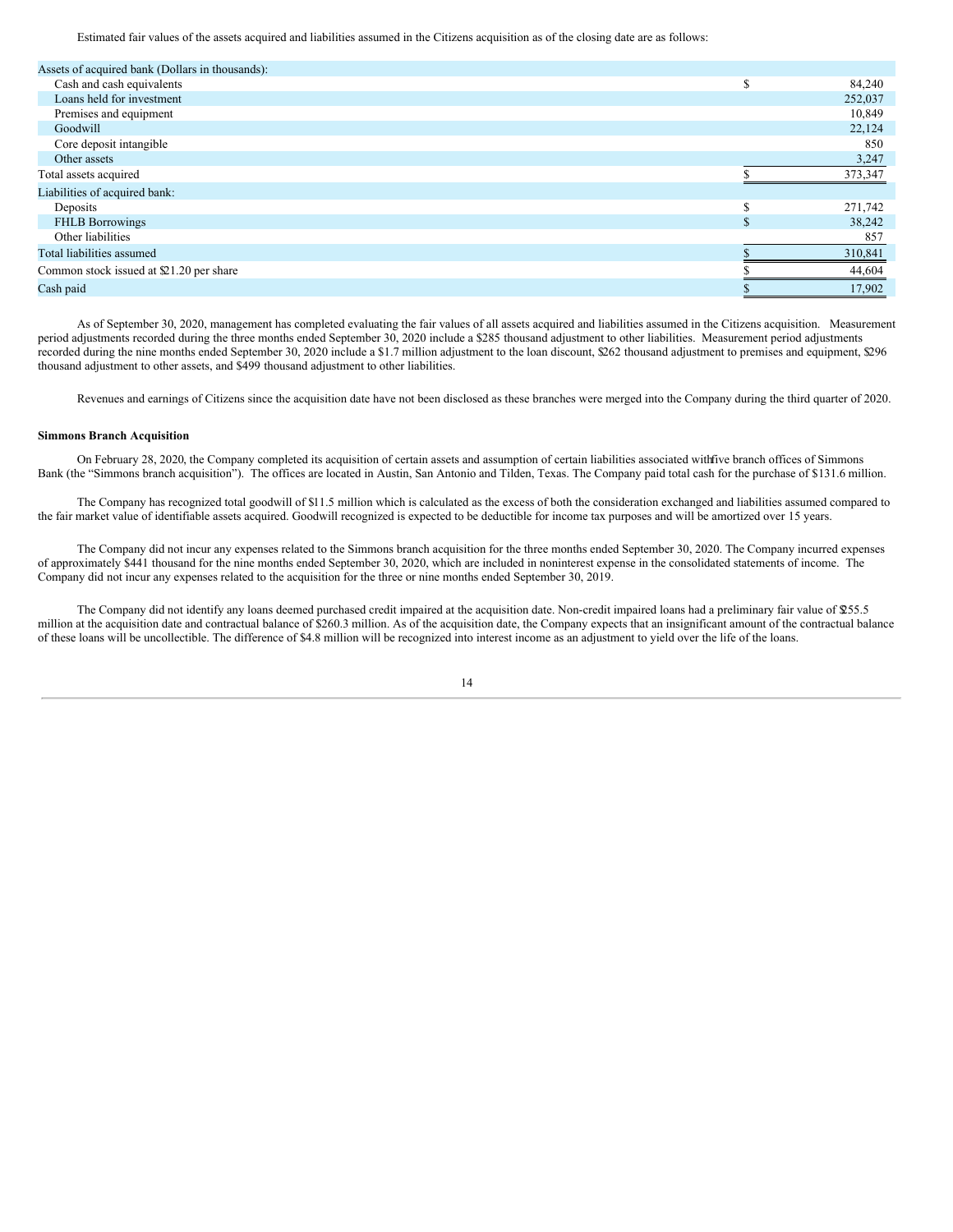Estimated fair values of the assets acquired and liabilities assumed in the Citizens acquisition as of the closing date are as follows:

| Assets of acquired bank (Dollars in thousands): | | |
|---|---|---|
| Cash and cash equivalents | $ | 84,240 |
| Loans held for investment | | 252,037 |
| Premises and equipment | | 10,849 |
| Goodwill | | 22,124 |
| Core deposit intangible | | 850 |
| Other assets | | 3,247 |
| Total assets acquired | $ | 373,347 |
| Liabilities of acquired bank: | | |
| Deposits | $ | 271,742 |
| FHLB Borrowings | $ | 38,242 |
| Other liabilities | | 857 |
| Total liabilities assumed | $ | 310,841 |
| Common stock issued at $21.20 per share | $ | 44,604 |
| Cash paid | $ | 17,902 |

As of September 30, 2020, management has completed evaluating the fair values of all assets acquired and liabilities assumed in the Citizens acquisition. Measurement period adjustments recorded during the three months ended September 30, 2020 include a $285 thousand adjustment to other liabilities. Measurement period adjustments recorded during the nine months ended September 30, 2020 include a $1.7 million adjustment to the loan discount, $262 thousand adjustment to premises and equipment, $296 thousand adjustment to other assets, and $499 thousand adjustment to other liabilities.

Revenues and earnings of Citizens since the acquisition date have not been disclosed as these branches were merged into the Company during the third quarter of 2020.

**Simmons Branch Acquisition**

On February 28, 2020, the Company completed its acquisition of certain assets and assumption of certain liabilities associated with five branch offices of Simmons Bank (the "Simmons branch acquisition"). The offices are located in Austin, San Antonio and Tilden, Texas. The Company paid total cash for the purchase of $131.6 million.

The Company has recognized total goodwill of $11.5 million which is calculated as the excess of both the consideration exchanged and liabilities assumed compared to the fair market value of identifiable assets acquired. Goodwill recognized is expected to be deductible for income tax purposes and will be amortized over 15 years.

The Company did not incur any expenses related to the Simmons branch acquisition for the three months ended September 30, 2020. The Company incurred expenses of approximately $441 thousand for the nine months ended September 30, 2020, which are included in noninterest expense in the consolidated statements of income. The Company did not incur any expenses related to the acquisition for the three or nine months ended September 30, 2019.

The Company did not identify any loans deemed purchased credit impaired at the acquisition date. Non-credit impaired loans had a preliminary fair value of $255.5 million at the acquisition date and contractual balance of $260.3 million. As of the acquisition date, the Company expects that an insignificant amount of the contractual balance of these loans will be uncollectible. The difference of $4.8 million will be recognized into interest income as an adjustment to yield over the life of the loans.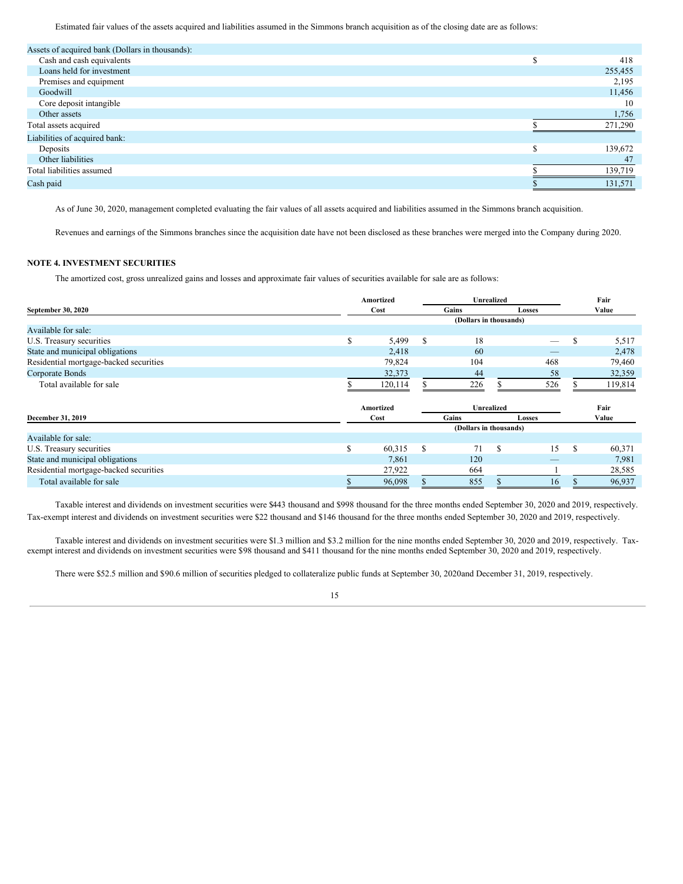Estimated fair values of the assets acquired and liabilities assumed in the Simmons branch acquisition as of the closing date are as follows:

| Assets of acquired bank (Dollars in thousands): | | |
|---|---|---|
| Cash and cash equivalents | $ | 418 |
| Loans held for investment | | 255,455 |
| Premises and equipment | | 2,195 |
| Goodwill | | 11,456 |
| Core deposit intangible | | 10 |
| Other assets | | 1,756 |
| Total assets acquired | $ | 271,290 |
| Liabilities of acquired bank: | | |
| Deposits | $ | 139,672 |
| Other liabilities | | 47 |
| Total liabilities assumed | $ | 139,719 |
| Cash paid | $ | 131,571 |

As of June 30, 2020, management completed evaluating the fair values of all assets acquired and liabilities assumed in the Simmons branch acquisition.

Revenues and earnings of the Simmons branches since the acquisition date have not been disclosed as these branches were merged into the Company during 2020.

## NOTE 4. INVESTMENT SECURITIES

The amortized cost, gross unrealized gains and losses and approximate fair values of securities available for sale are as follows:

| September 30, 2020 | Amortized Cost | Unrealized Gains | Unrealized Losses | Fair Value |
|---|---|---|---|---|
| | (Dollars in thousands) | | | |
| Available for sale: | | | | |
| U.S. Treasury securities | $ 5,499 | $ 18 | — | $ 5,517 |
| State and municipal obligations | 2,418 | 60 | — | 2,478 |
| Residential mortgage-backed securities | 79,824 | 104 | 468 | 79,460 |
| Corporate Bonds | 32,373 | 44 | 58 | 32,359 |
| Total available for sale | $ 120,114 | $ 226 | $ 526 | $ 119,814 |

| December 31, 2019 | Amortized Cost | Unrealized Gains | Unrealized Losses | Fair Value |
|---|---|---|---|---|
| | (Dollars in thousands) | | | |
| Available for sale: | | | | |
| U.S. Treasury securities | $ 60,315 | $ 71 | $ 15 | $ 60,371 |
| State and municipal obligations | 7,861 | 120 | — | 7,981 |
| Residential mortgage-backed securities | 27,922 | 664 | 1 | 28,585 |
| Total available for sale | $ 96,098 | $ 855 | $ 16 | $ 96,937 |

Taxable interest and dividends on investment securities were $443 thousand and $998 thousand for the three months ended September 30, 2020 and 2019, respectively. Tax-exempt interest and dividends on investment securities were $22 thousand and $146 thousand for the three months ended September 30, 2020 and 2019, respectively.

Taxable interest and dividends on investment securities were $1.3 million and $3.2 million for the nine months ended September 30, 2020 and 2019, respectively. Tax-exempt interest and dividends on investment securities were $98 thousand and $411 thousand for the nine months ended September 30, 2020 and 2019, respectively.

There were $52.5 million and $90.6 million of securities pledged to collateralize public funds at September 30, 2020and December 31, 2019, respectively.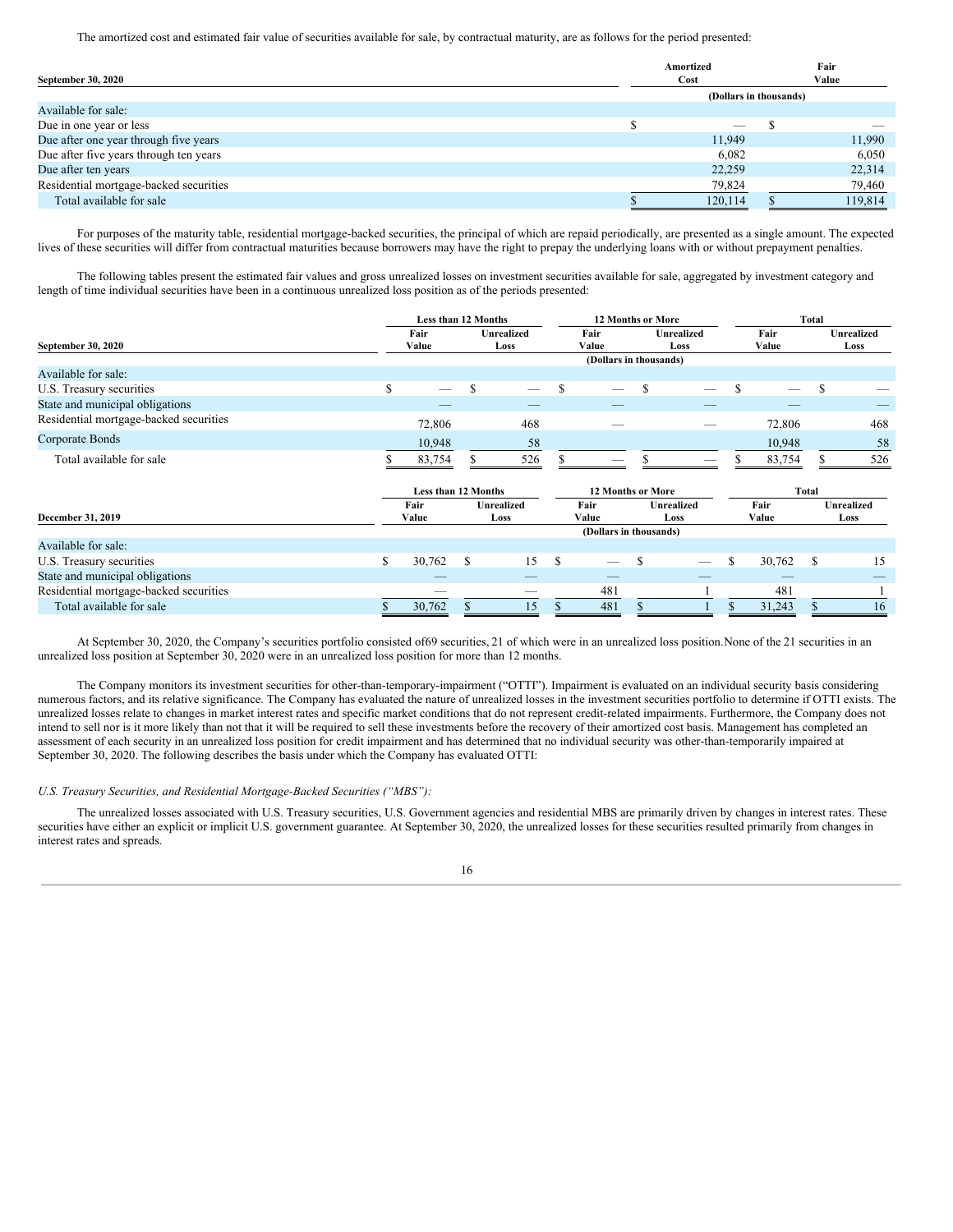The amortized cost and estimated fair value of securities available for sale, by contractual maturity, are as follows for the period presented:

| September 30, 2020 | Amortized Cost | Fair Value |
|---|---|---|
| | (Dollars in thousands) | |
| Available for sale: | | |
| Due in one year or less | $ — | $ — |
| Due after one year through five years | 11,949 | 11,990 |
| Due after five years through ten years | 6,082 | 6,050 |
| Due after ten years | 22,259 | 22,314 |
| Residential mortgage-backed securities | 79,824 | 79,460 |
| Total available for sale | $ 120,114 | $ 119,814 |

For purposes of the maturity table, residential mortgage-backed securities, the principal of which are repaid periodically, are presented as a single amount. The expected lives of these securities will differ from contractual maturities because borrowers may have the right to prepay the underlying loans with or without prepayment penalties.

The following tables present the estimated fair values and gross unrealized losses on investment securities available for sale, aggregated by investment category and length of time individual securities have been in a continuous unrealized loss position as of the periods presented:

| | Less than 12 Months | | 12 Months or More | | Total | |
|---|---|---|---|---|---|---|
| September 30, 2020 | Fair Value | Unrealized Loss | Fair Value | Unrealized Loss | Fair Value | Unrealized Loss |
| | | | (Dollars in thousands) | | | |
| Available for sale: | | | | | | |
| U.S. Treasury securities | $ — | $ — | $ — | $ — | $ — | $ — |
| State and municipal obligations | — | — | — | — | — | — |
| Residential mortgage-backed securities | 72,806 | 468 | — | — | 72,806 | 468 |
| Corporate Bonds | 10,948 | 58 | | | 10,948 | 58 |
| Total available for sale | $ 83,754 | $ 526 | $ — | $ — | $ 83,754 | $ 526 |

| | Less than 12 Months | | 12 Months or More | | Total | |
|---|---|---|---|---|---|---|
| December 31, 2019 | Fair Value | Unrealized Loss | Fair Value | Unrealized Loss | Fair Value | Unrealized Loss |
| | | | (Dollars in thousands) | | | |
| Available for sale: | | | | | | |
| U.S. Treasury securities | $ 30,762 | $ 15 | $ — | $ — | $ 30,762 | $ 15 |
| State and municipal obligations | — | — | — | — | — | — |
| Residential mortgage-backed securities | — | — | 481 | 1 | 481 | 1 |
| Total available for sale | $ 30,762 | $ 15 | $ 481 | $ 1 | $ 31,243 | $ 16 |

At September 30, 2020, the Company's securities portfolio consisted of69 securities, 21 of which were in an unrealized loss position.None of the 21 securities in an unrealized loss position at September 30, 2020 were in an unrealized loss position for more than 12 months.

The Company monitors its investment securities for other-than-temporary-impairment ("OTTI"). Impairment is evaluated on an individual security basis considering numerous factors, and its relative significance. The Company has evaluated the nature of unrealized losses in the investment securities portfolio to determine if OTTI exists. The unrealized losses relate to changes in market interest rates and specific market conditions that do not represent credit-related impairments. Furthermore, the Company does not intend to sell nor is it more likely than not that it will be required to sell these investments before the recovery of their amortized cost basis. Management has completed an assessment of each security in an unrealized loss position for credit impairment and has determined that no individual security was other-than-temporarily impaired at September 30, 2020. The following describes the basis under which the Company has evaluated OTTI:

*U.S. Treasury Securities, and Residential Mortgage-Backed Securities ("MBS"):*

The unrealized losses associated with U.S. Treasury securities, U.S. Government agencies and residential MBS are primarily driven by changes in interest rates. These securities have either an explicit or implicit U.S. government guarantee. At September 30, 2020, the unrealized losses for these securities resulted primarily from changes in interest rates and spreads.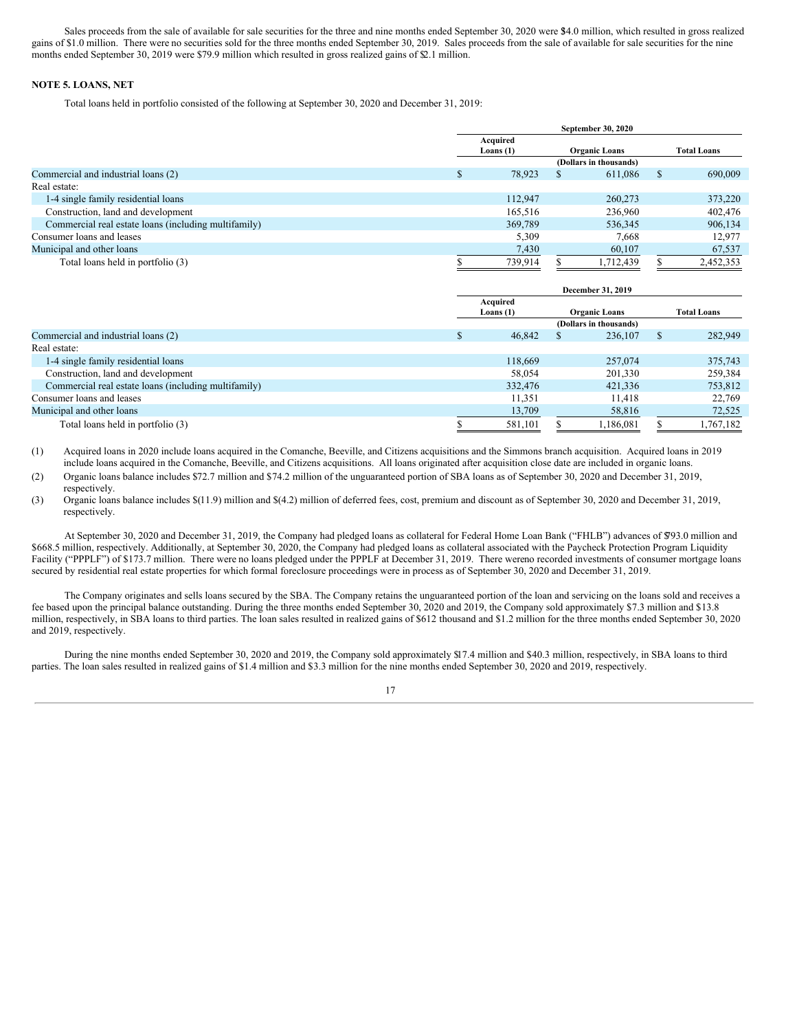Sales proceeds from the sale of available for sale securities for the three and nine months ended September 30, 2020 were $4.0 million, which resulted in gross realized gains of $1.0 million. There were no securities sold for the three months ended September 30, 2019. Sales proceeds from the sale of available for sale securities for the nine months ended September 30, 2019 were $79.9 million which resulted in gross realized gains of $2.1 million.

**NOTE 5. LOANS, NET**

Total loans held in portfolio consisted of the following at September 30, 2020 and December 31, 2019:

| | September 30, 2020 | | |
|---|---|---|---|
| | Acquired Loans (1) | Organic Loans | Total Loans |
| | | (Dollars in thousands) | |
| Commercial and industrial loans (2) | $ 78,923 | $ 611,086 | $ 690,009 |
| Real estate: | | | |
| 1-4 single family residential loans | 112,947 | 260,273 | 373,220 |
| Construction, land and development | 165,516 | 236,960 | 402,476 |
| Commercial real estate loans (including multifamily) | 369,789 | 536,345 | 906,134 |
| Consumer loans and leases | 5,309 | 7,668 | 12,977 |
| Municipal and other loans | 7,430 | 60,107 | 67,537 |
| Total loans held in portfolio (3) | $ 739,914 | $ 1,712,439 | $ 2,452,353 |

| | December 31, 2019 | | |
|---|---|---|---|
| | Acquired Loans (1) | Organic Loans | Total Loans |
| | | (Dollars in thousands) | |
| Commercial and industrial loans (2) | $ 46,842 | $ 236,107 | $ 282,949 |
| Real estate: | | | |
| 1-4 single family residential loans | 118,669 | 257,074 | 375,743 |
| Construction, land and development | 58,054 | 201,330 | 259,384 |
| Commercial real estate loans (including multifamily) | 332,476 | 421,336 | 753,812 |
| Consumer loans and leases | 11,351 | 11,418 | 22,769 |
| Municipal and other loans | 13,709 | 58,816 | 72,525 |
| Total loans held in portfolio (3) | $ 581,101 | $ 1,186,081 | $ 1,767,182 |

(1) Acquired loans in 2020 include loans acquired in the Comanche, Beeville, and Citizens acquisitions and the Simmons branch acquisition. Acquired loans in 2019 include loans acquired in the Comanche, Beeville, and Citizens acquisitions. All loans originated after acquisition close date are included in organic loans.

(2) Organic loans balance includes $72.7 million and $74.2 million of the unguaranteed portion of SBA loans as of September 30, 2020 and December 31, 2019, respectively.

(3) Organic loans balance includes $(11.9) million and $(4.2) million of deferred fees, cost, premium and discount as of September 30, 2020 and December 31, 2019, respectively.

At September 30, 2020 and December 31, 2019, the Company had pledged loans as collateral for Federal Home Loan Bank ("FHLB") advances of $793.0 million and $668.5 million, respectively. Additionally, at September 30, 2020, the Company had pledged loans as collateral associated with the Paycheck Protection Program Liquidity Facility ("PPPLF") of $173.7 million. There were no loans pledged under the PPPLF at December 31, 2019. There were no recorded investments of consumer mortgage loans secured by residential real estate properties for which formal foreclosure proceedings were in process as of September 30, 2020 and December 31, 2019.

The Company originates and sells loans secured by the SBA. The Company retains the unguaranteed portion of the loan and servicing on the loans sold and receives a fee based upon the principal balance outstanding. During the three months ended September 30, 2020 and 2019, the Company sold approximately $7.3 million and $13.8 million, respectively, in SBA loans to third parties. The loan sales resulted in realized gains of $612 thousand and $1.2 million for the three months ended September 30, 2020 and 2019, respectively.

During the nine months ended September 30, 2020 and 2019, the Company sold approximately $17.4 million and $40.3 million, respectively, in SBA loans to third parties. The loan sales resulted in realized gains of $1.4 million and $3.3 million for the nine months ended September 30, 2020 and 2019, respectively.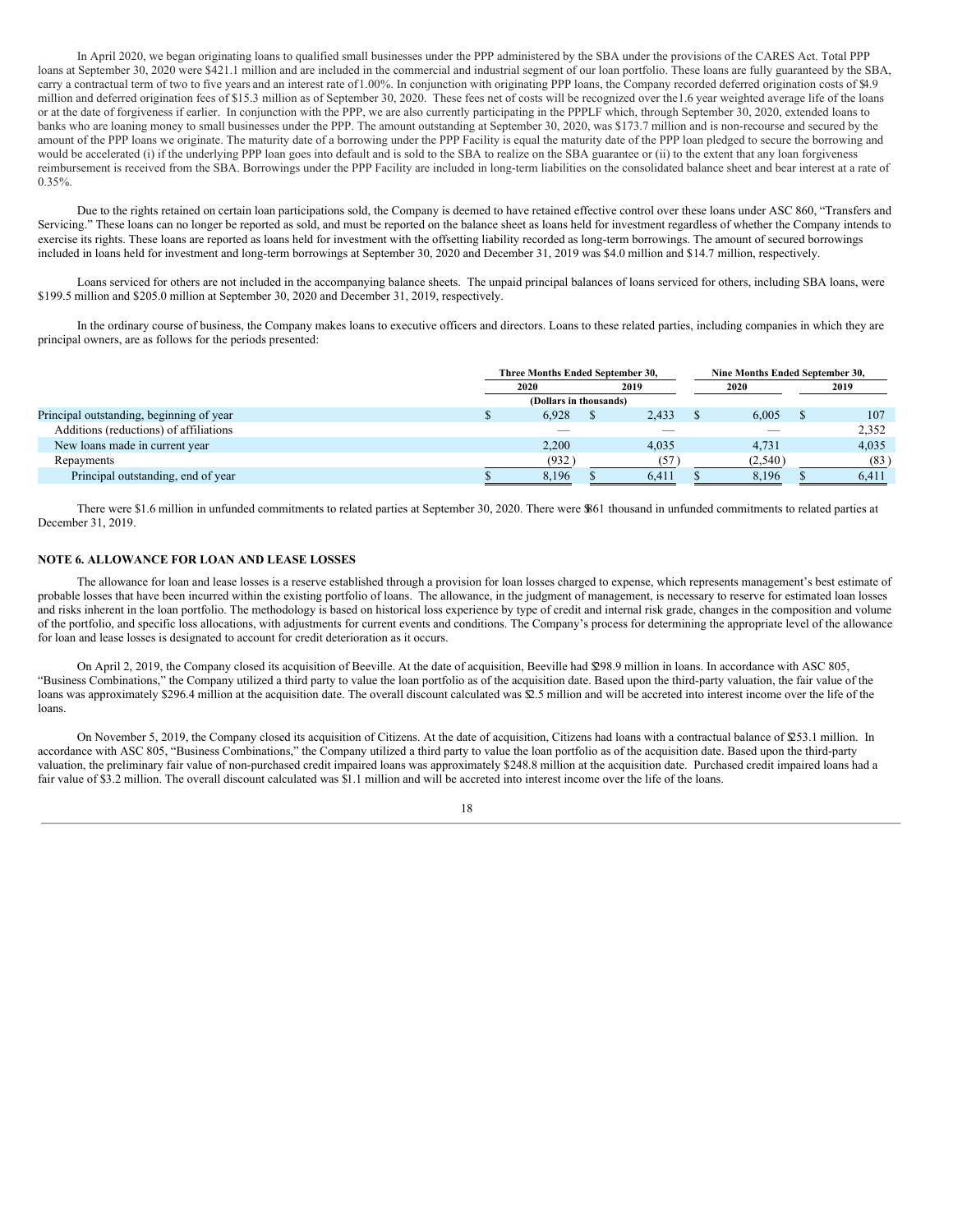In April 2020, we began originating loans to qualified small businesses under the PPP administered by the SBA under the provisions of the CARES Act. Total PPP loans at September 30, 2020 were $421.1 million and are included in the commercial and industrial segment of our loan portfolio. These loans are fully guaranteed by the SBA, carry a contractual term of two to five years and an interest rate of 1.00%. In conjunction with originating PPP loans, the Company recorded deferred origination costs of $4.9 million and deferred origination fees of $15.3 million as of September 30, 2020. These fees net of costs will be recognized over the 1.6 year weighted average life of the loans or at the date of forgiveness if earlier. In conjunction with the PPP, we are also currently participating in the PPPLF which, through September 30, 2020, extended loans to banks who are loaning money to small businesses under the PPP. The amount outstanding at September 30, 2020, was $173.7 million and is non-recourse and secured by the amount of the PPP loans we originate. The maturity date of a borrowing under the PPP Facility is equal the maturity date of the PPP loan pledged to secure the borrowing and would be accelerated (i) if the underlying PPP loan goes into default and is sold to the SBA to realize on the SBA guarantee or (ii) to the extent that any loan forgiveness reimbursement is received from the SBA. Borrowings under the PPP Facility are included in long-term liabilities on the consolidated balance sheet and bear interest at a rate of 0.35%.

Due to the rights retained on certain loan participations sold, the Company is deemed to have retained effective control over these loans under ASC 860, "Transfers and Servicing." These loans can no longer be reported as sold, and must be reported on the balance sheet as loans held for investment regardless of whether the Company intends to exercise its rights. These loans are reported as loans held for investment with the offsetting liability recorded as long-term borrowings. The amount of secured borrowings included in loans held for investment and long-term borrowings at September 30, 2020 and December 31, 2019 was $4.0 million and $14.7 million, respectively.

Loans serviced for others are not included in the accompanying balance sheets. The unpaid principal balances of loans serviced for others, including SBA loans, were $199.5 million and $205.0 million at September 30, 2020 and December 31, 2019, respectively.

In the ordinary course of business, the Company makes loans to executive officers and directors. Loans to these related parties, including companies in which they are principal owners, are as follows for the periods presented:

| | Three Months Ended September 30, | | Nine Months Ended September 30, | |
|---|---|---|---|---|
| | 2020 | 2019 | 2020 | 2019 |
| | (Dollars in thousands) | | | |
| Principal outstanding, beginning of year | $ 6,928 | $ 2,433 | $ 6,005 | $ 107 |
| Additions (reductions) of affiliations | — | — | — | 2,352 |
| New loans made in current year | 2,200 | 4,035 | 4,731 | 4,035 |
| Repayments | (932) | (57) | (2,540) | (83) |
| Principal outstanding, end of year | $ 8,196 | $ 6,411 | $ 8,196 | $ 6,411 |

There were $1.6 million in unfunded commitments to related parties at September 30, 2020. There were $861 thousand in unfunded commitments to related parties at December 31, 2019.

## NOTE 6. ALLOWANCE FOR LOAN AND LEASE LOSSES

The allowance for loan and lease losses is a reserve established through a provision for loan losses charged to expense, which represents management's best estimate of probable losses that have been incurred within the existing portfolio of loans. The allowance, in the judgment of management, is necessary to reserve for estimated loan losses and risks inherent in the loan portfolio. The methodology is based on historical loss experience by type of credit and internal risk grade, changes in the composition and volume of the portfolio, and specific loss allocations, with adjustments for current events and conditions. The Company's process for determining the appropriate level of the allowance for loan and lease losses is designated to account for credit deterioration as it occurs.

On April 2, 2019, the Company closed its acquisition of Beeville. At the date of acquisition, Beeville had $298.9 million in loans. In accordance with ASC 805, "Business Combinations," the Company utilized a third party to value the loan portfolio as of the acquisition date. Based upon the third-party valuation, the fair value of the loans was approximately $296.4 million at the acquisition date. The overall discount calculated was $2.5 million and will be accreted into interest income over the life of the loans.

On November 5, 2019, the Company closed its acquisition of Citizens. At the date of acquisition, Citizens had loans with a contractual balance of $253.1 million. In accordance with ASC 805, "Business Combinations," the Company utilized a third party to value the loan portfolio as of the acquisition date. Based upon the third-party valuation, the preliminary fair value of non-purchased credit impaired loans was approximately $248.8 million at the acquisition date. Purchased credit impaired loans had a fair value of $3.2 million. The overall discount calculated was $1.1 million and will be accreted into interest income over the life of the loans.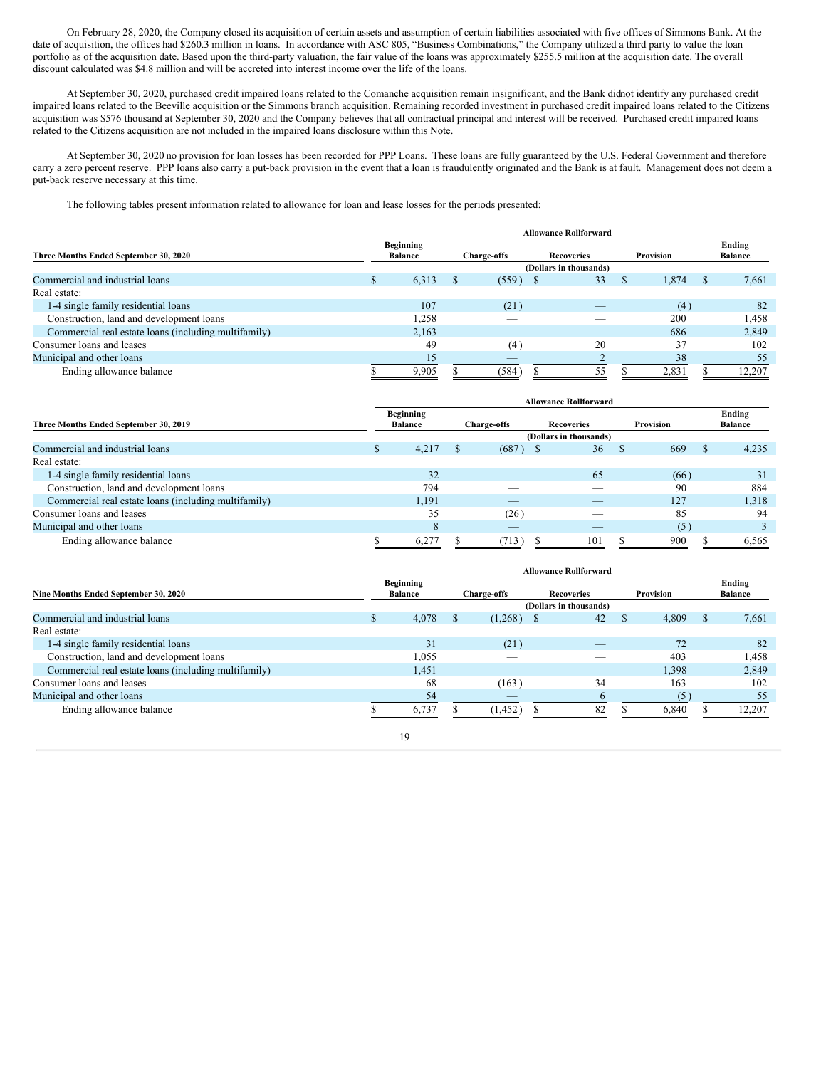On February 28, 2020, the Company closed its acquisition of certain assets and assumption of certain liabilities associated with five offices of Simmons Bank. At the date of acquisition, the offices had $260.3 million in loans. In accordance with ASC 805, "Business Combinations," the Company utilized a third party to value the loan portfolio as of the acquisition date. Based upon the third-party valuation, the fair value of the loans was approximately $255.5 million at the acquisition date. The overall discount calculated was $4.8 million and will be accreted into interest income over the life of the loans.

At September 30, 2020, purchased credit impaired loans related to the Comanche acquisition remain insignificant, and the Bank didnot identify any purchased credit impaired loans related to the Beeville acquisition or the Simmons branch acquisition. Remaining recorded investment in purchased credit impaired loans related to the Citizens acquisition was $576 thousand at September 30, 2020 and the Company believes that all contractual principal and interest will be received. Purchased credit impaired loans related to the Citizens acquisition are not included in the impaired loans disclosure within this Note.

At September 30, 2020 no provision for loan losses has been recorded for PPP Loans. These loans are fully guaranteed by the U.S. Federal Government and therefore carry a zero percent reserve. PPP loans also carry a put-back provision in the event that a loan is fraudulently originated and the Bank is at fault. Management does not deem a put-back reserve necessary at this time.

The following tables present information related to allowance for loan and lease losses for the periods presented:

| Three Months Ended September 30, 2020 | Allowance Rollforward | | | | |
|---|---|---|---|---|---|
| | Beginning Balance | Charge-offs | Recoveries | Provision | Ending Balance |
| | (Dollars in thousands) | | | | |
| Commercial and industrial loans | $ 6,313 | $ (559) | $ 33 | $ 1,874 | $ 7,661 |
| Real estate: | | | | | |
| 1-4 single family residential loans | 107 | (21) | — | (4) | 82 |
| Construction, land and development loans | 1,258 | — | — | 200 | 1,458 |
| Commercial real estate loans (including multifamily) | 2,163 | — | — | 686 | 2,849 |
| Consumer loans and leases | 49 | (4) | 20 | 37 | 102 |
| Municipal and other loans | 15 | — | 2 | 38 | 55 |
| Ending allowance balance | $ 9,905 | $ (584) | $ 55 | $ 2,831 | $ 12,207 |

| Three Months Ended September 30, 2019 | Allowance Rollforward | | | | |
|---|---|---|---|---|---|
| | Beginning Balance | Charge-offs | Recoveries | Provision | Ending Balance |
| | (Dollars in thousands) | | | | |
| Commercial and industrial loans | $ 4,217 | $ (687) | $ 36 | $ 669 | $ 4,235 |
| Real estate: | | | | | |
| 1-4 single family residential loans | 32 | — | 65 | (66) | 31 |
| Construction, land and development loans | 794 | — | — | 90 | 884 |
| Commercial real estate loans (including multifamily) | 1,191 | — | — | 127 | 1,318 |
| Consumer loans and leases | 35 | (26) | — | 85 | 94 |
| Municipal and other loans | 8 | — | — | (5) | 3 |
| Ending allowance balance | $ 6,277 | $ (713) | $ 101 | $ 900 | $ 6,565 |

| Nine Months Ended September 30, 2020 | Allowance Rollforward | | | | |
|---|---|---|---|---|---|
| | Beginning Balance | Charge-offs | Recoveries | Provision | Ending Balance |
| | (Dollars in thousands) | | | | |
| Commercial and industrial loans | $ 4,078 | $ (1,268) | $ 42 | $ 4,809 | $ 7,661 |
| Real estate: | | | | | |
| 1-4 single family residential loans | 31 | (21) | — | 72 | 82 |
| Construction, land and development loans | 1,055 | — | — | 403 | 1,458 |
| Commercial real estate loans (including multifamily) | 1,451 | — | — | 1,398 | 2,849 |
| Consumer loans and leases | 68 | (163) | 34 | 163 | 102 |
| Municipal and other loans | 54 | — | 6 | (5) | 55 |
| Ending allowance balance | $ 6,737 | $ (1,452) | $ 82 | $ 6,840 | $ 12,207 |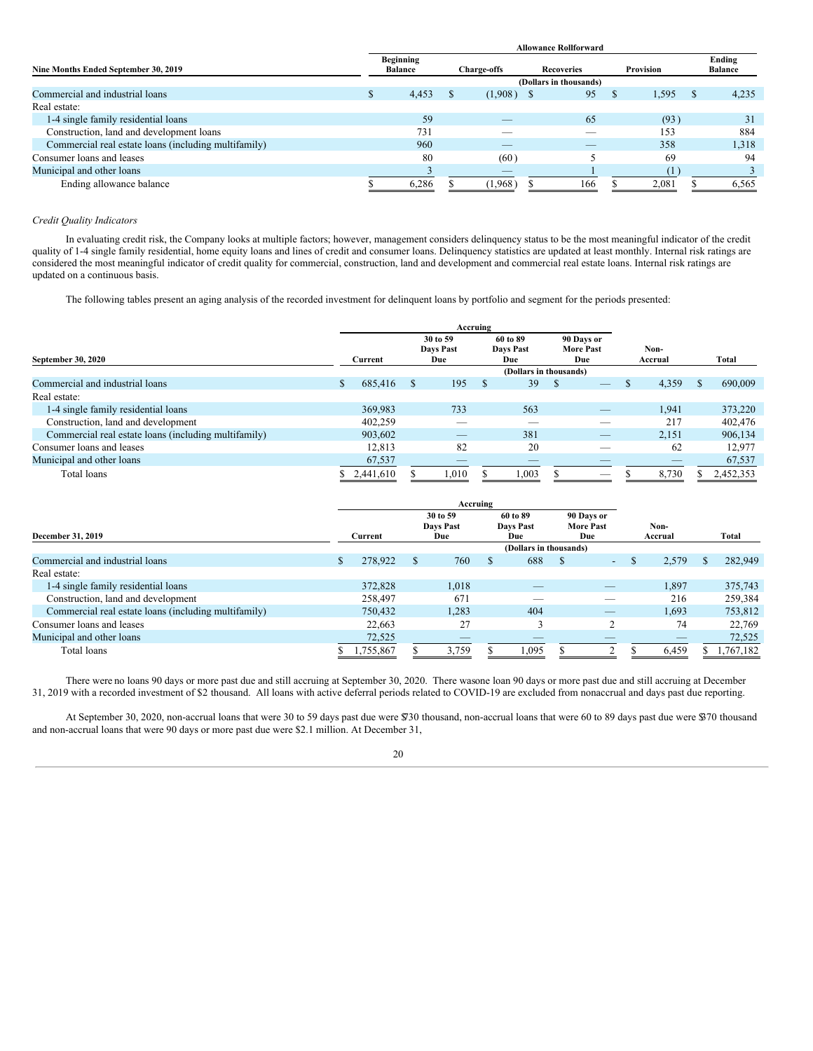| Nine Months Ended September 30, 2019 | Allowance Rollforward | | | | |
|---|---|---|---|---|---|
| | Beginning Balance | Charge-offs | Recoveries | Provision | Ending Balance |
| | (Dollars in thousands) | | | | |
| Commercial and industrial loans | $ 4,453 | $ (1,908) | $ 95 | $ 1,595 | $ 4,235 |
| Real estate: | | | | | |
| 1-4 single family residential loans | 59 | — | 65 | (93) | 31 |
| Construction, land and development loans | 731 | — | — | 153 | 884 |
| Commercial real estate loans (including multifamily) | 960 | — | — | 358 | 1,318 |
| Consumer loans and leases | 80 | (60) | 5 | 69 | 94 |
| Municipal and other loans | 3 | — | 1 | (1) | 3 |
| Ending allowance balance | $ 6,286 | $ (1,968) | $ 166 | $ 2,081 | $ 6,565 |

*Credit Quality Indicators*

In evaluating credit risk, the Company looks at multiple factors; however, management considers delinquency status to be the most meaningful indicator of the credit quality of 1-4 single family residential, home equity loans and lines of credit and consumer loans. Delinquency statistics are updated at least monthly. Internal risk ratings are considered the most meaningful indicator of credit quality for commercial, construction, land and development and commercial real estate loans. Internal risk ratings are updated on a continuous basis.

The following tables present an aging analysis of the recorded investment for delinquent loans by portfolio and segment for the periods presented:

| September 30, 2020 | Current | Accruing | | | Non-Accrual | Total |
|---|---|---|---|---|---|---|
| | | 30 to 59 Days Past Due | 60 to 89 Days Past Due | 90 Days or More Past Due | | |
| | (Dollars in thousands) | | | | | |
| Commercial and industrial loans | $ 685,416 | $ 195 | $ 39 | $ — | $ 4,359 | $ 690,009 |
| Real estate: | | | | | | |
| 1-4 single family residential loans | 369,983 | 733 | 563 | — | 1,941 | 373,220 |
| Construction, land and development | 402,259 | — | — | — | 217 | 402,476 |
| Commercial real estate loans (including multifamily) | 903,602 | — | 381 | — | 2,151 | 906,134 |
| Consumer loans and leases | 12,813 | 82 | 20 | — | 62 | 12,977 |
| Municipal and other loans | 67,537 | — | — | — | — | 67,537 |
| Total loans | $ 2,441,610 | $ 1,010 | $ 1,003 | $ — | $ 8,730 | $ 2,452,353 |

| December 31, 2019 | Current | Accruing | | | Non-Accrual | Total |
|---|---|---|---|---|---|---|
| | | 30 to 59 Days Past Due | 60 to 89 Days Past Due | 90 Days or More Past Due | | |
| | (Dollars in thousands) | | | | | |
| Commercial and industrial loans | $ 278,922 | $ 760 | $ 688 | $ - | $ 2,579 | $ 282,949 |
| Real estate: | | | | | | |
| 1-4 single family residential loans | 372,828 | 1,018 | — | — | 1,897 | 375,743 |
| Construction, land and development | 258,497 | 671 | — | — | 216 | 259,384 |
| Commercial real estate loans (including multifamily) | 750,432 | 1,283 | 404 | — | 1,693 | 753,812 |
| Consumer loans and leases | 22,663 | 27 | 3 | 2 | 74 | 22,769 |
| Municipal and other loans | 72,525 | — | — | — | — | 72,525 |
| Total loans | $ 1,755,867 | $ 3,759 | $ 1,095 | $ 2 | $ 6,459 | $ 1,767,182 |

There were no loans 90 days or more past due and still accruing at September 30, 2020. There was one loan 90 days or more past due and still accruing at December 31, 2019 with a recorded investment of $2 thousand. All loans with active deferral periods related to COVID-19 are excluded from nonaccrual and days past due reporting.

At September 30, 2020, non-accrual loans that were 30 to 59 days past due were $730 thousand, non-accrual loans that were 60 to 89 days past due were $370 thousand and non-accrual loans that were 90 days or more past due were $2.1 million. At December 31,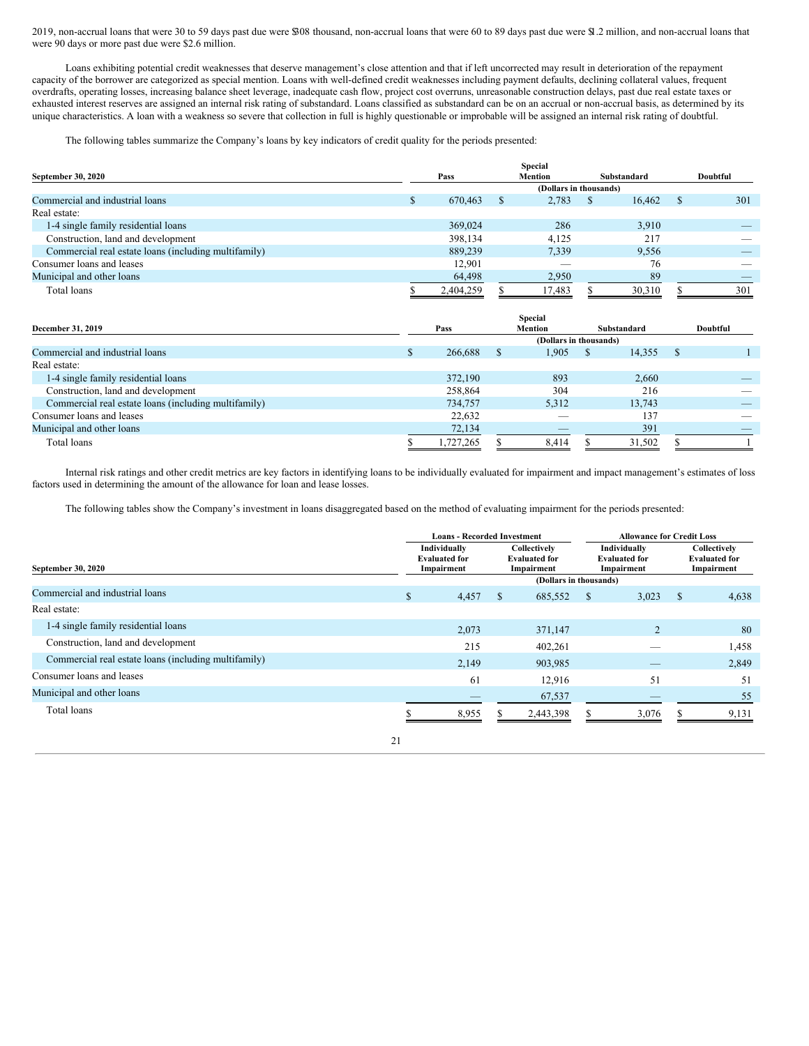2019, non-accrual loans that were 30 to 59 days past due were $308 thousand, non-accrual loans that were 60 to 89 days past due were $1.2 million, and non-accrual loans that were 90 days or more past due were $2.6 million.

Loans exhibiting potential credit weaknesses that deserve management's close attention and that if left uncorrected may result in deterioration of the repayment capacity of the borrower are categorized as special mention. Loans with well-defined credit weaknesses including payment defaults, declining collateral values, frequent overdrafts, operating losses, increasing balance sheet leverage, inadequate cash flow, project cost overruns, unreasonable construction delays, past due real estate taxes or exhausted interest reserves are assigned an internal risk rating of substandard. Loans classified as substandard can be on an accrual or non-accrual basis, as determined by its unique characteristics. A loan with a weakness so severe that collection in full is highly questionable or improbable will be assigned an internal risk rating of doubtful.

The following tables summarize the Company's loans by key indicators of credit quality for the periods presented:

| September 30, 2020 | Pass | Special Mention | Substandard | Doubtful |
|---|---|---|---|---|
| | (Dollars in thousands) | | | |
| Commercial and industrial loans | $ 670,463 | $ 2,783 | $ 16,462 | $ 301 |
| Real estate: | | | | |
| 1-4 single family residential loans | 369,024 | 286 | 3,910 | — |
| Construction, land and development | 398,134 | 4,125 | 217 | — |
| Commercial real estate loans (including multifamily) | 889,239 | 7,339 | 9,556 | — |
| Consumer loans and leases | 12,901 | — | 76 | — |
| Municipal and other loans | 64,498 | 2,950 | 89 | — |
| Total loans | $ 2,404,259 | $ 17,483 | $ 30,310 | $ 301 |

| December 31, 2019 | Pass | Special Mention | Substandard | Doubtful |
|---|---|---|---|---|
| | (Dollars in thousands) | | | |
| Commercial and industrial loans | $ 266,688 | $ 1,905 | $ 14,355 | $ 1 |
| Real estate: | | | | |
| 1-4 single family residential loans | 372,190 | 893 | 2,660 | — |
| Construction, land and development | 258,864 | 304 | 216 | — |
| Commercial real estate loans (including multifamily) | 734,757 | 5,312 | 13,743 | — |
| Consumer loans and leases | 22,632 | — | 137 | — |
| Municipal and other loans | 72,134 | — | 391 | — |
| Total loans | $ 1,727,265 | $ 8,414 | $ 31,502 | $ 1 |

Internal risk ratings and other credit metrics are key factors in identifying loans to be individually evaluated for impairment and impact management's estimates of loss factors used in determining the amount of the allowance for loan and lease losses.

The following tables show the Company's investment in loans disaggregated based on the method of evaluating impairment for the periods presented:

| | Loans - Recorded Investment | | Allowance for Credit Loss | |
|---|---|---|---|---|
| September 30, 2020 | Individually Evaluated for Impairment | Collectively Evaluated for Impairment | Individually Evaluated for Impairment | Collectively Evaluated for Impairment |
| | (Dollars in thousands) | | | |
| Commercial and industrial loans | $ 4,457 | $ 685,552 | $ 3,023 | $ 4,638 |
| Real estate: | | | | |
| 1-4 single family residential loans | 2,073 | 371,147 | 2 | 80 |
| Construction, land and development | 215 | 402,261 | — | 1,458 |
| Commercial real estate loans (including multifamily) | 2,149 | 903,985 | — | 2,849 |
| Consumer loans and leases | 61 | 12,916 | 51 | 51 |
| Municipal and other loans | — | 67,537 | — | 55 |
| Total loans | $ 8,955 | $ 2,443,398 | $ 3,076 | $ 9,131 |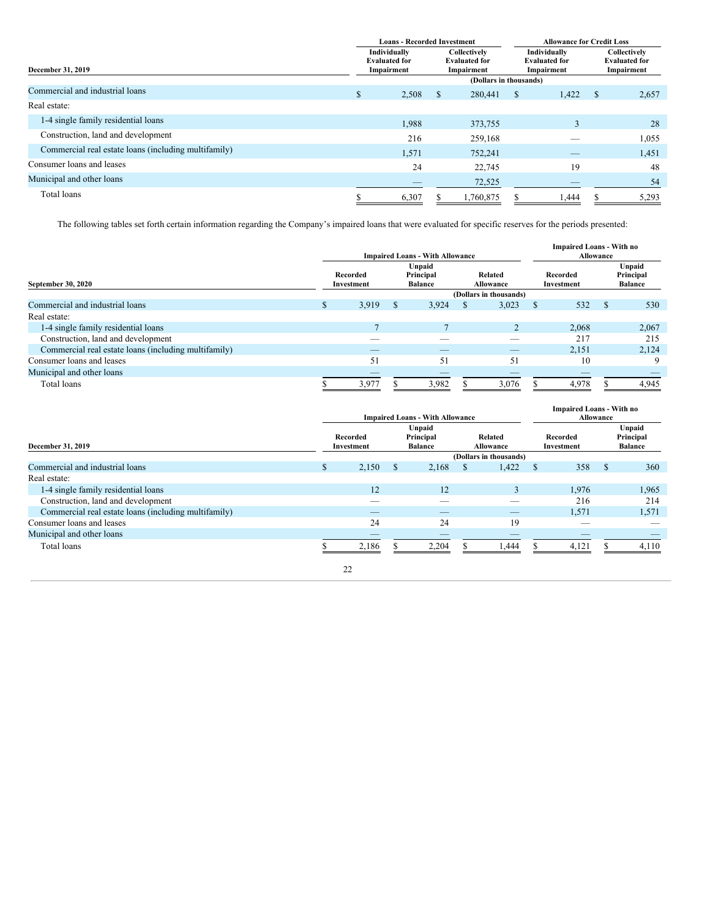| December 31, 2019 | Loans - Recorded Investment | | Allowance for Credit Loss | |
|---|---|---|---|---|
| | Individually Evaluated for Impairment | Collectively Evaluated for Impairment | Individually Evaluated for Impairment | Collectively Evaluated for Impairment |
| | (Dollars in thousands) | | | |
| Commercial and industrial loans | $ 2,508 | $ 280,441 | $ 1,422 | $ 2,657 |
| Real estate: | | | | |
| 1-4 single family residential loans | 1,988 | 373,755 | 3 | 28 |
| Construction, land and development | 216 | 259,168 | — | 1,055 |
| Commercial real estate loans (including multifamily) | 1,571 | 752,241 | — | 1,451 |
| Consumer loans and leases | 24 | 22,745 | 19 | 48 |
| Municipal and other loans | — | 72,525 | — | 54 |
| Total loans | $ 6,307 | $ 1,760,875 | $ 1,444 | $ 5,293 |

The following tables set forth certain information regarding the Company's impaired loans that were evaluated for specific reserves for the periods presented:

| September 30, 2020 | Impaired Loans - With Allowance | | | Impaired Loans - With no Allowance | |
|---|---|---|---|---|---|
| | Recorded Investment | Unpaid Principal Balance | Related Allowance | Recorded Investment | Unpaid Principal Balance |
| | (Dollars in thousands) | | | | |
| Commercial and industrial loans | $ 3,919 | $ 3,924 | $ 3,023 | $ 532 | $ 530 |
| Real estate: | | | | | |
| 1-4 single family residential loans | 7 | 7 | 2 | 2,068 | 2,067 |
| Construction, land and development | — | — | — | 217 | 215 |
| Commercial real estate loans (including multifamily) | — | — | — | 2,151 | 2,124 |
| Consumer loans and leases | 51 | 51 | 51 | 10 | 9 |
| Municipal and other loans | — | — | — | — | — |
| Total loans | $ 3,977 | $ 3,982 | $ 3,076 | $ 4,978 | $ 4,945 |

| December 31, 2019 | Impaired Loans - With Allowance | | | Impaired Loans - With no Allowance | |
|---|---|---|---|---|---|
| | Recorded Investment | Unpaid Principal Balance | Related Allowance | Recorded Investment | Unpaid Principal Balance |
| | (Dollars in thousands) | | | | |
| Commercial and industrial loans | $ 2,150 | $ 2,168 | $ 1,422 | $ 358 | $ 360 |
| Real estate: | | | | | |
| 1-4 single family residential loans | 12 | 12 | 3 | 1,976 | 1,965 |
| Construction, land and development | — | — | — | 216 | 214 |
| Commercial real estate loans (including multifamily) | — | — | — | 1,571 | 1,571 |
| Consumer loans and leases | 24 | 24 | 19 | — | — |
| Municipal and other loans | — | — | — | — | — |
| Total loans | $ 2,186 | $ 2,204 | $ 1,444 | $ 4,121 | $ 4,110 |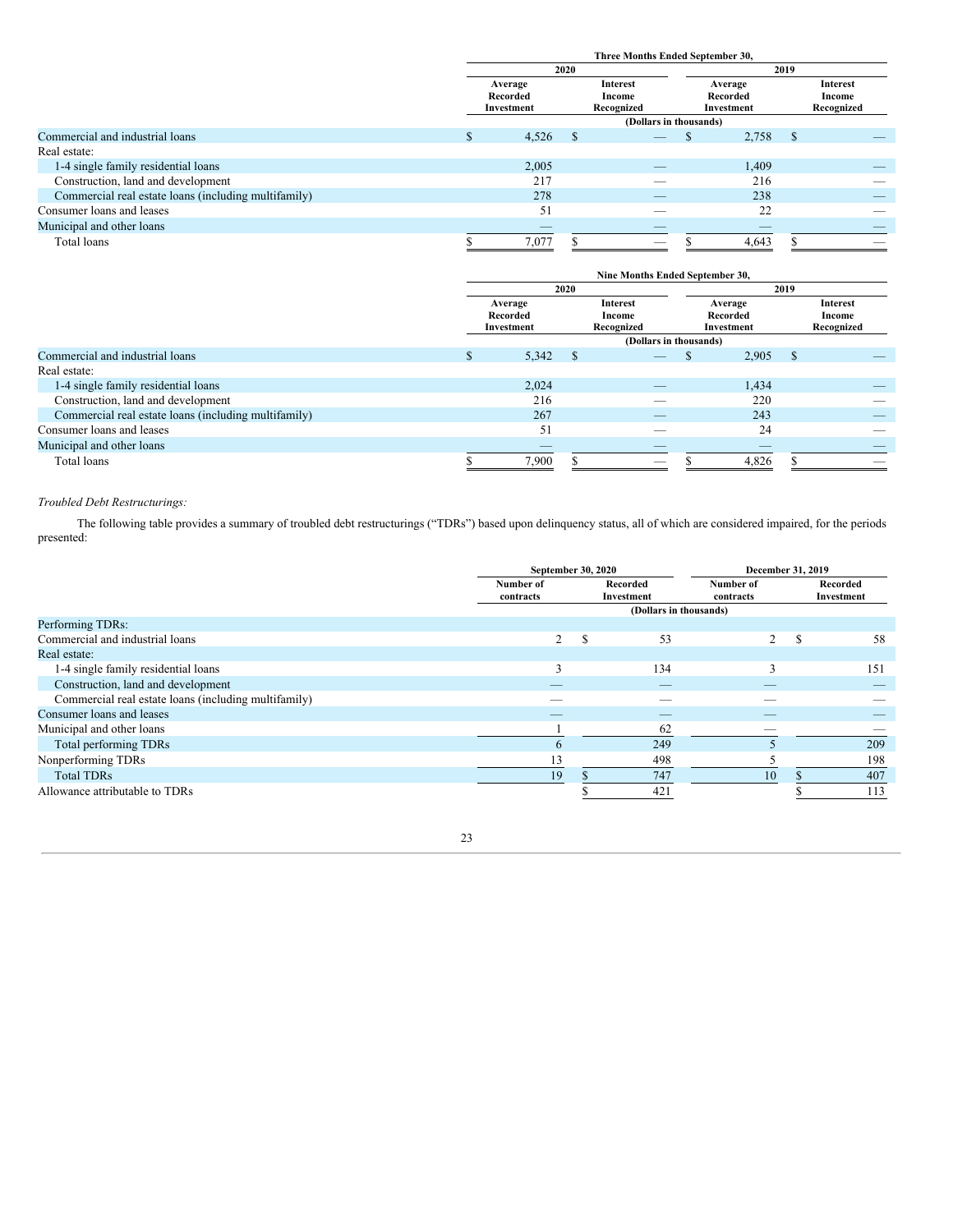| | Three Months Ended September 30, | | | |
|---|---|---|---|---|
| | 2020 | | 2019 | |
| | Average Recorded Investment | Interest Income Recognized | Average Recorded Investment | Interest Income Recognized |
| | (Dollars in thousands) | | | |
| Commercial and industrial loans | $ 4,526 | $ — | $ 2,758 | $ — |
| Real estate: | | | | |
| 1-4 single family residential loans | 2,005 | — | 1,409 | — |
| Construction, land and development | 217 | — | 216 | — |
| Commercial real estate loans (including multifamily) | 278 | — | 238 | — |
| Consumer loans and leases | 51 | — | 22 | — |
| Municipal and other loans | — | — | — | — |
| Total loans | $ 7,077 | $ — | $ 4,643 | $ — |

| | Nine Months Ended September 30, | | | |
|---|---|---|---|---|
| | 2020 | | 2019 | |
| | Average Recorded Investment | Interest Income Recognized | Average Recorded Investment | Interest Income Recognized |
| | (Dollars in thousands) | | | |
| Commercial and industrial loans | $ 5,342 | $ — | $ 2,905 | $ — |
| Real estate: | | | | |
| 1-4 single family residential loans | 2,024 | — | 1,434 | — |
| Construction, land and development | 216 | — | 220 | — |
| Commercial real estate loans (including multifamily) | 267 | — | 243 | — |
| Consumer loans and leases | 51 | — | 24 | — |
| Municipal and other loans | — | — | — | — |
| Total loans | $ 7,900 | $ — | $ 4,826 | $ — |

*Troubled Debt Restructurings:*

The following table provides a summary of troubled debt restructurings ("TDRs") based upon delinquency status, all of which are considered impaired, for the periods presented:

| | September 30, 2020 | | December 31, 2019 | |
|---|---|---|---|---|
| | Number of contracts | Recorded Investment | Number of contracts | Recorded Investment |
| | (Dollars in thousands) | | | |
| Performing TDRs: | | | | |
| Commercial and industrial loans | 2 | $ 53 | 2 | $ 58 |
| Real estate: | | | | |
| 1-4 single family residential loans | 3 | 134 | 3 | 151 |
| Construction, land and development | — | — | — | — |
| Commercial real estate loans (including multifamily) | — | — | — | — |
| Consumer loans and leases | — | — | — | — |
| Municipal and other loans | 1 | 62 | — | — |
| Total performing TDRs | 6 | 249 | 5 | 209 |
| Nonperforming TDRs | 13 | 498 | 5 | 198 |
| Total TDRs | 19 | $ 747 | 10 | $ 407 |
| Allowance attributable to TDRs | | $ 421 | | $ 113 |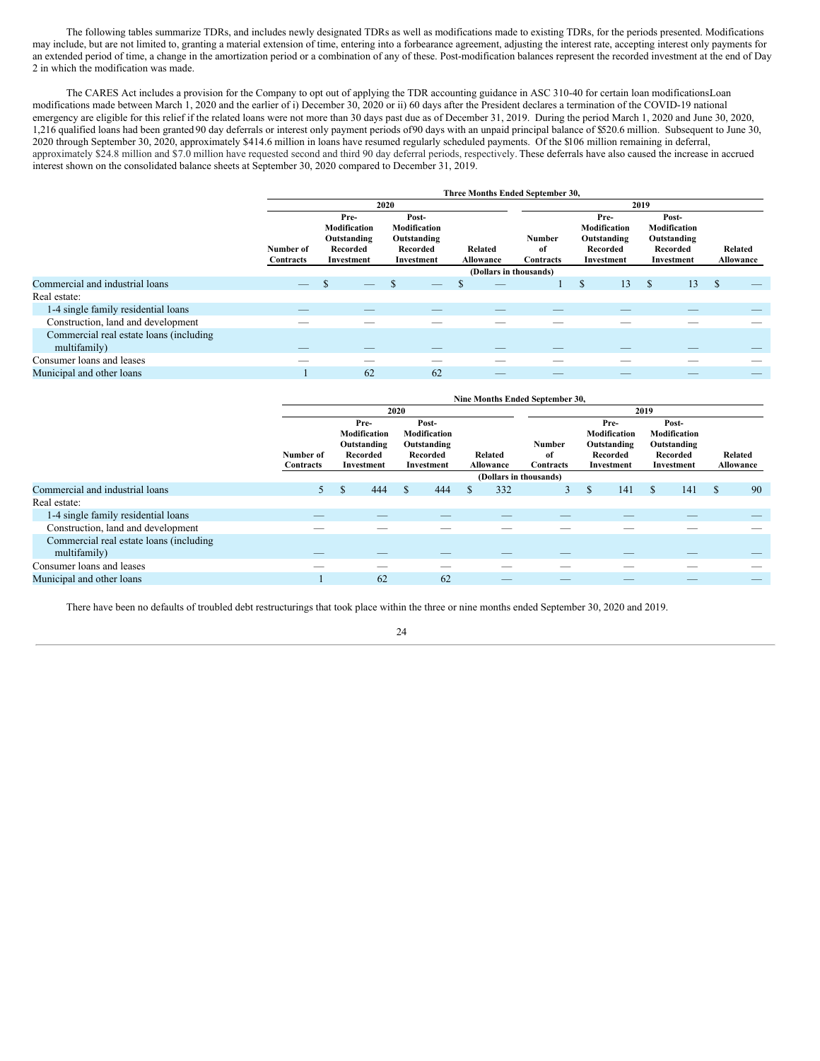The following tables summarize TDRs, and includes newly designated TDRs as well as modifications made to existing TDRs, for the periods presented. Modifications may include, but are not limited to, granting a material extension of time, entering into a forbearance agreement, adjusting the interest rate, accepting interest only payments for an extended period of time, a change in the amortization period or a combination of any of these. Post-modification balances represent the recorded investment at the end of Day 2 in which the modification was made.

The CARES Act includes a provision for the Company to opt out of applying the TDR accounting guidance in ASC 310-40 for certain loan modificationsLoan modifications made between March 1, 2020 and the earlier of i) December 30, 2020 or ii) 60 days after the President declares a termination of the COVID-19 national emergency are eligible for this relief if the related loans were not more than 30 days past due as of December 31, 2019. During the period March 1, 2020 and June 30, 2020, 1,216 qualified loans had been granted 90 day deferrals or interest only payment periods of90 days with an unpaid principal balance of $520.6 million. Subsequent to June 30, 2020 through September 30, 2020, approximately $414.6 million in loans have resumed regularly scheduled payments. Of the $106 million remaining in deferral, approximately $24.8 million and $7.0 million have requested second and third 90 day deferral periods, respectively. These deferrals have also caused the increase in accrued interest shown on the consolidated balance sheets at September 30, 2020 compared to December 31, 2019.

| | Three Months Ended September 30, | | | | | | | |
|---|---|---|---|---|---|---|---|---|
| | 2020 | | | | 2019 | | | |
| | Number of Contracts | Pre-Modification Outstanding Recorded Investment | Post-Modification Outstanding Recorded Investment | Related Allowance | Number of Contracts | Pre-Modification Outstanding Recorded Investment | Post-Modification Outstanding Recorded Investment | Related Allowance |
| | (Dollars in thousands) | | | | | | | |
| Commercial and industrial loans | — | $ — | $ — | $ — | 1 | $ 13 | $ 13 | $ — |
| Real estate: | | | | | | | | |
| 1-4 single family residential loans | — | — | — | — | — | — | — | — |
| Construction, land and development | — | — | — | — | — | — | — | — |
| Commercial real estate loans (including multifamily) | — | — | — | — | — | — | — | — |
| Consumer loans and leases | — | — | — | — | — | — | — | — |
| Municipal and other loans | 1 | 62 | 62 | — | — | — | — | — |

| | Nine Months Ended September 30, | | | | | | | |
|---|---|---|---|---|---|---|---|---|
| | 2020 | | | | 2019 | | | |
| | Number of Contracts | Pre-Modification Outstanding Recorded Investment | Post-Modification Outstanding Recorded Investment | Related Allowance | Number of Contracts | Pre-Modification Outstanding Recorded Investment | Post-Modification Outstanding Recorded Investment | Related Allowance |
| | (Dollars in thousands) | | | | | | | |
| Commercial and industrial loans | 5 | $ 444 | $ 444 | $ 332 | 3 | $ 141 | $ 141 | $ 90 |
| Real estate: | | | | | | | | |
| 1-4 single family residential loans | — | — | — | — | — | — | — | — |
| Construction, land and development | — | — | — | — | — | — | — | — |
| Commercial real estate loans (including multifamily) | — | — | — | — | — | — | — | — |
| Consumer loans and leases | — | — | — | — | — | — | — | — |
| Municipal and other loans | 1 | 62 | 62 | — | — | — | — | — |

There have been no defaults of troubled debt restructurings that took place within the three or nine months ended September 30, 2020 and 2019.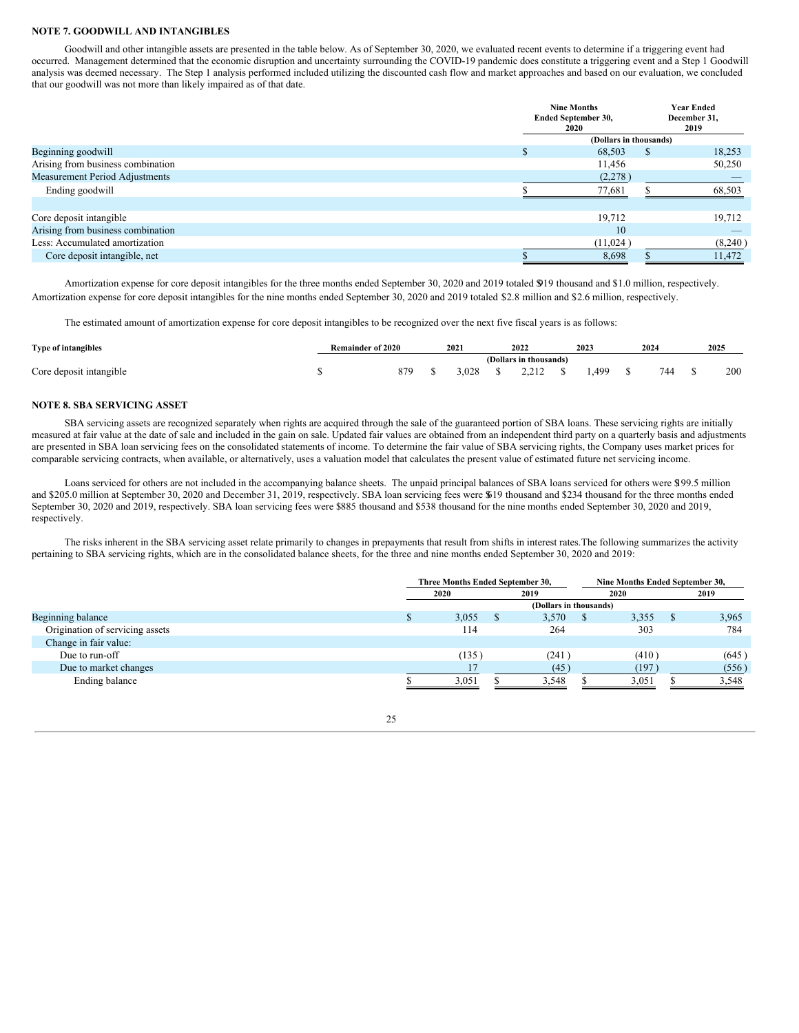## NOTE 7. GOODWILL AND INTANGIBLES

Goodwill and other intangible assets are presented in the table below. As of September 30, 2020, we evaluated recent events to determine if a triggering event had occurred. Management determined that the economic disruption and uncertainty surrounding the COVID-19 pandemic does constitute a triggering event and a Step 1 Goodwill analysis was deemed necessary. The Step 1 analysis performed included utilizing the discounted cash flow and market approaches and based on our evaluation, we concluded that our goodwill was not more than likely impaired as of that date.

| | Nine Months Ended September 30, 2020 | Year Ended December 31, 2019 |
|---|---|---|
| | (Dollars in thousands) | |
| Beginning goodwill | $ 68,503 | $ 18,253 |
| Arising from business combination | 11,456 | 50,250 |
| Measurement Period Adjustments | (2,278) | — |
| Ending goodwill | $ 77,681 | $ 68,503 |
| | | |
| Core deposit intangible | 19,712 | 19,712 |
| Arising from business combination | 10 | — |
| Less: Accumulated amortization | (11,024) | (8,240) |
| Core deposit intangible, net | $ 8,698 | $ 11,472 |

Amortization expense for core deposit intangibles for the three months ended September 30, 2020 and 2019 totaled $919 thousand and $1.0 million, respectively. Amortization expense for core deposit intangibles for the nine months ended September 30, 2020 and 2019 totaled $2.8 million and $2.6 million, respectively.

The estimated amount of amortization expense for core deposit intangibles to be recognized over the next five fiscal years is as follows:

| Type of intangibles | Remainder of 2020 | 2021 | 2022 | 2023 | 2024 | 2025 |
|---|---|---|---|---|---|---|
| | (Dollars in thousands) | | | | | |
| Core deposit intangible | $ 879 | $ 3,028 | $ 2,212 | $ 1,499 | $ 744 | $ 200 |

## NOTE 8. SBA SERVICING ASSET

SBA servicing assets are recognized separately when rights are acquired through the sale of the guaranteed portion of SBA loans. These servicing rights are initially measured at fair value at the date of sale and included in the gain on sale. Updated fair values are obtained from an independent third party on a quarterly basis and adjustments are presented in SBA loan servicing fees on the consolidated statements of income. To determine the fair value of SBA servicing rights, the Company uses market prices for comparable servicing contracts, when available, or alternatively, uses a valuation model that calculates the present value of estimated future net servicing income.

Loans serviced for others are not included in the accompanying balance sheets. The unpaid principal balances of SBA loans serviced for others were $199.5 million and $205.0 million at September 30, 2020 and December 31, 2019, respectively. SBA loan servicing fees were $619 thousand and $234 thousand for the three months ended September 30, 2020 and 2019, respectively. SBA loan servicing fees were $885 thousand and $538 thousand for the nine months ended September 30, 2020 and 2019, respectively.

The risks inherent in the SBA servicing asset relate primarily to changes in prepayments that result from shifts in interest rates.The following summarizes the activity pertaining to SBA servicing rights, which are in the consolidated balance sheets, for the three and nine months ended September 30, 2020 and 2019:

| | Three Months Ended September 30, | | Nine Months Ended September 30, | |
|---|---|---|---|---|
| | 2020 | 2019 | 2020 | 2019 |
| | (Dollars in thousands) | | | |
| Beginning balance | $ 3,055 | $ 3,570 | $ 3,355 | $ 3,965 |
| Origination of servicing assets | 114 | 264 | 303 | 784 |
| Change in fair value: | | | | |
| Due to run-off | (135) | (241) | (410) | (645) |
| Due to market changes | 17 | (45) | (197) | (556) |
| Ending balance | $ 3,051 | $ 3,548 | $ 3,051 | $ 3,548 |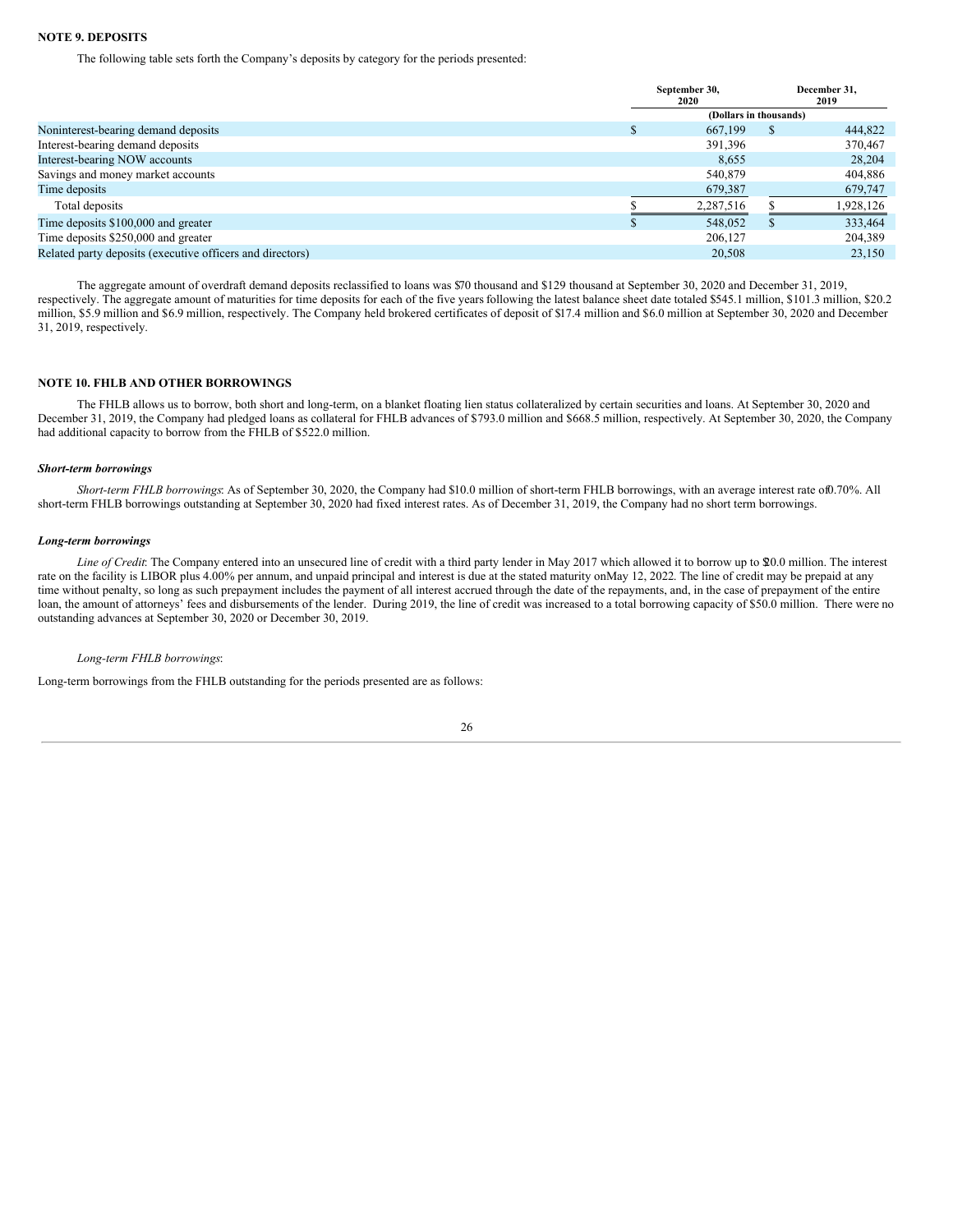**NOTE 9. DEPOSITS**

The following table sets forth the Company's deposits by category for the periods presented:

| | September 30, 2020 | December 31, 2019 |
|---|---|---|
| | (Dollars in thousands) | |
| Noninterest-bearing demand deposits | $ 667,199 | $ 444,822 |
| Interest-bearing demand deposits | 391,396 | 370,467 |
| Interest-bearing NOW accounts | 8,655 | 28,204 |
| Savings and money market accounts | 540,879 | 404,886 |
| Time deposits | 679,387 | 679,747 |
| Total deposits | $ 2,287,516 | $ 1,928,126 |
| Time deposits $100,000 and greater | $ 548,052 | $ 333,464 |
| Time deposits $250,000 and greater | 206,127 | 204,389 |
| Related party deposits (executive officers and directors) | 20,508 | 23,150 |

The aggregate amount of overdraft demand deposits reclassified to loans was $70 thousand and $129 thousand at September 30, 2020 and December 31, 2019, respectively. The aggregate amount of maturities for time deposits for each of the five years following the latest balance sheet date totaled $545.1 million, $101.3 million, $20.2 million, $5.9 million and $6.9 million, respectively. The Company held brokered certificates of deposit of $17.4 million and $6.0 million at September 30, 2020 and December 31, 2019, respectively.

**NOTE 10. FHLB AND OTHER BORROWINGS**

The FHLB allows us to borrow, both short and long-term, on a blanket floating lien status collateralized by certain securities and loans. At September 30, 2020 and December 31, 2019, the Company had pledged loans as collateral for FHLB advances of $793.0 million and $668.5 million, respectively. At September 30, 2020, the Company had additional capacity to borrow from the FHLB of $522.0 million.

***Short-term borrowings***

*Short-term FHLB borrowings*: As of September 30, 2020, the Company had $10.0 million of short-term FHLB borrowings, with an average interest rate of 0.70%. All short-term FHLB borrowings outstanding at September 30, 2020 had fixed interest rates. As of December 31, 2019, the Company had no short term borrowings.

***Long-term borrowings***

*Line of Credit*: The Company entered into an unsecured line of credit with a third party lender in May 2017 which allowed it to borrow up to $20.0 million. The interest rate on the facility is LIBOR plus 4.00% per annum, and unpaid principal and interest is due at the stated maturity on May 12, 2022. The line of credit may be prepaid at any time without penalty, so long as such prepayment includes the payment of all interest accrued through the date of the repayments, and, in the case of prepayment of the entire loan, the amount of attorneys' fees and disbursements of the lender. During 2019, the line of credit was increased to a total borrowing capacity of $50.0 million. There were no outstanding advances at September 30, 2020 or December 30, 2019.

*Long-term FHLB borrowings*:

Long-term borrowings from the FHLB outstanding for the periods presented are as follows: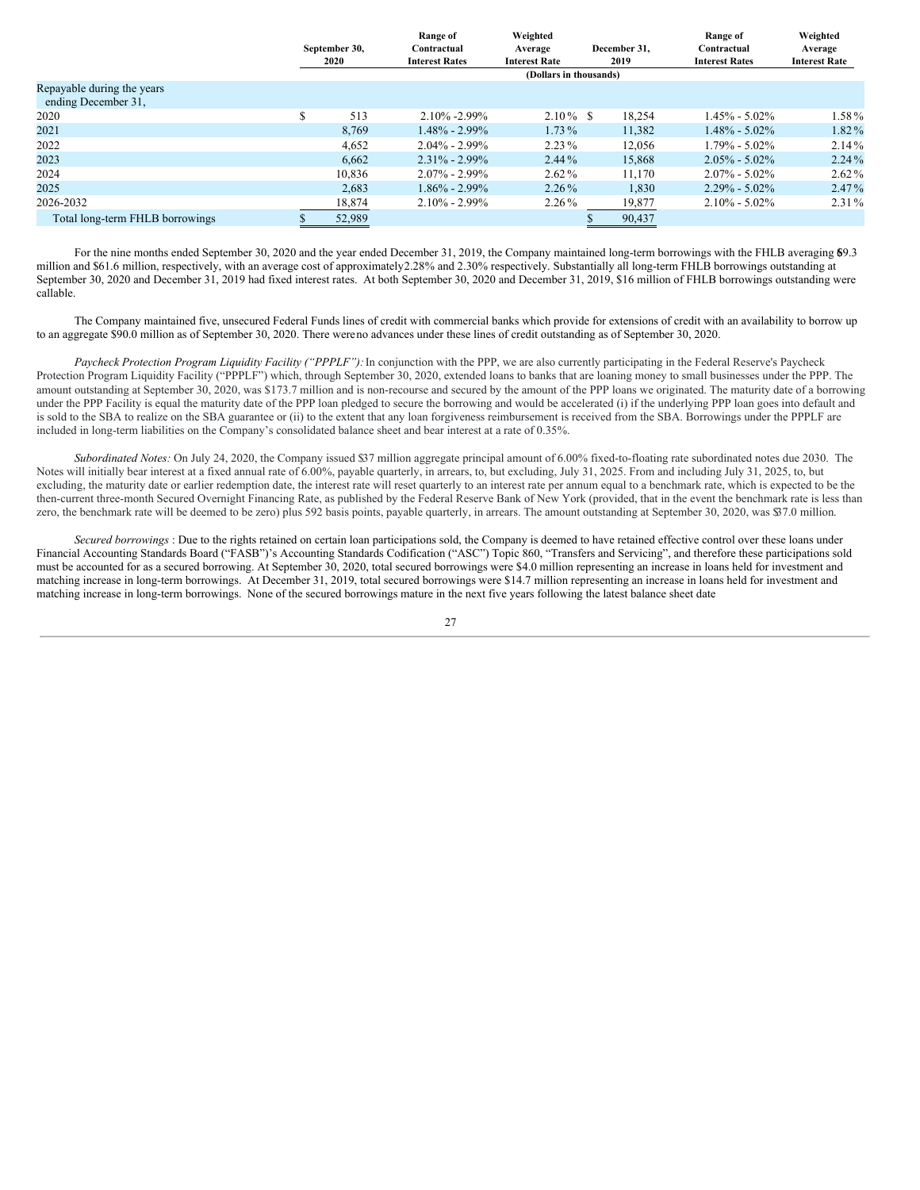| | September 30, 2020 | Range of Contractual Interest Rates | Weighted Average Interest Rate | December 31, 2019 | Range of Contractual Interest Rates | Weighted Average Interest Rate |
|---|---|---|---|---|---|---|
| | (Dollars in thousands) | | | | | |
| Repayable during the years ending December 31, | | | | | | |
| 2020 | $ 513 | 2.10% -2.99% | 2.10% | $ 18,254 | 1.45% - 5.02% | 1.58% |
| 2021 | 8,769 | 1.48% - 2.99% | 1.73% | 11,382 | 1.48% - 5.02% | 1.82% |
| 2022 | 4,652 | 2.04% - 2.99% | 2.23% | 12,056 | 1.79% - 5.02% | 2.14% |
| 2023 | 6,662 | 2.31% - 2.99% | 2.44% | 15,868 | 2.05% - 5.02% | 2.24% |
| 2024 | 10,836 | 2.07% - 2.99% | 2.62% | 11,170 | 2.07% - 5.02% | 2.62% |
| 2025 | 2,683 | 1.86% - 2.99% | 2.26% | 1,830 | 2.29% - 5.02% | 2.47% |
| 2026-2032 | 18,874 | 2.10% - 2.99% | 2.26% | 19,877 | 2.10% - 5.02% | 2.31% |
| Total long-term FHLB borrowings | $ 52,989 | | | $ 90,437 | | |

For the nine months ended September 30, 2020 and the year ended December 31, 2019, the Company maintained long-term borrowings with the FHLB averaging $69.3 million and $61.6 million, respectively, with an average cost of approximately 2.28% and 2.30% respectively. Substantially all long-term FHLB borrowings outstanding at September 30, 2020 and December 31, 2019 had fixed interest rates. At both September 30, 2020 and December 31, 2019, $16 million of FHLB borrowings outstanding were callable.

The Company maintained five, unsecured Federal Funds lines of credit with commercial banks which provide for extensions of credit with an availability to borrow up to an aggregate $90.0 million as of September 30, 2020. There were no advances under these lines of credit outstanding as of September 30, 2020.

*Paycheck Protection Program Liquidity Facility ("PPPLF"):* In conjunction with the PPP, we are also currently participating in the Federal Reserve's Paycheck Protection Program Liquidity Facility ("PPPLF") which, through September 30, 2020, extended loans to banks that are loaning money to small businesses under the PPP. The amount outstanding at September 30, 2020, was $173.7 million and is non-recourse and secured by the amount of the PPP loans we originated. The maturity date of a borrowing under the PPP Facility is equal the maturity date of the PPP loan pledged to secure the borrowing and would be accelerated (i) if the underlying PPP loan goes into default and is sold to the SBA to realize on the SBA guarantee or (ii) to the extent that any loan forgiveness reimbursement is received from the SBA. Borrowings under the PPPLF are included in long-term liabilities on the Company's consolidated balance sheet and bear interest at a rate of 0.35%.

*Subordinated Notes:* On July 24, 2020, the Company issued $37 million aggregate principal amount of 6.00% fixed-to-floating rate subordinated notes due 2030. The Notes will initially bear interest at a fixed annual rate of 6.00%, payable quarterly, in arrears, to, but excluding, July 31, 2025. From and including July 31, 2025, to, but excluding, the maturity date or earlier redemption date, the interest rate will reset quarterly to an interest rate per annum equal to a benchmark rate, which is expected to be the then-current three-month Secured Overnight Financing Rate, as published by the Federal Reserve Bank of New York (provided, that in the event the benchmark rate is less than zero, the benchmark rate will be deemed to be zero) plus 592 basis points, payable quarterly, in arrears. The amount outstanding at September 30, 2020, was $37.0 million.

*Secured borrowings* : Due to the rights retained on certain loan participations sold, the Company is deemed to have retained effective control over these loans under Financial Accounting Standards Board ("FASB")'s Accounting Standards Codification ("ASC") Topic 860, "Transfers and Servicing", and therefore these participations sold must be accounted for as a secured borrowing. At September 30, 2020, total secured borrowings were $4.0 million representing an increase in loans held for investment and matching increase in long-term borrowings. At December 31, 2019, total secured borrowings were $14.7 million representing an increase in loans held for investment and matching increase in long-term borrowings. None of the secured borrowings mature in the next five years following the latest balance sheet date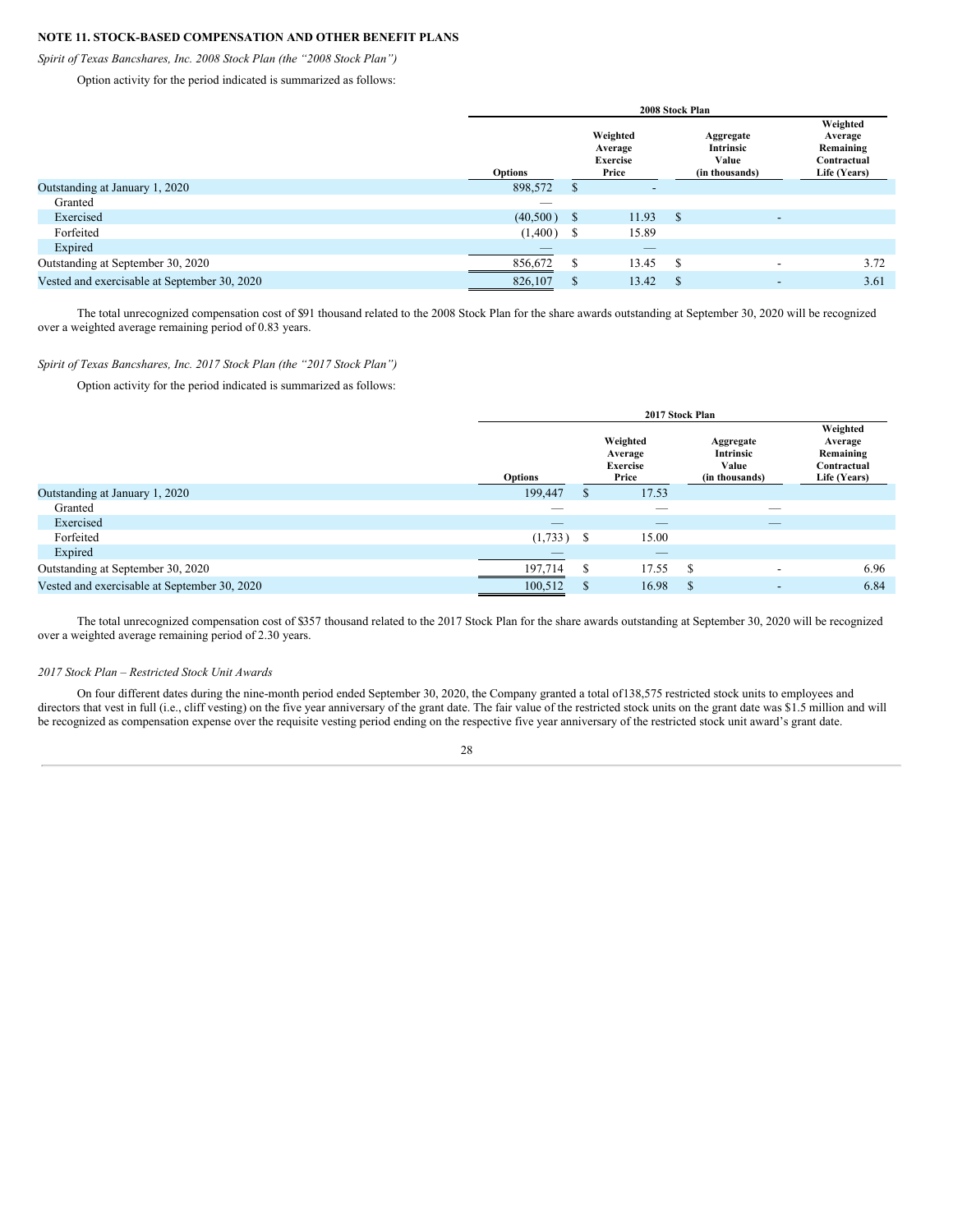## NOTE 11. STOCK-BASED COMPENSATION AND OTHER BENEFIT PLANS

*Spirit of Texas Bancshares, Inc. 2008 Stock Plan (the "2008 Stock Plan")*

Option activity for the period indicated is summarized as follows:

| | 2008 Stock Plan | | | |
|---|---|---|---|---|
| | Options | Weighted Average Exercise Price | Aggregate Intrinsic Value (in thousands) | Weighted Average Remaining Contractual Life (Years) |
| Outstanding at January 1, 2020 | 898,572 | $ - | | |
| Granted | — | | | |
| Exercised | (40,500) | $ 11.93 | $ - | |
| Forfeited | (1,400) | $ 15.89 | | |
| Expired | — | — | | |
| Outstanding at September 30, 2020 | 856,672 | $ 13.45 | $ - | 3.72 |
| Vested and exercisable at September 30, 2020 | 826,107 | $ 13.42 | $ - | 3.61 |

The total unrecognized compensation cost of $91 thousand related to the 2008 Stock Plan for the share awards outstanding at September 30, 2020 will be recognized over a weighted average remaining period of 0.83 years.

*Spirit of Texas Bancshares, Inc. 2017 Stock Plan (the "2017 Stock Plan")*

Option activity for the period indicated is summarized as follows:

| | 2017 Stock Plan | | | |
|---|---|---|---|---|
| | Options | Weighted Average Exercise Price | Aggregate Intrinsic Value (in thousands) | Weighted Average Remaining Contractual Life (Years) |
| Outstanding at January 1, 2020 | 199,447 | $ 17.53 | | |
| Granted | — | — | — | |
| Exercised | — | — | — | |
| Forfeited | (1,733) | $ 15.00 | | |
| Expired | — | — | | |
| Outstanding at September 30, 2020 | 197,714 | $ 17.55 | $ - | 6.96 |
| Vested and exercisable at September 30, 2020 | 100,512 | $ 16.98 | $ - | 6.84 |

The total unrecognized compensation cost of $357 thousand related to the 2017 Stock Plan for the share awards outstanding at September 30, 2020 will be recognized over a weighted average remaining period of 2.30 years.

*2017 Stock Plan – Restricted Stock Unit Awards*

On four different dates during the nine-month period ended September 30, 2020, the Company granted a total of 138,575 restricted stock units to employees and directors that vest in full (i.e., cliff vesting) on the five year anniversary of the grant date. The fair value of the restricted stock units on the grant date was $1.5 million and will be recognized as compensation expense over the requisite vesting period ending on the respective five year anniversary of the restricted stock unit award's grant date.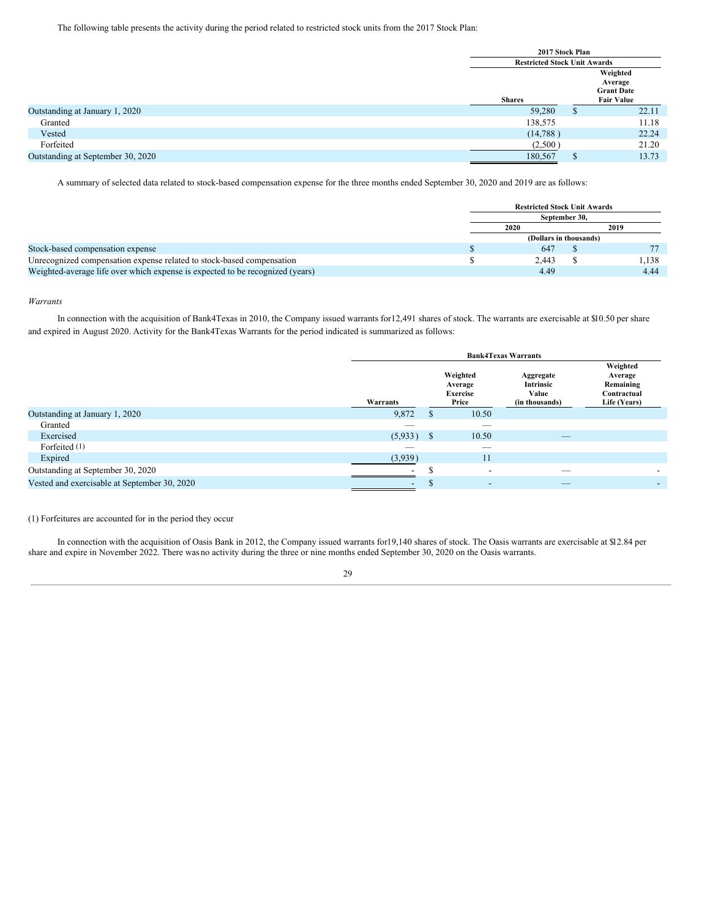The following table presents the activity during the period related to restricted stock units from the 2017 Stock Plan:

| | 2017 Stock Plan | |
|---|---|---|
| | Restricted Stock Unit Awards | |
| | Shares | Weighted Average Grant Date Fair Value |
| Outstanding at January 1, 2020 | 59,280 | $ 22.11 |
| Granted | 138,575 | 11.18 |
| Vested | (14,788 ) | 22.24 |
| Forfeited | (2,500 ) | 21.20 |
| Outstanding at September 30, 2020 | 180,567 | $ 13.73 |

A summary of selected data related to stock-based compensation expense for the three months ended September 30, 2020 and 2019 are as follows:

| | Restricted Stock Unit Awards | |
|---|---|---|
| | September 30, | |
| | 2020 | 2019 |
| | (Dollars in thousands) | |
| Stock-based compensation expense | $ 647 | $ 77 |
| Unrecognized compensation expense related to stock-based compensation | $ 2,443 | $ 1,138 |
| Weighted-average life over which expense is expected to be recognized (years) | 4.49 | 4.44 |

*Warrants*

In connection with the acquisition of Bank4Texas in 2010, the Company issued warrants for12,491 shares of stock. The warrants are exercisable at $10.50 per share and expired in August 2020. Activity for the Bank4Texas Warrants for the period indicated is summarized as follows:

| | Bank4Texas Warrants | | | |
|---|---|---|---|---|
| | Warrants | Weighted Average Exercise Price | Aggregate Intrinsic Value (in thousands) | Weighted Average Remaining Contractual Life (Years) |
| Outstanding at January 1, 2020 | 9,872 | $ 10.50 | | |
| Granted | — | — | | |
| Exercised | (5,933 ) | $ 10.50 | — | |
| Forfeited (1) | — | — | | |
| Expired | (3,939 ) | 11 | | |
| Outstanding at September 30, 2020 | - | $ - | — | - |
| Vested and exercisable at September 30, 2020 | - | $ - | — | - |

(1) Forfeitures are accounted for in the period they occur

In connection with the acquisition of Oasis Bank in 2012, the Company issued warrants for19,140 shares of stock. The Oasis warrants are exercisable at $12.84 per share and expire in November 2022. There wasno activity during the three or nine months ended September 30, 2020 on the Oasis warrants.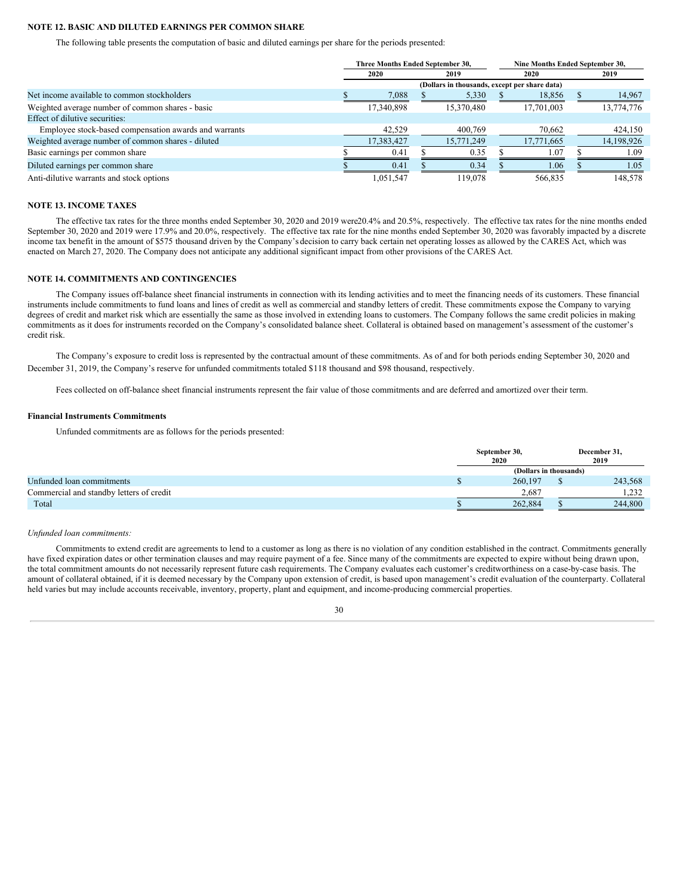**NOTE 12. BASIC AND DILUTED EARNINGS PER COMMON SHARE**

The following table presents the computation of basic and diluted earnings per share for the periods presented:

| | Three Months Ended September 30, | | Nine Months Ended September 30, | |
|---|---|---|---|---|
| | 2020 | 2019 | 2020 | 2019 |
| | (Dollars in thousands, except per share data) | | | |
| Net income available to common stockholders | $ 7,088 | $ 5,330 | $ 18,856 | $ 14,967 |
| Weighted average number of common shares - basic | 17,340,898 | 15,370,480 | 17,701,003 | 13,774,776 |
| Effect of dilutive securities: | | | | |
| Employee stock-based compensation awards and warrants | 42,529 | 400,769 | 70,662 | 424,150 |
| Weighted average number of common shares - diluted | 17,383,427 | 15,771,249 | 17,771,665 | 14,198,926 |
| Basic earnings per common share | $ 0.41 | $ 0.35 | $ 1.07 | $ 1.09 |
| Diluted earnings per common share | $ 0.41 | $ 0.34 | $ 1.06 | $ 1.05 |
| Anti-dilutive warrants and stock options | 1,051,547 | 119,078 | 566,835 | 148,578 |

**NOTE 13. INCOME TAXES**

The effective tax rates for the three months ended September 30, 2020 and 2019 were20.4% and 20.5%, respectively. The effective tax rates for the nine months ended September 30, 2020 and 2019 were 17.9% and 20.0%, respectively. The effective tax rate for the nine months ended September 30, 2020 was favorably impacted by a discrete income tax benefit in the amount of $575 thousand driven by the Company's decision to carry back certain net operating losses as allowed by the CARES Act, which was enacted on March 27, 2020. The Company does not anticipate any additional significant impact from other provisions of the CARES Act.

**NOTE 14. COMMITMENTS AND CONTINGENCIES**

The Company issues off-balance sheet financial instruments in connection with its lending activities and to meet the financing needs of its customers. These financial instruments include commitments to fund loans and lines of credit as well as commercial and standby letters of credit. These commitments expose the Company to varying degrees of credit and market risk which are essentially the same as those involved in extending loans to customers. The Company follows the same credit policies in making commitments as it does for instruments recorded on the Company's consolidated balance sheet. Collateral is obtained based on management's assessment of the customer's credit risk.

The Company's exposure to credit loss is represented by the contractual amount of these commitments. As of and for both periods ending September 30, 2020 and December 31, 2019, the Company's reserve for unfunded commitments totaled $118 thousand and $98 thousand, respectively.

Fees collected on off-balance sheet financial instruments represent the fair value of those commitments and are deferred and amortized over their term.

**Financial Instruments Commitments**

Unfunded commitments are as follows for the periods presented:

| | September 30, 2020 | December 31, 2019 |
|---|---|---|
| | (Dollars in thousands) | |
| Unfunded loan commitments | $ 260,197 | $ 243,568 |
| Commercial and standby letters of credit | 2,687 | 1,232 |
| Total | $ 262,884 | $ 244,800 |

*Unfunded loan commitments:*

Commitments to extend credit are agreements to lend to a customer as long as there is no violation of any condition established in the contract. Commitments generally have fixed expiration dates or other termination clauses and may require payment of a fee. Since many of the commitments are expected to expire without being drawn upon, the total commitment amounts do not necessarily represent future cash requirements. The Company evaluates each customer's creditworthiness on a case-by-case basis. The amount of collateral obtained, if it is deemed necessary by the Company upon extension of credit, is based upon management's credit evaluation of the counterparty. Collateral held varies but may include accounts receivable, inventory, property, plant and equipment, and income-producing commercial properties.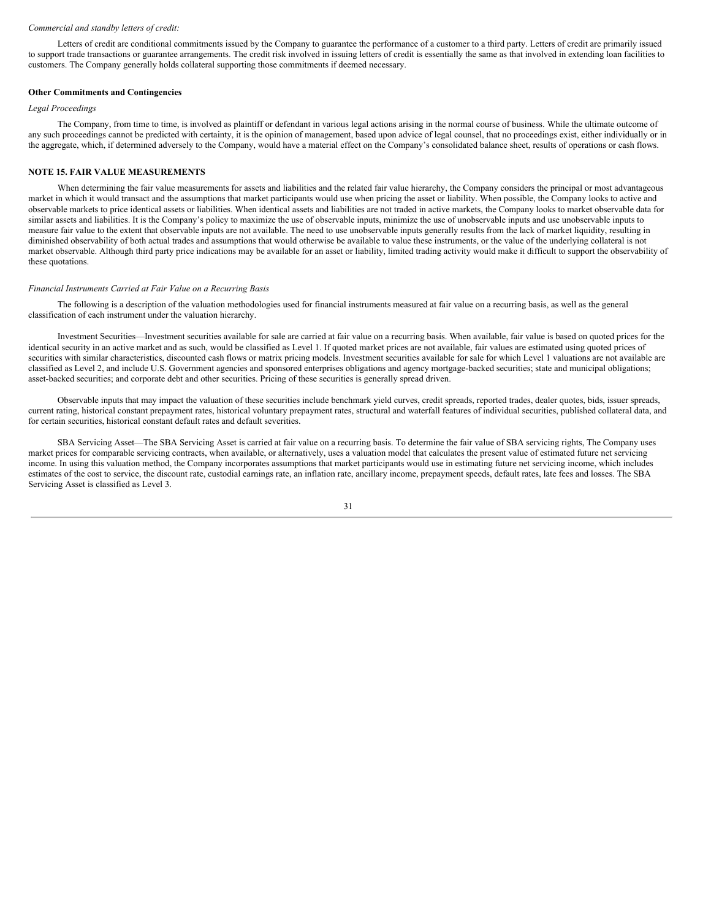*Commercial and standby letters of credit:*

Letters of credit are conditional commitments issued by the Company to guarantee the performance of a customer to a third party. Letters of credit are primarily issued to support trade transactions or guarantee arrangements. The credit risk involved in issuing letters of credit is essentially the same as that involved in extending loan facilities to customers. The Company generally holds collateral supporting those commitments if deemed necessary.

**Other Commitments and Contingencies**

*Legal Proceedings*

The Company, from time to time, is involved as plaintiff or defendant in various legal actions arising in the normal course of business. While the ultimate outcome of any such proceedings cannot be predicted with certainty, it is the opinion of management, based upon advice of legal counsel, that no proceedings exist, either individually or in the aggregate, which, if determined adversely to the Company, would have a material effect on the Company's consolidated balance sheet, results of operations or cash flows.

**NOTE 15. FAIR VALUE MEASUREMENTS**

When determining the fair value measurements for assets and liabilities and the related fair value hierarchy, the Company considers the principal or most advantageous market in which it would transact and the assumptions that market participants would use when pricing the asset or liability. When possible, the Company looks to active and observable markets to price identical assets or liabilities. When identical assets and liabilities are not traded in active markets, the Company looks to market observable data for similar assets and liabilities. It is the Company's policy to maximize the use of observable inputs, minimize the use of unobservable inputs and use unobservable inputs to measure fair value to the extent that observable inputs are not available. The need to use unobservable inputs generally results from the lack of market liquidity, resulting in diminished observability of both actual trades and assumptions that would otherwise be available to value these instruments, or the value of the underlying collateral is not market observable. Although third party price indications may be available for an asset or liability, limited trading activity would make it difficult to support the observability of these quotations.

*Financial Instruments Carried at Fair Value on a Recurring Basis*

The following is a description of the valuation methodologies used for financial instruments measured at fair value on a recurring basis, as well as the general classification of each instrument under the valuation hierarchy.

Investment Securities—Investment securities available for sale are carried at fair value on a recurring basis. When available, fair value is based on quoted prices for the identical security in an active market and as such, would be classified as Level 1. If quoted market prices are not available, fair values are estimated using quoted prices of securities with similar characteristics, discounted cash flows or matrix pricing models. Investment securities available for sale for which Level 1 valuations are not available are classified as Level 2, and include U.S. Government agencies and sponsored enterprises obligations and agency mortgage-backed securities; state and municipal obligations; asset-backed securities; and corporate debt and other securities. Pricing of these securities is generally spread driven.

Observable inputs that may impact the valuation of these securities include benchmark yield curves, credit spreads, reported trades, dealer quotes, bids, issuer spreads, current rating, historical constant prepayment rates, historical voluntary prepayment rates, structural and waterfall features of individual securities, published collateral data, and for certain securities, historical constant default rates and default severities.

SBA Servicing Asset—The SBA Servicing Asset is carried at fair value on a recurring basis. To determine the fair value of SBA servicing rights, The Company uses market prices for comparable servicing contracts, when available, or alternatively, uses a valuation model that calculates the present value of estimated future net servicing income. In using this valuation method, the Company incorporates assumptions that market participants would use in estimating future net servicing income, which includes estimates of the cost to service, the discount rate, custodial earnings rate, an inflation rate, ancillary income, prepayment speeds, default rates, late fees and losses. The SBA Servicing Asset is classified as Level 3.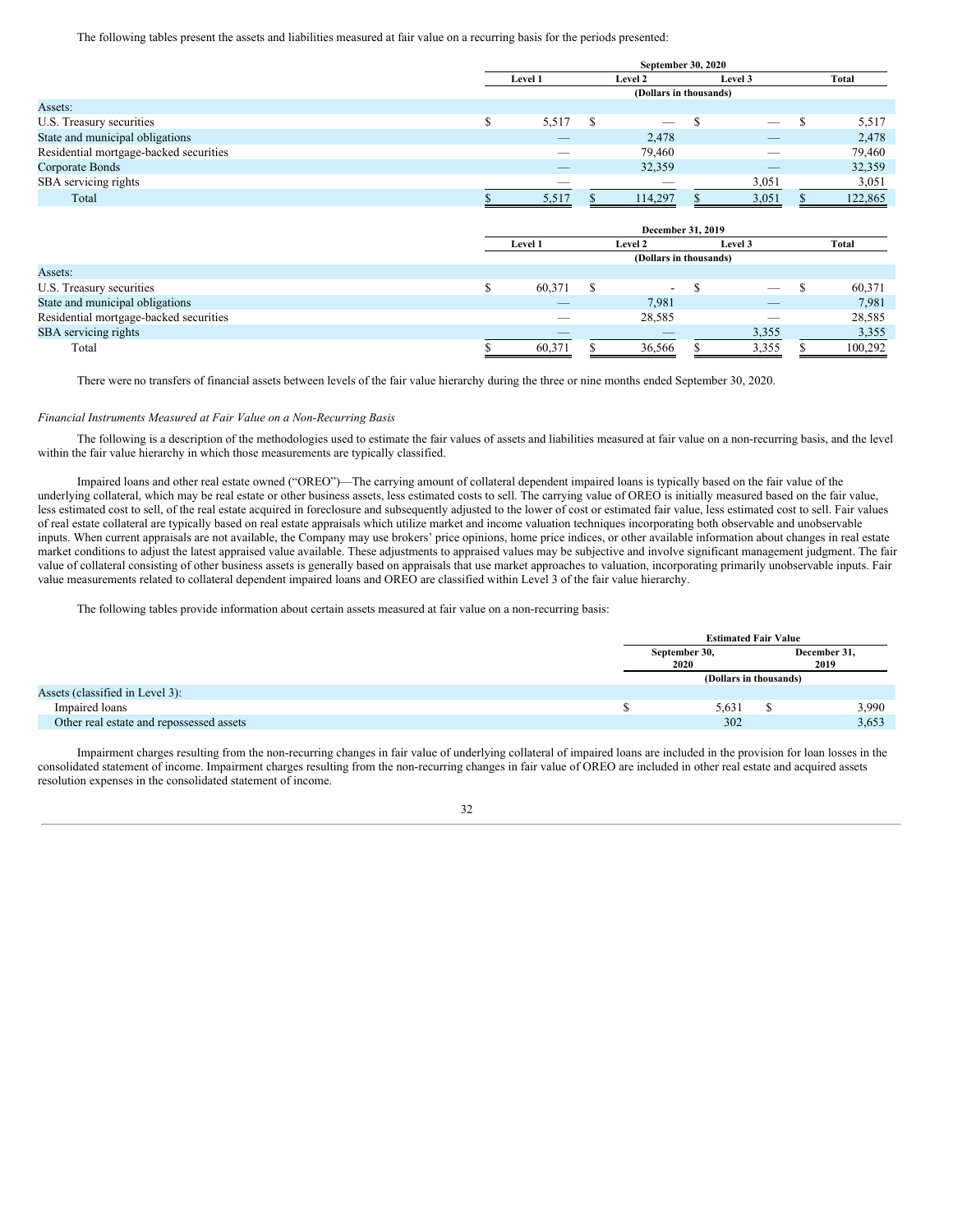The following tables present the assets and liabilities measured at fair value on a recurring basis for the periods presented:

| | September 30, 2020 | | | |
|---|---|---|---|---|
| | Level 1 | Level 2 | Level 3 | Total |
| | (Dollars in thousands) | | | |
| Assets: | | | | |
| U.S. Treasury securities | $ 5,517 | $ — | $ — | $ 5,517 |
| State and municipal obligations | — | 2,478 | — | 2,478 |
| Residential mortgage-backed securities | — | 79,460 | — | 79,460 |
| Corporate Bonds | — | 32,359 | — | 32,359 |
| SBA servicing rights | — | — | 3,051 | 3,051 |
| Total | $ 5,517 | $ 114,297 | $ 3,051 | $ 122,865 |

| | December 31, 2019 | | | |
|---|---|---|---|---|
| | Level 1 | Level 2 | Level 3 | Total |
| | (Dollars in thousands) | | | |
| Assets: | | | | |
| U.S. Treasury securities | $ 60,371 | $ - | $ — | $ 60,371 |
| State and municipal obligations | — | 7,981 | — | 7,981 |
| Residential mortgage-backed securities | — | 28,585 | — | 28,585 |
| SBA servicing rights | — | — | 3,355 | 3,355 |
| Total | $ 60,371 | $ 36,566 | $ 3,355 | $ 100,292 |

There were no transfers of financial assets between levels of the fair value hierarchy during the three or nine months ended September 30, 2020.

*Financial Instruments Measured at Fair Value on a Non-Recurring Basis*

The following is a description of the methodologies used to estimate the fair values of assets and liabilities measured at fair value on a non-recurring basis, and the level within the fair value hierarchy in which those measurements are typically classified.

Impaired loans and other real estate owned ("OREO")—The carrying amount of collateral dependent impaired loans is typically based on the fair value of the underlying collateral, which may be real estate or other business assets, less estimated costs to sell. The carrying value of OREO is initially measured based on the fair value, less estimated cost to sell, of the real estate acquired in foreclosure and subsequently adjusted to the lower of cost or estimated fair value, less estimated cost to sell. Fair values of real estate collateral are typically based on real estate appraisals which utilize market and income valuation techniques incorporating both observable and unobservable inputs. When current appraisals are not available, the Company may use brokers' price opinions, home price indices, or other available information about changes in real estate market conditions to adjust the latest appraised value available. These adjustments to appraised values may be subjective and involve significant management judgment. The fair value of collateral consisting of other business assets is generally based on appraisals that use market approaches to valuation, incorporating primarily unobservable inputs. Fair value measurements related to collateral dependent impaired loans and OREO are classified within Level 3 of the fair value hierarchy.

The following tables provide information about certain assets measured at fair value on a non-recurring basis:

| | Estimated Fair Value | |
|---|---|---|
| | September 30, 2020 | December 31, 2019 |
| | (Dollars in thousands) | |
| Assets (classified in Level 3): | | |
| Impaired loans | $ 5,631 | $ 3,990 |
| Other real estate and repossessed assets | 302 | 3,653 |

Impairment charges resulting from the non-recurring changes in fair value of underlying collateral of impaired loans are included in the provision for loan losses in the consolidated statement of income. Impairment charges resulting from the non-recurring changes in fair value of OREO are included in other real estate and acquired assets resolution expenses in the consolidated statement of income.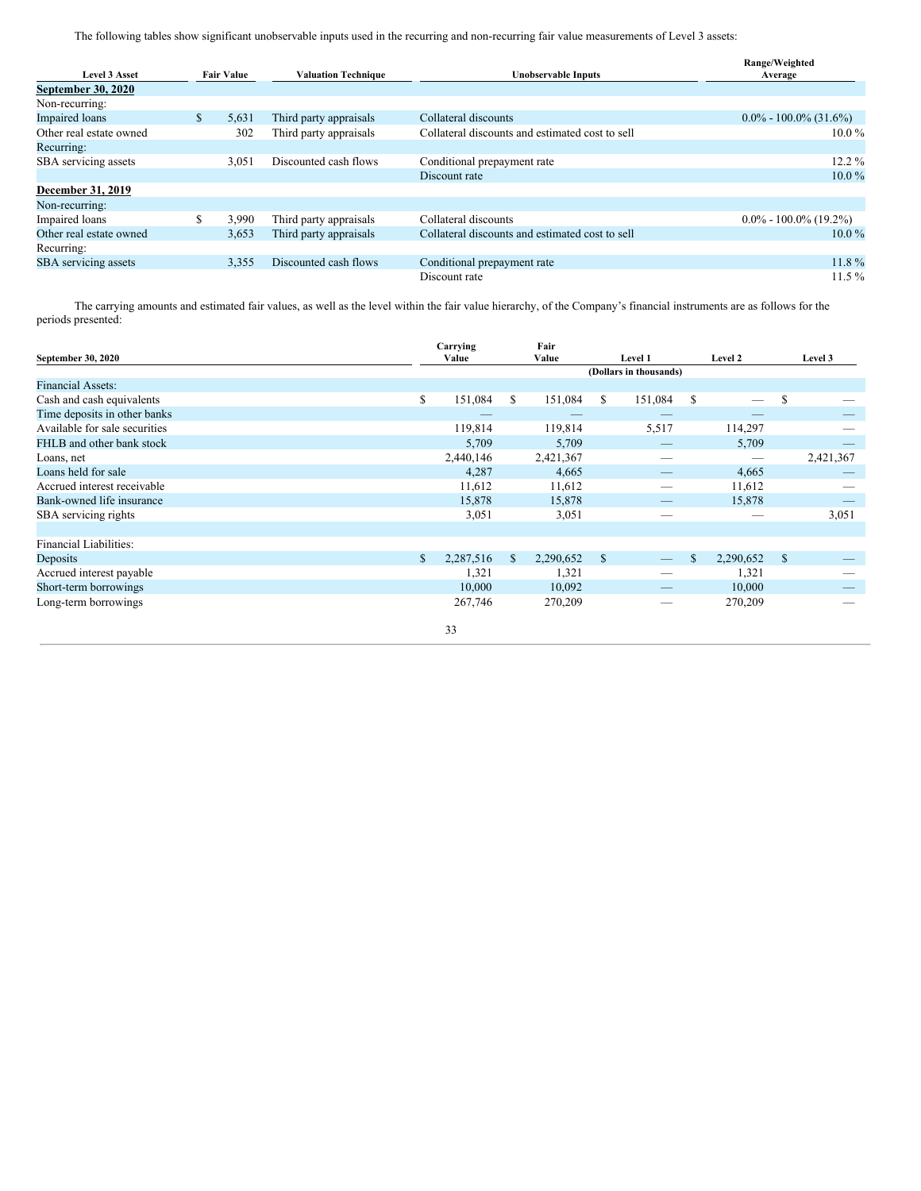The following tables show significant unobservable inputs used in the recurring and non-recurring fair value measurements of Level 3 assets:

| Level 3 Asset | Fair Value | Valuation Technique | Unobservable Inputs | Range/Weighted Average |
|---|---|---|---|---|
| **September 30, 2020** | | | | |
| Non-recurring: | | | | |
| Impaired loans | $ 5,631 | Third party appraisals | Collateral discounts | 0.0% - 100.0% (31.6%) |
| Other real estate owned | 302 | Third party appraisals | Collateral discounts and estimated cost to sell | 10.0 % |
| Recurring: | | | | |
| SBA servicing assets | 3,051 | Discounted cash flows | Conditional prepayment rate | 12.2 % |
| | | | Discount rate | 10.0 % |
| **December 31, 2019** | | | | |
| Non-recurring: | | | | |
| Impaired loans | $ 3,990 | Third party appraisals | Collateral discounts | 0.0% - 100.0% (19.2%) |
| Other real estate owned | 3,653 | Third party appraisals | Collateral discounts and estimated cost to sell | 10.0 % |
| Recurring: | | | | |
| SBA servicing assets | 3,355 | Discounted cash flows | Conditional prepayment rate | 11.8 % |
| | | | Discount rate | 11.5 % |

The carrying amounts and estimated fair values, as well as the level within the fair value hierarchy, of the Company's financial instruments are as follows for the periods presented:

| September 30, 2020 | Carrying Value | Fair Value | Level 1 | Level 2 | Level 3 |
|---|---|---|---|---|---|
| | | | (Dollars in thousands) | | |
| Financial Assets: | | | | | |
| Cash and cash equivalents | $ 151,084 | $ 151,084 | $ 151,084 | $ — | $ — |
| Time deposits in other banks | — | — | — | — | — |
| Available for sale securities | 119,814 | 119,814 | 5,517 | 114,297 | — |
| FHLB and other bank stock | 5,709 | 5,709 | — | 5,709 | — |
| Loans, net | 2,440,146 | 2,421,367 | — | — | 2,421,367 |
| Loans held for sale | 4,287 | 4,665 | — | 4,665 | — |
| Accrued interest receivable | 11,612 | 11,612 | — | 11,612 | — |
| Bank-owned life insurance | 15,878 | 15,878 | — | 15,878 | — |
| SBA servicing rights | 3,051 | 3,051 | — | — | 3,051 |
| | | | | | |
| Financial Liabilities: | | | | | |
| Deposits | $ 2,287,516 | $ 2,290,652 | $ — | $ 2,290,652 | $ — |
| Accrued interest payable | 1,321 | 1,321 | — | 1,321 | — |
| Short-term borrowings | 10,000 | 10,092 | — | 10,000 | — |
| Long-term borrowings | 267,746 | 270,209 | — | 270,209 | — |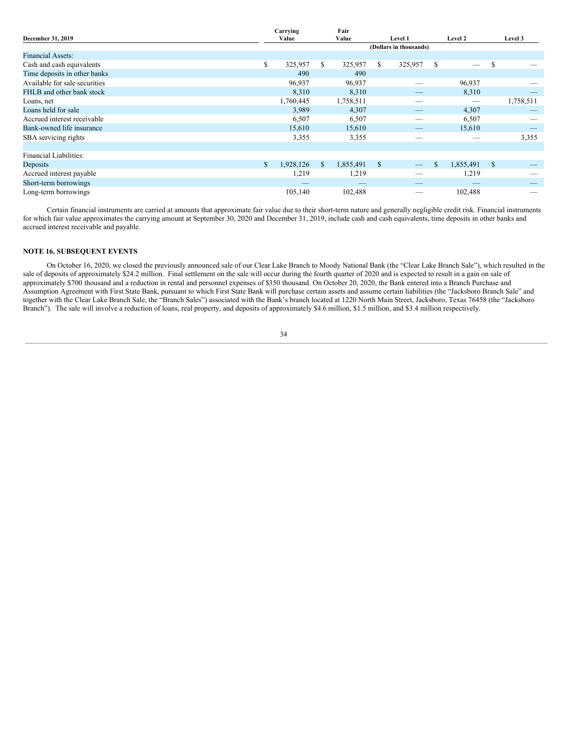| December 31, 2019 | Carrying Value | Fair Value | Level 1 | Level 2 | Level 3 |
|---|---|---|---|---|---|
| | | | (Dollars in thousands) | | |
| Financial Assets: | | | | | |
| Cash and cash equivalents | $ 325,957 | $ 325,957 | $ 325,957 | $ — | $ — |
| Time deposits in other banks | 490 | 490 | | | |
| Available for sale securities | 96,937 | 96,937 | — | 96,937 | — |
| FHLB and other bank stock | 8,310 | 8,310 | — | 8,310 | — |
| Loans, net | 1,760,445 | 1,758,511 | — | — | 1,758,511 |
| Loans held for sale | 3,989 | 4,307 | — | 4,307 | — |
| Accrued interest receivable | 6,507 | 6,507 | — | 6,507 | — |
| Bank-owned life insurance | 15,610 | 15,610 | — | 15,610 | — |
| SBA servicing rights | 3,355 | 3,355 | — | — | 3,355 |
| | | | | | |
| Financial Liabilities: | | | | | |
| Deposits | $ 1,928,126 | $ 1,855,491 | $ — | $ 1,855,491 | $ — |
| Accrued interest payable | 1,219 | 1,219 | — | 1,219 | — |
| Short-term borrowings | — | — | — | — | — |
| Long-term borrowings | 105,140 | 102,488 | — | 102,488 | — |

Certain financial instruments are carried at amounts that approximate fair value due to their short-term nature and generally negligible credit risk. Financial instruments for which fair value approximates the carrying amount at September 30, 2020 and December 31, 2019, include cash and cash equivalents, time deposits in other banks and accrued interest receivable and payable.

**NOTE 16. SUBSEQUENT EVENTS**

On October 16, 2020, we closed the previously announced sale of our Clear Lake Branch to Moody National Bank (the "Clear Lake Branch Sale"), which resulted in the sale of deposits of approximately $24.2 million. Final settlement on the sale will occur during the fourth quarter of 2020 and is expected to result in a gain on sale of approximately $700 thousand and a reduction in rental and personnel expenses of $350 thousand. On October 20, 2020, the Bank entered into a Branch Purchase and Assumption Agreement with First State Bank, pursuant to which First State Bank will purchase certain assets and assume certain liabilities (the "Jacksboro Branch Sale" and together with the Clear Lake Branch Sale, the "Branch Sales") associated with the Bank's branch located at 1220 North Main Street, Jacksboro, Texas 76458 (the "Jacksboro Branch"). The sale will involve a reduction of loans, real property, and deposits of approximately $4.6 million, $1.5 million, and $3.4 million respectively.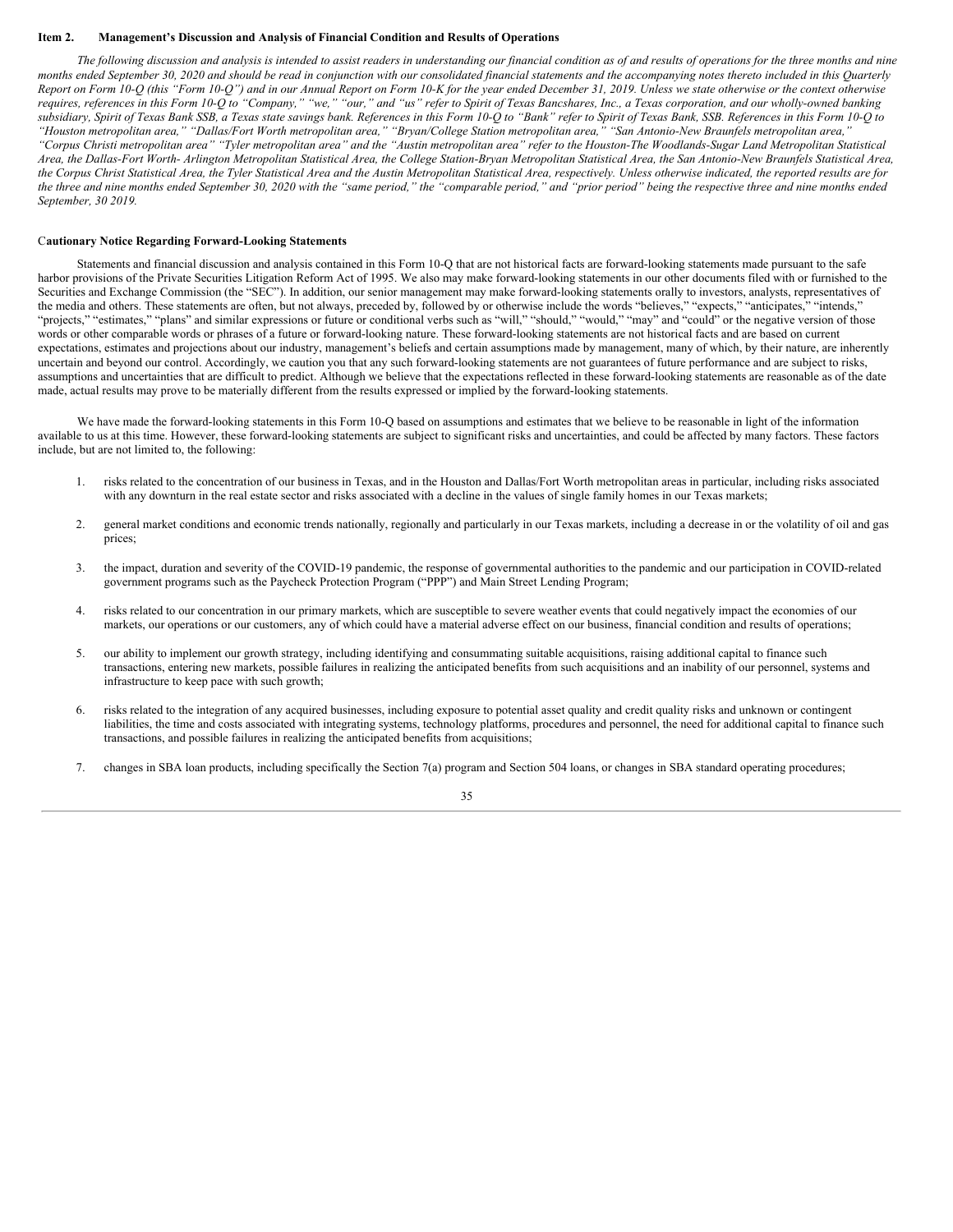**Item 2. Management's Discussion and Analysis of Financial Condition and Results of Operations**

*The following discussion and analysis is intended to assist readers in understanding our financial condition as of and results of operations for the three months and nine months ended September 30, 2020 and should be read in conjunction with our consolidated financial statements and the accompanying notes thereto included in this Quarterly Report on Form 10-Q (this "Form 10-Q") and in our Annual Report on Form 10-K for the year ended December 31, 2019. Unless we state otherwise or the context otherwise requires, references in this Form 10-Q to "Company," "we," "our," and "us" refer to Spirit of Texas Bancshares, Inc., a Texas corporation, and our wholly-owned banking subsidiary, Spirit of Texas Bank SSB, a Texas state savings bank. References in this Form 10-Q to "Bank" refer to Spirit of Texas Bank, SSB. References in this Form 10-Q to "Houston metropolitan area," "Dallas/Fort Worth metropolitan area," "Bryan/College Station metropolitan area," "San Antonio-New Braunfels metropolitan area," "Corpus Christi metropolitan area" "Tyler metropolitan area" and the "Austin metropolitan area" refer to the Houston-The Woodlands-Sugar Land Metropolitan Statistical Area, the Dallas-Fort Worth- Arlington Metropolitan Statistical Area, the College Station-Bryan Metropolitan Statistical Area, the San Antonio-New Braunfels Statistical Area, the Corpus Christ Statistical Area, the Tyler Statistical Area and the Austin Metropolitan Statistical Area, respectively. Unless otherwise indicated, the reported results are for the three and nine months ended September 30, 2020 with the "same period," the "comparable period," and "prior period" being the respective three and nine months ended September, 30 2019.*

**Cautionary Notice Regarding Forward-Looking Statements**

Statements and financial discussion and analysis contained in this Form 10-Q that are not historical facts are forward-looking statements made pursuant to the safe harbor provisions of the Private Securities Litigation Reform Act of 1995. We also may make forward-looking statements in our other documents filed with or furnished to the Securities and Exchange Commission (the "SEC"). In addition, our senior management may make forward-looking statements orally to investors, analysts, representatives of the media and others. These statements are often, but not always, preceded by, followed by or otherwise include the words "believes," "expects," "anticipates," "intends," "projects," "estimates," "plans" and similar expressions or future or conditional verbs such as "will," "should," "would," "may" and "could" or the negative version of those words or other comparable words or phrases of a future or forward-looking nature. These forward-looking statements are not historical facts and are based on current expectations, estimates and projections about our industry, management's beliefs and certain assumptions made by management, many of which, by their nature, are inherently uncertain and beyond our control. Accordingly, we caution you that any such forward-looking statements are not guarantees of future performance and are subject to risks, assumptions and uncertainties that are difficult to predict. Although we believe that the expectations reflected in these forward-looking statements are reasonable as of the date made, actual results may prove to be materially different from the results expressed or implied by the forward-looking statements.

We have made the forward-looking statements in this Form 10-Q based on assumptions and estimates that we believe to be reasonable in light of the information available to us at this time. However, these forward-looking statements are subject to significant risks and uncertainties, and could be affected by many factors. These factors include, but are not limited to, the following:

1. risks related to the concentration of our business in Texas, and in the Houston and Dallas/Fort Worth metropolitan areas in particular, including risks associated with any downturn in the real estate sector and risks associated with a decline in the values of single family homes in our Texas markets;
2. general market conditions and economic trends nationally, regionally and particularly in our Texas markets, including a decrease in or the volatility of oil and gas prices;
3. the impact, duration and severity of the COVID-19 pandemic, the response of governmental authorities to the pandemic and our participation in COVID-related government programs such as the Paycheck Protection Program ("PPP") and Main Street Lending Program;
4. risks related to our concentration in our primary markets, which are susceptible to severe weather events that could negatively impact the economies of our markets, our operations or our customers, any of which could have a material adverse effect on our business, financial condition and results of operations;
5. our ability to implement our growth strategy, including identifying and consummating suitable acquisitions, raising additional capital to finance such transactions, entering new markets, possible failures in realizing the anticipated benefits from such acquisitions and an inability of our personnel, systems and infrastructure to keep pace with such growth;
6. risks related to the integration of any acquired businesses, including exposure to potential asset quality and credit quality risks and unknown or contingent liabilities, the time and costs associated with integrating systems, technology platforms, procedures and personnel, the need for additional capital to finance such transactions, and possible failures in realizing the anticipated benefits from acquisitions;
7. changes in SBA loan products, including specifically the Section 7(a) program and Section 504 loans, or changes in SBA standard operating procedures;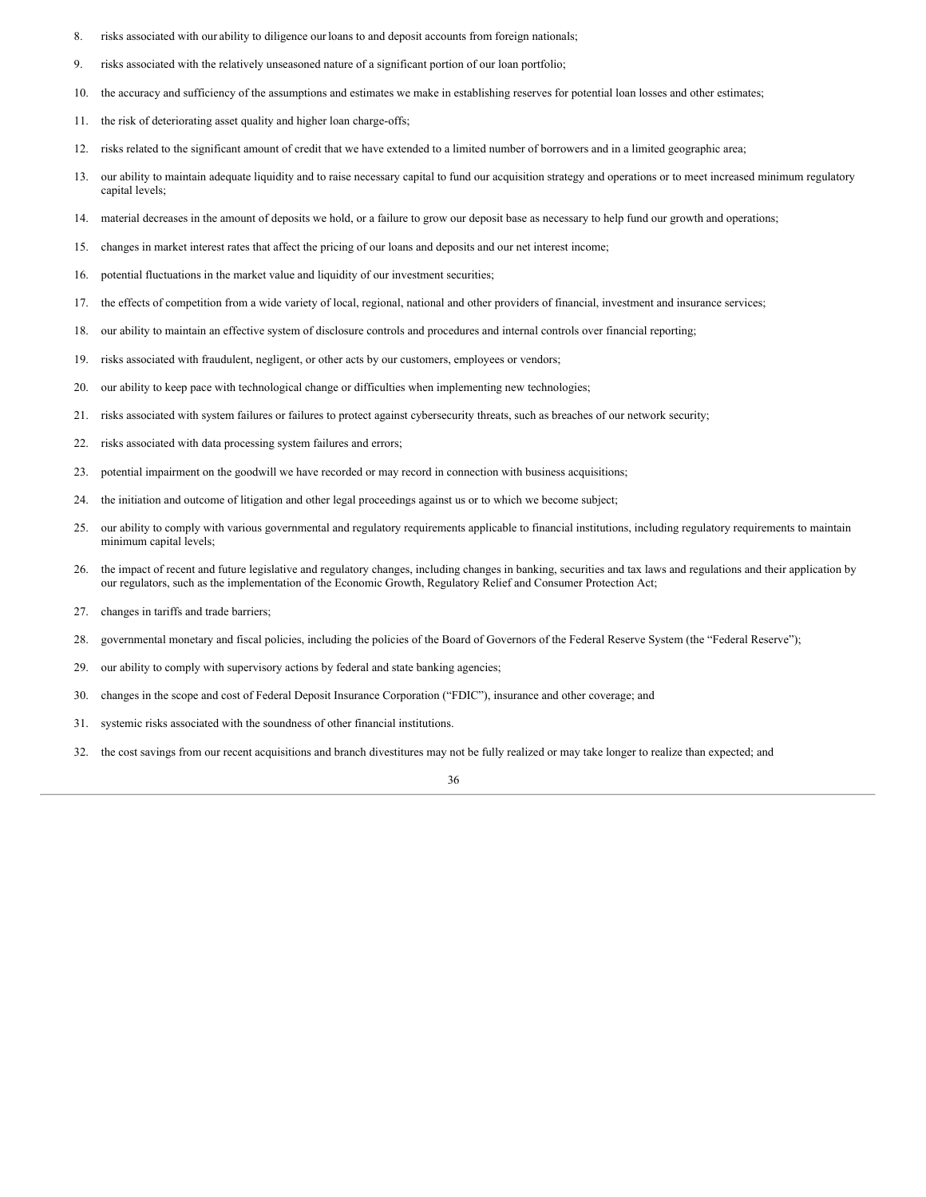8. risks associated with our ability to diligence our loans to and deposit accounts from foreign nationals;
9. risks associated with the relatively unseasoned nature of a significant portion of our loan portfolio;
10. the accuracy and sufficiency of the assumptions and estimates we make in establishing reserves for potential loan losses and other estimates;
11. the risk of deteriorating asset quality and higher loan charge-offs;
12. risks related to the significant amount of credit that we have extended to a limited number of borrowers and in a limited geographic area;
13. our ability to maintain adequate liquidity and to raise necessary capital to fund our acquisition strategy and operations or to meet increased minimum regulatory capital levels;
14. material decreases in the amount of deposits we hold, or a failure to grow our deposit base as necessary to help fund our growth and operations;
15. changes in market interest rates that affect the pricing of our loans and deposits and our net interest income;
16. potential fluctuations in the market value and liquidity of our investment securities;
17. the effects of competition from a wide variety of local, regional, national and other providers of financial, investment and insurance services;
18. our ability to maintain an effective system of disclosure controls and procedures and internal controls over financial reporting;
19. risks associated with fraudulent, negligent, or other acts by our customers, employees or vendors;
20. our ability to keep pace with technological change or difficulties when implementing new technologies;
21. risks associated with system failures or failures to protect against cybersecurity threats, such as breaches of our network security;
22. risks associated with data processing system failures and errors;
23. potential impairment on the goodwill we have recorded or may record in connection with business acquisitions;
24. the initiation and outcome of litigation and other legal proceedings against us or to which we become subject;
25. our ability to comply with various governmental and regulatory requirements applicable to financial institutions, including regulatory requirements to maintain minimum capital levels;
26. the impact of recent and future legislative and regulatory changes, including changes in banking, securities and tax laws and regulations and their application by our regulators, such as the implementation of the Economic Growth, Regulatory Relief and Consumer Protection Act;
27. changes in tariffs and trade barriers;
28. governmental monetary and fiscal policies, including the policies of the Board of Governors of the Federal Reserve System (the "Federal Reserve");
29. our ability to comply with supervisory actions by federal and state banking agencies;
30. changes in the scope and cost of Federal Deposit Insurance Corporation ("FDIC"), insurance and other coverage; and
31. systemic risks associated with the soundness of other financial institutions.
32. the cost savings from our recent acquisitions and branch divestitures may not be fully realized or may take longer to realize than expected; and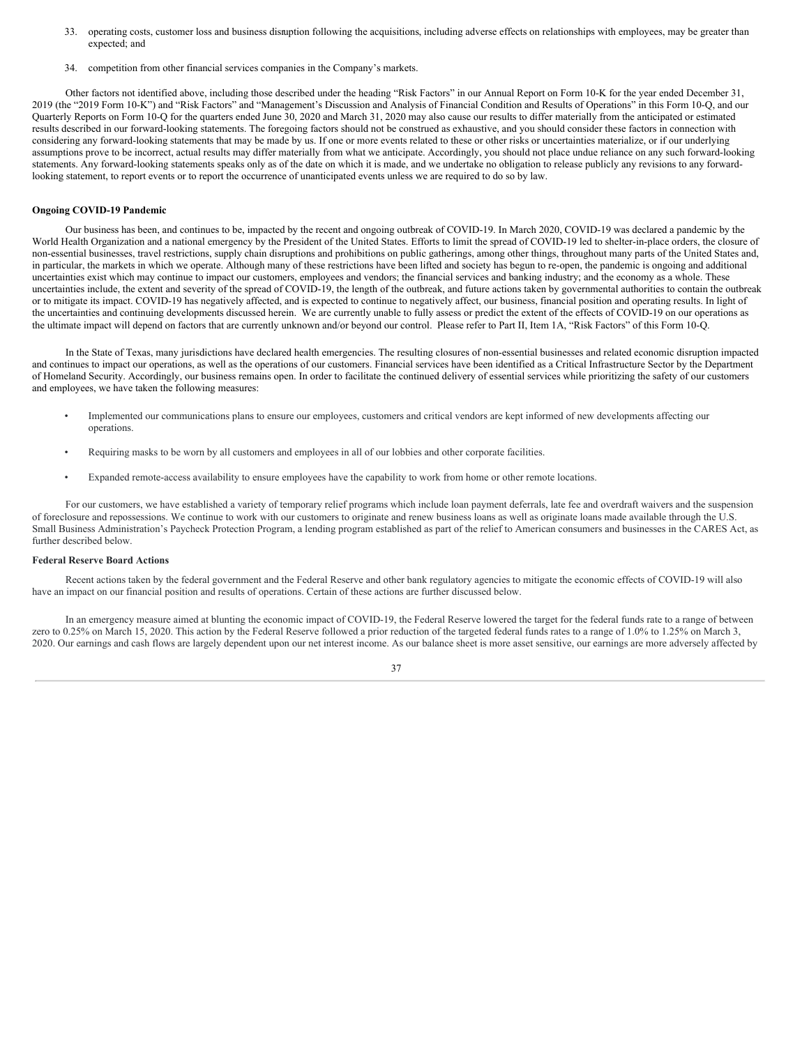33. operating costs, customer loss and business disruption following the acquisitions, including adverse effects on relationships with employees, may be greater than expected; and

34. competition from other financial services companies in the Company's markets.

Other factors not identified above, including those described under the heading "Risk Factors" in our Annual Report on Form 10-K for the year ended December 31, 2019 (the "2019 Form 10-K") and "Risk Factors" and "Management's Discussion and Analysis of Financial Condition and Results of Operations" in this Form 10-Q, and our Quarterly Reports on Form 10-Q for the quarters ended June 30, 2020 and March 31, 2020 may also cause our results to differ materially from the anticipated or estimated results described in our forward-looking statements. The foregoing factors should not be construed as exhaustive, and you should consider these factors in connection with considering any forward-looking statements that may be made by us. If one or more events related to these or other risks or uncertainties materialize, or if our underlying assumptions prove to be incorrect, actual results may differ materially from what we anticipate. Accordingly, you should not place undue reliance on any such forward-looking statements. Any forward-looking statements speaks only as of the date on which it is made, and we undertake no obligation to release publicly any revisions to any forward-looking statement, to report events or to report the occurrence of unanticipated events unless we are required to do so by law.

**Ongoing COVID-19 Pandemic**

Our business has been, and continues to be, impacted by the recent and ongoing outbreak of COVID-19. In March 2020, COVID-19 was declared a pandemic by the World Health Organization and a national emergency by the President of the United States. Efforts to limit the spread of COVID-19 led to shelter-in-place orders, the closure of non-essential businesses, travel restrictions, supply chain disruptions and prohibitions on public gatherings, among other things, throughout many parts of the United States and, in particular, the markets in which we operate. Although many of these restrictions have been lifted and society has begun to re-open, the pandemic is ongoing and additional uncertainties exist which may continue to impact our customers, employees and vendors; the financial services and banking industry; and the economy as a whole. These uncertainties include, the extent and severity of the spread of COVID-19, the length of the outbreak, and future actions taken by governmental authorities to contain the outbreak or to mitigate its impact. COVID-19 has negatively affected, and is expected to continue to negatively affect, our business, financial position and operating results. In light of the uncertainties and continuing developments discussed herein. We are currently unable to fully assess or predict the extent of the effects of COVID-19 on our operations as the ultimate impact will depend on factors that are currently unknown and/or beyond our control. Please refer to Part II, Item 1A, "Risk Factors" of this Form 10-Q.

In the State of Texas, many jurisdictions have declared health emergencies. The resulting closures of non-essential businesses and related economic disruption impacted and continues to impact our operations, as well as the operations of our customers. Financial services have been identified as a Critical Infrastructure Sector by the Department of Homeland Security. Accordingly, our business remains open. In order to facilitate the continued delivery of essential services while prioritizing the safety of our customers and employees, we have taken the following measures:

- Implemented our communications plans to ensure our employees, customers and critical vendors are kept informed of new developments affecting our operations.
- Requiring masks to be worn by all customers and employees in all of our lobbies and other corporate facilities.
- Expanded remote-access availability to ensure employees have the capability to work from home or other remote locations.

For our customers, we have established a variety of temporary relief programs which include loan payment deferrals, late fee and overdraft waivers and the suspension of foreclosure and repossessions. We continue to work with our customers to originate and renew business loans as well as originate loans made available through the U.S. Small Business Administration's Paycheck Protection Program, a lending program established as part of the relief to American consumers and businesses in the CARES Act, as further described below.

**Federal Reserve Board Actions**

Recent actions taken by the federal government and the Federal Reserve and other bank regulatory agencies to mitigate the economic effects of COVID-19 will also have an impact on our financial position and results of operations. Certain of these actions are further discussed below.

In an emergency measure aimed at blunting the economic impact of COVID-19, the Federal Reserve lowered the target for the federal funds rate to a range of between zero to 0.25% on March 15, 2020. This action by the Federal Reserve followed a prior reduction of the targeted federal funds rates to a range of 1.0% to 1.25% on March 3, 2020. Our earnings and cash flows are largely dependent upon our net interest income. As our balance sheet is more asset sensitive, our earnings are more adversely affected by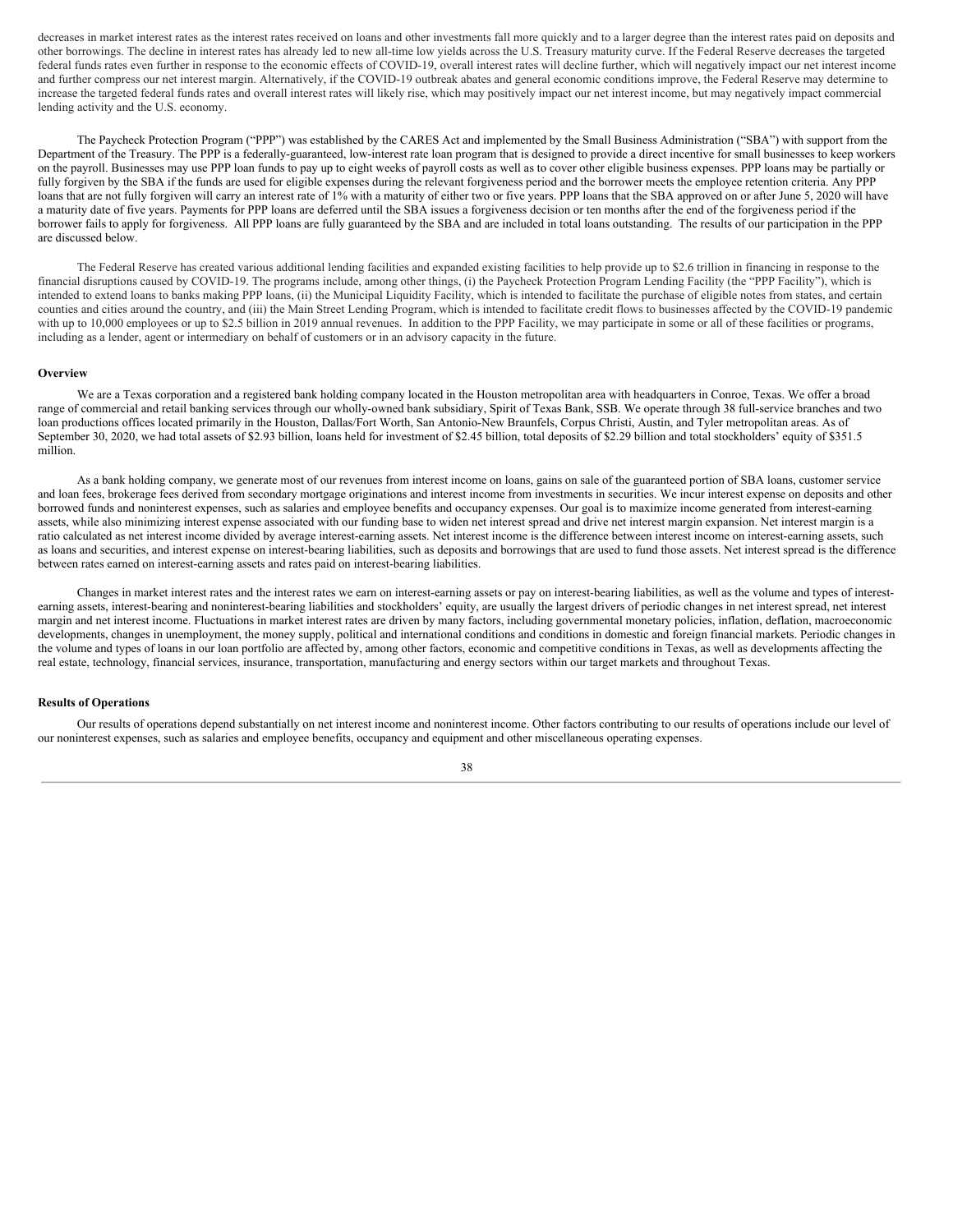decreases in market interest rates as the interest rates received on loans and other investments fall more quickly and to a larger degree than the interest rates paid on deposits and other borrowings. The decline in interest rates has already led to new all-time low yields across the U.S. Treasury maturity curve. If the Federal Reserve decreases the targeted federal funds rates even further in response to the economic effects of COVID-19, overall interest rates will decline further, which will negatively impact our net interest income and further compress our net interest margin. Alternatively, if the COVID-19 outbreak abates and general economic conditions improve, the Federal Reserve may determine to increase the targeted federal funds rates and overall interest rates will likely rise, which may positively impact our net interest income, but may negatively impact commercial lending activity and the U.S. economy.

The Paycheck Protection Program ("PPP") was established by the CARES Act and implemented by the Small Business Administration ("SBA") with support from the Department of the Treasury. The PPP is a federally-guaranteed, low-interest rate loan program that is designed to provide a direct incentive for small businesses to keep workers on the payroll. Businesses may use PPP loan funds to pay up to eight weeks of payroll costs as well as to cover other eligible business expenses. PPP loans may be partially or fully forgiven by the SBA if the funds are used for eligible expenses during the relevant forgiveness period and the borrower meets the employee retention criteria. Any PPP loans that are not fully forgiven will carry an interest rate of 1% with a maturity of either two or five years. PPP loans that the SBA approved on or after June 5, 2020 will have a maturity date of five years. Payments for PPP loans are deferred until the SBA issues a forgiveness decision or ten months after the end of the forgiveness period if the borrower fails to apply for forgiveness. All PPP loans are fully guaranteed by the SBA and are included in total loans outstanding. The results of our participation in the PPP are discussed below.

The Federal Reserve has created various additional lending facilities and expanded existing facilities to help provide up to $2.6 trillion in financing in response to the financial disruptions caused by COVID-19. The programs include, among other things, (i) the Paycheck Protection Program Lending Facility (the "PPP Facility"), which is intended to extend loans to banks making PPP loans, (ii) the Municipal Liquidity Facility, which is intended to facilitate the purchase of eligible notes from states, and certain counties and cities around the country, and (iii) the Main Street Lending Program, which is intended to facilitate credit flows to businesses affected by the COVID-19 pandemic with up to 10,000 employees or up to $2.5 billion in 2019 annual revenues. In addition to the PPP Facility, we may participate in some or all of these facilities or programs, including as a lender, agent or intermediary on behalf of customers or in an advisory capacity in the future.

**Overview**

We are a Texas corporation and a registered bank holding company located in the Houston metropolitan area with headquarters in Conroe, Texas. We offer a broad range of commercial and retail banking services through our wholly-owned bank subsidiary, Spirit of Texas Bank, SSB. We operate through 38 full-service branches and two loan productions offices located primarily in the Houston, Dallas/Fort Worth, San Antonio-New Braunfels, Corpus Christi, Austin, and Tyler metropolitan areas. As of September 30, 2020, we had total assets of $2.93 billion, loans held for investment of $2.45 billion, total deposits of $2.29 billion and total stockholders' equity of $351.5 million.

As a bank holding company, we generate most of our revenues from interest income on loans, gains on sale of the guaranteed portion of SBA loans, customer service and loan fees, brokerage fees derived from secondary mortgage originations and interest income from investments in securities. We incur interest expense on deposits and other borrowed funds and noninterest expenses, such as salaries and employee benefits and occupancy expenses. Our goal is to maximize income generated from interest-earning assets, while also minimizing interest expense associated with our funding base to widen net interest spread and drive net interest margin expansion. Net interest margin is a ratio calculated as net interest income divided by average interest-earning assets. Net interest income is the difference between interest income on interest-earning assets, such as loans and securities, and interest expense on interest-bearing liabilities, such as deposits and borrowings that are used to fund those assets. Net interest spread is the difference between rates earned on interest-earning assets and rates paid on interest-bearing liabilities.

Changes in market interest rates and the interest rates we earn on interest-earning assets or pay on interest-bearing liabilities, as well as the volume and types of interest-earning assets, interest-bearing and noninterest-bearing liabilities and stockholders' equity, are usually the largest drivers of periodic changes in net interest spread, net interest margin and net interest income. Fluctuations in market interest rates are driven by many factors, including governmental monetary policies, inflation, deflation, macroeconomic developments, changes in unemployment, the money supply, political and international conditions and conditions in domestic and foreign financial markets. Periodic changes in the volume and types of loans in our loan portfolio are affected by, among other factors, economic and competitive conditions in Texas, as well as developments affecting the real estate, technology, financial services, insurance, transportation, manufacturing and energy sectors within our target markets and throughout Texas.

**Results of Operations**

Our results of operations depend substantially on net interest income and noninterest income. Other factors contributing to our results of operations include our level of our noninterest expenses, such as salaries and employee benefits, occupancy and equipment and other miscellaneous operating expenses.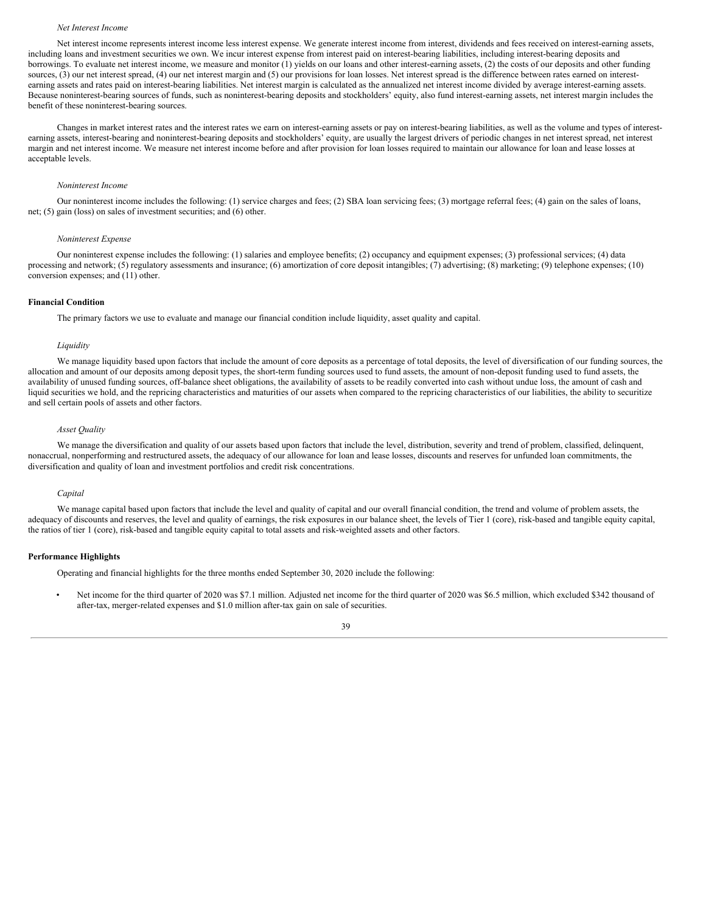*Net Interest Income*

Net interest income represents interest income less interest expense. We generate interest income from interest, dividends and fees received on interest-earning assets, including loans and investment securities we own. We incur interest expense from interest paid on interest-bearing liabilities, including interest-bearing deposits and borrowings. To evaluate net interest income, we measure and monitor (1) yields on our loans and other interest-earning assets, (2) the costs of our deposits and other funding sources, (3) our net interest spread, (4) our net interest margin and (5) our provisions for loan losses. Net interest spread is the difference between rates earned on interest-earning assets and rates paid on interest-bearing liabilities. Net interest margin is calculated as the annualized net interest income divided by average interest-earning assets. Because noninterest-bearing sources of funds, such as noninterest-bearing deposits and stockholders' equity, also fund interest-earning assets, net interest margin includes the benefit of these noninterest-bearing sources.

Changes in market interest rates and the interest rates we earn on interest-earning assets or pay on interest-bearing liabilities, as well as the volume and types of interest-earning assets, interest-bearing and noninterest-bearing deposits and stockholders' equity, are usually the largest drivers of periodic changes in net interest spread, net interest margin and net interest income. We measure net interest income before and after provision for loan losses required to maintain our allowance for loan and lease losses at acceptable levels.

*Noninterest Income*

Our noninterest income includes the following: (1) service charges and fees; (2) SBA loan servicing fees; (3) mortgage referral fees; (4) gain on the sales of loans, net; (5) gain (loss) on sales of investment securities; and (6) other.

*Noninterest Expense*

Our noninterest expense includes the following: (1) salaries and employee benefits; (2) occupancy and equipment expenses; (3) professional services; (4) data processing and network; (5) regulatory assessments and insurance; (6) amortization of core deposit intangibles; (7) advertising; (8) marketing; (9) telephone expenses; (10) conversion expenses; and (11) other.

**Financial Condition**

The primary factors we use to evaluate and manage our financial condition include liquidity, asset quality and capital.

*Liquidity*

We manage liquidity based upon factors that include the amount of core deposits as a percentage of total deposits, the level of diversification of our funding sources, the allocation and amount of our deposits among deposit types, the short-term funding sources used to fund assets, the amount of non-deposit funding used to fund assets, the availability of unused funding sources, off-balance sheet obligations, the availability of assets to be readily converted into cash without undue loss, the amount of cash and liquid securities we hold, and the repricing characteristics and maturities of our assets when compared to the repricing characteristics of our liabilities, the ability to securitize and sell certain pools of assets and other factors.

*Asset Quality*

We manage the diversification and quality of our assets based upon factors that include the level, distribution, severity and trend of problem, classified, delinquent, nonaccrual, nonperforming and restructured assets, the adequacy of our allowance for loan and lease losses, discounts and reserves for unfunded loan commitments, the diversification and quality of loan and investment portfolios and credit risk concentrations.

*Capital*

We manage capital based upon factors that include the level and quality of capital and our overall financial condition, the trend and volume of problem assets, the adequacy of discounts and reserves, the level and quality of earnings, the risk exposures in our balance sheet, the levels of Tier 1 (core), risk-based and tangible equity capital, the ratios of tier 1 (core), risk-based and tangible equity capital to total assets and risk-weighted assets and other factors.

**Performance Highlights**

Operating and financial highlights for the three months ended September 30, 2020 include the following:

- Net income for the third quarter of 2020 was $7.1 million. Adjusted net income for the third quarter of 2020 was $6.5 million, which excluded $342 thousand of after-tax, merger-related expenses and $1.0 million after-tax gain on sale of securities.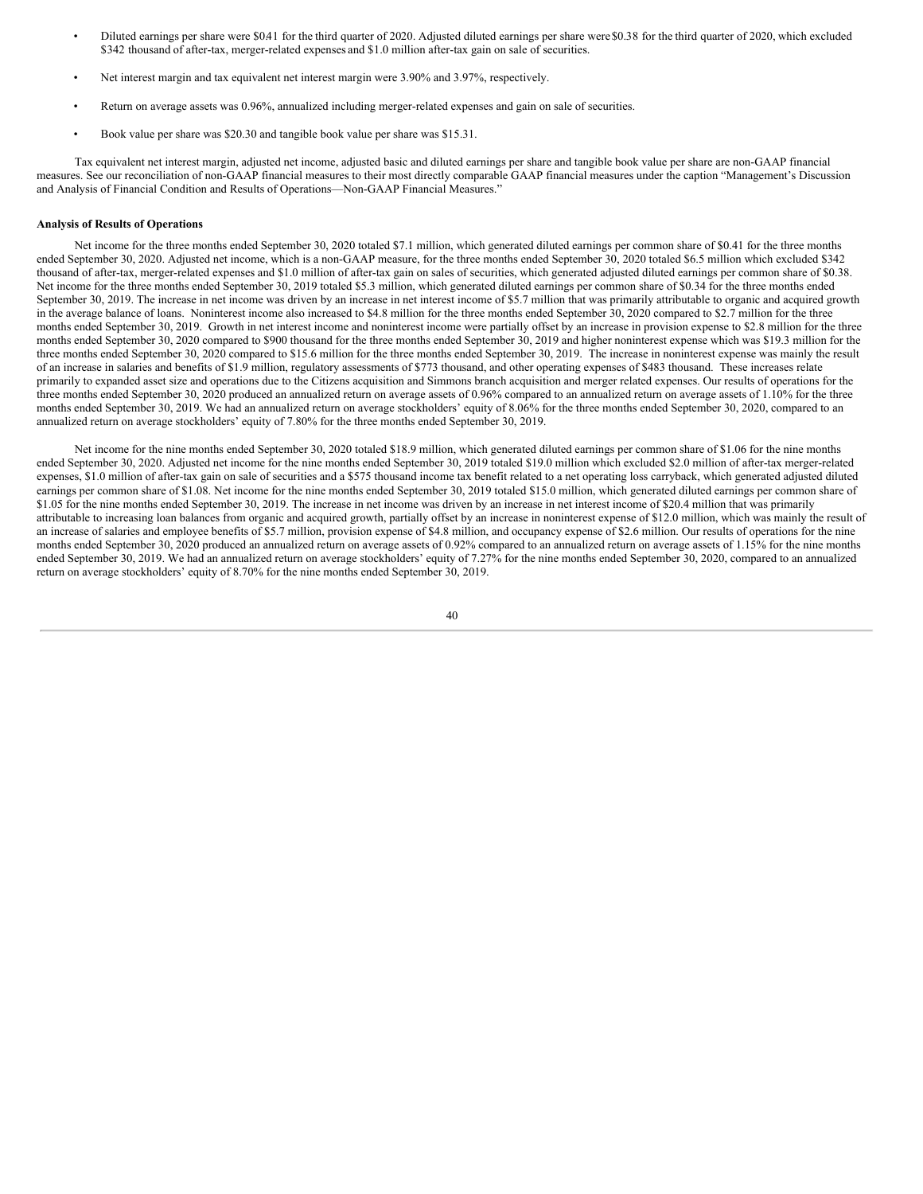- Diluted earnings per share were $0.41 for the third quarter of 2020. Adjusted diluted earnings per share were $0.38 for the third quarter of 2020, which excluded $342 thousand of after-tax, merger-related expenses and $1.0 million after-tax gain on sale of securities.
- Net interest margin and tax equivalent net interest margin were 3.90% and 3.97%, respectively.
- Return on average assets was 0.96%, annualized including merger-related expenses and gain on sale of securities.
- Book value per share was $20.30 and tangible book value per share was $15.31.

Tax equivalent net interest margin, adjusted net income, adjusted basic and diluted earnings per share and tangible book value per share are non-GAAP financial measures. See our reconciliation of non-GAAP financial measures to their most directly comparable GAAP financial measures under the caption "Management's Discussion and Analysis of Financial Condition and Results of Operations—Non-GAAP Financial Measures."

**Analysis of Results of Operations**

Net income for the three months ended September 30, 2020 totaled $7.1 million, which generated diluted earnings per common share of $0.41 for the three months ended September 30, 2020. Adjusted net income, which is a non-GAAP measure, for the three months ended September 30, 2020 totaled $6.5 million which excluded $342 thousand of after-tax, merger-related expenses and $1.0 million of after-tax gain on sales of securities, which generated adjusted diluted earnings per common share of $0.38. Net income for the three months ended September 30, 2019 totaled $5.3 million, which generated diluted earnings per common share of $0.34 for the three months ended September 30, 2019. The increase in net income was driven by an increase in net interest income of $5.7 million that was primarily attributable to organic and acquired growth in the average balance of loans. Noninterest income also increased to $4.8 million for the three months ended September 30, 2020 compared to $2.7 million for the three months ended September 30, 2019. Growth in net interest income and noninterest income were partially offset by an increase in provision expense to $2.8 million for the three months ended September 30, 2020 compared to $900 thousand for the three months ended September 30, 2019 and higher noninterest expense which was $19.3 million for the three months ended September 30, 2020 compared to $15.6 million for the three months ended September 30, 2019. The increase in noninterest expense was mainly the result of an increase in salaries and benefits of $1.9 million, regulatory assessments of $773 thousand, and other operating expenses of $483 thousand. These increases relate primarily to expanded asset size and operations due to the Citizens acquisition and Simmons branch acquisition and merger related expenses. Our results of operations for the three months ended September 30, 2020 produced an annualized return on average assets of 0.96% compared to an annualized return on average assets of 1.10% for the three months ended September 30, 2019. We had an annualized return on average stockholders' equity of 8.06% for the three months ended September 30, 2020, compared to an annualized return on average stockholders' equity of 7.80% for the three months ended September 30, 2019.

Net income for the nine months ended September 30, 2020 totaled $18.9 million, which generated diluted earnings per common share of $1.06 for the nine months ended September 30, 2020. Adjusted net income for the nine months ended September 30, 2019 totaled $19.0 million which excluded $2.0 million of after-tax merger-related expenses, $1.0 million of after-tax gain on sale of securities and a $575 thousand income tax benefit related to a net operating loss carryback, which generated adjusted diluted earnings per common share of $1.08. Net income for the nine months ended September 30, 2019 totaled $15.0 million, which generated diluted earnings per common share of $1.05 for the nine months ended September 30, 2019. The increase in net income was driven by an increase in net interest income of $20.4 million that was primarily attributable to increasing loan balances from organic and acquired growth, partially offset by an increase in noninterest expense of $12.0 million, which was mainly the result of an increase of salaries and employee benefits of $5.7 million, provision expense of $4.8 million, and occupancy expense of $2.6 million. Our results of operations for the nine months ended September 30, 2020 produced an annualized return on average assets of 0.92% compared to an annualized return on average assets of 1.15% for the nine months ended September 30, 2019. We had an annualized return on average stockholders' equity of 7.27% for the nine months ended September 30, 2020, compared to an annualized return on average stockholders' equity of 8.70% for the nine months ended September 30, 2019.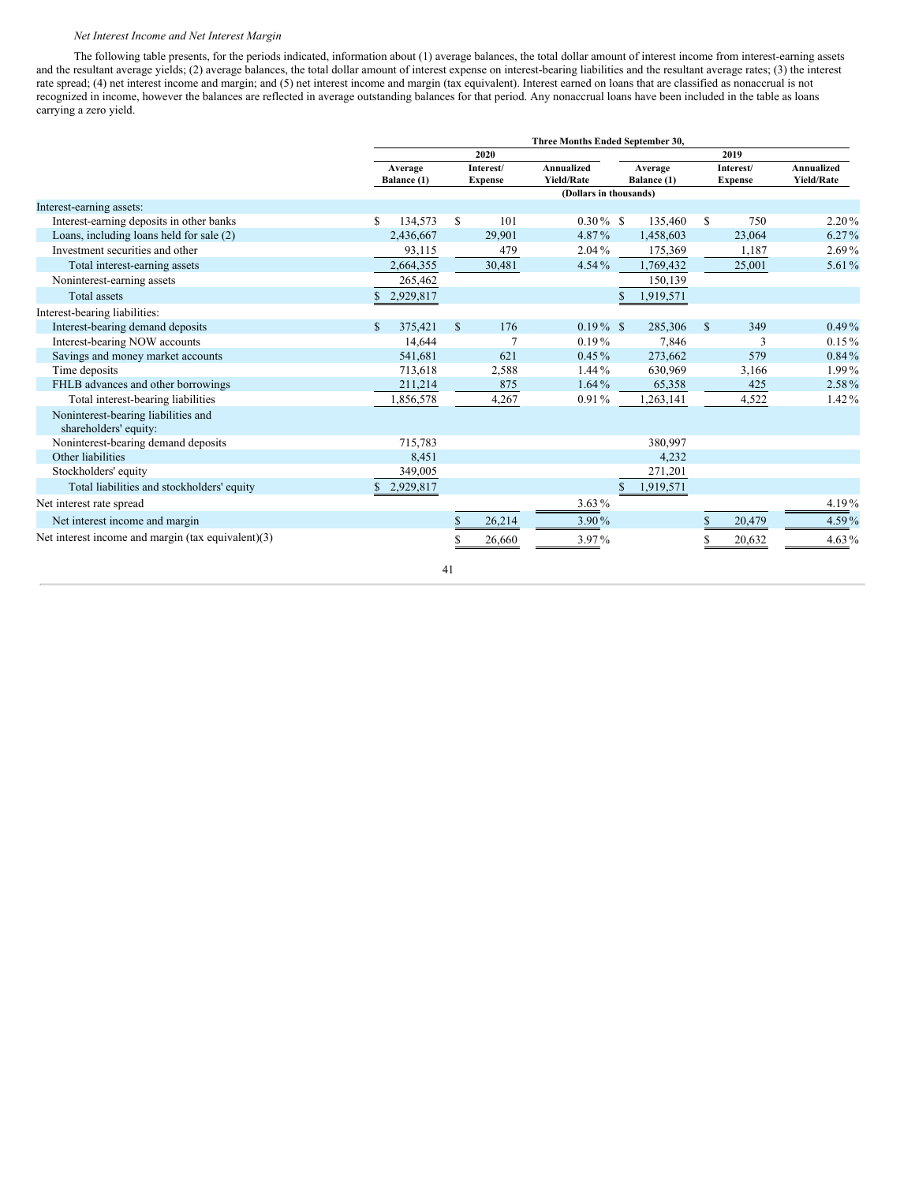*Net Interest Income and Net Interest Margin*

The following table presents, for the periods indicated, information about (1) average balances, the total dollar amount of interest income from interest-earning assets and the resultant average yields; (2) average balances, the total dollar amount of interest expense on interest-bearing liabilities and the resultant average rates; (3) the interest rate spread; (4) net interest income and margin; and (5) net interest income and margin (tax equivalent). Interest earned on loans that are classified as nonaccrual is not recognized in income, however the balances are reflected in average outstanding balances for that period. Any nonaccrual loans have been included in the table as loans carrying a zero yield.

| | Three Months Ended September 30, | | | | | |
|---|---|---|---|---|---|---|
| | 2020 | | | 2019 | | |
| | Average Balance (1) | Interest/ Expense | Annualized Yield/Rate | Average Balance (1) | Interest/ Expense | Annualized Yield/Rate |
| | (Dollars in thousands) | | | | | |
| Interest-earning assets: | | | | | | |
| Interest-earning deposits in other banks | $ 134,573 | $ 101 | 0.30 % | $ 135,460 | $ 750 | 2.20 % |
| Loans, including loans held for sale (2) | 2,436,667 | 29,901 | 4.87 % | 1,458,603 | 23,064 | 6.27 % |
| Investment securities and other | 93,115 | 479 | 2.04 % | 175,369 | 1,187 | 2.69 % |
| Total interest-earning assets | 2,664,355 | 30,481 | 4.54 % | 1,769,432 | 25,001 | 5.61 % |
| Noninterest-earning assets | 265,462 | | | 150,139 | | |
| Total assets | $ 2,929,817 | | | $ 1,919,571 | | |
| Interest-bearing liabilities: | | | | | | |
| Interest-bearing demand deposits | $ 375,421 | $ 176 | 0.19 % | $ 285,306 | $ 349 | 0.49 % |
| Interest-bearing NOW accounts | 14,644 | 7 | 0.19 % | 7,846 | 3 | 0.15 % |
| Savings and money market accounts | 541,681 | 621 | 0.45 % | 273,662 | 579 | 0.84 % |
| Time deposits | 713,618 | 2,588 | 1.44 % | 630,969 | 3,166 | 1.99 % |
| FHLB advances and other borrowings | 211,214 | 875 | 1.64 % | 65,358 | 425 | 2.58 % |
| Total interest-bearing liabilities | 1,856,578 | 4,267 | 0.91 % | 1,263,141 | 4,522 | 1.42 % |
| Noninterest-bearing liabilities and shareholders' equity: | | | | | | |
| Noninterest-bearing demand deposits | 715,783 | | | 380,997 | | |
| Other liabilities | 8,451 | | | 4,232 | | |
| Stockholders' equity | 349,005 | | | 271,201 | | |
| Total liabilities and stockholders' equity | $ 2,929,817 | | | $ 1,919,571 | | |
| Net interest rate spread | | | 3.63 % | | | 4.19 % |
| Net interest income and margin | | $ 26,214 | 3.90 % | | $ 20,479 | 4.59 % |
| Net interest income and margin (tax equivalent)(3) | | $ 26,660 | 3.97 % | | $ 20,632 | 4.63 % |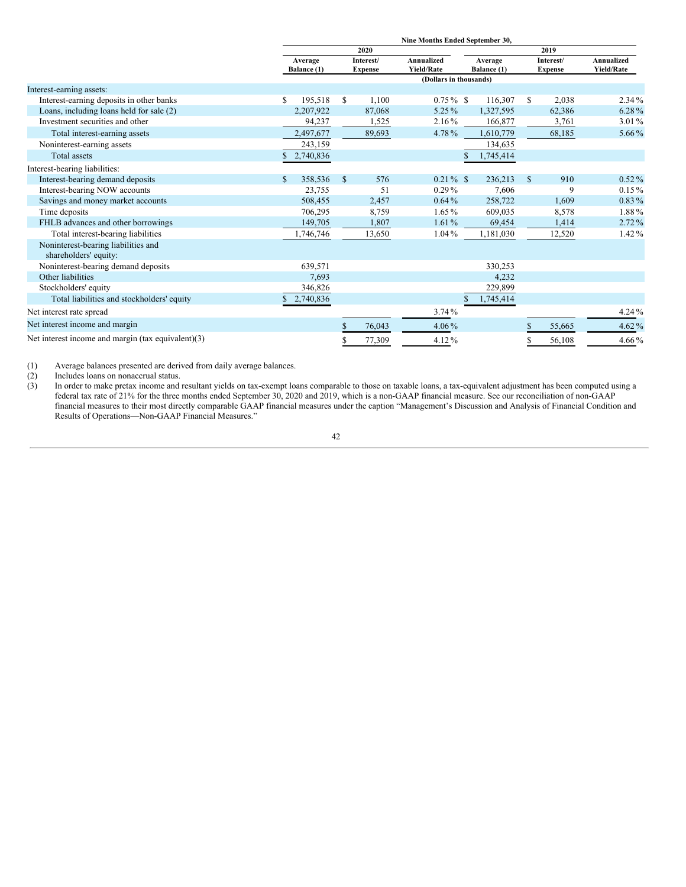| | Nine Months Ended September 30, | | | | | |
|---|---|---|---|---|---|---|
| | 2020 | | | 2019 | | |
| | Average Balance (1) | Interest/ Expense | Annualized Yield/Rate | Average Balance (1) | Interest/ Expense | Annualized Yield/Rate |
| | (Dollars in thousands) | | | | | |
| Interest-earning assets: | | | | | | |
| Interest-earning deposits in other banks | $ 195,518 | $ 1,100 | 0.75 % | $ 116,307 | $ 2,038 | 2.34 % |
| Loans, including loans held for sale (2) | 2,207,922 | 87,068 | 5.25 % | 1,327,595 | 62,386 | 6.28 % |
| Investment securities and other | 94,237 | 1,525 | 2.16 % | 166,877 | 3,761 | 3.01 % |
| Total interest-earning assets | 2,497,677 | 89,693 | 4.78 % | 1,610,779 | 68,185 | 5.66 % |
| Noninterest-earning assets | 243,159 | | | 134,635 | | |
| Total assets | $ 2,740,836 | | | $ 1,745,414 | | |
| Interest-bearing liabilities: | | | | | | |
| Interest-bearing demand deposits | $ 358,536 | $ 576 | 0.21 % | $ 236,213 | $ 910 | 0.52 % |
| Interest-bearing NOW accounts | 23,755 | 51 | 0.29 % | 7,606 | 9 | 0.15 % |
| Savings and money market accounts | 508,455 | 2,457 | 0.64 % | 258,722 | 1,609 | 0.83 % |
| Time deposits | 706,295 | 8,759 | 1.65 % | 609,035 | 8,578 | 1.88 % |
| FHLB advances and other borrowings | 149,705 | 1,807 | 1.61 % | 69,454 | 1,414 | 2.72 % |
| Total interest-bearing liabilities | 1,746,746 | 13,650 | 1.04 % | 1,181,030 | 12,520 | 1.42 % |
| Noninterest-bearing liabilities and shareholders' equity: | | | | | | |
| Noninterest-bearing demand deposits | 639,571 | | | 330,253 | | |
| Other liabilities | 7,693 | | | 4,232 | | |
| Stockholders' equity | 346,826 | | | 229,899 | | |
| Total liabilities and stockholders' equity | $ 2,740,836 | | | $ 1,745,414 | | |
| Net interest rate spread | | | 3.74 % | | | 4.24 % |
| Net interest income and margin | | $ 76,043 | 4.06 % | | $ 55,665 | 4.62 % |
| Net interest income and margin (tax equivalent)(3) | | $ 77,309 | 4.12 % | | $ 56,108 | 4.66 % |

(1) Average balances presented are derived from daily average balances.

(2) Includes loans on nonaccrual status.

(3) In order to make pretax income and resultant yields on tax-exempt loans comparable to those on taxable loans, a tax-equivalent adjustment has been computed using a federal tax rate of 21% for the three months ended September 30, 2020 and 2019, which is a non-GAAP financial measure. See our reconciliation of non-GAAP financial measures to their most directly comparable GAAP financial measures under the caption "Management's Discussion and Analysis of Financial Condition and Results of Operations—Non-GAAP Financial Measures."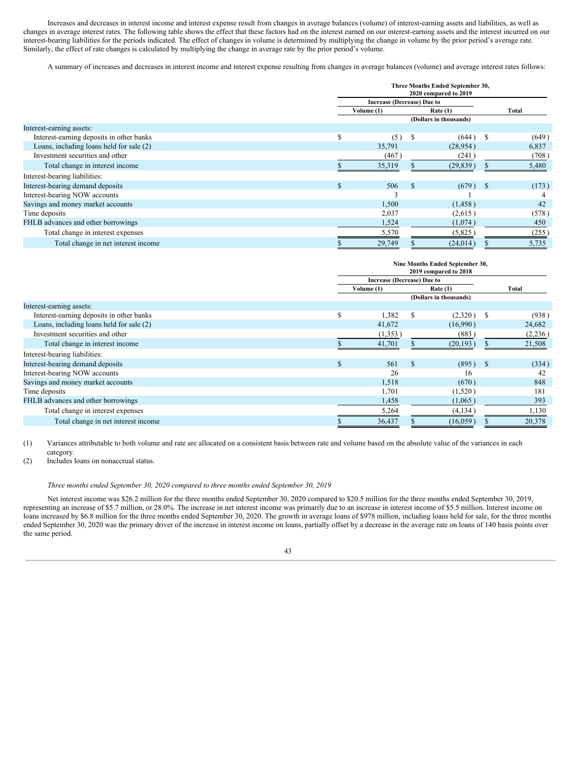Increases and decreases in interest income and interest expense result from changes in average balances (volume) of interest-earning assets and liabilities, as well as changes in average interest rates. The following table shows the effect that these factors had on the interest earned on our interest-earning assets and the interest incurred on our interest-bearing liabilities for the periods indicated. The effect of changes in volume is determined by multiplying the change in volume by the prior period's average rate. Similarly, the effect of rate changes is calculated by multiplying the change in average rate by the prior period's volume.

A summary of increases and decreases in interest income and interest expense resulting from changes in average balances (volume) and average interest rates follows:

| | Three Months Ended September 30, 2020 compared to 2019 | | |
|---|---|---|---|
| | Increase (Decrease) Due to | | |
| | Volume (1) | Rate (1) | Total |
| | (Dollars in thousands) | | |
| Interest-earning assets: | | | |
| Interest-earning deposits in other banks | $ (5) | $ (644) | $ (649) |
| Loans, including loans held for sale (2) | 35,791 | (28,954) | 6,837 |
| Investment securities and other | (467) | (241) | (708) |
| Total change in interest income | $ 35,319 | $ (29,839) | $ 5,480 |
| Interest-bearing liabilities: | | | |
| Interest-bearing demand deposits | $ 506 | $ (679) | $ (173) |
| Interest-bearing NOW accounts | 3 | 1 | 4 |
| Savings and money market accounts | 1,500 | (1,458) | 42 |
| Time deposits | 2,037 | (2,615) | (578) |
| FHLB advances and other borrowings | 1,524 | (1,074) | 450 |
| Total change in interest expenses | 5,570 | (5,825) | (255) |
| Total change in net interest income | $ 29,749 | $ (24,014) | $ 5,735 |

| | Nine Months Ended September 30, 2019 compared to 2018 | | |
|---|---|---|---|
| | Increase (Decrease) Due to | | |
| | Volume (1) | Rate (1) | Total |
| | (Dollars in thousands) | | |
| Interest-earning assets: | | | |
| Interest-earning deposits in other banks | $ 1,382 | $ (2,320) | $ (938) |
| Loans, including loans held for sale (2) | 41,672 | (16,990) | 24,682 |
| Investment securities and other | (1,353) | (883) | (2,236) |
| Total change in interest income | $ 41,701 | $ (20,193) | $ 21,508 |
| Interest-bearing liabilities: | | | |
| Interest-bearing demand deposits | $ 561 | $ (895) | $ (334) |
| Interest-bearing NOW accounts | 26 | 16 | 42 |
| Savings and money market accounts | 1,518 | (670) | 848 |
| Time deposits | 1,701 | (1,520) | 181 |
| FHLB advances and other borrowings | 1,458 | (1,065) | 393 |
| Total change in interest expenses | 5,264 | (4,134) | 1,130 |
| Total change in net interest income | $ 36,437 | $ (16,059) | $ 20,378 |

(1) Variances attributable to both volume and rate are allocated on a consistent basis between rate and volume based on the absolute value of the variances in each category.

(2) Includes loans on nonaccrual status.

*Three months ended September 30, 2020 compared to three months ended September 30, 2019*

Net interest income was $26.2 million for the three months ended September 30, 2020 compared to $20.5 million for the three months ended September 30, 2019, representing an increase of $5.7 million, or 28.0%. The increase in net interest income was primarily due to an increase in interest income of $5.5 million. Interest income on loans increased by $6.8 million for the three months ended September 30, 2020. The growth in average loans of $978 million, including loans held for sale, for the three months ended September 30, 2020 was the primary driver of the increase in interest income on loans, partially offset by a decrease in the average rate on loans of 140 basis points over the same period.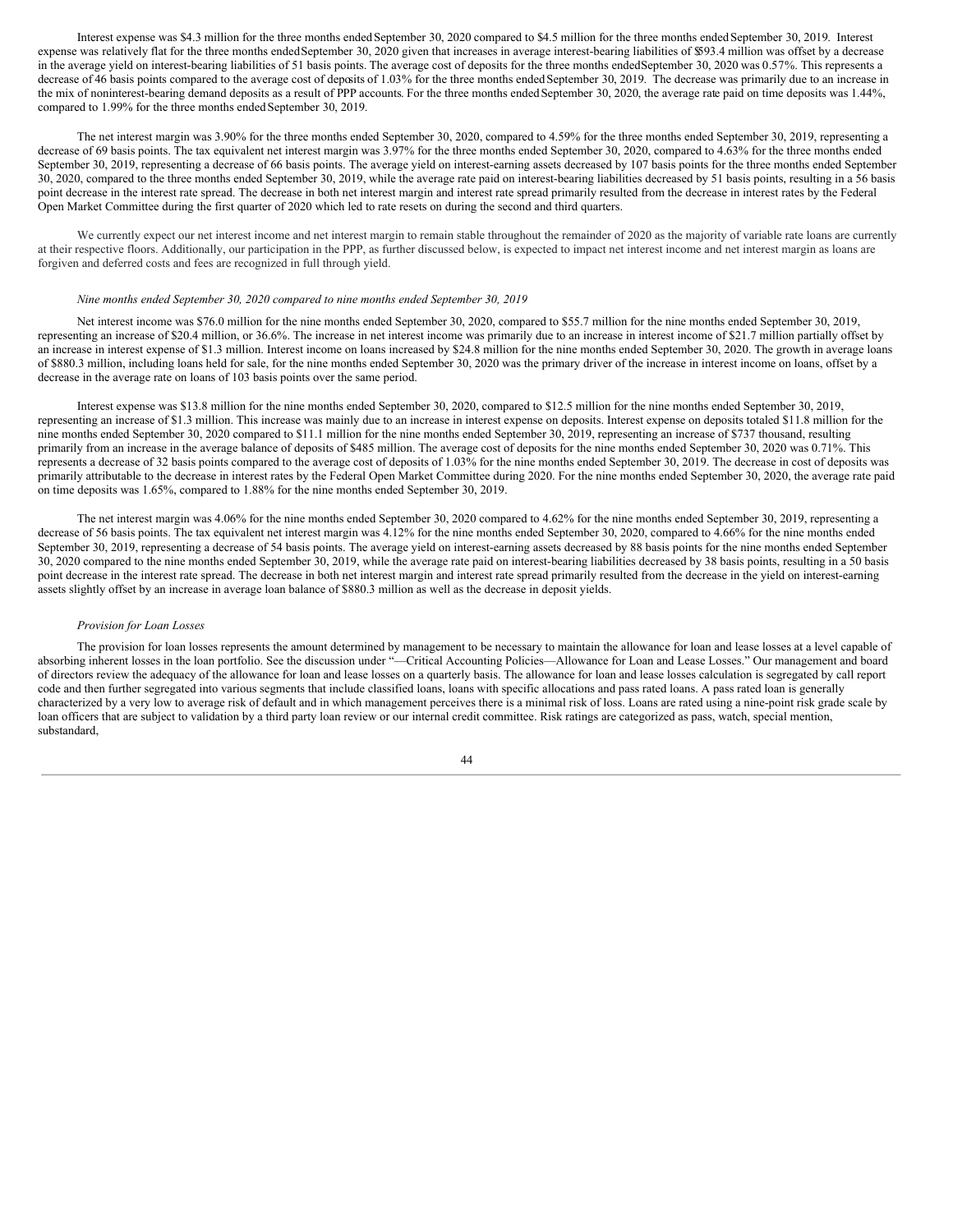Interest expense was $4.3 million for the three months ended September 30, 2020 compared to $4.5 million for the three months ended September 30, 2019. Interest expense was relatively flat for the three months ended September 30, 2020 given that increases in average interest-bearing liabilities of $593.4 million was offset by a decrease in the average yield on interest-bearing liabilities of 51 basis points. The average cost of deposits for the three months ended September 30, 2020 was 0.57%. This represents a decrease of 46 basis points compared to the average cost of deposits of 1.03% for the three months ended September 30, 2019. The decrease was primarily due to an increase in the mix of noninterest-bearing demand deposits as a result of PPP accounts. For the three months ended September 30, 2020, the average rate paid on time deposits was 1.44%, compared to 1.99% for the three months ended September 30, 2019.

The net interest margin was 3.90% for the three months ended September 30, 2020, compared to 4.59% for the three months ended September 30, 2019, representing a decrease of 69 basis points. The tax equivalent net interest margin was 3.97% for the three months ended September 30, 2020, compared to 4.63% for the three months ended September 30, 2019, representing a decrease of 66 basis points. The average yield on interest-earning assets decreased by 107 basis points for the three months ended September 30, 2020, compared to the three months ended September 30, 2019, while the average rate paid on interest-bearing liabilities decreased by 51 basis points, resulting in a 56 basis point decrease in the interest rate spread. The decrease in both net interest margin and interest rate spread primarily resulted from the decrease in interest rates by the Federal Open Market Committee during the first quarter of 2020 which led to rate resets on during the second and third quarters.

We currently expect our net interest income and net interest margin to remain stable throughout the remainder of 2020 as the majority of variable rate loans are currently at their respective floors. Additionally, our participation in the PPP, as further discussed below, is expected to impact net interest income and net interest margin as loans are forgiven and deferred costs and fees are recognized in full through yield.

*Nine months ended September 30, 2020 compared to nine months ended September 30, 2019*

Net interest income was $76.0 million for the nine months ended September 30, 2020, compared to $55.7 million for the nine months ended September 30, 2019, representing an increase of $20.4 million, or 36.6%. The increase in net interest income was primarily due to an increase in interest income of $21.7 million partially offset by an increase in interest expense of $1.3 million. Interest income on loans increased by $24.8 million for the nine months ended September 30, 2020. The growth in average loans of $880.3 million, including loans held for sale, for the nine months ended September 30, 2020 was the primary driver of the increase in interest income on loans, offset by a decrease in the average rate on loans of 103 basis points over the same period.

Interest expense was $13.8 million for the nine months ended September 30, 2020, compared to $12.5 million for the nine months ended September 30, 2019, representing an increase of $1.3 million. This increase was mainly due to an increase in interest expense on deposits. Interest expense on deposits totaled $11.8 million for the nine months ended September 30, 2020 compared to $11.1 million for the nine months ended September 30, 2019, representing an increase of $737 thousand, resulting primarily from an increase in the average balance of deposits of $485 million. The average cost of deposits for the nine months ended September 30, 2020 was 0.71%. This represents a decrease of 32 basis points compared to the average cost of deposits of 1.03% for the nine months ended September 30, 2019. The decrease in cost of deposits was primarily attributable to the decrease in interest rates by the Federal Open Market Committee during 2020. For the nine months ended September 30, 2020, the average rate paid on time deposits was 1.65%, compared to 1.88% for the nine months ended September 30, 2019.

The net interest margin was 4.06% for the nine months ended September 30, 2020 compared to 4.62% for the nine months ended September 30, 2019, representing a decrease of 56 basis points. The tax equivalent net interest margin was 4.12% for the nine months ended September 30, 2020, compared to 4.66% for the nine months ended September 30, 2019, representing a decrease of 54 basis points. The average yield on interest-earning assets decreased by 88 basis points for the nine months ended September 30, 2020 compared to the nine months ended September 30, 2019, while the average rate paid on interest-bearing liabilities decreased by 38 basis points, resulting in a 50 basis point decrease in the interest rate spread. The decrease in both net interest margin and interest rate spread primarily resulted from the decrease in the yield on interest-earning assets slightly offset by an increase in average loan balance of $880.3 million as well as the decrease in deposit yields.

*Provision for Loan Losses*

The provision for loan losses represents the amount determined by management to be necessary to maintain the allowance for loan and lease losses at a level capable of absorbing inherent losses in the loan portfolio. See the discussion under "—Critical Accounting Policies—Allowance for Loan and Lease Losses." Our management and board of directors review the adequacy of the allowance for loan and lease losses on a quarterly basis. The allowance for loan and lease losses calculation is segregated by call report code and then further segregated into various segments that include classified loans, loans with specific allocations and pass rated loans. A pass rated loan is generally characterized by a very low to average risk of default and in which management perceives there is a minimal risk of loss. Loans are rated using a nine-point risk grade scale by loan officers that are subject to validation by a third party loan review or our internal credit committee. Risk ratings are categorized as pass, watch, special mention, substandard,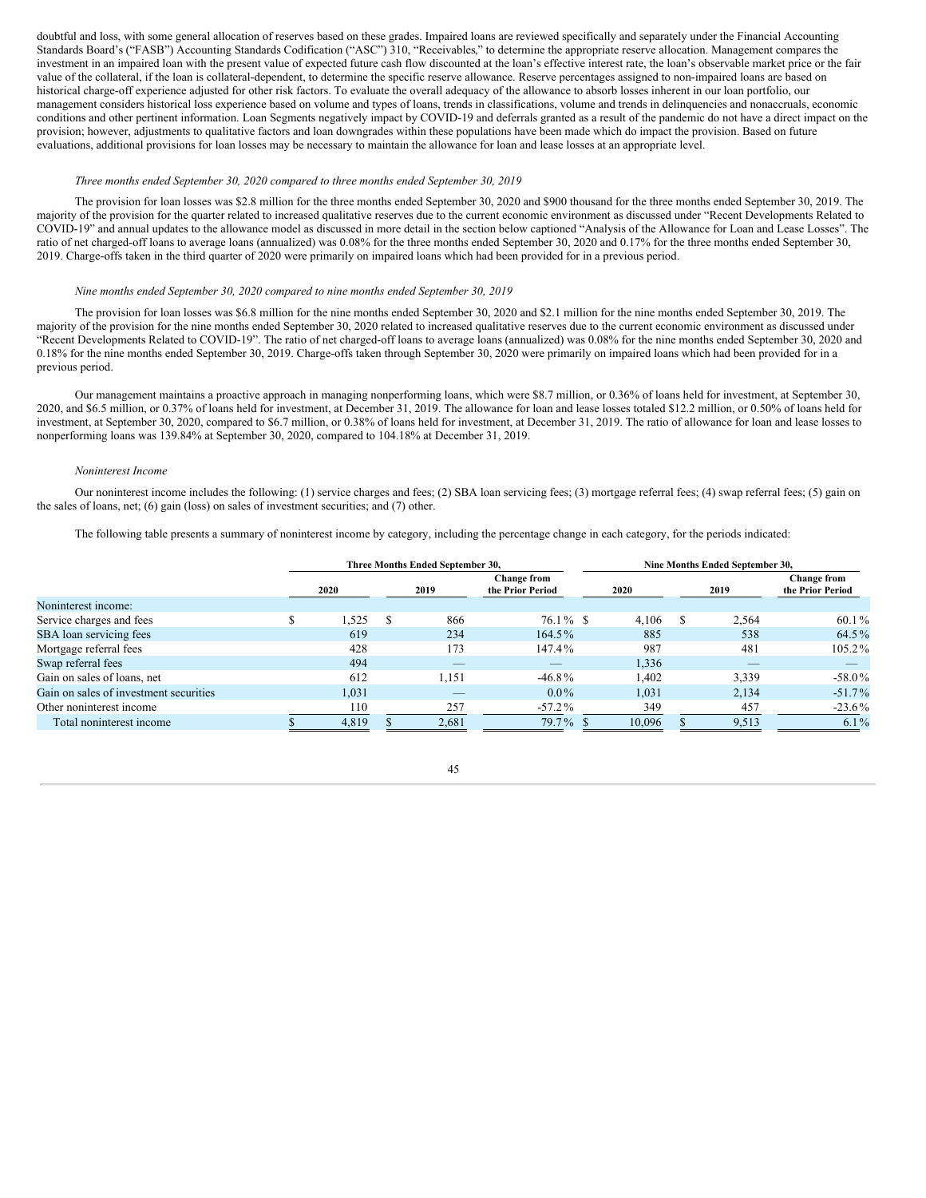doubtful and loss, with some general allocation of reserves based on these grades. Impaired loans are reviewed specifically and separately under the Financial Accounting Standards Board's ("FASB") Accounting Standards Codification ("ASC") 310, "Receivables," to determine the appropriate reserve allocation. Management compares the investment in an impaired loan with the present value of expected future cash flow discounted at the loan's effective interest rate, the loan's observable market price or the fair value of the collateral, if the loan is collateral-dependent, to determine the specific reserve allowance. Reserve percentages assigned to non-impaired loans are based on historical charge-off experience adjusted for other risk factors. To evaluate the overall adequacy of the allowance to absorb losses inherent in our loan portfolio, our management considers historical loss experience based on volume and types of loans, trends in classifications, volume and trends in delinquencies and nonaccruals, economic conditions and other pertinent information. Loan Segments negatively impact by COVID-19 and deferrals granted as a result of the pandemic do not have a direct impact on the provision; however, adjustments to qualitative factors and loan downgrades within these populations have been made which do impact the provision. Based on future evaluations, additional provisions for loan losses may be necessary to maintain the allowance for loan and lease losses at an appropriate level.

*Three months ended September 30, 2020 compared to three months ended September 30, 2019*

The provision for loan losses was $2.8 million for the three months ended September 30, 2020 and $900 thousand for the three months ended September 30, 2019. The majority of the provision for the quarter related to increased qualitative reserves due to the current economic environment as discussed under "Recent Developments Related to COVID-19" and annual updates to the allowance model as discussed in more detail in the section below captioned "Analysis of the Allowance for Loan and Lease Losses". The ratio of net charged-off loans to average loans (annualized) was 0.08% for the three months ended September 30, 2020 and 0.17% for the three months ended September 30, 2019. Charge-offs taken in the third quarter of 2020 were primarily on impaired loans which had been provided for in a previous period.

*Nine months ended September 30, 2020 compared to nine months ended September 30, 2019*

The provision for loan losses was $6.8 million for the nine months ended September 30, 2020 and $2.1 million for the nine months ended September 30, 2019. The majority of the provision for the nine months ended September 30, 2020 related to increased qualitative reserves due to the current economic environment as discussed under "Recent Developments Related to COVID-19". The ratio of net charged-off loans to average loans (annualized) was 0.08% for the nine months ended September 30, 2020 and 0.18% for the nine months ended September 30, 2019. Charge-offs taken through September 30, 2020 were primarily on impaired loans which had been provided for in a previous period.

Our management maintains a proactive approach in managing nonperforming loans, which were $8.7 million, or 0.36% of loans held for investment, at September 30, 2020, and $6.5 million, or 0.37% of loans held for investment, at December 31, 2019. The allowance for loan and lease losses totaled $12.2 million, or 0.50% of loans held for investment, at September 30, 2020, compared to $6.7 million, or 0.38% of loans held for investment, at December 31, 2019. The ratio of allowance for loan and lease losses to nonperforming loans was 139.84% at September 30, 2020, compared to 104.18% at December 31, 2019.

*Noninterest Income*

Our noninterest income includes the following: (1) service charges and fees; (2) SBA loan servicing fees; (3) mortgage referral fees; (4) swap referral fees; (5) gain on the sales of loans, net; (6) gain (loss) on sales of investment securities; and (7) other.

The following table presents a summary of noninterest income by category, including the percentage change in each category, for the periods indicated:

| | Three Months Ended September 30, | | | Nine Months Ended September 30, | | |
|---|---|---|---|---|---|---|
| | 2020 | 2019 | Change from the Prior Period | 2020 | 2019 | Change from the Prior Period |
| Noninterest income: | | | | | | |
| Service charges and fees | $ 1,525 | $ 866 | 76.1% | $ 4,106 | $ 2,564 | 60.1% |
| SBA loan servicing fees | 619 | 234 | 164.5% | 885 | 538 | 64.5% |
| Mortgage referral fees | 428 | 173 | 147.4% | 987 | 481 | 105.2% |
| Swap referral fees | 494 | — | — | 1,336 | — | — |
| Gain on sales of loans, net | 612 | 1,151 | -46.8% | 1,402 | 3,339 | -58.0% |
| Gain on sales of investment securities | 1,031 | — | 0.0% | 1,031 | 2,134 | -51.7% |
| Other noninterest income | 110 | 257 | -57.2% | 349 | 457 | -23.6% |
| Total noninterest income | $ 4,819 | $ 2,681 | 79.7% | $ 10,096 | $ 9,513 | 6.1% |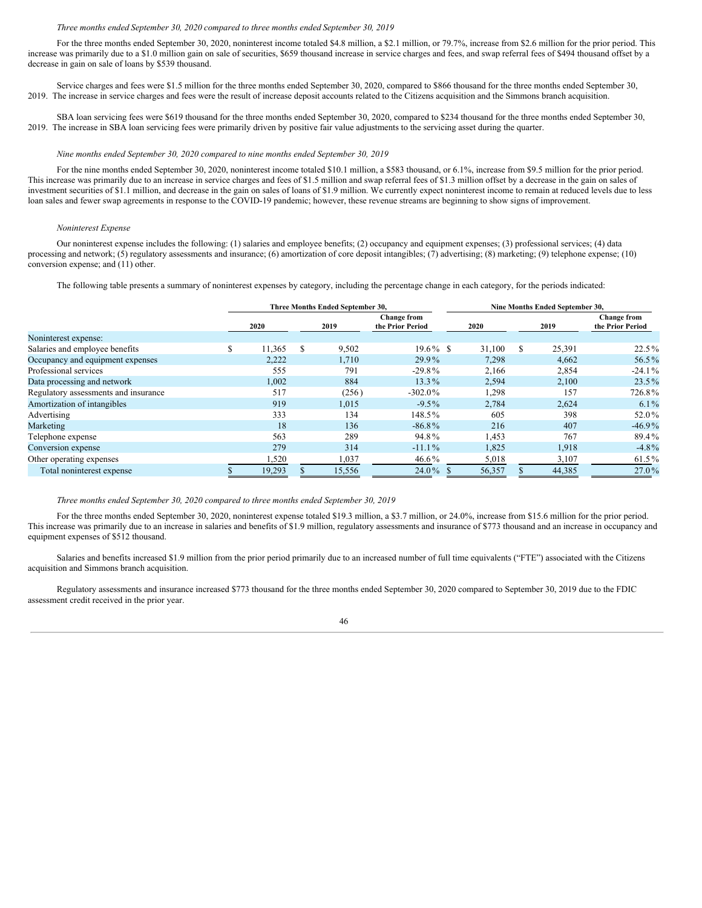*Three months ended September 30, 2020 compared to three months ended September 30, 2019*

For the three months ended September 30, 2020, noninterest income totaled $4.8 million, a $2.1 million, or 79.7%, increase from $2.6 million for the prior period. This increase was primarily due to a $1.0 million gain on sale of securities, $659 thousand increase in service charges and fees, and swap referral fees of $494 thousand offset by a decrease in gain on sale of loans by $539 thousand.

Service charges and fees were $1.5 million for the three months ended September 30, 2020, compared to $866 thousand for the three months ended September 30, 2019. The increase in service charges and fees were the result of increase deposit accounts related to the Citizens acquisition and the Simmons branch acquisition.

SBA loan servicing fees were $619 thousand for the three months ended September 30, 2020, compared to $234 thousand for the three months ended September 30, 2019. The increase in SBA loan servicing fees were primarily driven by positive fair value adjustments to the servicing asset during the quarter.

*Nine months ended September 30, 2020 compared to nine months ended September 30, 2019*

For the nine months ended September 30, 2020, noninterest income totaled $10.1 million, a $583 thousand, or 6.1%, increase from $9.5 million for the prior period. This increase was primarily due to an increase in service charges and fees of $1.5 million and swap referral fees of $1.3 million offset by a decrease in the gain on sales of investment securities of $1.1 million, and decrease in the gain on sales of loans of $1.9 million. We currently expect noninterest income to remain at reduced levels due to less loan sales and fewer swap agreements in response to the COVID-19 pandemic; however, these revenue streams are beginning to show signs of improvement.

*Noninterest Expense*

Our noninterest expense includes the following: (1) salaries and employee benefits; (2) occupancy and equipment expenses; (3) professional services; (4) data processing and network; (5) regulatory assessments and insurance; (6) amortization of core deposit intangibles; (7) advertising; (8) marketing; (9) telephone expense; (10) conversion expense; and (11) other.

The following table presents a summary of noninterest expenses by category, including the percentage change in each category, for the periods indicated:

| | Three Months Ended September 30, | | | Nine Months Ended September 30, | | |
|---|---|---|---|---|---|---|
| | 2020 | 2019 | Change from the Prior Period | 2020 | 2019 | Change from the Prior Period |
| Noninterest expense: | | | | | | |
| Salaries and employee benefits | $ 11,365 | $ 9,502 | 19.6% | $ 31,100 | $ 25,391 | 22.5% |
| Occupancy and equipment expenses | 2,222 | 1,710 | 29.9% | 7,298 | 4,662 | 56.5% |
| Professional services | 555 | 791 | -29.8% | 2,166 | 2,854 | -24.1% |
| Data processing and network | 1,002 | 884 | 13.3% | 2,594 | 2,100 | 23.5% |
| Regulatory assessments and insurance | 517 | (256) | -302.0% | 1,298 | 157 | 726.8% |
| Amortization of intangibles | 919 | 1,015 | -9.5% | 2,784 | 2,624 | 6.1% |
| Advertising | 333 | 134 | 148.5% | 605 | 398 | 52.0% |
| Marketing | 18 | 136 | -86.8% | 216 | 407 | -46.9% |
| Telephone expense | 563 | 289 | 94.8% | 1,453 | 767 | 89.4% |
| Conversion expense | 279 | 314 | -11.1% | 1,825 | 1,918 | -4.8% |
| Other operating expenses | 1,520 | 1,037 | 46.6% | 5,018 | 3,107 | 61.5% |
| Total noninterest expense | $ 19,293 | $ 15,556 | 24.0% | $ 56,357 | $ 44,385 | 27.0% |

*Three months ended September 30, 2020 compared to three months ended September 30, 2019*

For the three months ended September 30, 2020, noninterest expense totaled $19.3 million, a $3.7 million, or 24.0%, increase from $15.6 million for the prior period. This increase was primarily due to an increase in salaries and benefits of $1.9 million, regulatory assessments and insurance of $773 thousand and an increase in occupancy and equipment expenses of $512 thousand.

Salaries and benefits increased $1.9 million from the prior period primarily due to an increased number of full time equivalents ("FTE") associated with the Citizens acquisition and Simmons branch acquisition.

Regulatory assessments and insurance increased $773 thousand for the three months ended September 30, 2020 compared to September 30, 2019 due to the FDIC assessment credit received in the prior year.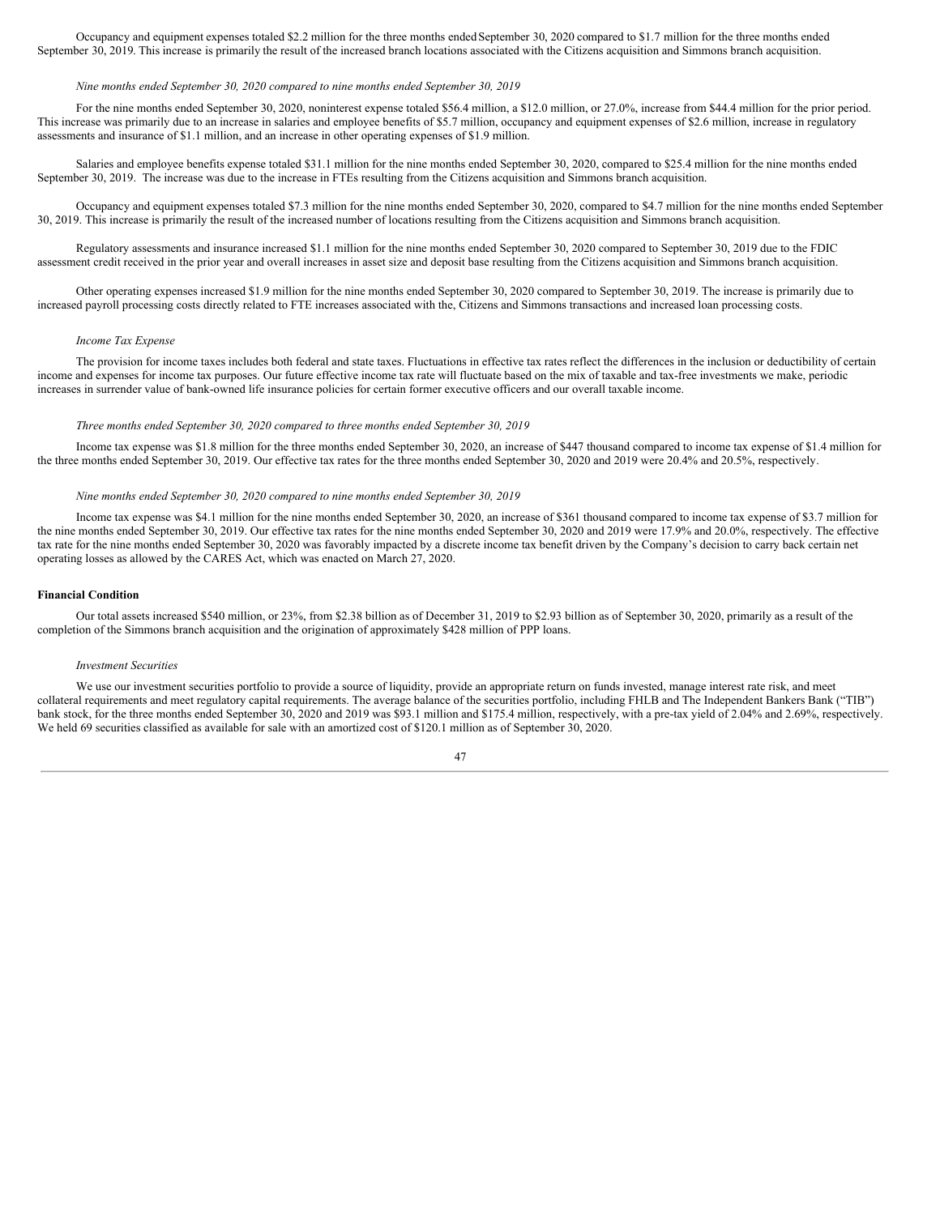Occupancy and equipment expenses totaled $2.2 million for the three months ended September 30, 2020 compared to $1.7 million for the three months ended September 30, 2019. This increase is primarily the result of the increased branch locations associated with the Citizens acquisition and Simmons branch acquisition.

*Nine months ended September 30, 2020 compared to nine months ended September 30, 2019*

For the nine months ended September 30, 2020, noninterest expense totaled $56.4 million, a $12.0 million, or 27.0%, increase from $44.4 million for the prior period. This increase was primarily due to an increase in salaries and employee benefits of $5.7 million, occupancy and equipment expenses of $2.6 million, increase in regulatory assessments and insurance of $1.1 million, and an increase in other operating expenses of $1.9 million.

Salaries and employee benefits expense totaled $31.1 million for the nine months ended September 30, 2020, compared to $25.4 million for the nine months ended September 30, 2019. The increase was due to the increase in FTEs resulting from the Citizens acquisition and Simmons branch acquisition.

Occupancy and equipment expenses totaled $7.3 million for the nine months ended September 30, 2020, compared to $4.7 million for the nine months ended September 30, 2019. This increase is primarily the result of the increased number of locations resulting from the Citizens acquisition and Simmons branch acquisition.

Regulatory assessments and insurance increased $1.1 million for the nine months ended September 30, 2020 compared to September 30, 2019 due to the FDIC assessment credit received in the prior year and overall increases in asset size and deposit base resulting from the Citizens acquisition and Simmons branch acquisition.

Other operating expenses increased $1.9 million for the nine months ended September 30, 2020 compared to September 30, 2019. The increase is primarily due to increased payroll processing costs directly related to FTE increases associated with the, Citizens and Simmons transactions and increased loan processing costs.

*Income Tax Expense*

The provision for income taxes includes both federal and state taxes. Fluctuations in effective tax rates reflect the differences in the inclusion or deductibility of certain income and expenses for income tax purposes. Our future effective income tax rate will fluctuate based on the mix of taxable and tax-free investments we make, periodic increases in surrender value of bank-owned life insurance policies for certain former executive officers and our overall taxable income.

*Three months ended September 30, 2020 compared to three months ended September 30, 2019*

Income tax expense was $1.8 million for the three months ended September 30, 2020, an increase of $447 thousand compared to income tax expense of $1.4 million for the three months ended September 30, 2019. Our effective tax rates for the three months ended September 30, 2020 and 2019 were 20.4% and 20.5%, respectively.

*Nine months ended September 30, 2020 compared to nine months ended September 30, 2019*

Income tax expense was $4.1 million for the nine months ended September 30, 2020, an increase of $361 thousand compared to income tax expense of $3.7 million for the nine months ended September 30, 2019. Our effective tax rates for the nine months ended September 30, 2020 and 2019 were 17.9% and 20.0%, respectively. The effective tax rate for the nine months ended September 30, 2020 was favorably impacted by a discrete income tax benefit driven by the Company's decision to carry back certain net operating losses as allowed by the CARES Act, which was enacted on March 27, 2020.

**Financial Condition**

Our total assets increased $540 million, or 23%, from $2.38 billion as of December 31, 2019 to $2.93 billion as of September 30, 2020, primarily as a result of the completion of the Simmons branch acquisition and the origination of approximately $428 million of PPP loans.

*Investment Securities*

We use our investment securities portfolio to provide a source of liquidity, provide an appropriate return on funds invested, manage interest rate risk, and meet collateral requirements and meet regulatory capital requirements. The average balance of the securities portfolio, including FHLB and The Independent Bankers Bank ("TIB") bank stock, for the three months ended September 30, 2020 and 2019 was $93.1 million and $175.4 million, respectively, with a pre-tax yield of 2.04% and 2.69%, respectively. We held 69 securities classified as available for sale with an amortized cost of $120.1 million as of September 30, 2020.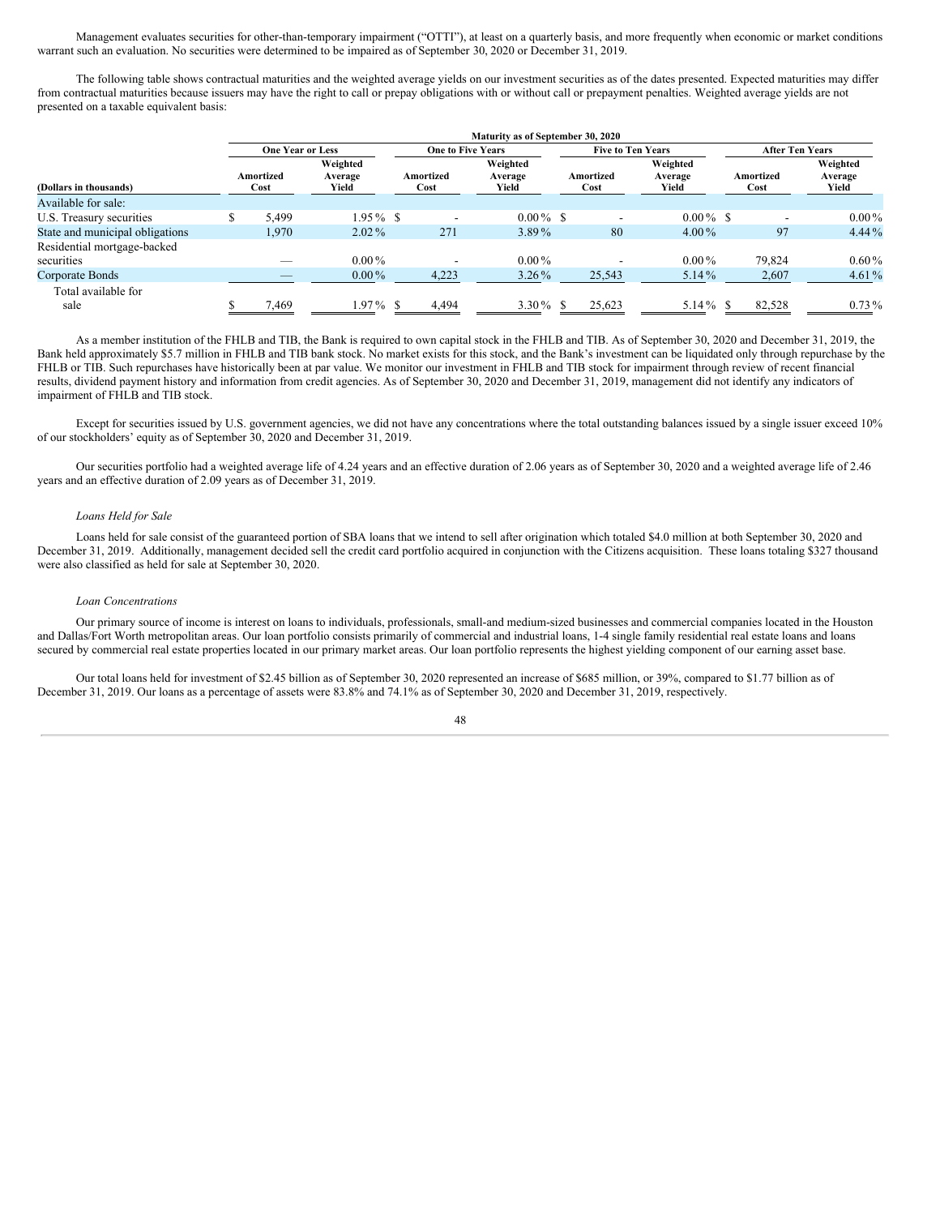Management evaluates securities for other-than-temporary impairment ("OTTI"), at least on a quarterly basis, and more frequently when economic or market conditions warrant such an evaluation. No securities were determined to be impaired as of September 30, 2020 or December 31, 2019.

The following table shows contractual maturities and the weighted average yields on our investment securities as of the dates presented. Expected maturities may differ from contractual maturities because issuers may have the right to call or prepay obligations with or without call or prepayment penalties. Weighted average yields are not presented on a taxable equivalent basis:

| | Maturity as of September 30, 2020 | | | | | | | |
|---|---|---|---|---|---|---|---|---|
| | One Year or Less | | One to Five Years | | Five to Ten Years | | After Ten Years | |
| (Dollars in thousands) | Amortized Cost | Weighted Average Yield | Amortized Cost | Weighted Average Yield | Amortized Cost | Weighted Average Yield | Amortized Cost | Weighted Average Yield |
| Available for sale: | | | | | | | | |
| U.S. Treasury securities | $ 5,499 | 1.95 % | $ - | 0.00 % | $ - | 0.00 % | $ - | 0.00 % |
| State and municipal obligations | 1,970 | 2.02 % | 271 | 3.89 % | 80 | 4.00 % | 97 | 4.44 % |
| Residential mortgage-backed securities | — | 0.00 % | - | 0.00 % | - | 0.00 % | 79,824 | 0.60 % |
| Corporate Bonds | — | 0.00 % | 4,223 | 3.26 % | 25,543 | 5.14 % | 2,607 | 4.61 % |
| Total available for sale | $ 7,469 | 1.97 % | $ 4,494 | 3.30 % | $ 25,623 | 5.14 % | $ 82,528 | 0.73 % |

As a member institution of the FHLB and TIB, the Bank is required to own capital stock in the FHLB and TIB. As of September 30, 2020 and December 31, 2019, the Bank held approximately $5.7 million in FHLB and TIB bank stock. No market exists for this stock, and the Bank's investment can be liquidated only through repurchase by the FHLB or TIB. Such repurchases have historically been at par value. We monitor our investment in FHLB and TIB stock for impairment through review of recent financial results, dividend payment history and information from credit agencies. As of September 30, 2020 and December 31, 2019, management did not identify any indicators of impairment of FHLB and TIB stock.

Except for securities issued by U.S. government agencies, we did not have any concentrations where the total outstanding balances issued by a single issuer exceed 10% of our stockholders' equity as of September 30, 2020 and December 31, 2019.

Our securities portfolio had a weighted average life of 4.24 years and an effective duration of 2.06 years as of September 30, 2020 and a weighted average life of 2.46 years and an effective duration of 2.09 years as of December 31, 2019.

*Loans Held for Sale*

Loans held for sale consist of the guaranteed portion of SBA loans that we intend to sell after origination which totaled $4.0 million at both September 30, 2020 and December 31, 2019. Additionally, management decided sell the credit card portfolio acquired in conjunction with the Citizens acquisition. These loans totaling $327 thousand were also classified as held for sale at September 30, 2020.

*Loan Concentrations*

Our primary source of income is interest on loans to individuals, professionals, small-and medium-sized businesses and commercial companies located in the Houston and Dallas/Fort Worth metropolitan areas. Our loan portfolio consists primarily of commercial and industrial loans, 1-4 single family residential real estate loans and loans secured by commercial real estate properties located in our primary market areas. Our loan portfolio represents the highest yielding component of our earning asset base.

Our total loans held for investment of $2.45 billion as of September 30, 2020 represented an increase of $685 million, or 39%, compared to $1.77 billion as of December 31, 2019. Our loans as a percentage of assets were 83.8% and 74.1% as of September 30, 2020 and December 31, 2019, respectively.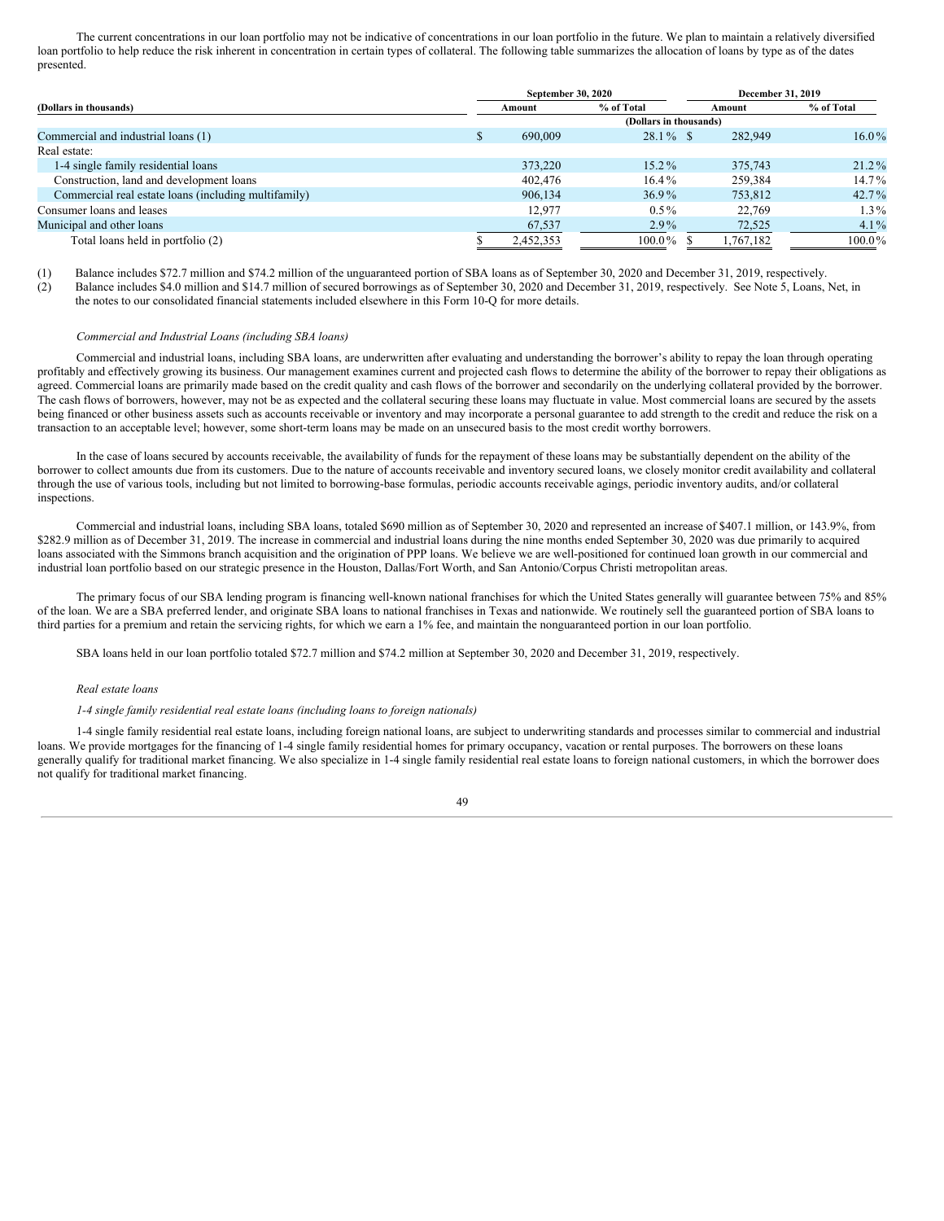The current concentrations in our loan portfolio may not be indicative of concentrations in our loan portfolio in the future. We plan to maintain a relatively diversified loan portfolio to help reduce the risk inherent in concentration in certain types of collateral. The following table summarizes the allocation of loans by type as of the dates presented.

| (Dollars in thousands) | September 30, 2020 | | December 31, 2019 | |
|---|---|---|---|---|
| | Amount | % of Total | Amount | % of Total |
| | (Dollars in thousands) | | | |
| Commercial and industrial loans (1) | $ 690,009 | 28.1 % | $ 282,949 | 16.0 % |
| Real estate: | | | | |
| 1-4 single family residential loans | 373,220 | 15.2 % | 375,743 | 21.2 % |
| Construction, land and development loans | 402,476 | 16.4 % | 259,384 | 14.7 % |
| Commercial real estate loans (including multifamily) | 906,134 | 36.9 % | 753,812 | 42.7 % |
| Consumer loans and leases | 12,977 | 0.5 % | 22,769 | 1.3 % |
| Municipal and other loans | 67,537 | 2.9 % | 72,525 | 4.1 % |
| Total loans held in portfolio (2) | $ 2,452,353 | 100.0 % | $ 1,767,182 | 100.0 % |

(1) Balance includes $72.7 million and $74.2 million of the unguaranteed portion of SBA loans as of September 30, 2020 and December 31, 2019, respectively.
(2) Balance includes $4.0 million and $14.7 million of secured borrowings as of September 30, 2020 and December 31, 2019, respectively. See Note 5, Loans, Net, in the notes to our consolidated financial statements included elsewhere in this Form 10-Q for more details.

*Commercial and Industrial Loans (including SBA loans)*

Commercial and industrial loans, including SBA loans, are underwritten after evaluating and understanding the borrower's ability to repay the loan through operating profitably and effectively growing its business. Our management examines current and projected cash flows to determine the ability of the borrower to repay their obligations as agreed. Commercial loans are primarily made based on the credit quality and cash flows of the borrower and secondarily on the underlying collateral provided by the borrower. The cash flows of borrowers, however, may not be as expected and the collateral securing these loans may fluctuate in value. Most commercial loans are secured by the assets being financed or other business assets such as accounts receivable or inventory and may incorporate a personal guarantee to add strength to the credit and reduce the risk on a transaction to an acceptable level; however, some short-term loans may be made on an unsecured basis to the most credit worthy borrowers.

In the case of loans secured by accounts receivable, the availability of funds for the repayment of these loans may be substantially dependent on the ability of the borrower to collect amounts due from its customers. Due to the nature of accounts receivable and inventory secured loans, we closely monitor credit availability and collateral through the use of various tools, including but not limited to borrowing-base formulas, periodic accounts receivable agings, periodic inventory audits, and/or collateral inspections.

Commercial and industrial loans, including SBA loans, totaled $690 million as of September 30, 2020 and represented an increase of $407.1 million, or 143.9%, from $282.9 million as of December 31, 2019. The increase in commercial and industrial loans during the nine months ended September 30, 2020 was due primarily to acquired loans associated with the Simmons branch acquisition and the origination of PPP loans. We believe we are well-positioned for continued loan growth in our commercial and industrial loan portfolio based on our strategic presence in the Houston, Dallas/Fort Worth, and San Antonio/Corpus Christi metropolitan areas.

The primary focus of our SBA lending program is financing well-known national franchises for which the United States generally will guarantee between 75% and 85% of the loan. We are a SBA preferred lender, and originate SBA loans to national franchises in Texas and nationwide. We routinely sell the guaranteed portion of SBA loans to third parties for a premium and retain the servicing rights, for which we earn a 1% fee, and maintain the nonguaranteed portion in our loan portfolio.

SBA loans held in our loan portfolio totaled $72.7 million and $74.2 million at September 30, 2020 and December 31, 2019, respectively.

*Real estate loans*

*1-4 single family residential real estate loans (including loans to foreign nationals)*

1-4 single family residential real estate loans, including foreign national loans, are subject to underwriting standards and processes similar to commercial and industrial loans. We provide mortgages for the financing of 1-4 single family residential homes for primary occupancy, vacation or rental purposes. The borrowers on these loans generally qualify for traditional market financing. We also specialize in 1-4 single family residential real estate loans to foreign national customers, in which the borrower does not qualify for traditional market financing.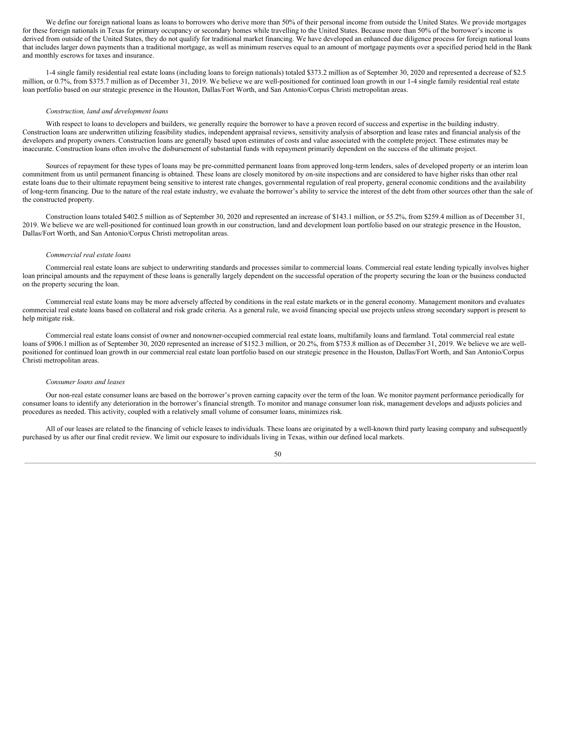We define our foreign national loans as loans to borrowers who derive more than 50% of their personal income from outside the United States. We provide mortgages for these foreign nationals in Texas for primary occupancy or secondary homes while travelling to the United States. Because more than 50% of the borrower's income is derived from outside of the United States, they do not qualify for traditional market financing. We have developed an enhanced due diligence process for foreign national loans that includes larger down payments than a traditional mortgage, as well as minimum reserves equal to an amount of mortgage payments over a specified period held in the Bank and monthly escrows for taxes and insurance.

1-4 single family residential real estate loans (including loans to foreign nationals) totaled $373.2 million as of September 30, 2020 and represented a decrease of $2.5 million, or 0.7%, from $375.7 million as of December 31, 2019. We believe we are well-positioned for continued loan growth in our 1-4 single family residential real estate loan portfolio based on our strategic presence in the Houston, Dallas/Fort Worth, and San Antonio/Corpus Christi metropolitan areas.

*Construction, land and development loans*

With respect to loans to developers and builders, we generally require the borrower to have a proven record of success and expertise in the building industry. Construction loans are underwritten utilizing feasibility studies, independent appraisal reviews, sensitivity analysis of absorption and lease rates and financial analysis of the developers and property owners. Construction loans are generally based upon estimates of costs and value associated with the complete project. These estimates may be inaccurate. Construction loans often involve the disbursement of substantial funds with repayment primarily dependent on the success of the ultimate project.

Sources of repayment for these types of loans may be pre-committed permanent loans from approved long-term lenders, sales of developed property or an interim loan commitment from us until permanent financing is obtained. These loans are closely monitored by on-site inspections and are considered to have higher risks than other real estate loans due to their ultimate repayment being sensitive to interest rate changes, governmental regulation of real property, general economic conditions and the availability of long-term financing. Due to the nature of the real estate industry, we evaluate the borrower's ability to service the interest of the debt from other sources other than the sale of the constructed property.

Construction loans totaled $402.5 million as of September 30, 2020 and represented an increase of $143.1 million, or 55.2%, from $259.4 million as of December 31, 2019. We believe we are well-positioned for continued loan growth in our construction, land and development loan portfolio based on our strategic presence in the Houston, Dallas/Fort Worth, and San Antonio/Corpus Christi metropolitan areas.

*Commercial real estate loans*

Commercial real estate loans are subject to underwriting standards and processes similar to commercial loans. Commercial real estate lending typically involves higher loan principal amounts and the repayment of these loans is generally largely dependent on the successful operation of the property securing the loan or the business conducted on the property securing the loan.

Commercial real estate loans may be more adversely affected by conditions in the real estate markets or in the general economy. Management monitors and evaluates commercial real estate loans based on collateral and risk grade criteria. As a general rule, we avoid financing special use projects unless strong secondary support is present to help mitigate risk.

Commercial real estate loans consist of owner and nonowner-occupied commercial real estate loans, multifamily loans and farmland. Total commercial real estate loans of $906.1 million as of September 30, 2020 represented an increase of $152.3 million, or 20.2%, from $753.8 million as of December 31, 2019. We believe we are well-positioned for continued loan growth in our commercial real estate loan portfolio based on our strategic presence in the Houston, Dallas/Fort Worth, and San Antonio/Corpus Christi metropolitan areas.

*Consumer loans and leases*

Our non-real estate consumer loans are based on the borrower's proven earning capacity over the term of the loan. We monitor payment performance periodically for consumer loans to identify any deterioration in the borrower's financial strength. To monitor and manage consumer loan risk, management develops and adjusts policies and procedures as needed. This activity, coupled with a relatively small volume of consumer loans, minimizes risk.

All of our leases are related to the financing of vehicle leases to individuals. These loans are originated by a well-known third party leasing company and subsequently purchased by us after our final credit review. We limit our exposure to individuals living in Texas, within our defined local markets.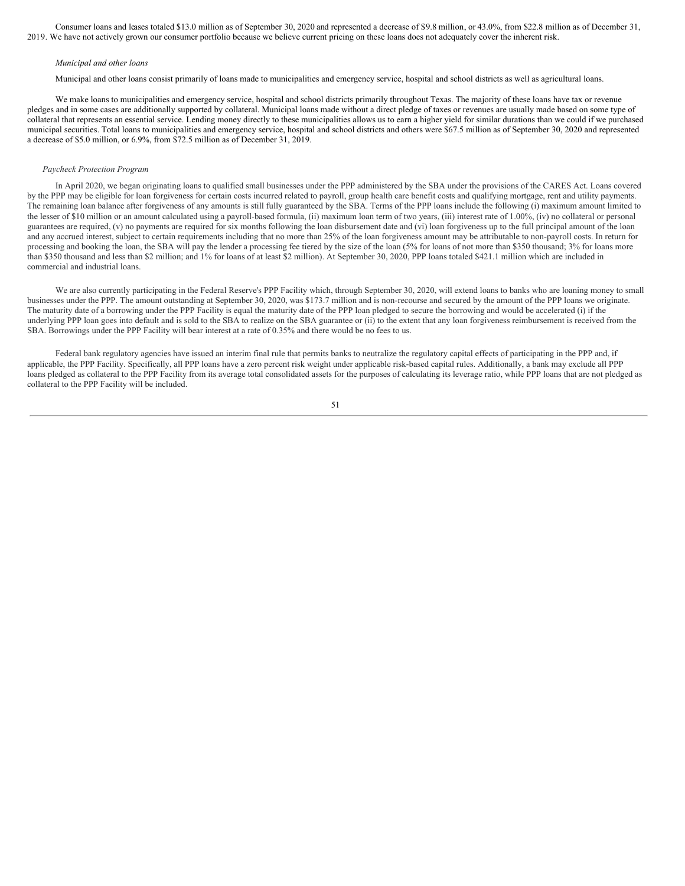Consumer loans and leases totaled $13.0 million as of September 30, 2020 and represented a decrease of $9.8 million, or 43.0%, from $22.8 million as of December 31, 2019. We have not actively grown our consumer portfolio because we believe current pricing on these loans does not adequately cover the inherent risk.

*Municipal and other loans*

Municipal and other loans consist primarily of loans made to municipalities and emergency service, hospital and school districts as well as agricultural loans.

We make loans to municipalities and emergency service, hospital and school districts primarily throughout Texas. The majority of these loans have tax or revenue pledges and in some cases are additionally supported by collateral. Municipal loans made without a direct pledge of taxes or revenues are usually made based on some type of collateral that represents an essential service. Lending money directly to these municipalities allows us to earn a higher yield for similar durations than we could if we purchased municipal securities. Total loans to municipalities and emergency service, hospital and school districts and others were $67.5 million as of September 30, 2020 and represented a decrease of $5.0 million, or 6.9%, from $72.5 million as of December 31, 2019.

*Paycheck Protection Program*

In April 2020, we began originating loans to qualified small businesses under the PPP administered by the SBA under the provisions of the CARES Act. Loans covered by the PPP may be eligible for loan forgiveness for certain costs incurred related to payroll, group health care benefit costs and qualifying mortgage, rent and utility payments. The remaining loan balance after forgiveness of any amounts is still fully guaranteed by the SBA. Terms of the PPP loans include the following (i) maximum amount limited to the lesser of $10 million or an amount calculated using a payroll-based formula, (ii) maximum loan term of two years, (iii) interest rate of 1.00%, (iv) no collateral or personal guarantees are required, (v) no payments are required for six months following the loan disbursement date and (vi) loan forgiveness up to the full principal amount of the loan and any accrued interest, subject to certain requirements including that no more than 25% of the loan forgiveness amount may be attributable to non-payroll costs. In return for processing and booking the loan, the SBA will pay the lender a processing fee tiered by the size of the loan (5% for loans of not more than $350 thousand; 3% for loans more than $350 thousand and less than $2 million; and 1% for loans of at least $2 million). At September 30, 2020, PPP loans totaled $421.1 million which are included in commercial and industrial loans.

We are also currently participating in the Federal Reserve's PPP Facility which, through September 30, 2020, will extend loans to banks who are loaning money to small businesses under the PPP. The amount outstanding at September 30, 2020, was $173.7 million and is non-recourse and secured by the amount of the PPP loans we originate. The maturity date of a borrowing under the PPP Facility is equal the maturity date of the PPP loan pledged to secure the borrowing and would be accelerated (i) if the underlying PPP loan goes into default and is sold to the SBA to realize on the SBA guarantee or (ii) to the extent that any loan forgiveness reimbursement is received from the SBA. Borrowings under the PPP Facility will bear interest at a rate of 0.35% and there would be no fees to us.

Federal bank regulatory agencies have issued an interim final rule that permits banks to neutralize the regulatory capital effects of participating in the PPP and, if applicable, the PPP Facility. Specifically, all PPP loans have a zero percent risk weight under applicable risk-based capital rules. Additionally, a bank may exclude all PPP loans pledged as collateral to the PPP Facility from its average total consolidated assets for the purposes of calculating its leverage ratio, while PPP loans that are not pledged as collateral to the PPP Facility will be included.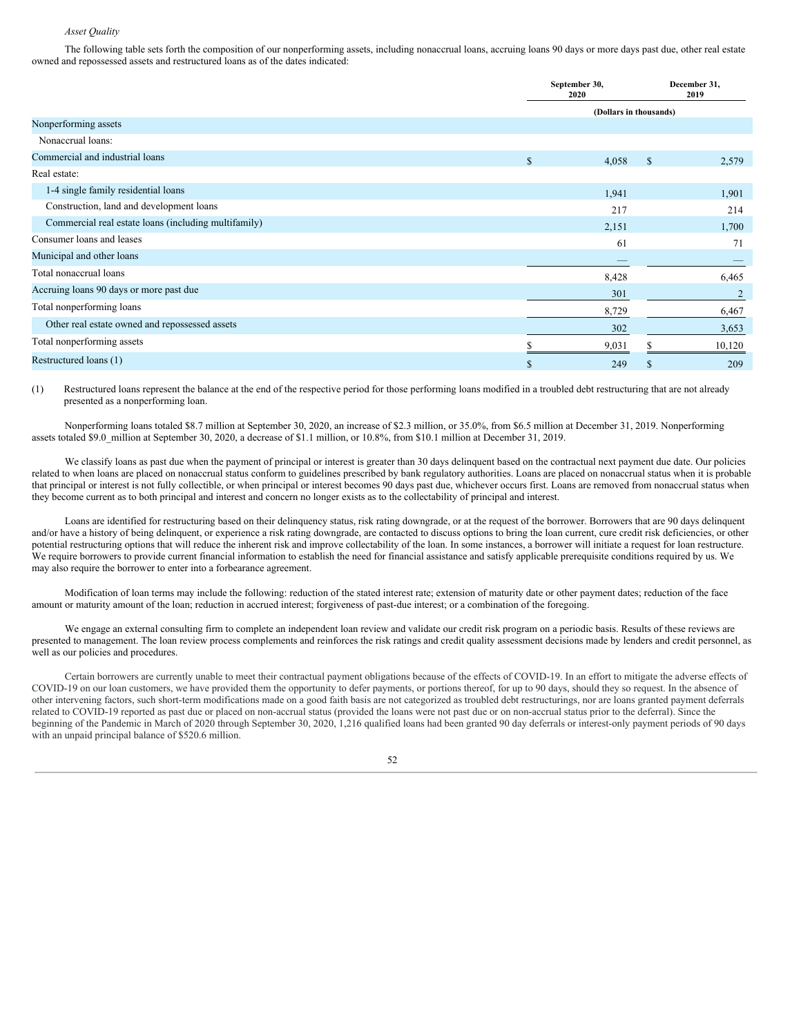*Asset Quality*

The following table sets forth the composition of our nonperforming assets, including nonaccrual loans, accruing loans 90 days or more days past due, other real estate owned and repossessed assets and restructured loans as of the dates indicated:

| | September 30, 2020 | December 31, 2019 |
|---|---|---|
| | (Dollars in thousands) | |
| Nonperforming assets | | |
| Nonaccrual loans: | | |
| Commercial and industrial loans | $ 4,058 | $ 2,579 |
| Real estate: | | |
| 1-4 single family residential loans | 1,941 | 1,901 |
| Construction, land and development loans | 217 | 214 |
| Commercial real estate loans (including multifamily) | 2,151 | 1,700 |
| Consumer loans and leases | 61 | 71 |
| Municipal and other loans | — | — |
| Total nonaccrual loans | 8,428 | 6,465 |
| Accruing loans 90 days or more past due | 301 | 2 |
| Total nonperforming loans | 8,729 | 6,467 |
| Other real estate owned and repossessed assets | 302 | 3,653 |
| Total nonperforming assets | $ 9,031 | $ 10,120 |
| Restructured loans (1) | $ 249 | $ 209 |

(1) Restructured loans represent the balance at the end of the respective period for those performing loans modified in a troubled debt restructuring that are not already presented as a nonperforming loan.

Nonperforming loans totaled $8.7 million at September 30, 2020, an increase of $2.3 million, or 35.0%, from $6.5 million at December 31, 2019. Nonperforming assets totaled $9.0_million at September 30, 2020, a decrease of $1.1 million, or 10.8%, from $10.1 million at December 31, 2019.

We classify loans as past due when the payment of principal or interest is greater than 30 days delinquent based on the contractual next payment due date. Our policies related to when loans are placed on nonaccrual status conform to guidelines prescribed by bank regulatory authorities. Loans are placed on nonaccrual status when it is probable that principal or interest is not fully collectible, or when principal or interest becomes 90 days past due, whichever occurs first. Loans are removed from nonaccrual status when they become current as to both principal and interest and concern no longer exists as to the collectability of principal and interest.

Loans are identified for restructuring based on their delinquency status, risk rating downgrade, or at the request of the borrower. Borrowers that are 90 days delinquent and/or have a history of being delinquent, or experience a risk rating downgrade, are contacted to discuss options to bring the loan current, cure credit risk deficiencies, or other potential restructuring options that will reduce the inherent risk and improve collectability of the loan. In some instances, a borrower will initiate a request for loan restructure. We require borrowers to provide current financial information to establish the need for financial assistance and satisfy applicable prerequisite conditions required by us. We may also require the borrower to enter into a forbearance agreement.

Modification of loan terms may include the following: reduction of the stated interest rate; extension of maturity date or other payment dates; reduction of the face amount or maturity amount of the loan; reduction in accrued interest; forgiveness of past-due interest; or a combination of the foregoing.

We engage an external consulting firm to complete an independent loan review and validate our credit risk program on a periodic basis. Results of these reviews are presented to management. The loan review process complements and reinforces the risk ratings and credit quality assessment decisions made by lenders and credit personnel, as well as our policies and procedures.

Certain borrowers are currently unable to meet their contractual payment obligations because of the effects of COVID-19. In an effort to mitigate the adverse effects of COVID-19 on our loan customers, we have provided them the opportunity to defer payments, or portions thereof, for up to 90 days, should they so request. In the absence of other intervening factors, such short-term modifications made on a good faith basis are not categorized as troubled debt restructurings, nor are loans granted payment deferrals related to COVID-19 reported as past due or placed on non-accrual status (provided the loans were not past due or on non-accrual status prior to the deferral). Since the beginning of the Pandemic in March of 2020 through September 30, 2020, 1,216 qualified loans had been granted 90 day deferrals or interest-only payment periods of 90 days with an unpaid principal balance of $520.6 million.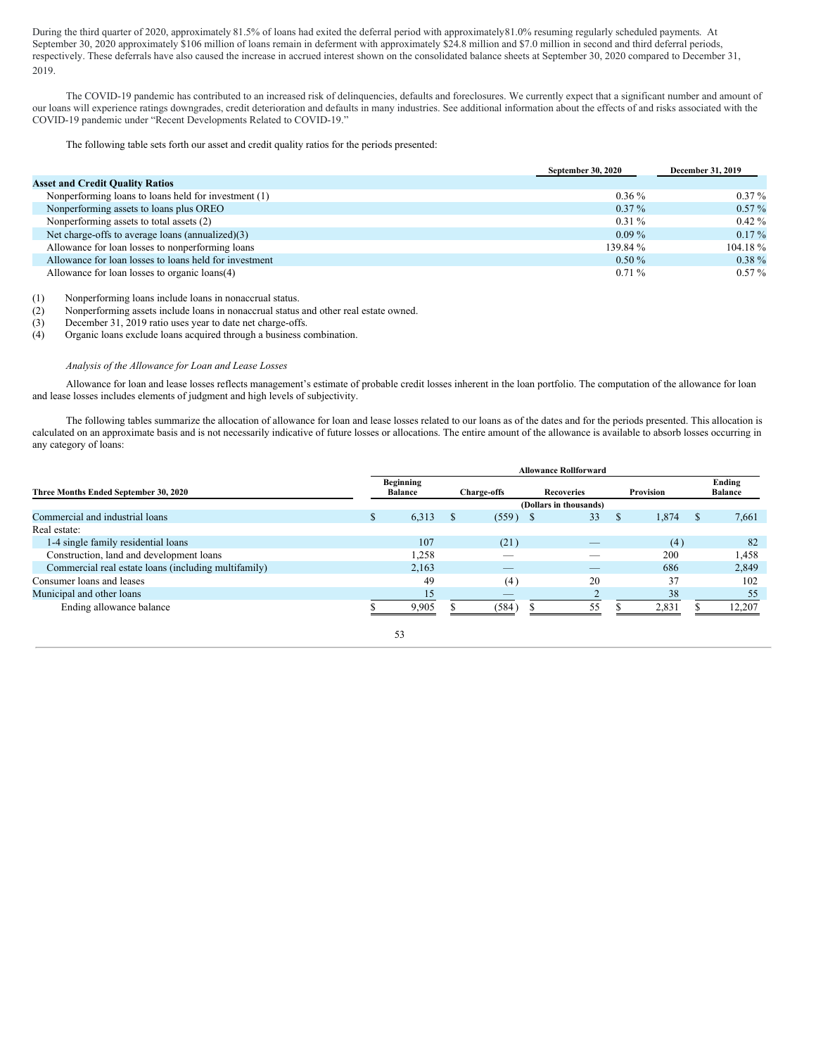During the third quarter of 2020, approximately 81.5% of loans had exited the deferral period with approximately81.0% resuming regularly scheduled payments. At September 30, 2020 approximately $106 million of loans remain in deferment with approximately $24.8 million and $7.0 million in second and third deferral periods, respectively. These deferrals have also caused the increase in accrued interest shown on the consolidated balance sheets at September 30, 2020 compared to December 31, 2019.

The COVID-19 pandemic has contributed to an increased risk of delinquencies, defaults and foreclosures. We currently expect that a significant number and amount of our loans will experience ratings downgrades, credit deterioration and defaults in many industries. See additional information about the effects of and risks associated with the COVID-19 pandemic under "Recent Developments Related to COVID-19."

The following table sets forth our asset and credit quality ratios for the periods presented:

| | September 30, 2020 | December 31, 2019 |
|---|---|---|
| **Asset and Credit Quality Ratios** | | |
| Nonperforming loans to loans held for investment (1) | 0.36 % | 0.37 % |
| Nonperforming assets to loans plus OREO | 0.37 % | 0.57 % |
| Nonperforming assets to total assets (2) | 0.31 % | 0.42 % |
| Net charge-offs to average loans (annualized)(3) | 0.09 % | 0.17 % |
| Allowance for loan losses to nonperforming loans | 139.84 % | 104.18 % |
| Allowance for loan losses to loans held for investment | 0.50 % | 0.38 % |
| Allowance for loan losses to organic loans(4) | 0.71 % | 0.57 % |

(1) Nonperforming loans include loans in nonaccrual status.
(2) Nonperforming assets include loans in nonaccrual status and other real estate owned.
(3) December 31, 2019 ratio uses year to date net charge-offs.
(4) Organic loans exclude loans acquired through a business combination.

*Analysis of the Allowance for Loan and Lease Losses*

Allowance for loan and lease losses reflects management's estimate of probable credit losses inherent in the loan portfolio. The computation of the allowance for loan and lease losses includes elements of judgment and high levels of subjectivity.

The following tables summarize the allocation of allowance for loan and lease losses related to our loans as of the dates and for the periods presented. This allocation is calculated on an approximate basis and is not necessarily indicative of future losses or allocations. The entire amount of the allowance is available to absorb losses occurring in any category of loans:

| | Allowance Rollforward | | | | |
|---|---|---|---|---|---|
| **Three Months Ended September 30, 2020** | **Beginning Balance** | **Charge-offs** | **Recoveries** | **Provision** | **Ending Balance** |
| | (Dollars in thousands) | | | | |
| Commercial and industrial loans | $ 6,313 | $ (559) | $ 33 | $ 1,874 | $ 7,661 |
| Real estate: | | | | | |
| 1-4 single family residential loans | 107 | (21) | — | (4) | 82 |
| Construction, land and development loans | 1,258 | — | — | 200 | 1,458 |
| Commercial real estate loans (including multifamily) | 2,163 | — | — | 686 | 2,849 |
| Consumer loans and leases | 49 | (4) | 20 | 37 | 102 |
| Municipal and other loans | 15 | — | 2 | 38 | 55 |
| Ending allowance balance | $ 9,905 | $ (584) | $ 55 | $ 2,831 | $ 12,207 |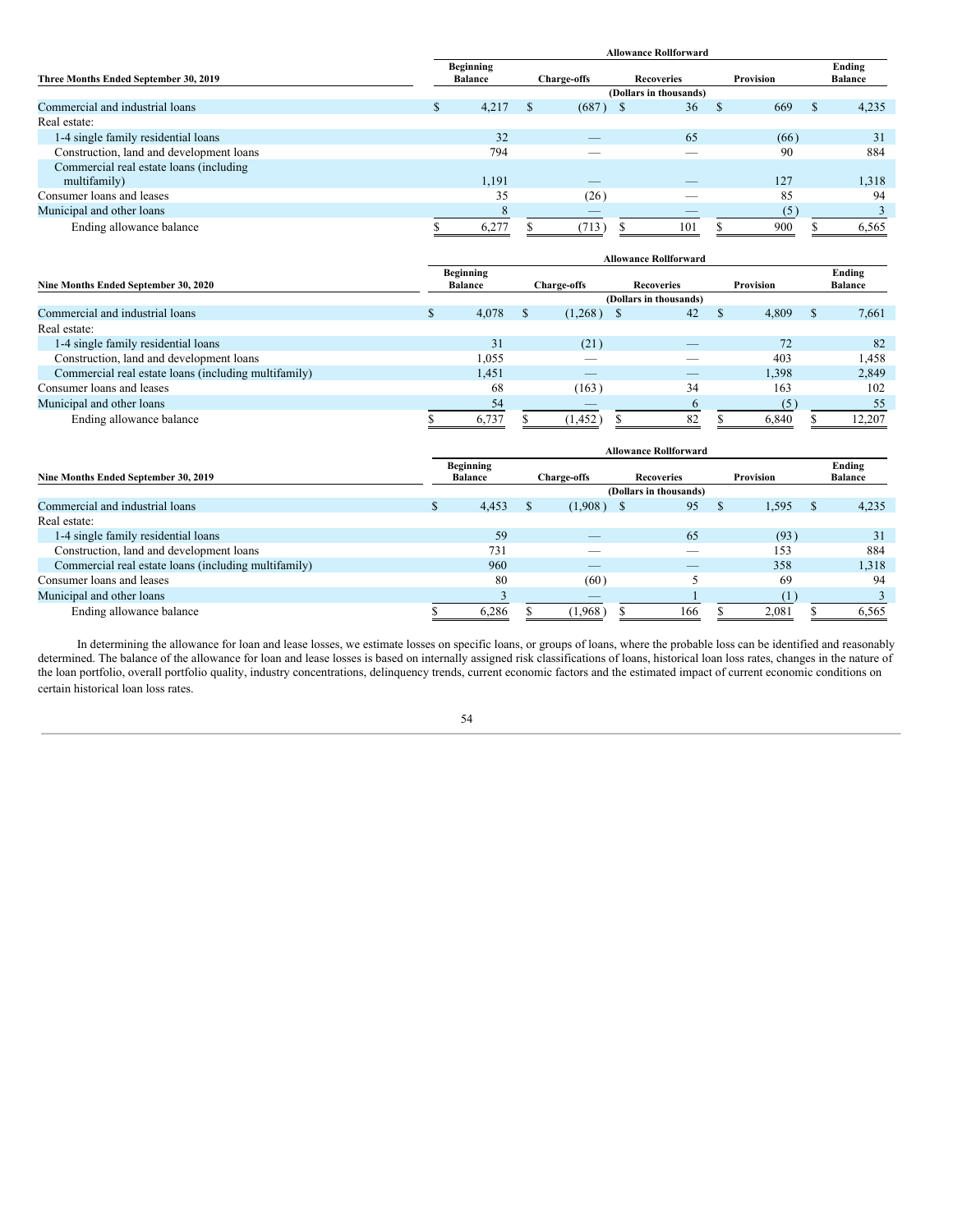| Three Months Ended September 30, 2019 | Allowance Rollforward | | | | |
|---|---|---|---|---|---|
| | Beginning Balance | Charge-offs | Recoveries | Provision | Ending Balance |
| | (Dollars in thousands) | | | | |
| Commercial and industrial loans | $ 4,217 | $ (687) | $ 36 | $ 669 | $ 4,235 |
| Real estate: | | | | | |
| 1-4 single family residential loans | 32 | — | 65 | (66) | 31 |
| Construction, land and development loans | 794 | — | — | 90 | 884 |
| Commercial real estate loans (including multifamily) | 1,191 | — | — | 127 | 1,318 |
| Consumer loans and leases | 35 | (26) | — | 85 | 94 |
| Municipal and other loans | 8 | — | — | (5) | 3 |
| Ending allowance balance | $ 6,277 | $ (713) | $ 101 | $ 900 | $ 6,565 |

| Nine Months Ended September 30, 2020 | Allowance Rollforward | | | | |
|---|---|---|---|---|---|
| | Beginning Balance | Charge-offs | Recoveries | Provision | Ending Balance |
| | (Dollars in thousands) | | | | |
| Commercial and industrial loans | $ 4,078 | $ (1,268) | $ 42 | $ 4,809 | $ 7,661 |
| Real estate: | | | | | |
| 1-4 single family residential loans | 31 | (21) | — | 72 | 82 |
| Construction, land and development loans | 1,055 | — | — | 403 | 1,458 |
| Commercial real estate loans (including multifamily) | 1,451 | — | — | 1,398 | 2,849 |
| Consumer loans and leases | 68 | (163) | 34 | 163 | 102 |
| Municipal and other loans | 54 | — | 6 | (5) | 55 |
| Ending allowance balance | $ 6,737 | $ (1,452) | $ 82 | $ 6,840 | $ 12,207 |

| Nine Months Ended September 30, 2019 | Allowance Rollforward | | | | |
|---|---|---|---|---|---|
| | Beginning Balance | Charge-offs | Recoveries | Provision | Ending Balance |
| | (Dollars in thousands) | | | | |
| Commercial and industrial loans | $ 4,453 | $ (1,908) | $ 95 | $ 1,595 | $ 4,235 |
| Real estate: | | | | | |
| 1-4 single family residential loans | 59 | — | 65 | (93) | 31 |
| Construction, land and development loans | 731 | — | — | 153 | 884 |
| Commercial real estate loans (including multifamily) | 960 | — | — | 358 | 1,318 |
| Consumer loans and leases | 80 | (60) | 5 | 69 | 94 |
| Municipal and other loans | 3 | — | 1 | (1) | 3 |
| Ending allowance balance | $ 6,286 | $ (1,968) | $ 166 | $ 2,081 | $ 6,565 |

In determining the allowance for loan and lease losses, we estimate losses on specific loans, or groups of loans, where the probable loss can be identified and reasonably determined. The balance of the allowance for loan and lease losses is based on internally assigned risk classifications of loans, historical loan loss rates, changes in the nature of the loan portfolio, overall portfolio quality, industry concentrations, delinquency trends, current economic factors and the estimated impact of current economic conditions on certain historical loan loss rates.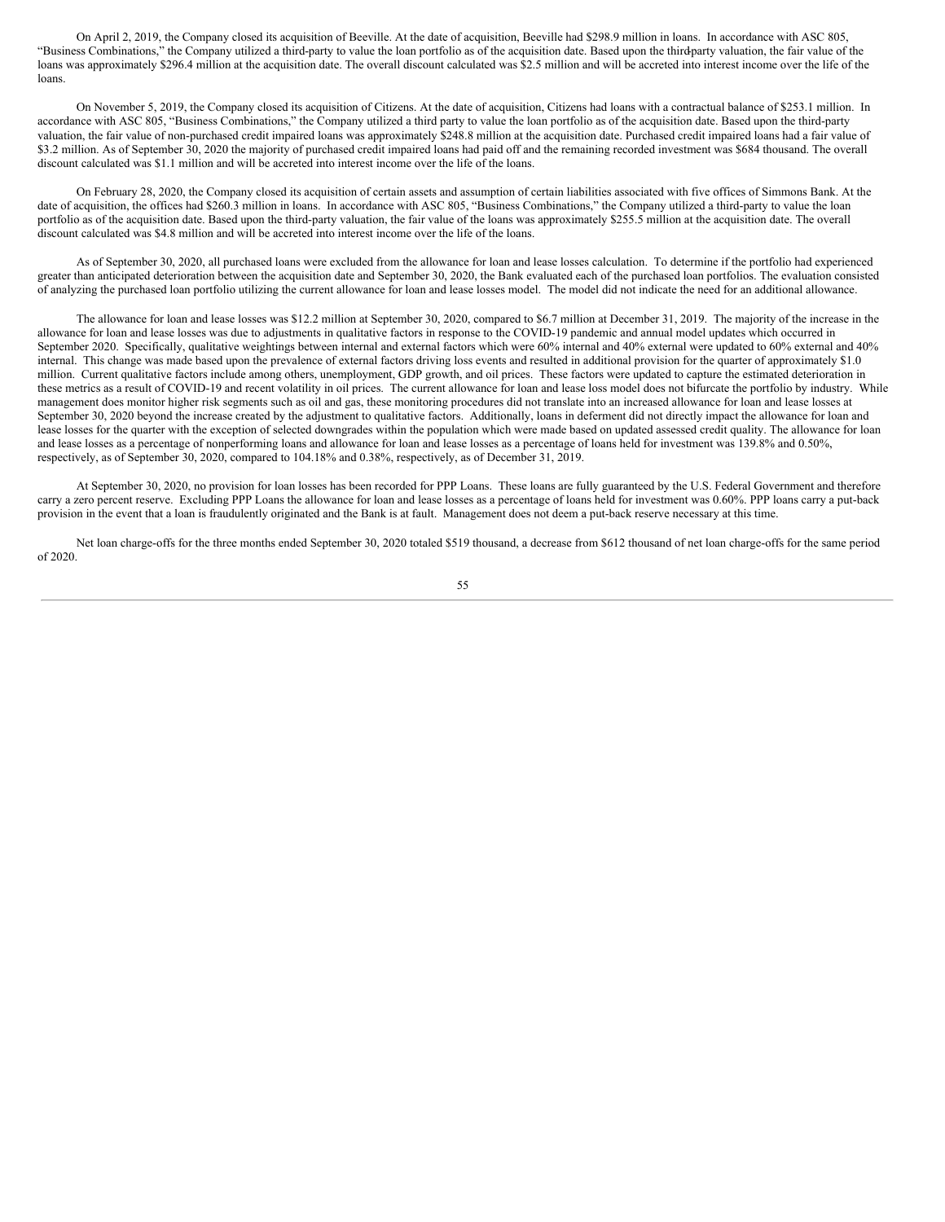On April 2, 2019, the Company closed its acquisition of Beeville. At the date of acquisition, Beeville had $298.9 million in loans. In accordance with ASC 805, "Business Combinations," the Company utilized a third-party to value the loan portfolio as of the acquisition date. Based upon the third-party valuation, the fair value of the loans was approximately $296.4 million at the acquisition date. The overall discount calculated was $2.5 million and will be accreted into interest income over the life of the loans.

On November 5, 2019, the Company closed its acquisition of Citizens. At the date of acquisition, Citizens had loans with a contractual balance of $253.1 million. In accordance with ASC 805, "Business Combinations," the Company utilized a third party to value the loan portfolio as of the acquisition date. Based upon the third-party valuation, the fair value of non-purchased credit impaired loans was approximately $248.8 million at the acquisition date. Purchased credit impaired loans had a fair value of $3.2 million. As of September 30, 2020 the majority of purchased credit impaired loans had paid off and the remaining recorded investment was $684 thousand. The overall discount calculated was $1.1 million and will be accreted into interest income over the life of the loans.

On February 28, 2020, the Company closed its acquisition of certain assets and assumption of certain liabilities associated with five offices of Simmons Bank. At the date of acquisition, the offices had $260.3 million in loans. In accordance with ASC 805, "Business Combinations," the Company utilized a third-party to value the loan portfolio as of the acquisition date. Based upon the third-party valuation, the fair value of the loans was approximately $255.5 million at the acquisition date. The overall discount calculated was $4.8 million and will be accreted into interest income over the life of the loans.

As of September 30, 2020, all purchased loans were excluded from the allowance for loan and lease losses calculation. To determine if the portfolio had experienced greater than anticipated deterioration between the acquisition date and September 30, 2020, the Bank evaluated each of the purchased loan portfolios. The evaluation consisted of analyzing the purchased loan portfolio utilizing the current allowance for loan and lease losses model. The model did not indicate the need for an additional allowance.

The allowance for loan and lease losses was $12.2 million at September 30, 2020, compared to $6.7 million at December 31, 2019. The majority of the increase in the allowance for loan and lease losses was due to adjustments in qualitative factors in response to the COVID-19 pandemic and annual model updates which occurred in September 2020. Specifically, qualitative weightings between internal and external factors which were 60% internal and 40% external were updated to 60% external and 40% internal. This change was made based upon the prevalence of external factors driving loss events and resulted in additional provision for the quarter of approximately $1.0 million. Current qualitative factors include among others, unemployment, GDP growth, and oil prices. These factors were updated to capture the estimated deterioration in these metrics as a result of COVID-19 and recent volatility in oil prices. The current allowance for loan and lease loss model does not bifurcate the portfolio by industry. While management does monitor higher risk segments such as oil and gas, these monitoring procedures did not translate into an increased allowance for loan and lease losses at September 30, 2020 beyond the increase created by the adjustment to qualitative factors. Additionally, loans in deferment did not directly impact the allowance for loan and lease losses for the quarter with the exception of selected downgrades within the population which were made based on updated assessed credit quality. The allowance for loan and lease losses as a percentage of nonperforming loans and allowance for loan and lease losses as a percentage of loans held for investment was 139.8% and 0.50%, respectively, as of September 30, 2020, compared to 104.18% and 0.38%, respectively, as of December 31, 2019.

At September 30, 2020, no provision for loan losses has been recorded for PPP Loans. These loans are fully guaranteed by the U.S. Federal Government and therefore carry a zero percent reserve. Excluding PPP Loans the allowance for loan and lease losses as a percentage of loans held for investment was 0.60%. PPP loans carry a put-back provision in the event that a loan is fraudulently originated and the Bank is at fault. Management does not deem a put-back reserve necessary at this time.

Net loan charge-offs for the three months ended September 30, 2020 totaled $519 thousand, a decrease from $612 thousand of net loan charge-offs for the same period of 2020.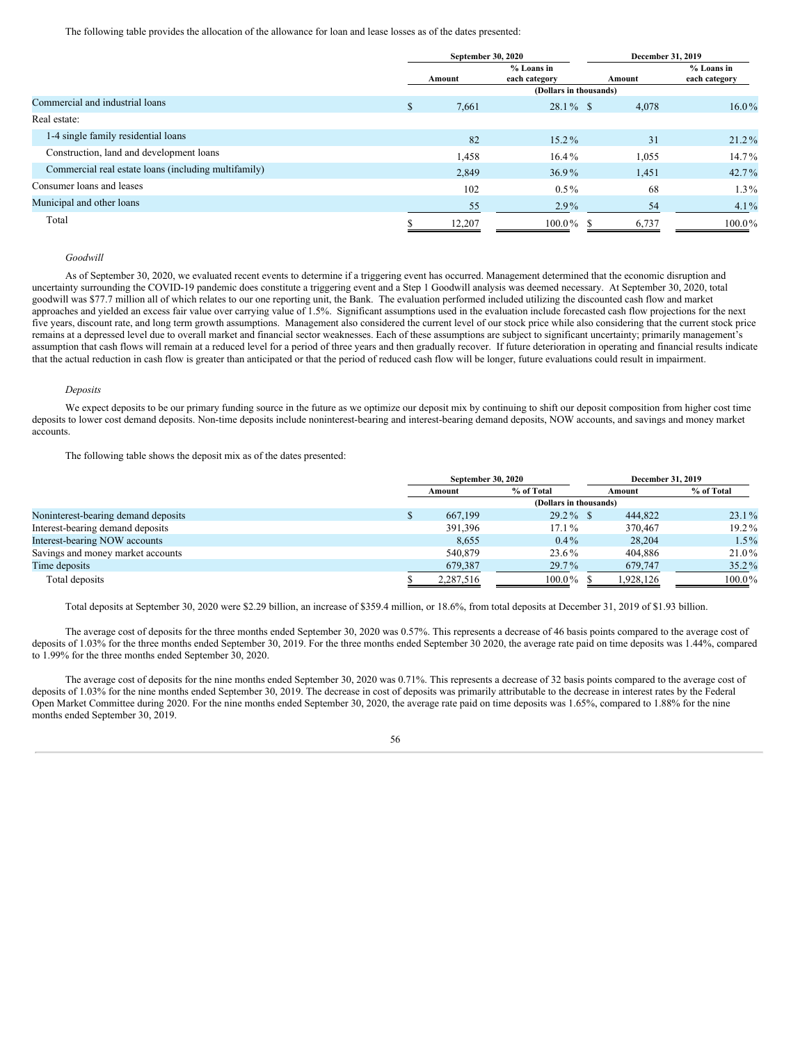The following table provides the allocation of the allowance for loan and lease losses as of the dates presented:

| | September 30, 2020 | | December 31, 2019 | |
|---|---|---|---|---|
| | Amount | % Loans in each category | Amount | % Loans in each category |
| | (Dollars in thousands) | | | |
| Commercial and industrial loans | $ 7,661 | 28.1 % | $ 4,078 | 16.0 % |
| Real estate: | | | | |
| 1-4 single family residential loans | 82 | 15.2 % | 31 | 21.2 % |
| Construction, land and development loans | 1,458 | 16.4 % | 1,055 | 14.7 % |
| Commercial real estate loans (including multifamily) | 2,849 | 36.9 % | 1,451 | 42.7 % |
| Consumer loans and leases | 102 | 0.5 % | 68 | 1.3 % |
| Municipal and other loans | 55 | 2.9 % | 54 | 4.1 % |
| Total | $ 12,207 | 100.0 % | $ 6,737 | 100.0 % |

*Goodwill*

As of September 30, 2020, we evaluated recent events to determine if a triggering event has occurred. Management determined that the economic disruption and uncertainty surrounding the COVID-19 pandemic does constitute a triggering event and a Step 1 Goodwill analysis was deemed necessary. At September 30, 2020, total goodwill was $77.7 million all of which relates to our one reporting unit, the Bank. The evaluation performed included utilizing the discounted cash flow and market approaches and yielded an excess fair value over carrying value of 1.5%. Significant assumptions used in the evaluation include forecasted cash flow projections for the next five years, discount rate, and long term growth assumptions. Management also considered the current level of our stock price while also considering that the current stock price remains at a depressed level due to overall market and financial sector weaknesses. Each of these assumptions are subject to significant uncertainty; primarily management's assumption that cash flows will remain at a reduced level for a period of three years and then gradually recover. If future deterioration in operating and financial results indicate that the actual reduction in cash flow is greater than anticipated or that the period of reduced cash flow will be longer, future evaluations could result in impairment.

*Deposits*

We expect deposits to be our primary funding source in the future as we optimize our deposit mix by continuing to shift our deposit composition from higher cost time deposits to lower cost demand deposits. Non-time deposits include noninterest-bearing and interest-bearing demand deposits, NOW accounts, and savings and money market accounts.

The following table shows the deposit mix as of the dates presented:

| | September 30, 2020 | | December 31, 2019 | |
|---|---|---|---|---|
| | Amount | % of Total | Amount | % of Total |
| | (Dollars in thousands) | | | |
| Noninterest-bearing demand deposits | $ 667,199 | 29.2 % | $ 444,822 | 23.1 % |
| Interest-bearing demand deposits | 391,396 | 17.1 % | 370,467 | 19.2 % |
| Interest-bearing NOW accounts | 8,655 | 0.4 % | 28,204 | 1.5 % |
| Savings and money market accounts | 540,879 | 23.6 % | 404,886 | 21.0 % |
| Time deposits | 679,387 | 29.7 % | 679,747 | 35.2 % |
| Total deposits | $ 2,287,516 | 100.0 % | $ 1,928,126 | 100.0 % |

Total deposits at September 30, 2020 were $2.29 billion, an increase of $359.4 million, or 18.6%, from total deposits at December 31, 2019 of $1.93 billion.

The average cost of deposits for the three months ended September 30, 2020 was 0.57%. This represents a decrease of 46 basis points compared to the average cost of deposits of 1.03% for the three months ended September 30, 2019. For the three months ended September 30 2020, the average rate paid on time deposits was 1.44%, compared to 1.99% for the three months ended September 30, 2020.

The average cost of deposits for the nine months ended September 30, 2020 was 0.71%. This represents a decrease of 32 basis points compared to the average cost of deposits of 1.03% for the nine months ended September 30, 2019. The decrease in cost of deposits was primarily attributable to the decrease in interest rates by the Federal Open Market Committee during 2020. For the nine months ended September 30, 2020, the average rate paid on time deposits was 1.65%, compared to 1.88% for the nine months ended September 30, 2019.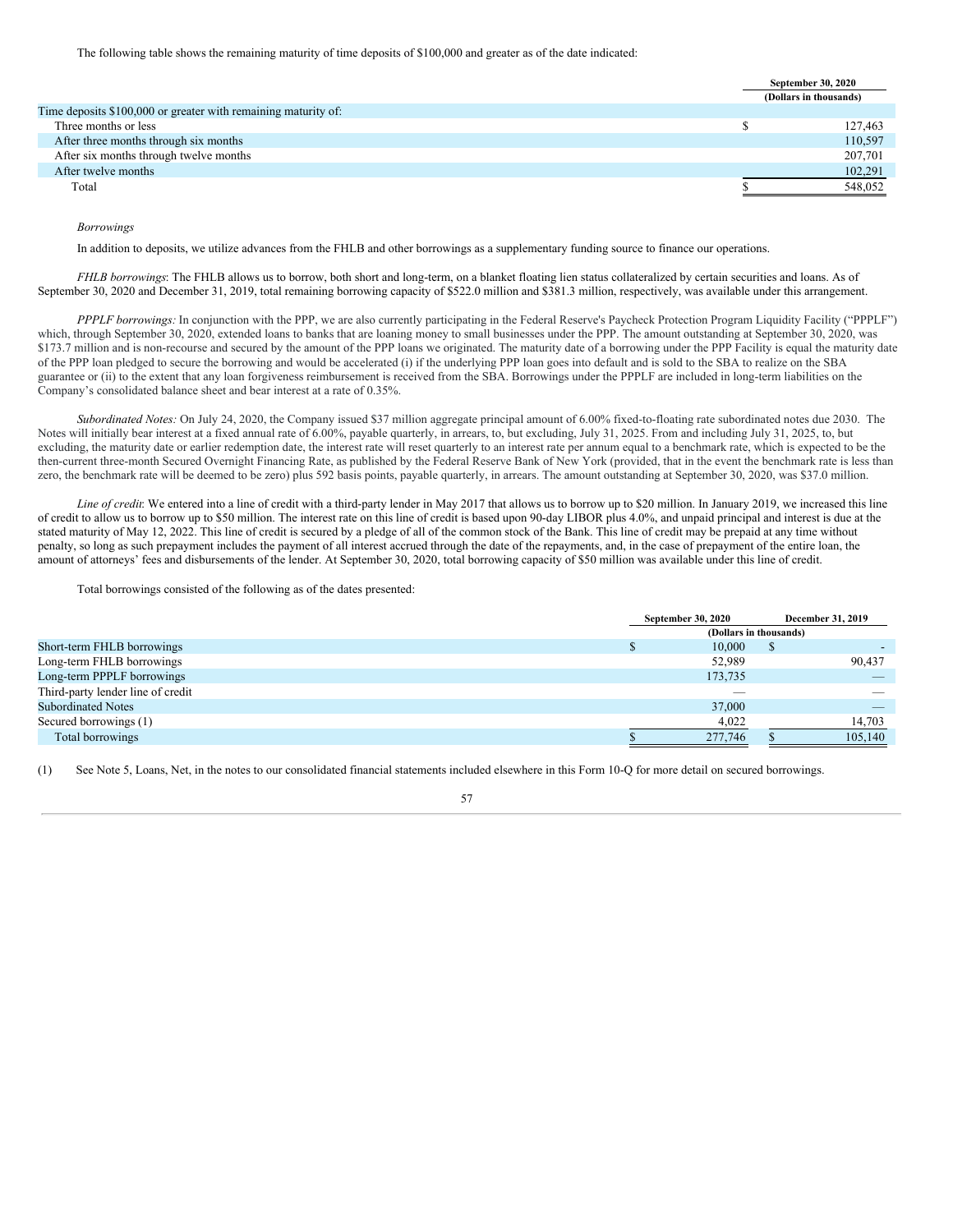The following table shows the remaining maturity of time deposits of $100,000 and greater as of the date indicated:

| | September 30, 2020 |
|---|---|
| | (Dollars in thousands) |
| Time deposits $100,000 or greater with remaining maturity of: | |
| Three months or less | $ 127,463 |
| After three months through six months | 110,597 |
| After six months through twelve months | 207,701 |
| After twelve months | 102,291 |
| Total | $ 548,052 |

*Borrowings*

In addition to deposits, we utilize advances from the FHLB and other borrowings as a supplementary funding source to finance our operations.

*FHLB borrowings*: The FHLB allows us to borrow, both short and long-term, on a blanket floating lien status collateralized by certain securities and loans. As of September 30, 2020 and December 31, 2019, total remaining borrowing capacity of $522.0 million and $381.3 million, respectively, was available under this arrangement.

*PPPLF borrowings:* In conjunction with the PPP, we are also currently participating in the Federal Reserve's Paycheck Protection Program Liquidity Facility ("PPPLF") which, through September 30, 2020, extended loans to banks that are loaning money to small businesses under the PPP. The amount outstanding at September 30, 2020, was $173.7 million and is non-recourse and secured by the amount of the PPP loans we originated. The maturity date of a borrowing under the PPP Facility is equal the maturity date of the PPP loan pledged to secure the borrowing and would be accelerated (i) if the underlying PPP loan goes into default and is sold to the SBA to realize on the SBA guarantee or (ii) to the extent that any loan forgiveness reimbursement is received from the SBA. Borrowings under the PPPLF are included in long-term liabilities on the Company's consolidated balance sheet and bear interest at a rate of 0.35%.

*Subordinated Notes:* On July 24, 2020, the Company issued $37 million aggregate principal amount of 6.00% fixed-to-floating rate subordinated notes due 2030. The Notes will initially bear interest at a fixed annual rate of 6.00%, payable quarterly, in arrears, to, but excluding, July 31, 2025. From and including July 31, 2025, to, but excluding, the maturity date or earlier redemption date, the interest rate will reset quarterly to an interest rate per annum equal to a benchmark rate, which is expected to be the then-current three-month Secured Overnight Financing Rate, as published by the Federal Reserve Bank of New York (provided, that in the event the benchmark rate is less than zero, the benchmark rate will be deemed to be zero) plus 592 basis points, payable quarterly, in arrears. The amount outstanding at September 30, 2020, was $37.0 million.

*Line of credit*: We entered into a line of credit with a third-party lender in May 2017 that allows us to borrow up to $20 million. In January 2019, we increased this line of credit to allow us to borrow up to $50 million. The interest rate on this line of credit is based upon 90-day LIBOR plus 4.0%, and unpaid principal and interest is due at the stated maturity of May 12, 2022. This line of credit is secured by a pledge of all of the common stock of the Bank. This line of credit may be prepaid at any time without penalty, so long as such prepayment includes the payment of all interest accrued through the date of the repayments, and, in the case of prepayment of the entire loan, the amount of attorneys' fees and disbursements of the lender. At September 30, 2020, total borrowing capacity of $50 million was available under this line of credit.

Total borrowings consisted of the following as of the dates presented:

| | September 30, 2020 | December 31, 2019 |
|---|---|---|
| | (Dollars in thousands) | |
| Short-term FHLB borrowings | $ 10,000 | $ - |
| Long-term FHLB borrowings | 52,989 | 90,437 |
| Long-term PPPLF borrowings | 173,735 | — |
| Third-party lender line of credit | — | — |
| Subordinated Notes | 37,000 | — |
| Secured borrowings (1) | 4,022 | 14,703 |
| Total borrowings | $ 277,746 | $ 105,140 |

(1) See Note 5, Loans, Net, in the notes to our consolidated financial statements included elsewhere in this Form 10-Q for more detail on secured borrowings.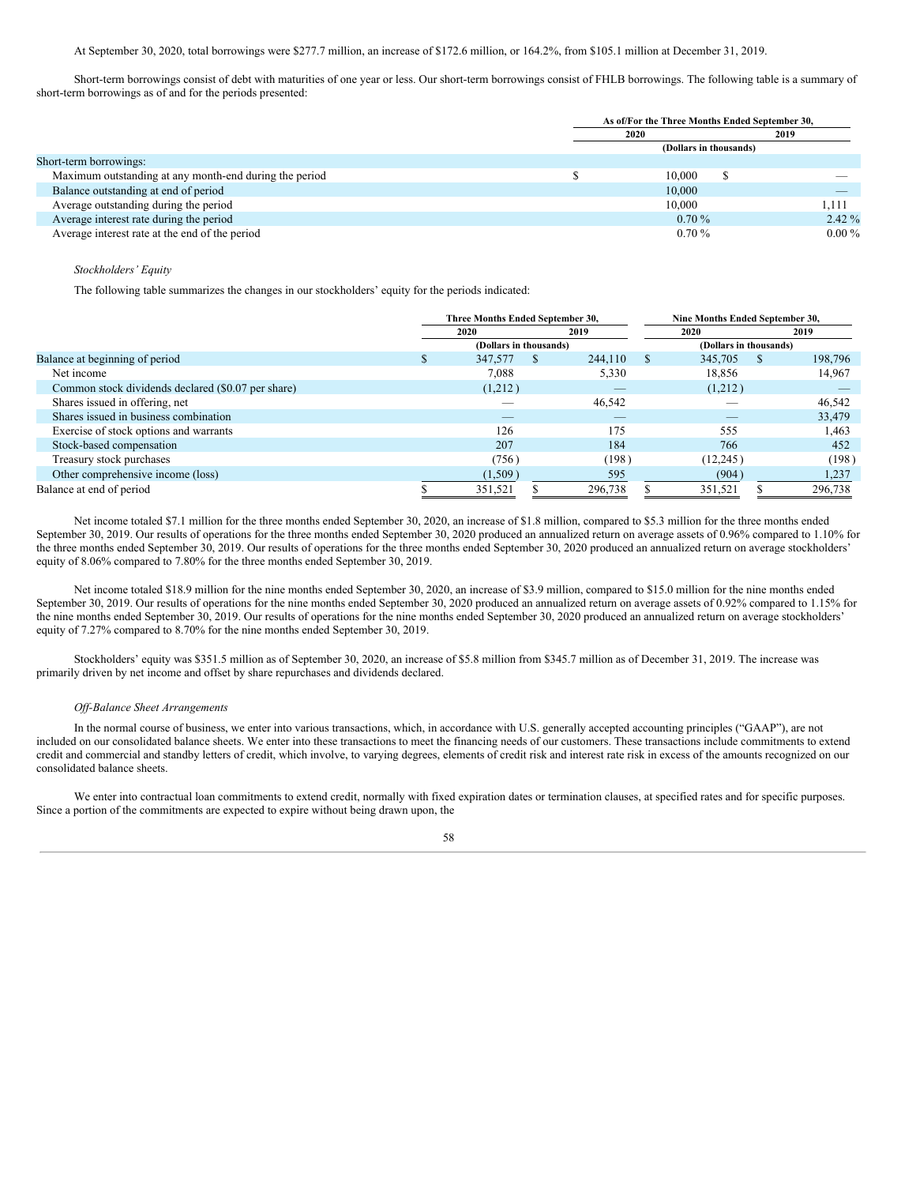At September 30, 2020, total borrowings were $277.7 million, an increase of $172.6 million, or 164.2%, from $105.1 million at December 31, 2019.

Short-term borrowings consist of debt with maturities of one year or less. Our short-term borrowings consist of FHLB borrowings. The following table is a summary of short-term borrowings as of and for the periods presented:

| | As of/For the Three Months Ended September 30, | |
|---|---|---|
| | 2020 | 2019 |
| | (Dollars in thousands) | |
| Short-term borrowings: | | |
| Maximum outstanding at any month-end during the period | $ 10,000 | $ — |
| Balance outstanding at end of period | 10,000 | — |
| Average outstanding during the period | 10,000 | 1,111 |
| Average interest rate during the period | 0.70 % | 2.42 % |
| Average interest rate at the end of the period | 0.70 % | 0.00 % |

*Stockholders' Equity*

The following table summarizes the changes in our stockholders' equity for the periods indicated:

| | Three Months Ended September 30, | | Nine Months Ended September 30, | |
|---|---|---|---|---|
| | 2020 | 2019 | 2020 | 2019 |
| | (Dollars in thousands) | | (Dollars in thousands) | |
| Balance at beginning of period | $ 347,577 | $ 244,110 | $ 345,705 | $ 198,796 |
| Net income | 7,088 | 5,330 | 18,856 | 14,967 |
| Common stock dividends declared ($0.07 per share) | (1,212) | — | (1,212) | — |
| Shares issued in offering, net | — | 46,542 | — | 46,542 |
| Shares issued in business combination | — | — | — | 33,479 |
| Exercise of stock options and warrants | 126 | 175 | 555 | 1,463 |
| Stock-based compensation | 207 | 184 | 766 | 452 |
| Treasury stock purchases | (756) | (198) | (12,245) | (198) |
| Other comprehensive income (loss) | (1,509) | 595 | (904) | 1,237 |
| Balance at end of period | $ 351,521 | $ 296,738 | $ 351,521 | $ 296,738 |

Net income totaled $7.1 million for the three months ended September 30, 2020, an increase of $1.8 million, compared to $5.3 million for the three months ended September 30, 2019. Our results of operations for the three months ended September 30, 2020 produced an annualized return on average assets of 0.96% compared to 1.10% for the three months ended September 30, 2019. Our results of operations for the three months ended September 30, 2020 produced an annualized return on average stockholders' equity of 8.06% compared to 7.80% for the three months ended September 30, 2019.

Net income totaled $18.9 million for the nine months ended September 30, 2020, an increase of $3.9 million, compared to $15.0 million for the nine months ended September 30, 2019. Our results of operations for the nine months ended September 30, 2020 produced an annualized return on average assets of 0.92% compared to 1.15% for the nine months ended September 30, 2019. Our results of operations for the nine months ended September 30, 2020 produced an annualized return on average stockholders' equity of 7.27% compared to 8.70% for the nine months ended September 30, 2019.

Stockholders' equity was $351.5 million as of September 30, 2020, an increase of $5.8 million from $345.7 million as of December 31, 2019. The increase was primarily driven by net income and offset by share repurchases and dividends declared.

*Off-Balance Sheet Arrangements*

In the normal course of business, we enter into various transactions, which, in accordance with U.S. generally accepted accounting principles ("GAAP"), are not included on our consolidated balance sheets. We enter into these transactions to meet the financing needs of our customers. These transactions include commitments to extend credit and commercial and standby letters of credit, which involve, to varying degrees, elements of credit risk and interest rate risk in excess of the amounts recognized on our consolidated balance sheets.

We enter into contractual loan commitments to extend credit, normally with fixed expiration dates or termination clauses, at specified rates and for specific purposes. Since a portion of the commitments are expected to expire without being drawn upon, the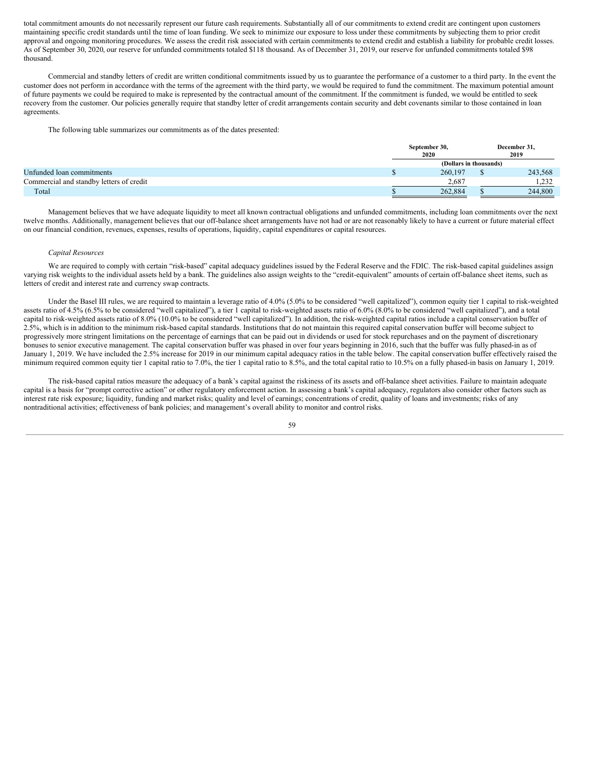total commitment amounts do not necessarily represent our future cash requirements. Substantially all of our commitments to extend credit are contingent upon customers maintaining specific credit standards until the time of loan funding. We seek to minimize our exposure to loss under these commitments by subjecting them to prior credit approval and ongoing monitoring procedures. We assess the credit risk associated with certain commitments to extend credit and establish a liability for probable credit losses. As of September 30, 2020, our reserve for unfunded commitments totaled $118 thousand. As of December 31, 2019, our reserve for unfunded commitments totaled $98 thousand.

Commercial and standby letters of credit are written conditional commitments issued by us to guarantee the performance of a customer to a third party. In the event the customer does not perform in accordance with the terms of the agreement with the third party, we would be required to fund the commitment. The maximum potential amount of future payments we could be required to make is represented by the contractual amount of the commitment. If the commitment is funded, we would be entitled to seek recovery from the customer. Our policies generally require that standby letter of credit arrangements contain security and debt covenants similar to those contained in loan agreements.

The following table summarizes our commitments as of the dates presented:

| | September 30, 2020 | December 31, 2019 |
|---|---|---|
| | (Dollars in thousands) | |
| Unfunded loan commitments | $ 260,197 | $ 243,568 |
| Commercial and standby letters of credit | 2,687 | 1,232 |
| Total | $ 262,884 | $ 244,800 |

Management believes that we have adequate liquidity to meet all known contractual obligations and unfunded commitments, including loan commitments over the next twelve months. Additionally, management believes that our off-balance sheet arrangements have not had or are not reasonably likely to have a current or future material effect on our financial condition, revenues, expenses, results of operations, liquidity, capital expenditures or capital resources.

*Capital Resources*

We are required to comply with certain "risk-based" capital adequacy guidelines issued by the Federal Reserve and the FDIC. The risk-based capital guidelines assign varying risk weights to the individual assets held by a bank. The guidelines also assign weights to the "credit-equivalent" amounts of certain off-balance sheet items, such as letters of credit and interest rate and currency swap contracts.

Under the Basel III rules, we are required to maintain a leverage ratio of 4.0% (5.0% to be considered "well capitalized"), common equity tier 1 capital to risk-weighted assets ratio of 4.5% (6.5% to be considered "well capitalized"), a tier 1 capital to risk-weighted assets ratio of 6.0% (8.0% to be considered "well capitalized"), and a total capital to risk-weighted assets ratio of 8.0% (10.0% to be considered "well capitalized"). In addition, the risk-weighted capital ratios include a capital conservation buffer of 2.5%, which is in addition to the minimum risk-based capital standards. Institutions that do not maintain this required capital conservation buffer will become subject to progressively more stringent limitations on the percentage of earnings that can be paid out in dividends or used for stock repurchases and on the payment of discretionary bonuses to senior executive management. The capital conservation buffer was phased in over four years beginning in 2016, such that the buffer was fully phased-in as of January 1, 2019. We have included the 2.5% increase for 2019 in our minimum capital adequacy ratios in the table below. The capital conservation buffer effectively raised the minimum required common equity tier 1 capital ratio to 7.0%, the tier 1 capital ratio to 8.5%, and the total capital ratio to 10.5% on a fully phased-in basis on January 1, 2019.

The risk-based capital ratios measure the adequacy of a bank's capital against the riskiness of its assets and off-balance sheet activities. Failure to maintain adequate capital is a basis for "prompt corrective action" or other regulatory enforcement action. In assessing a bank's capital adequacy, regulators also consider other factors such as interest rate risk exposure; liquidity, funding and market risks; quality and level of earnings; concentrations of credit, quality of loans and investments; risks of any nontraditional activities; effectiveness of bank policies; and management's overall ability to monitor and control risks.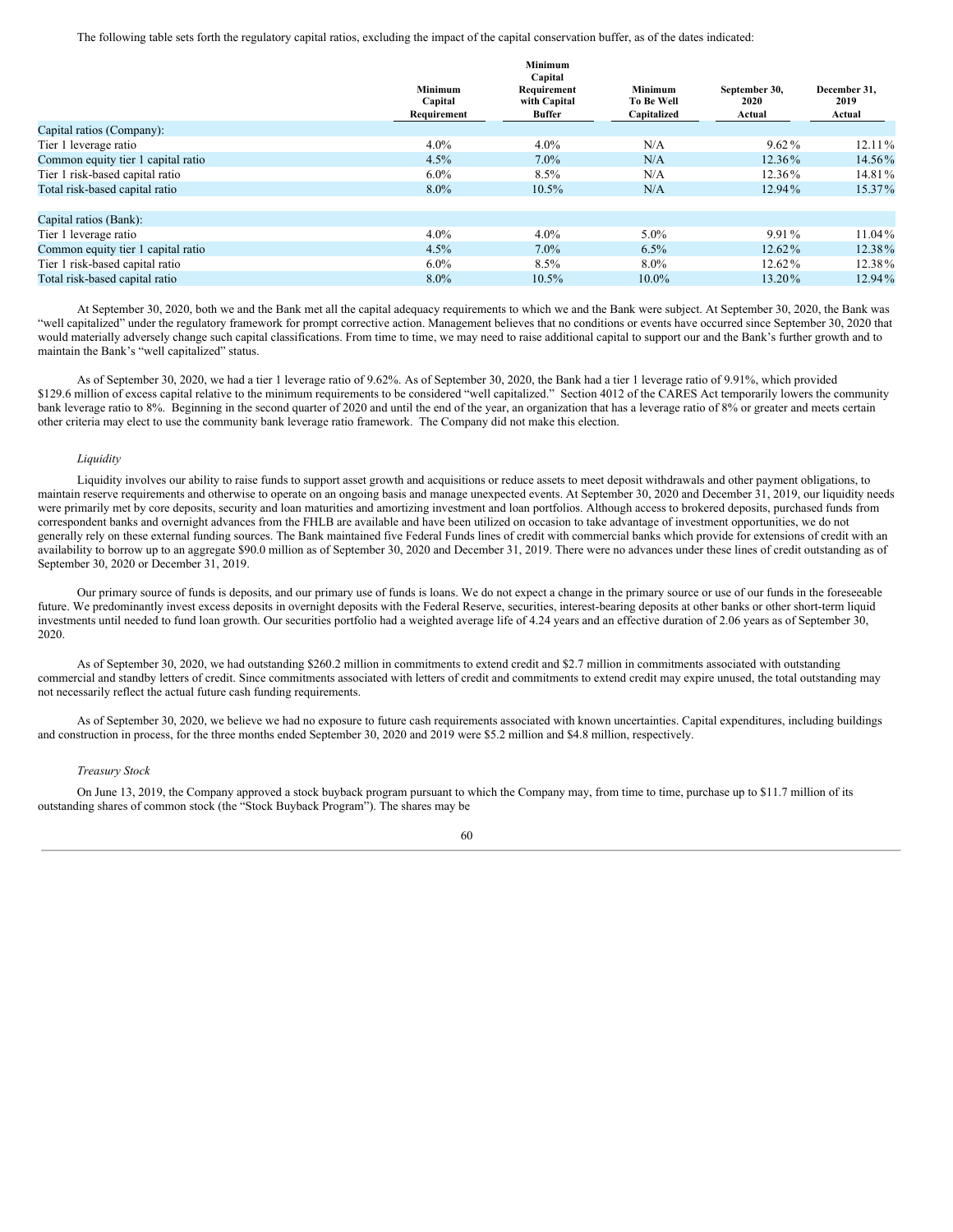The following table sets forth the regulatory capital ratios, excluding the impact of the capital conservation buffer, as of the dates indicated:

| | Minimum Capital Requirement | Minimum Capital Requirement with Capital Buffer | Minimum To Be Well Capitalized | September 30, 2020 Actual | December 31, 2019 Actual |
|---|---|---|---|---|---|
| Capital ratios (Company): | | | | | |
| Tier 1 leverage ratio | 4.0% | 4.0% | N/A | 9.62% | 12.11% |
| Common equity tier 1 capital ratio | 4.5% | 7.0% | N/A | 12.36% | 14.56% |
| Tier 1 risk-based capital ratio | 6.0% | 8.5% | N/A | 12.36% | 14.81% |
| Total risk-based capital ratio | 8.0% | 10.5% | N/A | 12.94% | 15.37% |
| | | | | | |
| Capital ratios (Bank): | | | | | |
| Tier 1 leverage ratio | 4.0% | 4.0% | 5.0% | 9.91% | 11.04% |
| Common equity tier 1 capital ratio | 4.5% | 7.0% | 6.5% | 12.62% | 12.38% |
| Tier 1 risk-based capital ratio | 6.0% | 8.5% | 8.0% | 12.62% | 12.38% |
| Total risk-based capital ratio | 8.0% | 10.5% | 10.0% | 13.20% | 12.94% |

At September 30, 2020, both we and the Bank met all the capital adequacy requirements to which we and the Bank were subject. At September 30, 2020, the Bank was "well capitalized" under the regulatory framework for prompt corrective action. Management believes that no conditions or events have occurred since September 30, 2020 that would materially adversely change such capital classifications. From time to time, we may need to raise additional capital to support our and the Bank's further growth and to maintain the Bank's "well capitalized" status.

As of September 30, 2020, we had a tier 1 leverage ratio of 9.62%. As of September 30, 2020, the Bank had a tier 1 leverage ratio of 9.91%, which provided $129.6 million of excess capital relative to the minimum requirements to be considered "well capitalized." Section 4012 of the CARES Act temporarily lowers the community bank leverage ratio to 8%. Beginning in the second quarter of 2020 and until the end of the year, an organization that has a leverage ratio of 8% or greater and meets certain other criteria may elect to use the community bank leverage ratio framework. The Company did not make this election.

*Liquidity*

Liquidity involves our ability to raise funds to support asset growth and acquisitions or reduce assets to meet deposit withdrawals and other payment obligations, to maintain reserve requirements and otherwise to operate on an ongoing basis and manage unexpected events. At September 30, 2020 and December 31, 2019, our liquidity needs were primarily met by core deposits, security and loan maturities and amortizing investment and loan portfolios. Although access to brokered deposits, purchased funds from correspondent banks and overnight advances from the FHLB are available and have been utilized on occasion to take advantage of investment opportunities, we do not generally rely on these external funding sources. The Bank maintained five Federal Funds lines of credit with commercial banks which provide for extensions of credit with an availability to borrow up to an aggregate $90.0 million as of September 30, 2020 and December 31, 2019. There were no advances under these lines of credit outstanding as of September 30, 2020 or December 31, 2019.

Our primary source of funds is deposits, and our primary use of funds is loans. We do not expect a change in the primary source or use of our funds in the foreseeable future. We predominantly invest excess deposits in overnight deposits with the Federal Reserve, securities, interest-bearing deposits at other banks or other short-term liquid investments until needed to fund loan growth. Our securities portfolio had a weighted average life of 4.24 years and an effective duration of 2.06 years as of September 30, 2020.

As of September 30, 2020, we had outstanding $260.2 million in commitments to extend credit and $2.7 million in commitments associated with outstanding commercial and standby letters of credit. Since commitments associated with letters of credit and commitments to extend credit may expire unused, the total outstanding may not necessarily reflect the actual future cash funding requirements.

As of September 30, 2020, we believe we had no exposure to future cash requirements associated with known uncertainties. Capital expenditures, including buildings and construction in process, for the three months ended September 30, 2020 and 2019 were $5.2 million and $4.8 million, respectively.

*Treasury Stock*

On June 13, 2019, the Company approved a stock buyback program pursuant to which the Company may, from time to time, purchase up to $11.7 million of its outstanding shares of common stock (the "Stock Buyback Program"). The shares may be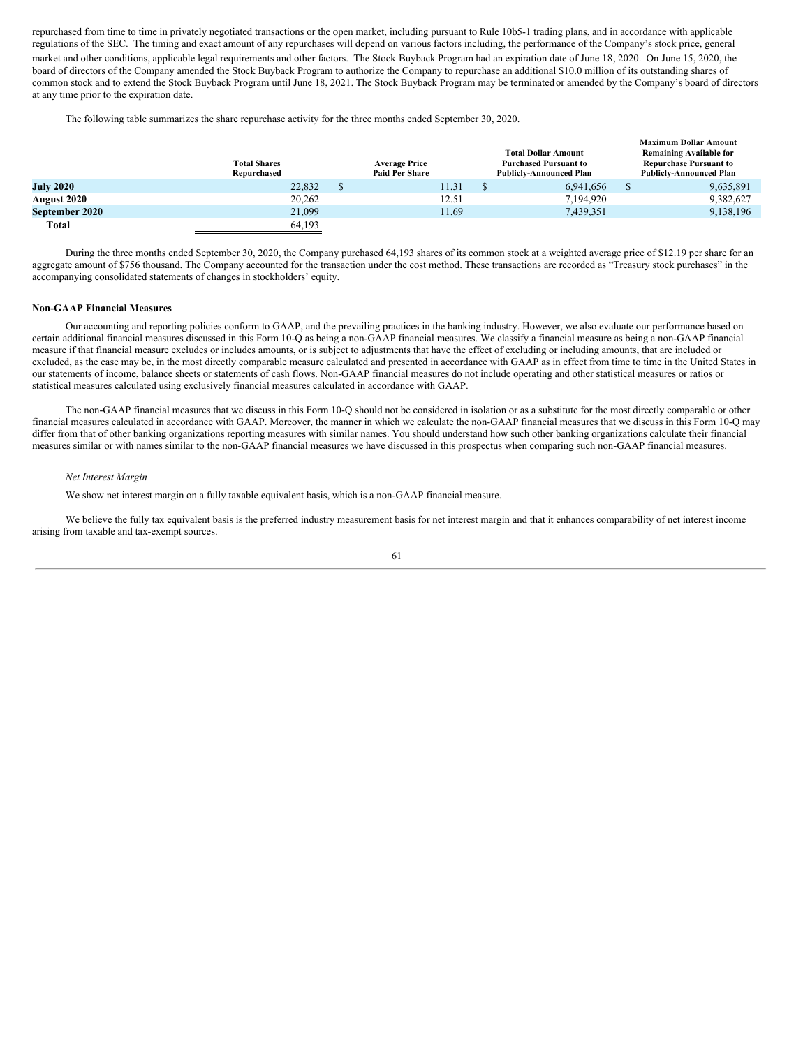repurchased from time to time in privately negotiated transactions or the open market, including pursuant to Rule 10b5-1 trading plans, and in accordance with applicable regulations of the SEC. The timing and exact amount of any repurchases will depend on various factors including, the performance of the Company's stock price, general market and other conditions, applicable legal requirements and other factors. The Stock Buyback Program had an expiration date of June 18, 2020. On June 15, 2020, the board of directors of the Company amended the Stock Buyback Program to authorize the Company to repurchase an additional $10.0 million of its outstanding shares of common stock and to extend the Stock Buyback Program until June 18, 2021. The Stock Buyback Program may be terminated or amended by the Company's board of directors at any time prior to the expiration date.

The following table summarizes the share repurchase activity for the three months ended September 30, 2020.

| | Total Shares Repurchased | Average Price Paid Per Share | Total Dollar Amount Purchased Pursuant to Publicly-Announced Plan | Maximum Dollar Amount Remaining Available for Repurchase Pursuant to Publicly-Announced Plan |
|---|---|---|---|---|
| **July 2020** | 22,832 | $ 11.31 | $ 6,941,656 | $ 9,635,891 |
| **August 2020** | 20,262 | 12.51 | 7,194,920 | 9,382,627 |
| **September 2020** | 21,099 | 11.69 | 7,439,351 | 9,138,196 |
| **Total** | 64,193 | | | |

During the three months ended September 30, 2020, the Company purchased 64,193 shares of its common stock at a weighted average price of $12.19 per share for an aggregate amount of $756 thousand. The Company accounted for the transaction under the cost method. These transactions are recorded as "Treasury stock purchases" in the accompanying consolidated statements of changes in stockholders' equity.

**Non-GAAP Financial Measures**

Our accounting and reporting policies conform to GAAP, and the prevailing practices in the banking industry. However, we also evaluate our performance based on certain additional financial measures discussed in this Form 10-Q as being a non-GAAP financial measures. We classify a financial measure as being a non-GAAP financial measure if that financial measure excludes or includes amounts, or is subject to adjustments that have the effect of excluding or including amounts, that are included or excluded, as the case may be, in the most directly comparable measure calculated and presented in accordance with GAAP as in effect from time to time in the United States in our statements of income, balance sheets or statements of cash flows. Non-GAAP financial measures do not include operating and other statistical measures or ratios or statistical measures calculated using exclusively financial measures calculated in accordance with GAAP.

The non-GAAP financial measures that we discuss in this Form 10-Q should not be considered in isolation or as a substitute for the most directly comparable or other financial measures calculated in accordance with GAAP. Moreover, the manner in which we calculate the non-GAAP financial measures that we discuss in this Form 10-Q may differ from that of other banking organizations reporting measures with similar names. You should understand how such other banking organizations calculate their financial measures similar or with names similar to the non-GAAP financial measures we have discussed in this prospectus when comparing such non-GAAP financial measures.

*Net Interest Margin*

We show net interest margin on a fully taxable equivalent basis, which is a non-GAAP financial measure.

We believe the fully tax equivalent basis is the preferred industry measurement basis for net interest margin and that it enhances comparability of net interest income arising from taxable and tax-exempt sources.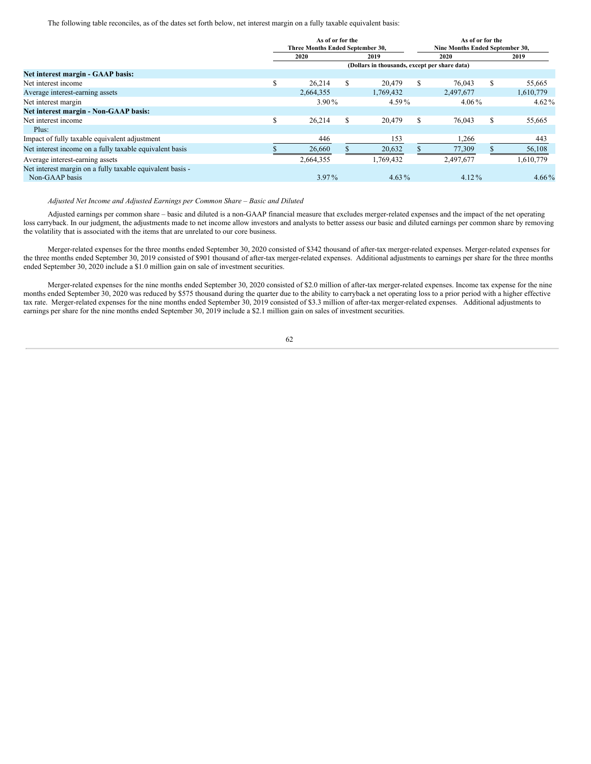The following table reconciles, as of the dates set forth below, net interest margin on a fully taxable equivalent basis:

| | As of or for the Three Months Ended September 30, | | As of or for the Nine Months Ended September 30, | |
|---|---|---|---|---|
| | 2020 | 2019 | 2020 | 2019 |
| | (Dollars in thousands, except per share data) | | | |
| **Net interest margin - GAAP basis:** | | | | |
| Net interest income | $ 26,214 | $ 20,479 | $ 76,043 | $ 55,665 |
| Average interest-earning assets | 2,664,355 | 1,769,432 | 2,497,677 | 1,610,779 |
| Net interest margin | 3.90 % | 4.59 % | 4.06 % | 4.62 % |
| **Net interest margin - Non-GAAP basis:** | | | | |
| Net interest income | $ 26,214 | $ 20,479 | $ 76,043 | $ 55,665 |
| Plus: | | | | |
| Impact of fully taxable equivalent adjustment | 446 | 153 | 1,266 | 443 |
| Net interest income on a fully taxable equivalent basis | $ 26,660 | $ 20,632 | $ 77,309 | $ 56,108 |
| Average interest-earning assets | 2,664,355 | 1,769,432 | 2,497,677 | 1,610,779 |
| Net interest margin on a fully taxable equivalent basis - Non-GAAP basis | 3.97 % | 4.63 % | 4.12 % | 4.66 % |

*Adjusted Net Income and Adjusted Earnings per Common Share – Basic and Diluted*

Adjusted earnings per common share – basic and diluted is a non-GAAP financial measure that excludes merger-related expenses and the impact of the net operating loss carryback. In our judgment, the adjustments made to net income allow investors and analysts to better assess our basic and diluted earnings per common share by removing the volatility that is associated with the items that are unrelated to our core business.

Merger-related expenses for the three months ended September 30, 2020 consisted of $342 thousand of after-tax merger-related expenses. Merger-related expenses for the three months ended September 30, 2019 consisted of $901 thousand of after-tax merger-related expenses. Additional adjustments to earnings per share for the three months ended September 30, 2020 include a $1.0 million gain on sale of investment securities.

Merger-related expenses for the nine months ended September 30, 2020 consisted of $2.0 million of after-tax merger-related expenses. Income tax expense for the nine months ended September 30, 2020 was reduced by $575 thousand during the quarter due to the ability to carryback a net operating loss to a prior period with a higher effective tax rate. Merger-related expenses for the nine months ended September 30, 2019 consisted of $3.3 million of after-tax merger-related expenses. Additional adjustments to earnings per share for the nine months ended September 30, 2019 include a $2.1 million gain on sales of investment securities.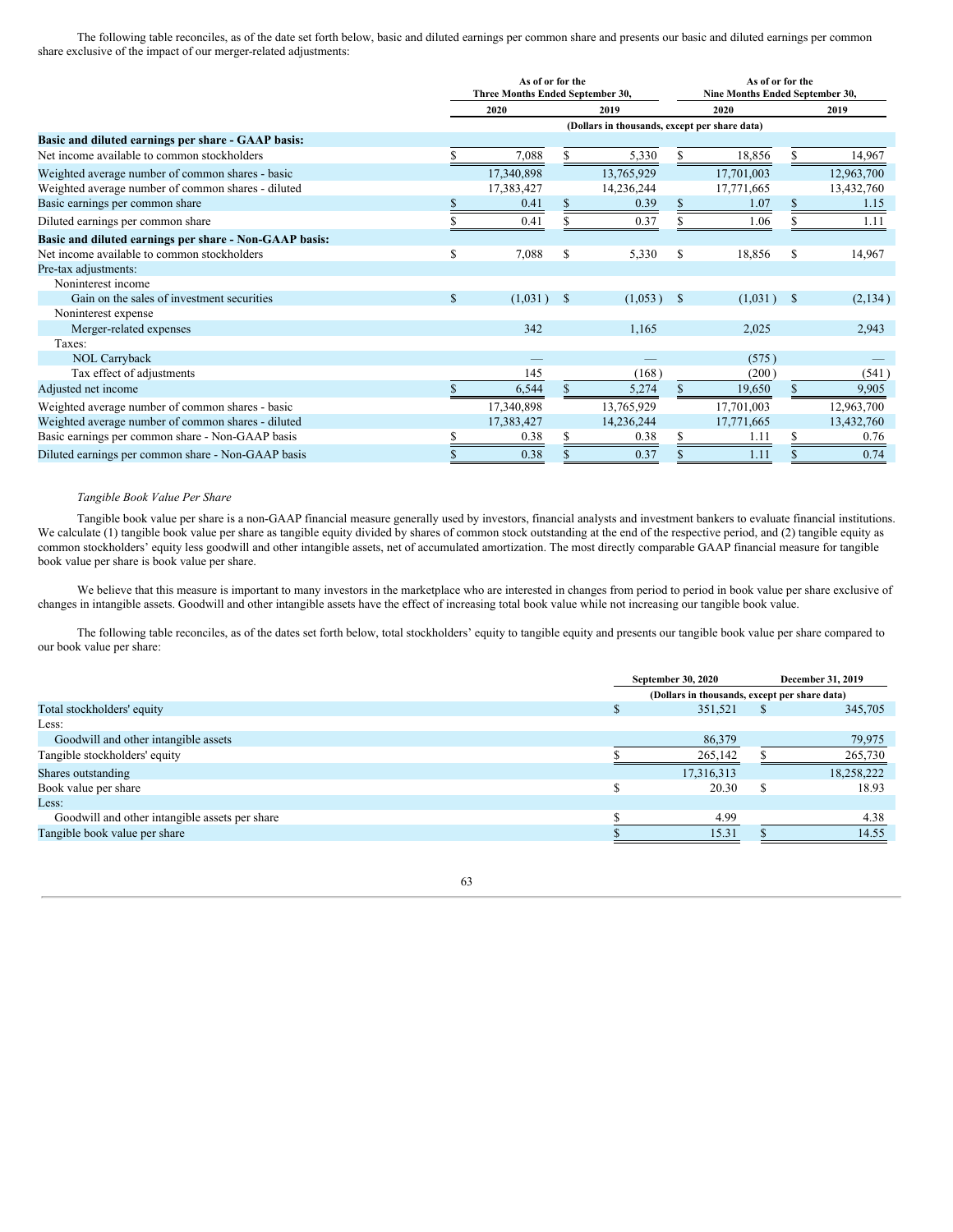The following table reconciles, as of the date set forth below, basic and diluted earnings per common share and presents our basic and diluted earnings per common share exclusive of the impact of our merger-related adjustments:

| | As of or for the Three Months Ended September 30, | | As of or for the Nine Months Ended September 30, | |
|---|---|---|---|---|
| | 2020 | 2019 | 2020 | 2019 |
| | (Dollars in thousands, except per share data) | | | |
| **Basic and diluted earnings per share - GAAP basis:** | | | | |
| Net income available to common stockholders | $ 7,088 | $ 5,330 | $ 18,856 | $ 14,967 |
| Weighted average number of common shares - basic | 17,340,898 | 13,765,929 | 17,701,003 | 12,963,700 |
| Weighted average number of common shares - diluted | 17,383,427 | 14,236,244 | 17,771,665 | 13,432,760 |
| Basic earnings per common share | $ 0.41 | $ 0.39 | $ 1.07 | $ 1.15 |
| Diluted earnings per common share | $ 0.41 | $ 0.37 | $ 1.06 | $ 1.11 |
| **Basic and diluted earnings per share - Non-GAAP basis:** | | | | |
| Net income available to common stockholders | $ 7,088 | $ 5,330 | $ 18,856 | $ 14,967 |
| Pre-tax adjustments: | | | | |
| Noninterest income | | | | |
| Gain on the sales of investment securities | $ (1,031) | $ (1,053) | $ (1,031) | $ (2,134) |
| Noninterest expense | | | | |
| Merger-related expenses | 342 | 1,165 | 2,025 | 2,943 |
| Taxes: | | | | |
| NOL Carryback | — | — | (575) | — |
| Tax effect of adjustments | 145 | (168) | (200) | (541) |
| Adjusted net income | $ 6,544 | $ 5,274 | $ 19,650 | $ 9,905 |
| Weighted average number of common shares - basic | 17,340,898 | 13,765,929 | 17,701,003 | 12,963,700 |
| Weighted average number of common shares - diluted | 17,383,427 | 14,236,244 | 17,771,665 | 13,432,760 |
| Basic earnings per common share - Non-GAAP basis | $ 0.38 | $ 0.38 | $ 1.11 | $ 0.76 |
| Diluted earnings per common share - Non-GAAP basis | $ 0.38 | $ 0.37 | $ 1.11 | $ 0.74 |

*Tangible Book Value Per Share*

Tangible book value per share is a non-GAAP financial measure generally used by investors, financial analysts and investment bankers to evaluate financial institutions. We calculate (1) tangible book value per share as tangible equity divided by shares of common stock outstanding at the end of the respective period, and (2) tangible equity as common stockholders' equity less goodwill and other intangible assets, net of accumulated amortization. The most directly comparable GAAP financial measure for tangible book value per share is book value per share.

We believe that this measure is important to many investors in the marketplace who are interested in changes from period to period in book value per share exclusive of changes in intangible assets. Goodwill and other intangible assets have the effect of increasing total book value while not increasing our tangible book value.

The following table reconciles, as of the dates set forth below, total stockholders' equity to tangible equity and presents our tangible book value per share compared to our book value per share:

| | September 30, 2020 | December 31, 2019 |
|---|---|---|
| | (Dollars in thousands, except per share data) | |
| Total stockholders' equity | $ 351,521 | $ 345,705 |
| Less: | | |
| Goodwill and other intangible assets | 86,379 | 79,975 |
| Tangible stockholders' equity | $ 265,142 | $ 265,730 |
| Shares outstanding | 17,316,313 | 18,258,222 |
| Book value per share | $ 20.30 | $ 18.93 |
| Less: | | |
| Goodwill and other intangible assets per share | $ 4.99 | 4.38 |
| Tangible book value per share | $ 15.31 | $ 14.55 |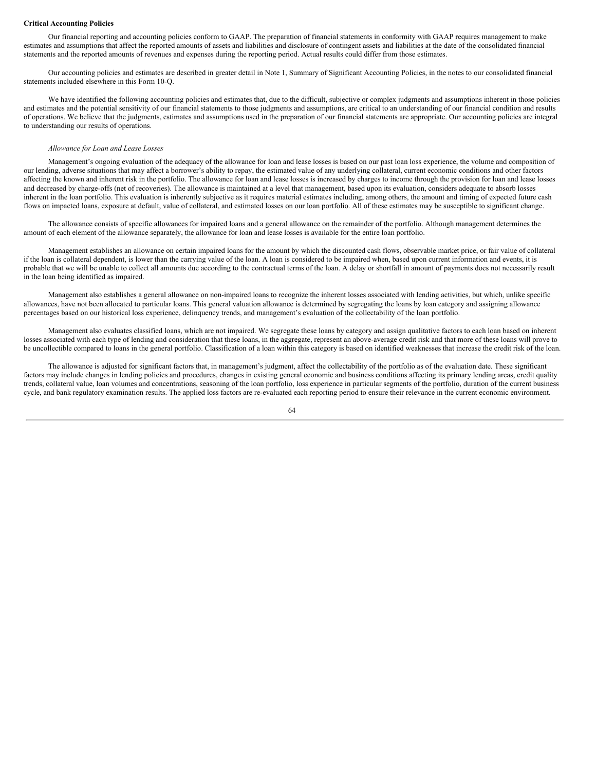**Critical Accounting Policies**

Our financial reporting and accounting policies conform to GAAP. The preparation of financial statements in conformity with GAAP requires management to make estimates and assumptions that affect the reported amounts of assets and liabilities and disclosure of contingent assets and liabilities at the date of the consolidated financial statements and the reported amounts of revenues and expenses during the reporting period. Actual results could differ from those estimates.

Our accounting policies and estimates are described in greater detail in Note 1, Summary of Significant Accounting Policies, in the notes to our consolidated financial statements included elsewhere in this Form 10-Q.

We have identified the following accounting policies and estimates that, due to the difficult, subjective or complex judgments and assumptions inherent in those policies and estimates and the potential sensitivity of our financial statements to those judgments and assumptions, are critical to an understanding of our financial condition and results of operations. We believe that the judgments, estimates and assumptions used in the preparation of our financial statements are appropriate. Our accounting policies are integral to understanding our results of operations.

*Allowance for Loan and Lease Losses*

Management's ongoing evaluation of the adequacy of the allowance for loan and lease losses is based on our past loan loss experience, the volume and composition of our lending, adverse situations that may affect a borrower's ability to repay, the estimated value of any underlying collateral, current economic conditions and other factors affecting the known and inherent risk in the portfolio. The allowance for loan and lease losses is increased by charges to income through the provision for loan and lease losses and decreased by charge-offs (net of recoveries). The allowance is maintained at a level that management, based upon its evaluation, considers adequate to absorb losses inherent in the loan portfolio. This evaluation is inherently subjective as it requires material estimates including, among others, the amount and timing of expected future cash flows on impacted loans, exposure at default, value of collateral, and estimated losses on our loan portfolio. All of these estimates may be susceptible to significant change.

The allowance consists of specific allowances for impaired loans and a general allowance on the remainder of the portfolio. Although management determines the amount of each element of the allowance separately, the allowance for loan and lease losses is available for the entire loan portfolio.

Management establishes an allowance on certain impaired loans for the amount by which the discounted cash flows, observable market price, or fair value of collateral if the loan is collateral dependent, is lower than the carrying value of the loan. A loan is considered to be impaired when, based upon current information and events, it is probable that we will be unable to collect all amounts due according to the contractual terms of the loan. A delay or shortfall in amount of payments does not necessarily result in the loan being identified as impaired.

Management also establishes a general allowance on non-impaired loans to recognize the inherent losses associated with lending activities, but which, unlike specific allowances, have not been allocated to particular loans. This general valuation allowance is determined by segregating the loans by loan category and assigning allowance percentages based on our historical loss experience, delinquency trends, and management's evaluation of the collectability of the loan portfolio.

Management also evaluates classified loans, which are not impaired. We segregate these loans by category and assign qualitative factors to each loan based on inherent losses associated with each type of lending and consideration that these loans, in the aggregate, represent an above-average credit risk and that more of these loans will prove to be uncollectible compared to loans in the general portfolio. Classification of a loan within this category is based on identified weaknesses that increase the credit risk of the loan.

The allowance is adjusted for significant factors that, in management's judgment, affect the collectability of the portfolio as of the evaluation date. These significant factors may include changes in lending policies and procedures, changes in existing general economic and business conditions affecting its primary lending areas, credit quality trends, collateral value, loan volumes and concentrations, seasoning of the loan portfolio, loss experience in particular segments of the portfolio, duration of the current business cycle, and bank regulatory examination results. The applied loss factors are re-evaluated each reporting period to ensure their relevance in the current economic environment.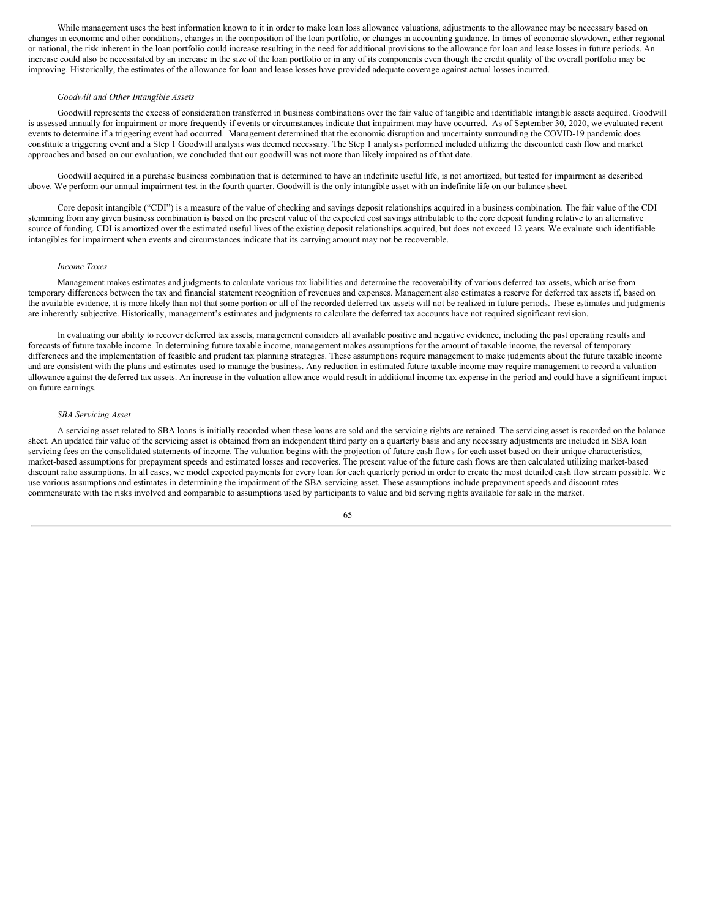While management uses the best information known to it in order to make loan loss allowance valuations, adjustments to the allowance may be necessary based on changes in economic and other conditions, changes in the composition of the loan portfolio, or changes in accounting guidance. In times of economic slowdown, either regional or national, the risk inherent in the loan portfolio could increase resulting in the need for additional provisions to the allowance for loan and lease losses in future periods. An increase could also be necessitated by an increase in the size of the loan portfolio or in any of its components even though the credit quality of the overall portfolio may be improving. Historically, the estimates of the allowance for loan and lease losses have provided adequate coverage against actual losses incurred.

*Goodwill and Other Intangible Assets*

Goodwill represents the excess of consideration transferred in business combinations over the fair value of tangible and identifiable intangible assets acquired. Goodwill is assessed annually for impairment or more frequently if events or circumstances indicate that impairment may have occurred. As of September 30, 2020, we evaluated recent events to determine if a triggering event had occurred. Management determined that the economic disruption and uncertainty surrounding the COVID-19 pandemic does constitute a triggering event and a Step 1 Goodwill analysis was deemed necessary. The Step 1 analysis performed included utilizing the discounted cash flow and market approaches and based on our evaluation, we concluded that our goodwill was not more than likely impaired as of that date.

Goodwill acquired in a purchase business combination that is determined to have an indefinite useful life, is not amortized, but tested for impairment as described above. We perform our annual impairment test in the fourth quarter. Goodwill is the only intangible asset with an indefinite life on our balance sheet.

Core deposit intangible ("CDI") is a measure of the value of checking and savings deposit relationships acquired in a business combination. The fair value of the CDI stemming from any given business combination is based on the present value of the expected cost savings attributable to the core deposit funding relative to an alternative source of funding. CDI is amortized over the estimated useful lives of the existing deposit relationships acquired, but does not exceed 12 years. We evaluate such identifiable intangibles for impairment when events and circumstances indicate that its carrying amount may not be recoverable.

*Income Taxes*

Management makes estimates and judgments to calculate various tax liabilities and determine the recoverability of various deferred tax assets, which arise from temporary differences between the tax and financial statement recognition of revenues and expenses. Management also estimates a reserve for deferred tax assets if, based on the available evidence, it is more likely than not that some portion or all of the recorded deferred tax assets will not be realized in future periods. These estimates and judgments are inherently subjective. Historically, management's estimates and judgments to calculate the deferred tax accounts have not required significant revision.

In evaluating our ability to recover deferred tax assets, management considers all available positive and negative evidence, including the past operating results and forecasts of future taxable income. In determining future taxable income, management makes assumptions for the amount of taxable income, the reversal of temporary differences and the implementation of feasible and prudent tax planning strategies. These assumptions require management to make judgments about the future taxable income and are consistent with the plans and estimates used to manage the business. Any reduction in estimated future taxable income may require management to record a valuation allowance against the deferred tax assets. An increase in the valuation allowance would result in additional income tax expense in the period and could have a significant impact on future earnings.

*SBA Servicing Asset*

A servicing asset related to SBA loans is initially recorded when these loans are sold and the servicing rights are retained. The servicing asset is recorded on the balance sheet. An updated fair value of the servicing asset is obtained from an independent third party on a quarterly basis and any necessary adjustments are included in SBA loan servicing fees on the consolidated statements of income. The valuation begins with the projection of future cash flows for each asset based on their unique characteristics, market-based assumptions for prepayment speeds and estimated losses and recoveries. The present value of the future cash flows are then calculated utilizing market-based discount ratio assumptions. In all cases, we model expected payments for every loan for each quarterly period in order to create the most detailed cash flow stream possible. We use various assumptions and estimates in determining the impairment of the SBA servicing asset. These assumptions include prepayment speeds and discount rates commensurate with the risks involved and comparable to assumptions used by participants to value and bid serving rights available for sale in the market.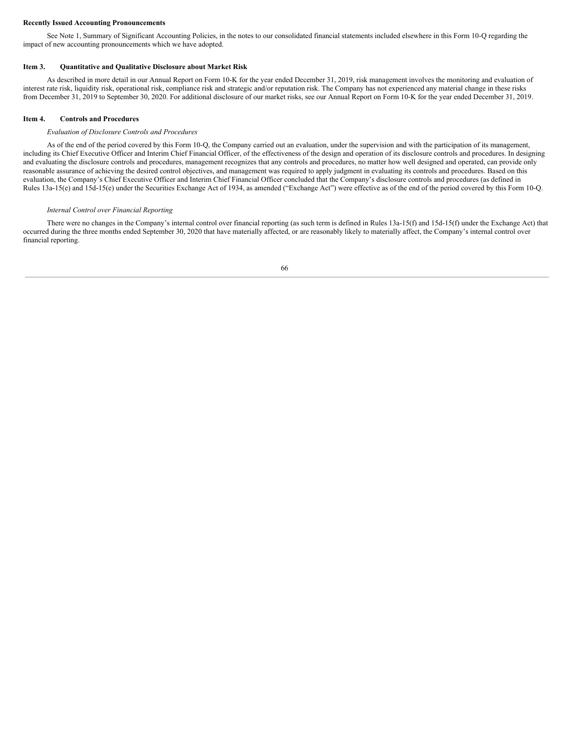**Recently Issued Accounting Pronouncements**

See Note 1, Summary of Significant Accounting Policies, in the notes to our consolidated financial statements included elsewhere in this Form 10-Q regarding the impact of new accounting pronouncements which we have adopted.

**Item 3. Quantitative and Qualitative Disclosure about Market Risk**

As described in more detail in our Annual Report on Form 10-K for the year ended December 31, 2019, risk management involves the monitoring and evaluation of interest rate risk, liquidity risk, operational risk, compliance risk and strategic and/or reputation risk. The Company has not experienced any material change in these risks from December 31, 2019 to September 30, 2020. For additional disclosure of our market risks, see our Annual Report on Form 10-K for the year ended December 31, 2019.

**Item 4. Controls and Procedures**

*Evaluation of Disclosure Controls and Procedures*

As of the end of the period covered by this Form 10-Q, the Company carried out an evaluation, under the supervision and with the participation of its management, including its Chief Executive Officer and Interim Chief Financial Officer, of the effectiveness of the design and operation of its disclosure controls and procedures. In designing and evaluating the disclosure controls and procedures, management recognizes that any controls and procedures, no matter how well designed and operated, can provide only reasonable assurance of achieving the desired control objectives, and management was required to apply judgment in evaluating its controls and procedures. Based on this evaluation, the Company's Chief Executive Officer and Interim Chief Financial Officer concluded that the Company's disclosure controls and procedures (as defined in Rules 13a-15(e) and 15d-15(e) under the Securities Exchange Act of 1934, as amended ("Exchange Act") were effective as of the end of the period covered by this Form 10-Q.

*Internal Control over Financial Reporting*

There were no changes in the Company's internal control over financial reporting (as such term is defined in Rules 13a-15(f) and 15d-15(f) under the Exchange Act) that occurred during the three months ended September 30, 2020 that have materially affected, or are reasonably likely to materially affect, the Company's internal control over financial reporting.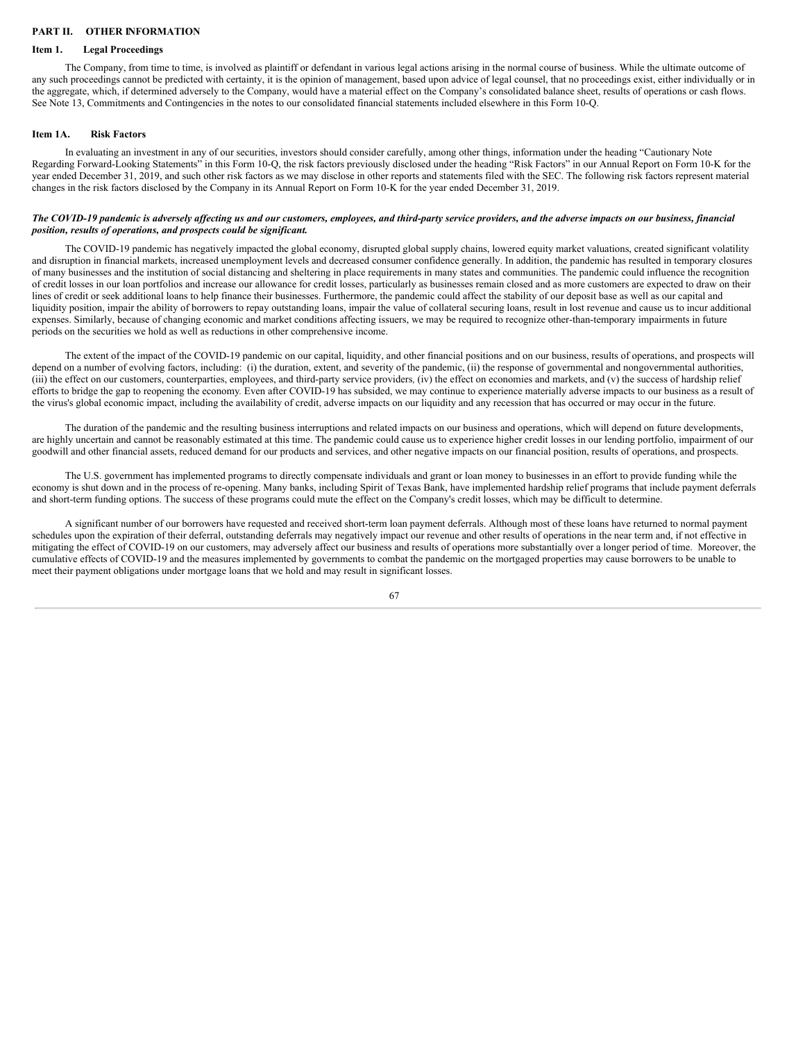## PART II. OTHER INFORMATION

### Item 1. Legal Proceedings

The Company, from time to time, is involved as plaintiff or defendant in various legal actions arising in the normal course of business. While the ultimate outcome of any such proceedings cannot be predicted with certainty, it is the opinion of management, based upon advice of legal counsel, that no proceedings exist, either individually or in the aggregate, which, if determined adversely to the Company, would have a material effect on the Company's consolidated balance sheet, results of operations or cash flows. See Note 13, Commitments and Contingencies in the notes to our consolidated financial statements included elsewhere in this Form 10-Q.

### Item 1A. Risk Factors

In evaluating an investment in any of our securities, investors should consider carefully, among other things, information under the heading "Cautionary Note Regarding Forward-Looking Statements" in this Form 10-Q, the risk factors previously disclosed under the heading "Risk Factors" in our Annual Report on Form 10-K for the year ended December 31, 2019, and such other risk factors as we may disclose in other reports and statements filed with the SEC. The following risk factors represent material changes in the risk factors disclosed by the Company in its Annual Report on Form 10-K for the year ended December 31, 2019.

***The COVID-19 pandemic is adversely affecting us and our customers, employees, and third-party service providers, and the adverse impacts on our business, financial position, results of operations, and prospects could be significant.***

The COVID-19 pandemic has negatively impacted the global economy, disrupted global supply chains, lowered equity market valuations, created significant volatility and disruption in financial markets, increased unemployment levels and decreased consumer confidence generally. In addition, the pandemic has resulted in temporary closures of many businesses and the institution of social distancing and sheltering in place requirements in many states and communities. The pandemic could influence the recognition of credit losses in our loan portfolios and increase our allowance for credit losses, particularly as businesses remain closed and as more customers are expected to draw on their lines of credit or seek additional loans to help finance their businesses. Furthermore, the pandemic could affect the stability of our deposit base as well as our capital and liquidity position, impair the ability of borrowers to repay outstanding loans, impair the value of collateral securing loans, result in lost revenue and cause us to incur additional expenses. Similarly, because of changing economic and market conditions affecting issuers, we may be required to recognize other-than-temporary impairments in future periods on the securities we hold as well as reductions in other comprehensive income.

The extent of the impact of the COVID-19 pandemic on our capital, liquidity, and other financial positions and on our business, results of operations, and prospects will depend on a number of evolving factors, including: (i) the duration, extent, and severity of the pandemic, (ii) the response of governmental and nongovernmental authorities, (iii) the effect on our customers, counterparties, employees, and third-party service providers, (iv) the effect on economies and markets, and (v) the success of hardship relief efforts to bridge the gap to reopening the economy. Even after COVID-19 has subsided, we may continue to experience materially adverse impacts to our business as a result of the virus's global economic impact, including the availability of credit, adverse impacts on our liquidity and any recession that has occurred or may occur in the future.

The duration of the pandemic and the resulting business interruptions and related impacts on our business and operations, which will depend on future developments, are highly uncertain and cannot be reasonably estimated at this time. The pandemic could cause us to experience higher credit losses in our lending portfolio, impairment of our goodwill and other financial assets, reduced demand for our products and services, and other negative impacts on our financial position, results of operations, and prospects.

The U.S. government has implemented programs to directly compensate individuals and grant or loan money to businesses in an effort to provide funding while the economy is shut down and in the process of re-opening. Many banks, including Spirit of Texas Bank, have implemented hardship relief programs that include payment deferrals and short-term funding options. The success of these programs could mute the effect on the Company's credit losses, which may be difficult to determine.

A significant number of our borrowers have requested and received short-term loan payment deferrals. Although most of these loans have returned to normal payment schedules upon the expiration of their deferral, outstanding deferrals may negatively impact our revenue and other results of operations in the near term and, if not effective in mitigating the effect of COVID-19 on our customers, may adversely affect our business and results of operations more substantially over a longer period of time. Moreover, the cumulative effects of COVID-19 and the measures implemented by governments to combat the pandemic on the mortgaged properties may cause borrowers to be unable to meet their payment obligations under mortgage loans that we hold and may result in significant losses.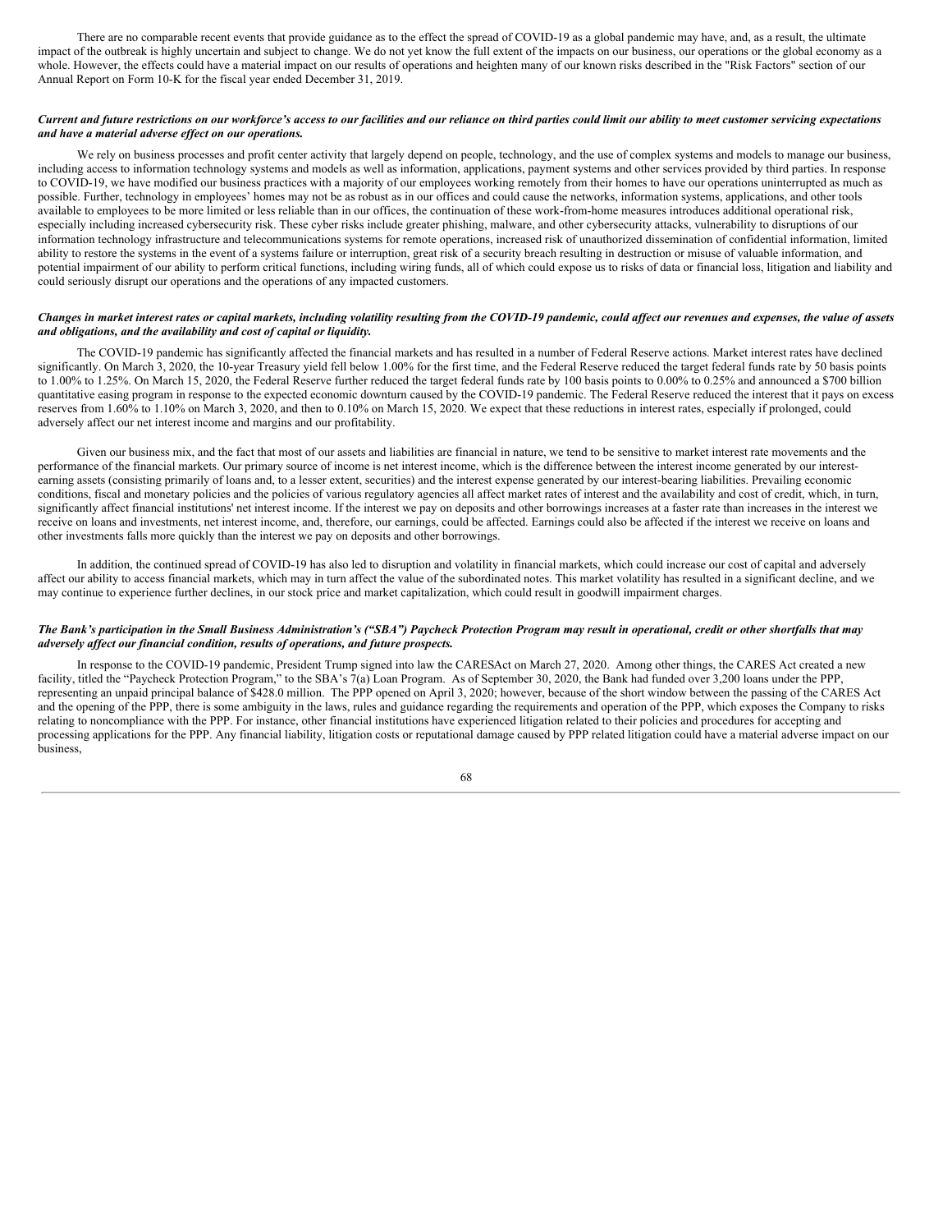There are no comparable recent events that provide guidance as to the effect the spread of COVID-19 as a global pandemic may have, and, as a result, the ultimate impact of the outbreak is highly uncertain and subject to change. We do not yet know the full extent of the impacts on our business, our operations or the global economy as a whole. However, the effects could have a material impact on our results of operations and heighten many of our known risks described in the "Risk Factors" section of our Annual Report on Form 10-K for the fiscal year ended December 31, 2019.

***Current and future restrictions on our workforce's access to our facilities and our reliance on third parties could limit our ability to meet customer servicing expectations and have a material adverse effect on our operations.***

We rely on business processes and profit center activity that largely depend on people, technology, and the use of complex systems and models to manage our business, including access to information technology systems and models as well as information, applications, payment systems and other services provided by third parties. In response to COVID-19, we have modified our business practices with a majority of our employees working remotely from their homes to have our operations uninterrupted as much as possible. Further, technology in employees' homes may not be as robust as in our offices and could cause the networks, information systems, applications, and other tools available to employees to be more limited or less reliable than in our offices, the continuation of these work-from-home measures introduces additional operational risk, especially including increased cybersecurity risk. These cyber risks include greater phishing, malware, and other cybersecurity attacks, vulnerability to disruptions of our information technology infrastructure and telecommunications systems for remote operations, increased risk of unauthorized dissemination of confidential information, limited ability to restore the systems in the event of a systems failure or interruption, great risk of a security breach resulting in destruction or misuse of valuable information, and potential impairment of our ability to perform critical functions, including wiring funds, all of which could expose us to risks of data or financial loss, litigation and liability and could seriously disrupt our operations and the operations of any impacted customers.

***Changes in market interest rates or capital markets, including volatility resulting from the COVID-19 pandemic, could affect our revenues and expenses, the value of assets and obligations, and the availability and cost of capital or liquidity.***

The COVID-19 pandemic has significantly affected the financial markets and has resulted in a number of Federal Reserve actions. Market interest rates have declined significantly. On March 3, 2020, the 10-year Treasury yield fell below 1.00% for the first time, and the Federal Reserve reduced the target federal funds rate by 50 basis points to 1.00% to 1.25%. On March 15, 2020, the Federal Reserve further reduced the target federal funds rate by 100 basis points to 0.00% to 0.25% and announced a $700 billion quantitative easing program in response to the expected economic downturn caused by the COVID-19 pandemic. The Federal Reserve reduced the interest that it pays on excess reserves from 1.60% to 1.10% on March 3, 2020, and then to 0.10% on March 15, 2020. We expect that these reductions in interest rates, especially if prolonged, could adversely affect our net interest income and margins and our profitability.

Given our business mix, and the fact that most of our assets and liabilities are financial in nature, we tend to be sensitive to market interest rate movements and the performance of the financial markets. Our primary source of income is net interest income, which is the difference between the interest income generated by our interest-earning assets (consisting primarily of loans and, to a lesser extent, securities) and the interest expense generated by our interest-bearing liabilities. Prevailing economic conditions, fiscal and monetary policies and the policies of various regulatory agencies all affect market rates of interest and the availability and cost of credit, which, in turn, significantly affect financial institutions' net interest income. If the interest we pay on deposits and other borrowings increases at a faster rate than increases in the interest we receive on loans and investments, net interest income, and, therefore, our earnings, could be affected. Earnings could also be affected if the interest we receive on loans and other investments falls more quickly than the interest we pay on deposits and other borrowings.

In addition, the continued spread of COVID-19 has also led to disruption and volatility in financial markets, which could increase our cost of capital and adversely affect our ability to access financial markets, which may in turn affect the value of the subordinated notes. This market volatility has resulted in a significant decline, and we may continue to experience further declines, in our stock price and market capitalization, which could result in goodwill impairment charges.

***The Bank's participation in the Small Business Administration's ("SBA") Paycheck Protection Program may result in operational, credit or other shortfalls that may adversely affect our financial condition, results of operations, and future prospects.***

In response to the COVID-19 pandemic, President Trump signed into law the CARESAct on March 27, 2020. Among other things, the CARES Act created a new facility, titled the "Paycheck Protection Program," to the SBA's 7(a) Loan Program. As of September 30, 2020, the Bank had funded over 3,200 loans under the PPP, representing an unpaid principal balance of $428.0 million. The PPP opened on April 3, 2020; however, because of the short window between the passing of the CARES Act and the opening of the PPP, there is some ambiguity in the laws, rules and guidance regarding the requirements and operation of the PPP, which exposes the Company to risks relating to noncompliance with the PPP. For instance, other financial institutions have experienced litigation related to their policies and procedures for accepting and processing applications for the PPP. Any financial liability, litigation costs or reputational damage caused by PPP related litigation could have a material adverse impact on our business,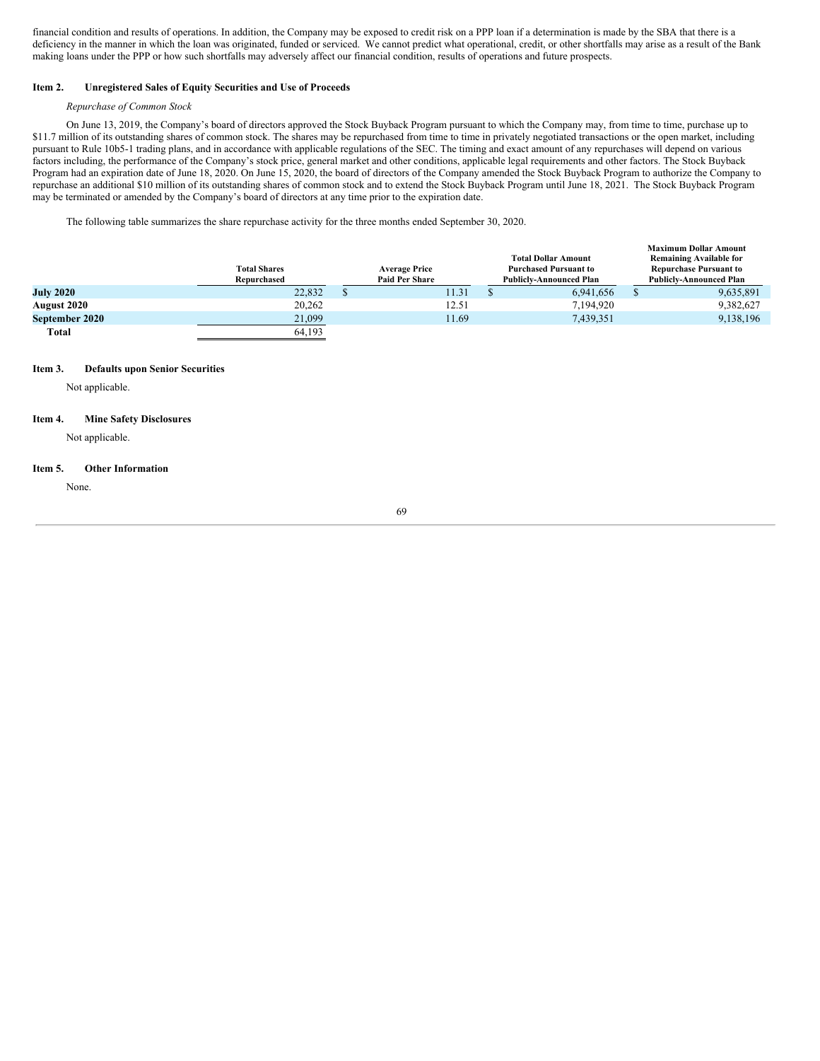financial condition and results of operations. In addition, the Company may be exposed to credit risk on a PPP loan if a determination is made by the SBA that there is a deficiency in the manner in which the loan was originated, funded or serviced. We cannot predict what operational, credit, or other shortfalls may arise as a result of the Bank making loans under the PPP or how such shortfalls may adversely affect our financial condition, results of operations and future prospects.

### Item 2. Unregistered Sales of Equity Securities and Use of Proceeds

*Repurchase of Common Stock*

On June 13, 2019, the Company's board of directors approved the Stock Buyback Program pursuant to which the Company may, from time to time, purchase up to $11.7 million of its outstanding shares of common stock. The shares may be repurchased from time to time in privately negotiated transactions or the open market, including pursuant to Rule 10b5-1 trading plans, and in accordance with applicable regulations of the SEC. The timing and exact amount of any repurchases will depend on various factors including, the performance of the Company's stock price, general market and other conditions, applicable legal requirements and other factors. The Stock Buyback Program had an expiration date of June 18, 2020. On June 15, 2020, the board of directors of the Company amended the Stock Buyback Program to authorize the Company to repurchase an additional $10 million of its outstanding shares of common stock and to extend the Stock Buyback Program until June 18, 2021. The Stock Buyback Program may be terminated or amended by the Company's board of directors at any time prior to the expiration date.

The following table summarizes the share repurchase activity for the three months ended September 30, 2020.

| | Total Shares Repurchased | Average Price Paid Per Share | Total Dollar Amount Purchased Pursuant to Publicly-Announced Plan | Maximum Dollar Amount Remaining Available for Repurchase Pursuant to Publicly-Announced Plan |
|---|---|---|---|---|
| **July 2020** | 22,832 | $ 11.31 | $ 6,941,656 | $ 9,635,891 |
| **August 2020** | 20,262 | 12.51 | 7,194,920 | 9,382,627 |
| **September 2020** | 21,099 | 11.69 | 7,439,351 | 9,138,196 |
| **Total** | 64,193 | | | |

### Item 3. Defaults upon Senior Securities

Not applicable.

### Item 4. Mine Safety Disclosures

Not applicable.

### Item 5. Other Information

None.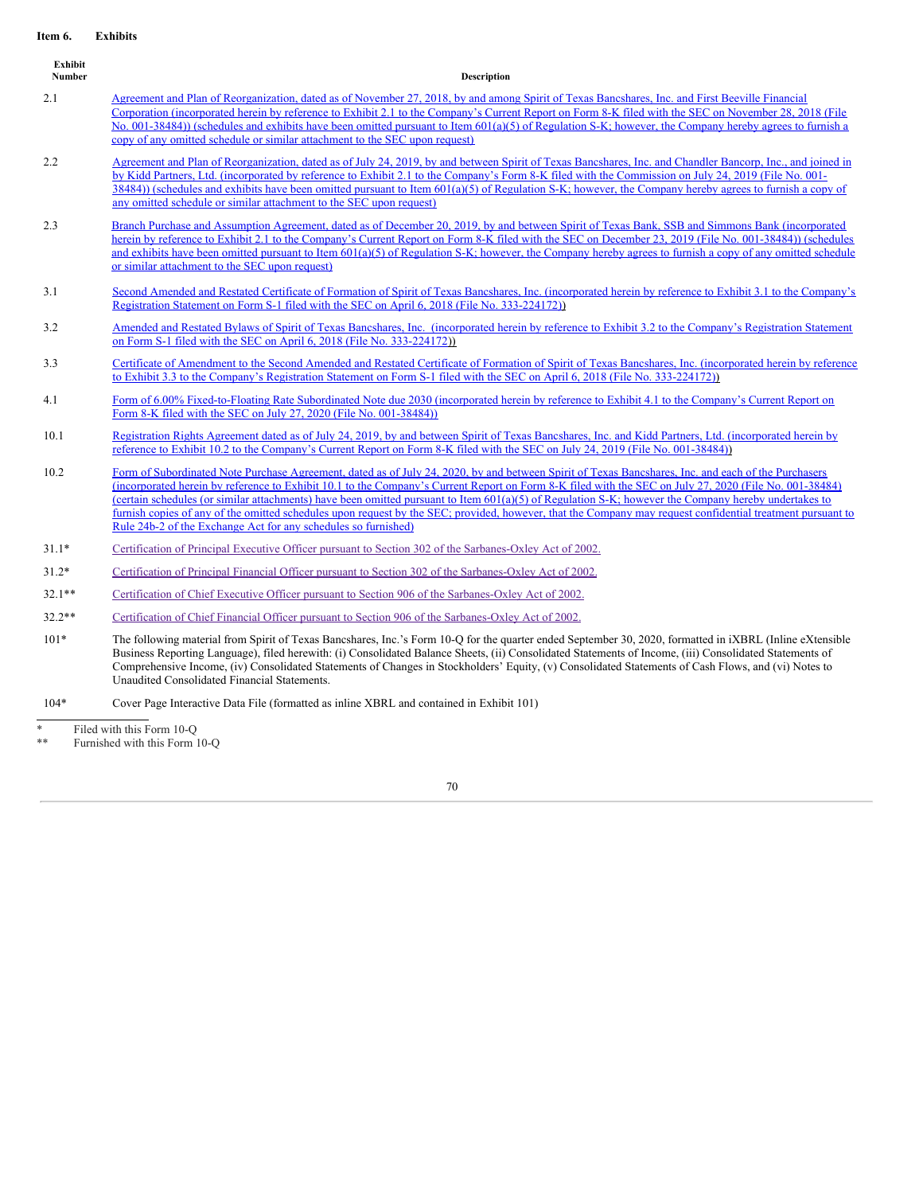**Item 6. Exhibits**

| Exhibit Number | Description |
|---|---|
| 2.1 | Agreement and Plan of Reorganization, dated as of November 27, 2018, by and among Spirit of Texas Bancshares, Inc. and First Beeville Financial Corporation (incorporated herein by reference to Exhibit 2.1 to the Company's Current Report on Form 8-K filed with the SEC on November 28, 2018 (File No. 001-38484)) (schedules and exhibits have been omitted pursuant to Item 601(a)(5) of Regulation S-K; however, the Company hereby agrees to furnish a copy of any omitted schedule or similar attachment to the SEC upon request) |
| 2.2 | Agreement and Plan of Reorganization, dated as of July 24, 2019, by and between Spirit of Texas Bancshares, Inc. and Chandler Bancorp, Inc., and joined in by Kidd Partners, Ltd. (incorporated by reference to Exhibit 2.1 to the Company's Form 8-K filed with the Commission on July 24, 2019 (File No. 001-38484)) (schedules and exhibits have been omitted pursuant to Item 601(a)(5) of Regulation S-K; however, the Company hereby agrees to furnish a copy of any omitted schedule or similar attachment to the SEC upon request) |
| 2.3 | Branch Purchase and Assumption Agreement, dated as of December 20, 2019, by and between Spirit of Texas Bank, SSB and Simmons Bank (incorporated herein by reference to Exhibit 2.1 to the Company's Current Report on Form 8-K filed with the SEC on December 23, 2019 (File No. 001-38484)) (schedules and exhibits have been omitted pursuant to Item 601(a)(5) of Regulation S-K; however, the Company hereby agrees to furnish a copy of any omitted schedule or similar attachment to the SEC upon request) |
| 3.1 | Second Amended and Restated Certificate of Formation of Spirit of Texas Bancshares, Inc. (incorporated herein by reference to Exhibit 3.1 to the Company's Registration Statement on Form S-1 filed with the SEC on April 6, 2018 (File No. 333-224172)) |
| 3.2 | Amended and Restated Bylaws of Spirit of Texas Bancshares, Inc. (incorporated herein by reference to Exhibit 3.2 to the Company's Registration Statement on Form S-1 filed with the SEC on April 6, 2018 (File No. 333-224172)) |
| 3.3 | Certificate of Amendment to the Second Amended and Restated Certificate of Formation of Spirit of Texas Bancshares, Inc. (incorporated herein by reference to Exhibit 3.3 to the Company's Registration Statement on Form S-1 filed with the SEC on April 6, 2018 (File No. 333-224172)) |
| 4.1 | Form of 6.00% Fixed-to-Floating Rate Subordinated Note due 2030 (incorporated herein by reference to Exhibit 4.1 to the Company's Current Report on Form 8-K filed with the SEC on July 27, 2020 (File No. 001-38484)) |
| 10.1 | Registration Rights Agreement dated as of July 24, 2019, by and between Spirit of Texas Bancshares, Inc. and Kidd Partners, Ltd. (incorporated herein by reference to Exhibit 10.2 to the Company's Current Report on Form 8-K filed with the SEC on July 24, 2019 (File No. 001-38484)) |
| 10.2 | Form of Subordinated Note Purchase Agreement, dated as of July 24, 2020, by and between Spirit of Texas Bancshares, Inc. and each of the Purchasers (incorporated herein by reference to Exhibit 10.1 to the Company's Current Report on Form 8-K filed with the SEC on July 27, 2020 (File No. 001-38484) (certain schedules (or similar attachments) have been omitted pursuant to Item 601(a)(5) of Regulation S-K; however the Company hereby undertakes to furnish copies of any of the omitted schedules upon request by the SEC; provided, however, that the Company may request confidential treatment pursuant to Rule 24b-2 of the Exchange Act for any schedules so furnished) |
| 31.1* | Certification of Principal Executive Officer pursuant to Section 302 of the Sarbanes-Oxley Act of 2002. |
| 31.2* | Certification of Principal Financial Officer pursuant to Section 302 of the Sarbanes-Oxley Act of 2002. |
| 32.1** | Certification of Chief Executive Officer pursuant to Section 906 of the Sarbanes-Oxley Act of 2002. |
| 32.2** | Certification of Chief Financial Officer pursuant to Section 906 of the Sarbanes-Oxley Act of 2002. |
| 101* | The following material from Spirit of Texas Bancshares, Inc.'s Form 10-Q for the quarter ended September 30, 2020, formatted in iXBRL (Inline eXtensible Business Reporting Language), filed herewith: (i) Consolidated Balance Sheets, (ii) Consolidated Statements of Income, (iii) Consolidated Statements of Comprehensive Income, (iv) Consolidated Statements of Changes in Stockholders' Equity, (v) Consolidated Statements of Cash Flows, and (vi) Notes to Unaudited Consolidated Financial Statements. |
| 104* | Cover Page Interactive Data File (formatted as inline XBRL and contained in Exhibit 101) |

\* Filed with this Form 10-Q

\*\* Furnished with this Form 10-Q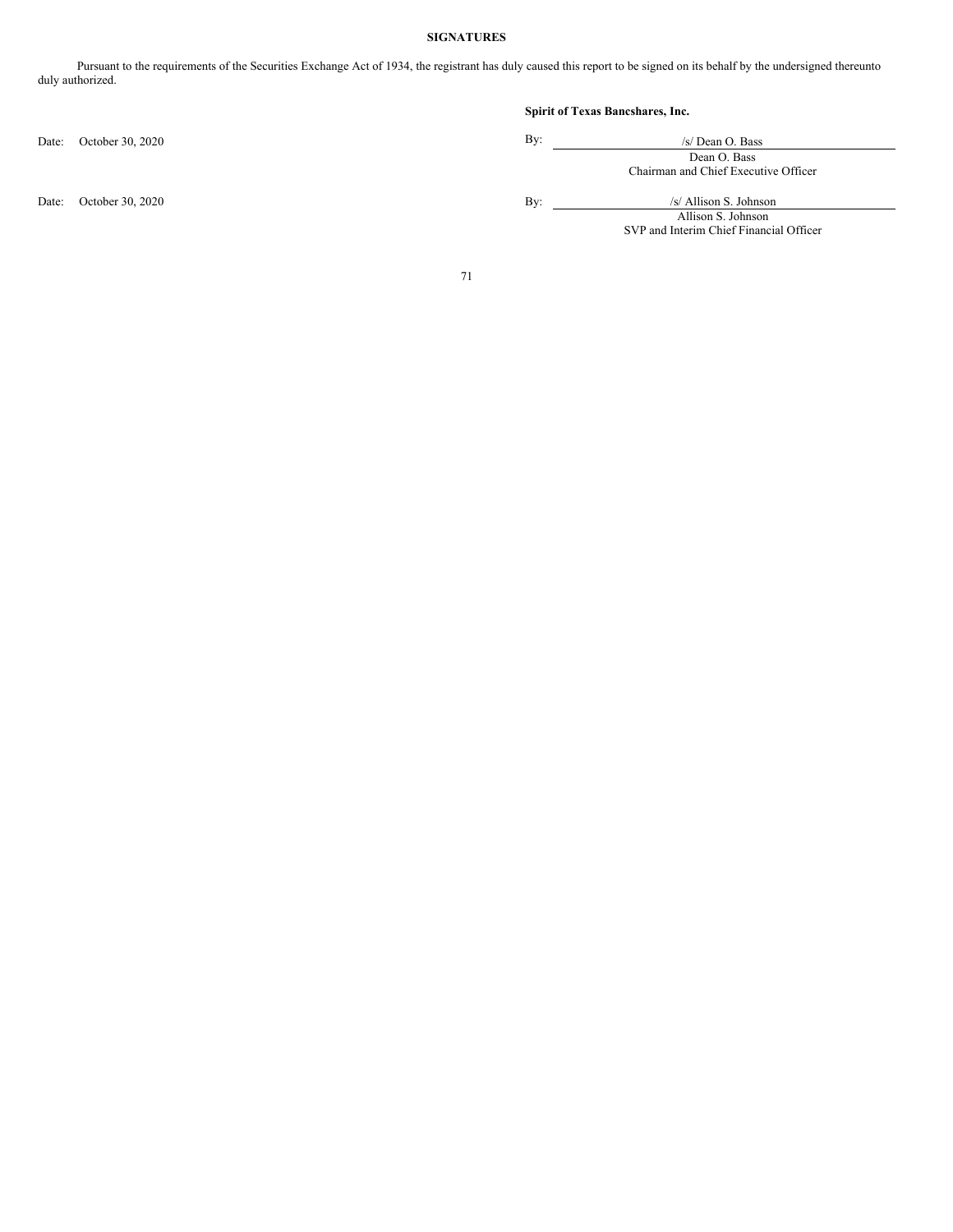**SIGNATURES**

Pursuant to the requirements of the Securities Exchange Act of 1934, the registrant has duly caused this report to be signed on its behalf by the undersigned thereunto duly authorized.

**Spirit of Texas Bancshares, Inc.**

| | | |
|---|---|---|
| Date: October 30, 2020 | By: | /s/ Dean O. Bass |
| | | Dean O. Bass |
| | | Chairman and Chief Executive Officer |
| Date: October 30, 2020 | By: | /s/ Allison S. Johnson |
| | | Allison S. Johnson |
| | | SVP and Interim Chief Financial Officer |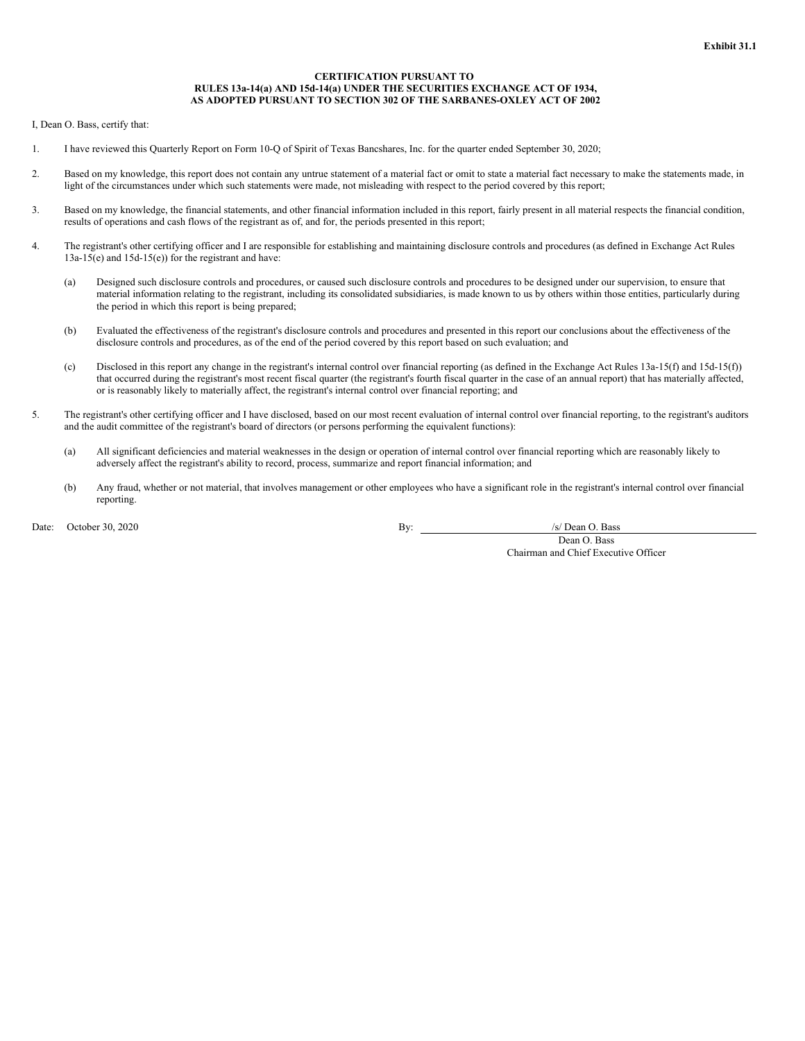**Exhibit 31.1**

**CERTIFICATION PURSUANT TO**
**RULES 13a-14(a) AND 15d-14(a) UNDER THE SECURITIES EXCHANGE ACT OF 1934,**
**AS ADOPTED PURSUANT TO SECTION 302 OF THE SARBANES-OXLEY ACT OF 2002**

I, Dean O. Bass, certify that:

1. I have reviewed this Quarterly Report on Form 10-Q of Spirit of Texas Bancshares, Inc. for the quarter ended September 30, 2020;

2. Based on my knowledge, this report does not contain any untrue statement of a material fact or omit to state a material fact necessary to make the statements made, in light of the circumstances under which such statements were made, not misleading with respect to the period covered by this report;

3. Based on my knowledge, the financial statements, and other financial information included in this report, fairly present in all material respects the financial condition, results of operations and cash flows of the registrant as of, and for, the periods presented in this report;

4. The registrant's other certifying officer and I are responsible for establishing and maintaining disclosure controls and procedures (as defined in Exchange Act Rules 13a-15(e) and 15d-15(e)) for the registrant and have:

   (a) Designed such disclosure controls and procedures, or caused such disclosure controls and procedures to be designed under our supervision, to ensure that material information relating to the registrant, including its consolidated subsidiaries, is made known to us by others within those entities, particularly during the period in which this report is being prepared;

   (b) Evaluated the effectiveness of the registrant's disclosure controls and procedures and presented in this report our conclusions about the effectiveness of the disclosure controls and procedures, as of the end of the period covered by this report based on such evaluation; and

   (c) Disclosed in this report any change in the registrant's internal control over financial reporting (as defined in the Exchange Act Rules 13a-15(f) and 15d-15(f)) that occurred during the registrant's most recent fiscal quarter (the registrant's fourth fiscal quarter in the case of an annual report) that has materially affected, or is reasonably likely to materially affect, the registrant's internal control over financial reporting; and

5. The registrant's other certifying officer and I have disclosed, based on our most recent evaluation of internal control over financial reporting, to the registrant's auditors and the audit committee of the registrant's board of directors (or persons performing the equivalent functions):

   (a) All significant deficiencies and material weaknesses in the design or operation of internal control over financial reporting which are reasonably likely to adversely affect the registrant's ability to record, process, summarize and report financial information; and

   (b) Any fraud, whether or not material, that involves management or other employees who have a significant role in the registrant's internal control over financial reporting.

Date: October 30, 2020

By: /s/ Dean O. Bass
Dean O. Bass
Chairman and Chief Executive Officer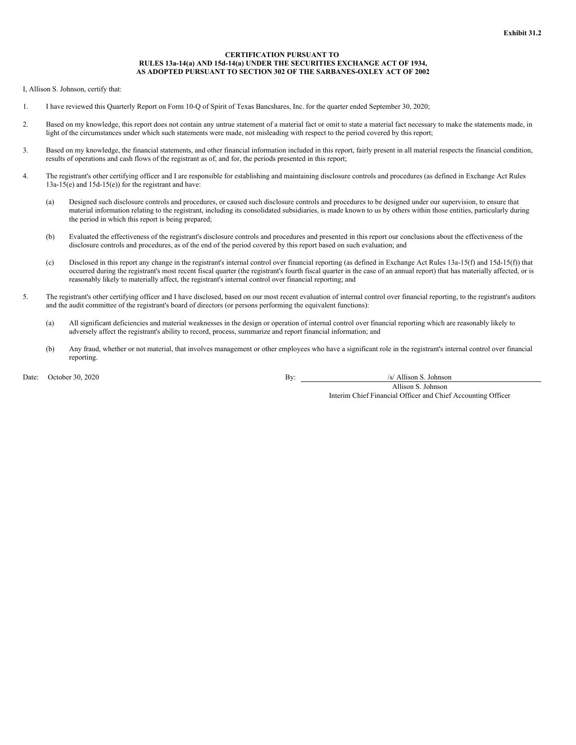**Exhibit 31.2**

**CERTIFICATION PURSUANT TO**
**RULES 13a-14(a) AND 15d-14(a) UNDER THE SECURITIES EXCHANGE ACT OF 1934,**
**AS ADOPTED PURSUANT TO SECTION 302 OF THE SARBANES-OXLEY ACT OF 2002**

I, Allison S. Johnson, certify that:

1. I have reviewed this Quarterly Report on Form 10-Q of Spirit of Texas Bancshares, Inc. for the quarter ended September 30, 2020;

2. Based on my knowledge, this report does not contain any untrue statement of a material fact or omit to state a material fact necessary to make the statements made, in light of the circumstances under which such statements were made, not misleading with respect to the period covered by this report;

3. Based on my knowledge, the financial statements, and other financial information included in this report, fairly present in all material respects the financial condition, results of operations and cash flows of the registrant as of, and for, the periods presented in this report;

4. The registrant's other certifying officer and I are responsible for establishing and maintaining disclosure controls and procedures (as defined in Exchange Act Rules 13a-15(e) and 15d-15(e)) for the registrant and have:

   (a) Designed such disclosure controls and procedures, or caused such disclosure controls and procedures to be designed under our supervision, to ensure that material information relating to the registrant, including its consolidated subsidiaries, is made known to us by others within those entities, particularly during the period in which this report is being prepared;

   (b) Evaluated the effectiveness of the registrant's disclosure controls and procedures and presented in this report our conclusions about the effectiveness of the disclosure controls and procedures, as of the end of the period covered by this report based on such evaluation; and

   (c) Disclosed in this report any change in the registrant's internal control over financial reporting (as defined in Exchange Act Rules 13a-15(f) and 15d-15(f)) that occurred during the registrant's most recent fiscal quarter (the registrant's fourth fiscal quarter in the case of an annual report) that has materially affected, or is reasonably likely to materially affect, the registrant's internal control over financial reporting; and

5. The registrant's other certifying officer and I have disclosed, based on our most recent evaluation of internal control over financial reporting, to the registrant's auditors and the audit committee of the registrant's board of directors (or persons performing the equivalent functions):

   (a) All significant deficiencies and material weaknesses in the design or operation of internal control over financial reporting which are reasonably likely to adversely affect the registrant's ability to record, process, summarize and report financial information; and

   (b) Any fraud, whether or not material, that involves management or other employees who have a significant role in the registrant's internal control over financial reporting.

Date: October 30, 2020

By: /s/ Allison S. Johnson
Allison S. Johnson
Interim Chief Financial Officer and Chief Accounting Officer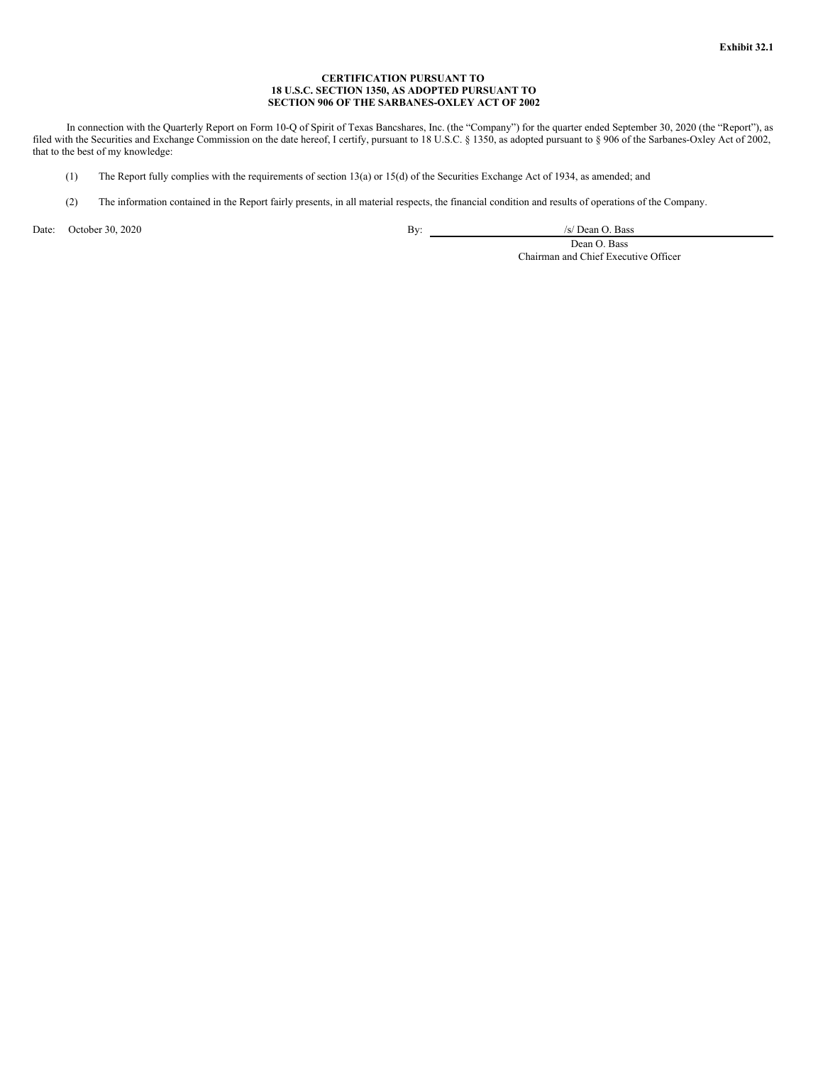**Exhibit 32.1**

**CERTIFICATION PURSUANT TO**
**18 U.S.C. SECTION 1350, AS ADOPTED PURSUANT TO**
**SECTION 906 OF THE SARBANES-OXLEY ACT OF 2002**

In connection with the Quarterly Report on Form 10-Q of Spirit of Texas Bancshares, Inc. (the "Company") for the quarter ended September 30, 2020 (the "Report"), as filed with the Securities and Exchange Commission on the date hereof, I certify, pursuant to 18 U.S.C. § 1350, as adopted pursuant to § 906 of the Sarbanes-Oxley Act of 2002, that to the best of my knowledge:

(1) The Report fully complies with the requirements of section 13(a) or 15(d) of the Securities Exchange Act of 1934, as amended; and

(2) The information contained in the Report fairly presents, in all material respects, the financial condition and results of operations of the Company.

Date: October 30, 2020

By: /s/ Dean O. Bass
Dean O. Bass
Chairman and Chief Executive Officer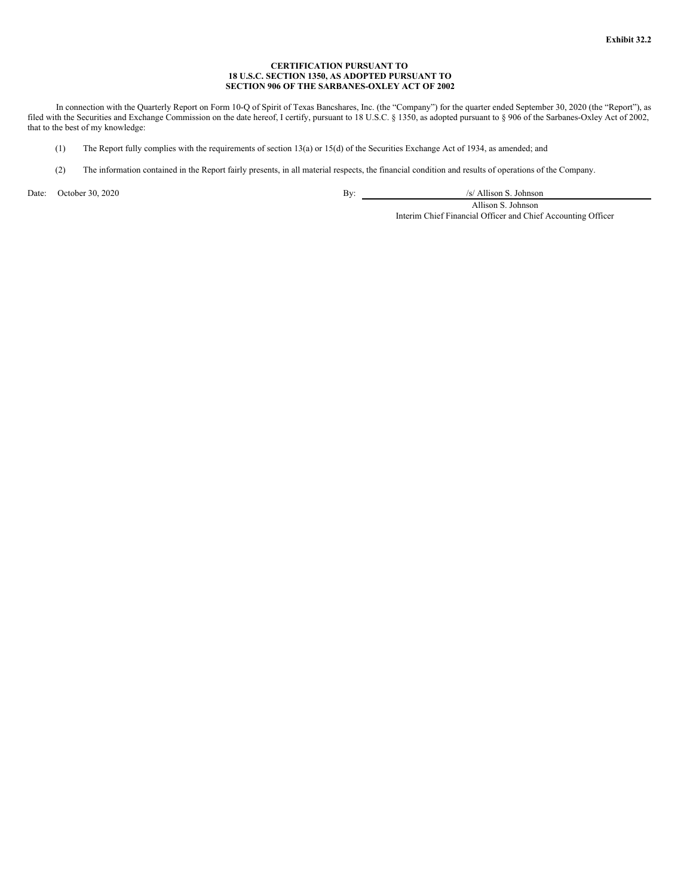**Exhibit 32.2**

**CERTIFICATION PURSUANT TO
18 U.S.C. SECTION 1350, AS ADOPTED PURSUANT TO
SECTION 906 OF THE SARBANES-OXLEY ACT OF 2002**

In connection with the Quarterly Report on Form 10-Q of Spirit of Texas Bancshares, Inc. (the "Company") for the quarter ended September 30, 2020 (the "Report"), as filed with the Securities and Exchange Commission on the date hereof, I certify, pursuant to 18 U.S.C. § 1350, as adopted pursuant to § 906 of the Sarbanes-Oxley Act of 2002, that to the best of my knowledge:

(1) The Report fully complies with the requirements of section 13(a) or 15(d) of the Securities Exchange Act of 1934, as amended; and

(2) The information contained in the Report fairly presents, in all material respects, the financial condition and results of operations of the Company.

Date: October 30, 2020

By: /s/ Allison S. Johnson

Allison S. Johnson

Interim Chief Financial Officer and Chief Accounting Officer